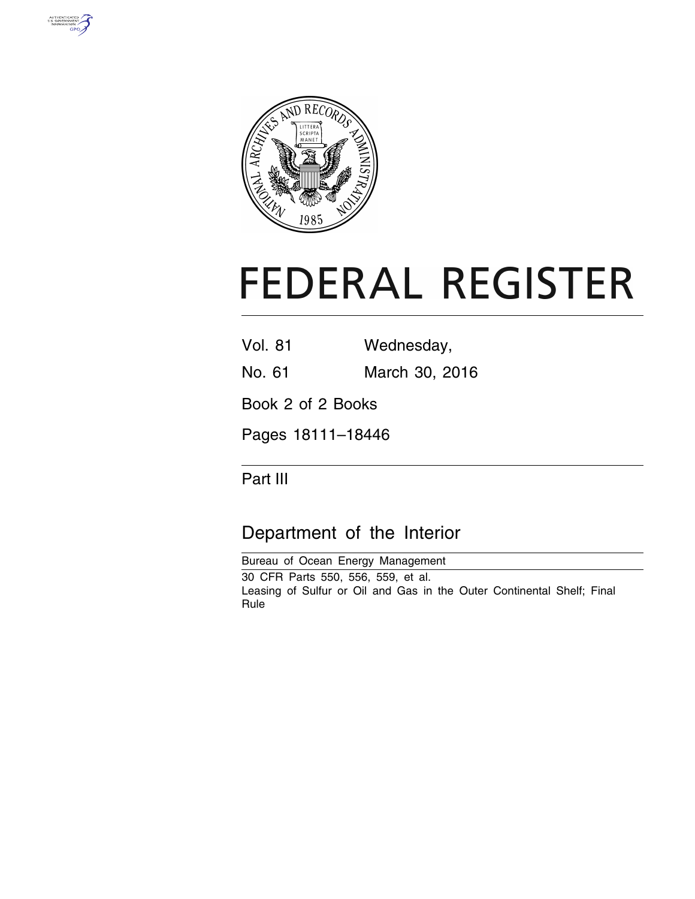# FEDERAL REGISTER

Vol. 81 Wednesday,

No. 61 March 30, 2016

Book 2 of 2 Books

Pages 18111–18446

Part III

## Department of the Interior

Bureau of Ocean Energy Management

30 CFR Parts 550, 556, 559, et al.

Leasing of Sulfur or Oil and Gas in the Outer Continental Shelf; Final Rule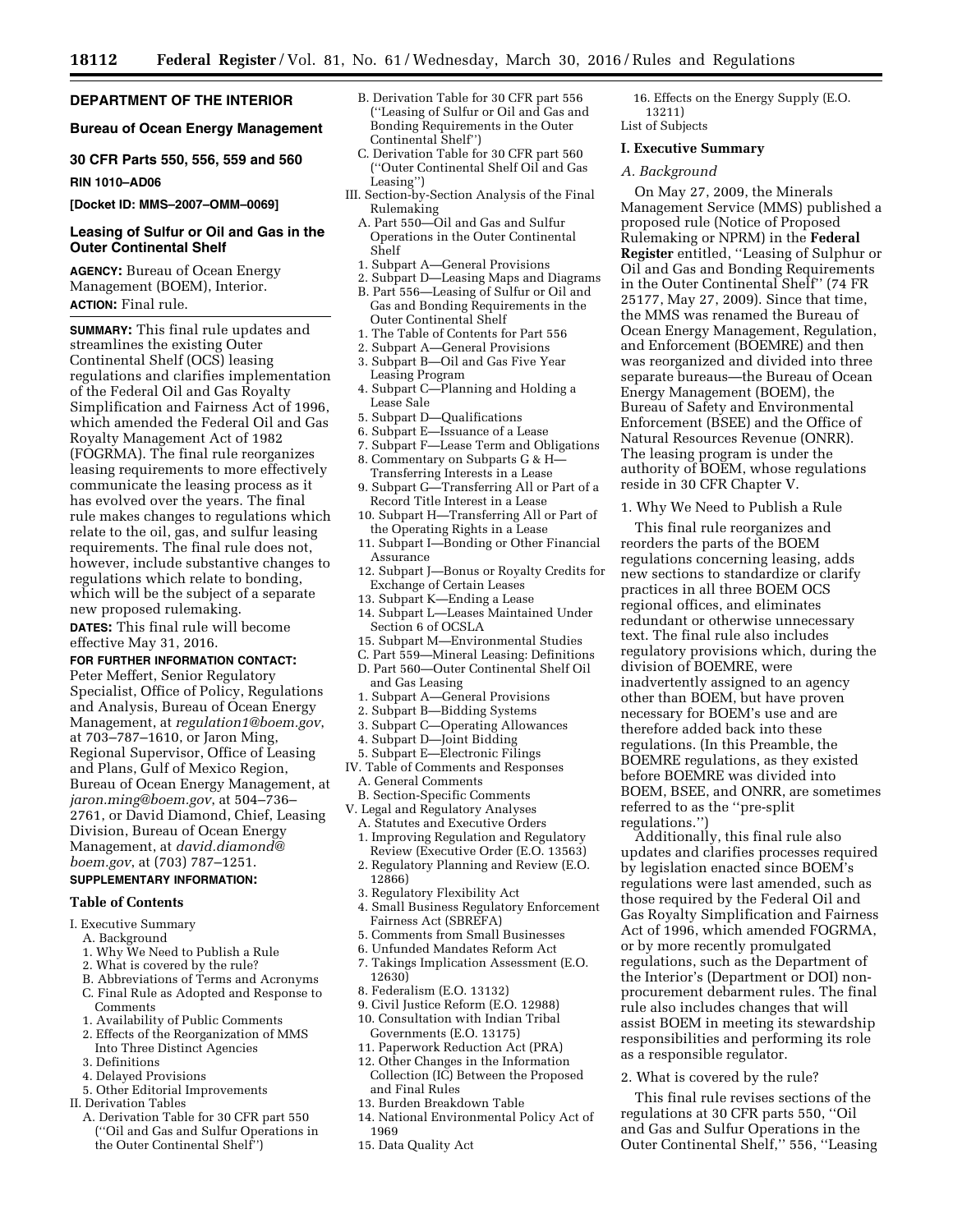## DEPARTMENT OF THE INTERIOR

### Bureau of Ocean Energy Management

### 30 CFR Parts 550, 556, 559 and 560

**RIN 1010–AD06**

**[Docket ID: MMS–2007–OMM–0069]**

### Leasing of Sulfur or Oil and Gas in the Outer Continental Shelf

**AGENCY:** Bureau of Ocean Energy Management (BOEM), Interior.

**ACTION:** Final rule.

**SUMMARY:** This final rule updates and streamlines the existing Outer Continental Shelf (OCS) leasing regulations and clarifies implementation of the Federal Oil and Gas Royalty Simplification and Fairness Act of 1996, which amended the Federal Oil and Gas Royalty Management Act of 1982 (FOGRMA). The final rule reorganizes leasing requirements to more effectively communicate the leasing process as it has evolved over the years. The final rule makes changes to regulations which relate to the oil, gas, and sulfur leasing requirements. The final rule does not, however, include substantive changes to regulations which relate to bonding, which will be the subject of a separate new proposed rulemaking.

**DATES:** This final rule will become effective May 31, 2016.

**FOR FURTHER INFORMATION CONTACT:** Peter Meffert, Senior Regulatory Specialist, Office of Policy, Regulations and Analysis, Bureau of Ocean Energy Management, at *regulation1@boem.gov*, at 703–787–1610, or Jaron Ming, Regional Supervisor, Office of Leasing and Plans, Gulf of Mexico Region, Bureau of Ocean Energy Management, at *jaron.ming@boem.gov*, at 504–736–2761, or David Diamond, Chief, Leasing Division, Bureau of Ocean Energy Management, at *david.diamond@boem.gov*, at (703) 787–1251.

**SUPPLEMENTARY INFORMATION:**

**Table of Contents**

- I. Executive Summary
  - A. Background
    - 1. Why We Need to Publish a Rule
    - 2. What is covered by the rule?
  - B. Abbreviations of Terms and Acronyms
  - C. Final Rule as Adopted and Response to Comments
    - 1. Availability of Public Comments
    - 2. Effects of the Reorganization of MMS Into Three Distinct Agencies
    - 3. Definitions
    - 4. Delayed Provisions
    - 5. Other Editorial Improvements
- II. Derivation Tables
  - A. Derivation Table for 30 CFR part 550 (''Oil and Gas and Sulfur Operations in the Outer Continental Shelf'')
  - B. Derivation Table for 30 CFR part 556 (''Leasing of Sulfur or Oil and Gas and Bonding Requirements in the Outer Continental Shelf'')
  - C. Derivation Table for 30 CFR part 560 (''Outer Continental Shelf Oil and Gas Leasing'')
- III. Section-by-Section Analysis of the Final Rulemaking
  - A. Part 550—Oil and Gas and Sulfur Operations in the Outer Continental Shelf
    - 1. Subpart A—General Provisions
    - 2. Subpart D—Leasing Maps and Diagrams
  - B. Part 556—Leasing of Sulfur or Oil and Gas and Bonding Requirements in the Outer Continental Shelf
    - 1. The Table of Contents for Part 556
    - 2. Subpart A—General Provisions
    - 3. Subpart B—Oil and Gas Five Year Leasing Program
    - 4. Subpart C—Planning and Holding a Lease Sale
    - 5. Subpart D—Qualifications
    - 6. Subpart E—Issuance of a Lease
    - 7. Subpart F—Lease Term and Obligations
    - 8. Commentary on Subparts G & H—Transferring Interests in a Lease
    - 9. Subpart G—Transferring All or Part of a Record Title Interest in a Lease
    - 10. Subpart H—Transferring All or Part of the Operating Rights in a Lease
    - 11. Subpart I—Bonding or Other Financial Assurance
    - 12. Subpart J—Bonus or Royalty Credits for Exchange of Certain Leases
    - 13. Subpart K—Ending a Lease
    - 14. Subpart L—Leases Maintained Under Section 6 of OCSLA
    - 15. Subpart M—Environmental Studies
  - C. Part 559—Mineral Leasing: Definitions
  - D. Part 560—Outer Continental Shelf Oil and Gas Leasing
    - 1. Subpart A—General Provisions
    - 2. Subpart B—Bidding Systems
    - 3. Subpart C—Operating Allowances
    - 4. Subpart D—Joint Bidding
    - 5. Subpart E—Electronic Filings
- IV. Table of Comments and Responses
  - A. General Comments
  - B. Section-Specific Comments
- V. Legal and Regulatory Analyses
  - A. Statutes and Executive Orders
    - 1. Improving Regulation and Regulatory Review (Executive Order (E.O. 13563)
    - 2. Regulatory Planning and Review (E.O. 12866)
    - 3. Regulatory Flexibility Act
    - 4. Small Business Regulatory Enforcement Fairness Act (SBREFA)
    - 5. Comments from Small Businesses
    - 6. Unfunded Mandates Reform Act
    - 7. Takings Implication Assessment (E.O. 12630)
    - 8. Federalism (E.O. 13132)
    - 9. Civil Justice Reform (E.O. 12988)
    - 10. Consultation with Indian Tribal Governments (E.O. 13175)
    - 11. Paperwork Reduction Act (PRA)
    - 12. Other Changes in the Information Collection (IC) Between the Proposed and Final Rules
    - 13. Burden Breakdown Table
    - 14. National Environmental Policy Act of 1969
    - 15. Data Quality Act
    - 16. Effects on the Energy Supply (E.O. 13211)
- List of Subjects

## I. Executive Summary

### A. Background

On May 27, 2009, the Minerals Management Service (MMS) published a proposed rule (Notice of Proposed Rulemaking or NPRM) in the **Federal Register** entitled, ''Leasing of Sulphur or Oil and Gas and Bonding Requirements in the Outer Continental Shelf'' (74 FR 25177, May 27, 2009). Since that time, the MMS was renamed the Bureau of Ocean Energy Management, Regulation, and Enforcement (BOEMRE) and then was reorganized and divided into three separate bureaus—the Bureau of Ocean Energy Management (BOEM), the Bureau of Safety and Environmental Enforcement (BSEE) and the Office of Natural Resources Revenue (ONRR). The leasing program is under the authority of BOEM, whose regulations reside in 30 CFR Chapter V.

#### 1. Why We Need to Publish a Rule

This final rule reorganizes and reorders the parts of the BOEM regulations concerning leasing, adds new sections to standardize or clarify practices in all three BOEM OCS regional offices, and eliminates redundant or otherwise unnecessary text. The final rule also includes regulatory provisions which, during the division of BOEMRE, were inadvertently assigned to an agency other than BOEM, but have proven necessary for BOEM's use and are therefore added back into these regulations. (In this Preamble, the BOEMRE regulations, as they existed before BOEMRE was divided into BOEM, BSEE, and ONRR, are sometimes referred to as the ''pre-split regulations.'')

Additionally, this final rule also updates and clarifies processes required by legislation enacted since BOEM's regulations were last amended, such as those required by the Federal Oil and Gas Royalty Simplification and Fairness Act of 1996, which amended FOGRMA, or by more recently promulgated regulations, such as the Department of the Interior's (Department or DOI) non-procurement debarment rules. The final rule also includes changes that will assist BOEM in meeting its stewardship responsibilities and performing its role as a responsible regulator.

#### 2. What is covered by the rule?

This final rule revises sections of the regulations at 30 CFR parts 550, ''Oil and Gas and Sulfur Operations in the Outer Continental Shelf,'' 556, ''Leasing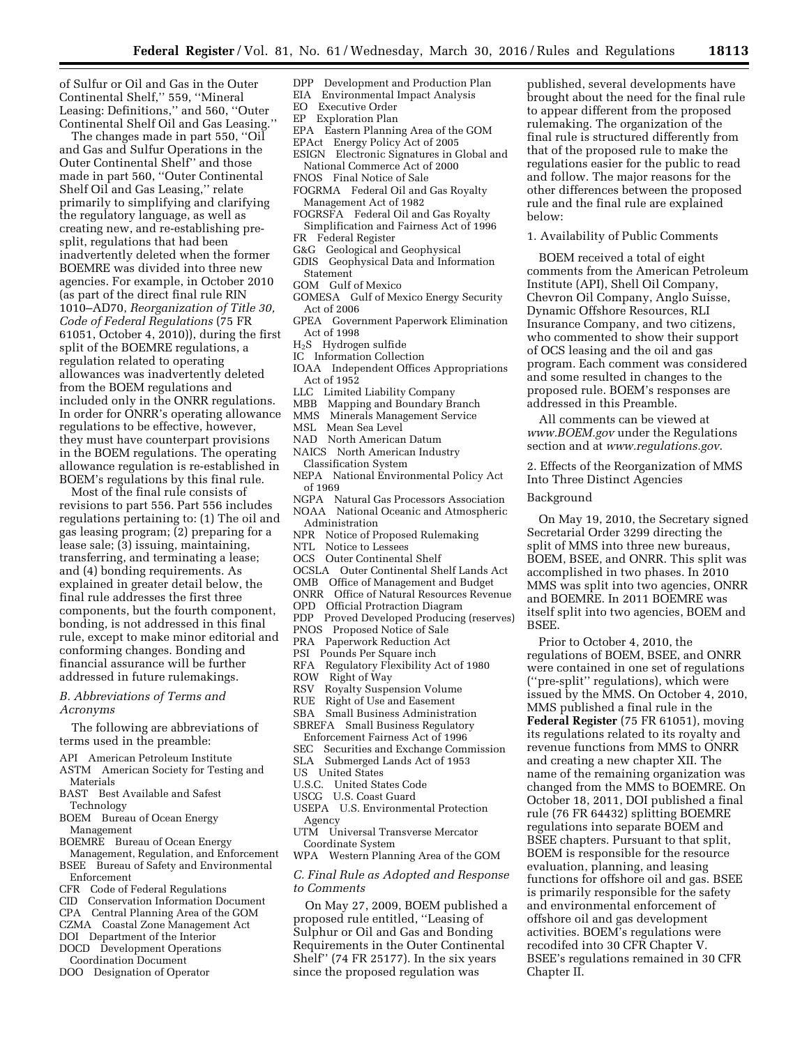of Sulfur or Oil and Gas in the Outer Continental Shelf,'' 559, ''Mineral Leasing: Definitions,'' and 560, ''Outer Continental Shelf Oil and Gas Leasing.''

The changes made in part 550, ''Oil and Gas and Sulfur Operations in the Outer Continental Shelf'' and those made in part 560, ''Outer Continental Shelf Oil and Gas Leasing,'' relate primarily to simplifying and clarifying the regulatory language, as well as creating new, and re-establishing pre-split, regulations that had been inadvertently deleted when the former BOEMRE was divided into three new agencies. For example, in October 2010 (as part of the direct final rule RIN 1010–AD70, *Reorganization of Title 30, Code of Federal Regulations* (75 FR 61051, October 4, 2010)), during the first split of the BOEMRE regulations, a regulation related to operating allowances was inadvertently deleted from the BOEM regulations and included only in the ONRR regulations. In order for ONRR's operating allowance regulations to be effective, however, they must have counterpart provisions in the BOEM regulations. The operating allowance regulation is re-established in BOEM's regulations by this final rule.

Most of the final rule consists of revisions to part 556. Part 556 includes regulations pertaining to: (1) The oil and gas leasing program; (2) preparing for a lease sale; (3) issuing, maintaining, transferring, and terminating a lease; and (4) bonding requirements. As explained in greater detail below, the final rule addresses the first three components, but the fourth component, bonding, is not addressed in this final rule, except to make minor editorial and conforming changes. Bonding and financial assurance will be further addressed in future rulemakings.

### *B. Abbreviations of Terms and Acronyms*

The following are abbreviations of terms used in the preamble:

API American Petroleum Institute
ASTM American Society for Testing and Materials
BAST Best Available and Safest Technology
BOEM Bureau of Ocean Energy Management
BOEMRE Bureau of Ocean Energy Management, Regulation, and Enforcement
BSEE Bureau of Safety and Environmental Enforcement
CFR Code of Federal Regulations
CID Conservation Information Document
CPA Central Planning Area of the GOM
CZMA Coastal Zone Management Act
DOI Department of the Interior
DOCD Development Operations Coordination Document
DOO Designation of Operator
DPP Development and Production Plan
EIA Environmental Impact Analysis
EO Executive Order
EP Exploration Plan
EPA Eastern Planning Area of the GOM
EPAct Energy Policy Act of 2005
ESIGN Electronic Signatures in Global and National Commerce Act of 2000
FNOS Final Notice of Sale
FOGRMA Federal Oil and Gas Royalty Management Act of 1982
FOGRSFA Federal Oil and Gas Royalty Simplification and Fairness Act of 1996
FR Federal Register
G&G Geological and Geophysical
GDIS Geophysical Data and Information Statement
GOM Gulf of Mexico
GOMESA Gulf of Mexico Energy Security Act of 2006
GPEA Government Paperwork Elimination Act of 1998
$H_2S$ Hydrogen sulfide
IC Information Collection
IOAA Independent Offices Appropriations Act of 1952
LLC Limited Liability Company
MBB Mapping and Boundary Branch
MMS Minerals Management Service
MSL Mean Sea Level
NAD North American Datum
NAICS North American Industry Classification System
NEPA National Environmental Policy Act of 1969
NGPA Natural Gas Processors Association
NOAA National Oceanic and Atmospheric Administration
NPR Notice of Proposed Rulemaking
NTL Notice to Lessees
OCS Outer Continental Shelf
OCSLA Outer Continental Shelf Lands Act
OMB Office of Management and Budget
ONRR Office of Natural Resources Revenue
OPD Official Protraction Diagram
PDP Proved Developed Producing (reserves)
PNOS Proposed Notice of Sale
PRA Paperwork Reduction Act
PSI Pounds Per Square inch
RFA Regulatory Flexibility Act of 1980
ROW Right of Way
RSV Royalty Suspension Volume
RUE Right of Use and Easement
SBA Small Business Administration
SBREFA Small Business Regulatory Enforcement Fairness Act of 1996
SEC Securities and Exchange Commission
SLA Submerged Lands Act of 1953
US United States
U.S.C. United States Code
USCG U.S. Coast Guard
USEPA U.S. Environmental Protection Agency
UTM Universal Transverse Mercator Coordinate System
WPA Western Planning Area of the GOM

### *C. Final Rule as Adopted and Response to Comments*

On May 27, 2009, BOEM published a proposed rule entitled, ''Leasing of Sulphur or Oil and Gas and Bonding Requirements in the Outer Continental Shelf'' (74 FR 25177). In the six years since the proposed regulation was published, several developments have brought about the need for the final rule to appear different from the proposed rulemaking. The organization of the final rule is structured differently from that of the proposed rule to make the regulations easier for the public to read and follow. The major reasons for the other differences between the proposed rule and the final rule are explained below:

1. Availability of Public Comments

BOEM received a total of eight comments from the American Petroleum Institute (API), Shell Oil Company, Chevron Oil Company, Anglo Suisse, Dynamic Offshore Resources, RLI Insurance Company, and two citizens, who commented to show their support of OCS leasing and the oil and gas program. Each comment was considered and some resulted in changes to the proposed rule. BOEM's responses are addressed in this Preamble.

All comments can be viewed at *www.BOEM.gov* under the Regulations section and at *www.regulations.gov*.

2. Effects of the Reorganization of MMS Into Three Distinct Agencies

Background

On May 19, 2010, the Secretary signed Secretarial Order 3299 directing the split of MMS into three new bureaus, BOEM, BSEE, and ONRR. This split was accomplished in two phases. In 2010 MMS was split into two agencies, ONRR and BOEMRE. In 2011 BOEMRE was itself split into two agencies, BOEM and BSEE.

Prior to October 4, 2010, the regulations of BOEM, BSEE, and ONRR were contained in one set of regulations (''pre-split'' regulations), which were issued by the MMS. On October 4, 2010, MMS published a final rule in the **Federal Register** (75 FR 61051), moving its regulations related to its royalty and revenue functions from MMS to ONRR and creating a new chapter XII. The name of the remaining organization was changed from the MMS to BOEMRE. On October 18, 2011, DOI published a final rule (76 FR 64432) splitting BOEMRE regulations into separate BOEM and BSEE chapters. Pursuant to that split, BOEM is responsible for the resource evaluation, planning, and leasing functions for offshore oil and gas. BSEE is primarily responsible for the safety and environmental enforcement of offshore oil and gas development activities. BOEM's regulations were recodifed into 30 CFR Chapter V. BSEE's regulations remained in 30 CFR Chapter II.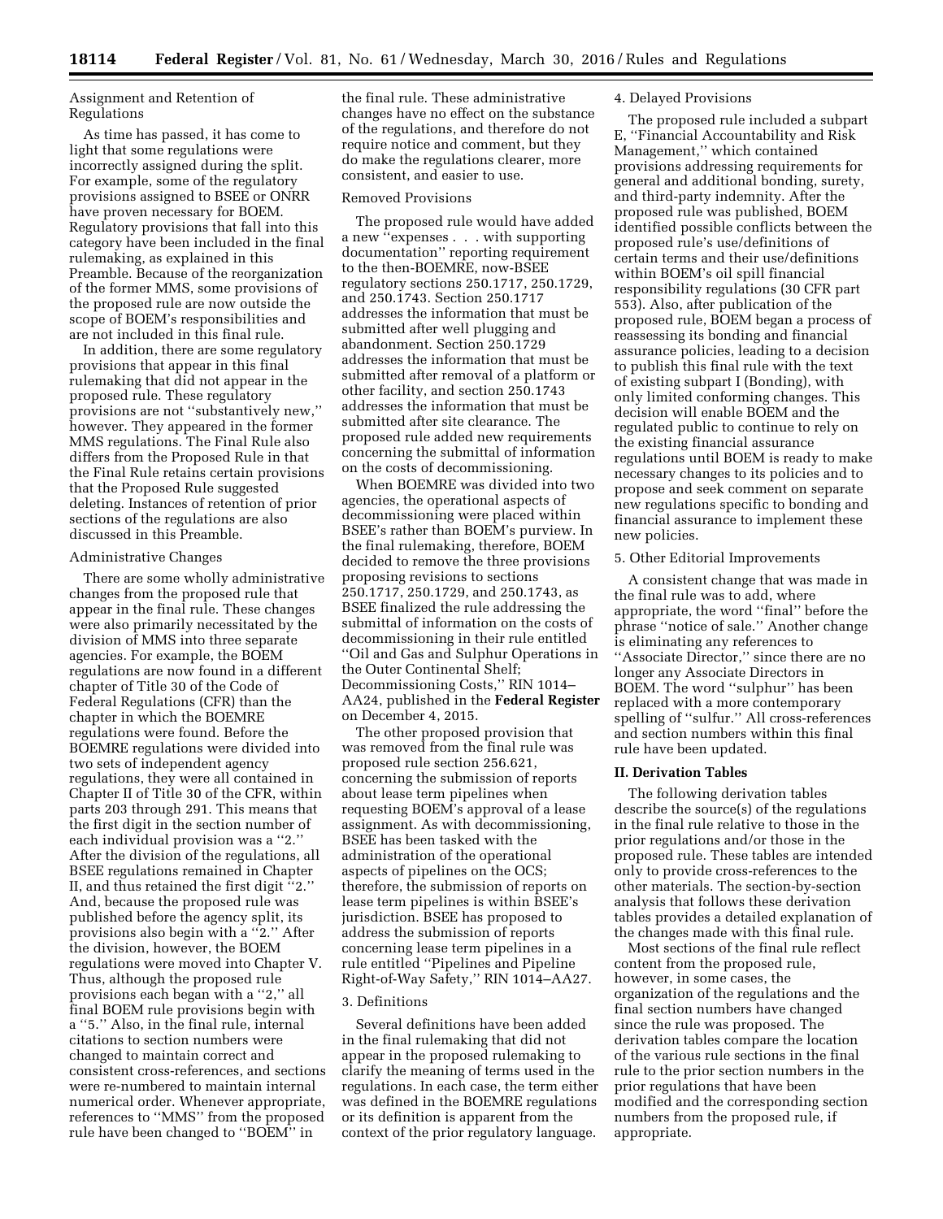Assignment and Retention of Regulations

As time has passed, it has come to light that some regulations were incorrectly assigned during the split. For example, some of the regulatory provisions assigned to BSEE or ONRR have proven necessary for BOEM. Regulatory provisions that fall into this category have been included in the final rulemaking, as explained in this Preamble. Because of the reorganization of the former MMS, some provisions of the proposed rule are now outside the scope of BOEM's responsibilities and are not included in this final rule.

In addition, there are some regulatory provisions that appear in this final rulemaking that did not appear in the proposed rule. These regulatory provisions are not "substantively new," however. They appeared in the former MMS regulations. The Final Rule also differs from the Proposed Rule in that the Final Rule retains certain provisions that the Proposed Rule suggested deleting. Instances of retention of prior sections of the regulations are also discussed in this Preamble.

Administrative Changes

There are some wholly administrative changes from the proposed rule that appear in the final rule. These changes were also primarily necessitated by the division of MMS into three separate agencies. For example, the BOEM regulations are now found in a different chapter of Title 30 of the Code of Federal Regulations (CFR) than the chapter in which the BOEMRE regulations were found. Before the BOEMRE regulations were divided into two sets of independent agency regulations, they were all contained in Chapter II of Title 30 of the CFR, within parts 203 through 291. This means that the first digit in the section number of each individual provision was a "2." After the division of the regulations, all BSEE regulations remained in Chapter II, and thus retained the first digit "2." And, because the proposed rule was published before the agency split, its provisions also begin with a "2." After the division, however, the BOEM regulations were moved into Chapter V. Thus, although the proposed rule provisions each began with a "2," all final BOEM rule provisions begin with a "5." Also, in the final rule, internal citations to section numbers were changed to maintain correct and consistent cross-references, and sections were re-numbered to maintain internal numerical order. Whenever appropriate, references to "MMS" from the proposed rule have been changed to "BOEM" in the final rule. These administrative changes have no effect on the substance of the regulations, and therefore do not require notice and comment, but they do make the regulations clearer, more consistent, and easier to use.

Removed Provisions

The proposed rule would have added a new "expenses . . . with supporting documentation" reporting requirement to the then-BOEMRE, now-BSEE regulatory sections 250.1717, 250.1729, and 250.1743. Section 250.1717 addresses the information that must be submitted after well plugging and abandonment. Section 250.1729 addresses the information that must be submitted after removal of a platform or other facility, and section 250.1743 addresses the information that must be submitted after site clearance. The proposed rule added new requirements concerning the submittal of information on the costs of decommissioning.

When BOEMRE was divided into two agencies, the operational aspects of decommissioning were placed within BSEE's rather than BOEM's purview. In the final rulemaking, therefore, BOEM decided to remove the three provisions proposing revisions to sections 250.1717, 250.1729, and 250.1743, as BSEE finalized the rule addressing the submittal of information on the costs of decommissioning in their rule entitled "Oil and Gas and Sulphur Operations in the Outer Continental Shelf; Decommissioning Costs," RIN 1014–AA24, published in the **Federal Register** on December 4, 2015.

The other proposed provision that was removed from the final rule was proposed rule section 256.621, concerning the submission of reports about lease term pipelines when requesting BOEM's approval of a lease assignment. As with decommissioning, BSEE has been tasked with the administration of the operational aspects of pipelines on the OCS; therefore, the submission of reports on lease term pipelines is within BSEE's jurisdiction. BSEE has proposed to address the submission of reports concerning lease term pipelines in a rule entitled "Pipelines and Pipeline Right-of-Way Safety," RIN 1014–AA27.

3. Definitions

Several definitions have been added in the final rulemaking that did not appear in the proposed rulemaking to clarify the meaning of terms used in the regulations. In each case, the term either was defined in the BOEMRE regulations or its definition is apparent from the context of the prior regulatory language.

4. Delayed Provisions

The proposed rule included a subpart E, "Financial Accountability and Risk Management," which contained provisions addressing requirements for general and additional bonding, surety, and third-party indemnity. After the proposed rule was published, BOEM identified possible conflicts between the proposed rule's use/definitions of certain terms and their use/definitions within BOEM's oil spill financial responsibility regulations (30 CFR part 553). Also, after publication of the proposed rule, BOEM began a process of reassessing its bonding and financial assurance policies, leading to a decision to publish this final rule with the text of existing subpart I (Bonding), with only limited conforming changes. This decision will enable BOEM and the regulated public to continue to rely on the existing financial assurance regulations until BOEM is ready to make necessary changes to its policies and to propose and seek comment on separate new regulations specific to bonding and financial assurance to implement these new policies.

5. Other Editorial Improvements

A consistent change that was made in the final rule was to add, where appropriate, the word "final" before the phrase "notice of sale." Another change is eliminating any references to "Associate Director," since there are no longer any Associate Directors in BOEM. The word "sulphur" has been replaced with a more contemporary spelling of "sulfur." All cross-references and section numbers within this final rule have been updated.

## II. Derivation Tables

The following derivation tables describe the source(s) of the regulations in the final rule relative to those in the prior regulations and/or those in the proposed rule. These tables are intended only to provide cross-references to the other materials. The section-by-section analysis that follows these derivation tables provides a detailed explanation of the changes made with this final rule.

Most sections of the final rule reflect content from the proposed rule, however, in some cases, the organization of the regulations and the final section numbers have changed since the rule was proposed. The derivation tables compare the location of the various rule sections in the final rule to the prior section numbers in the prior regulations that have been modified and the corresponding section numbers from the proposed rule, if appropriate.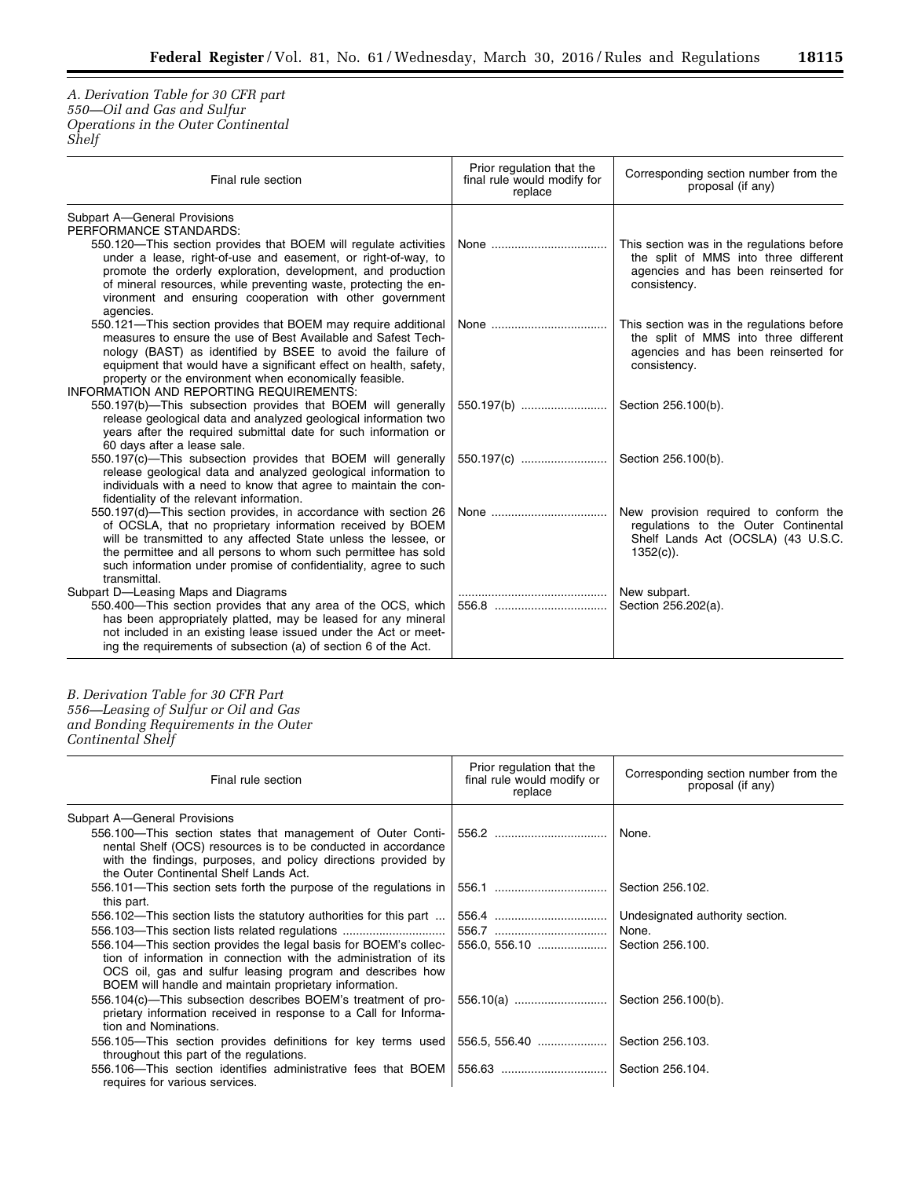*A. Derivation Table for 30 CFR part 550—Oil and Gas and Sulfur Operations in the Outer Continental Shelf*

| Final rule section | Prior regulation that the final rule would modify for replace | Corresponding section number from the proposal (if any) |
|---|---|---|
| Subpart A—General Provisions | | |
| PERFORMANCE STANDARDS: | | |
| 550.120—This section provides that BOEM will regulate activities under a lease, right-of-use and easement, or right-of-way, to promote the orderly exploration, development, and production of mineral resources, while preventing waste, protecting the environment and ensuring cooperation with other government agencies. | None | This section was in the regulations before the split of MMS into three different agencies and has been reinserted for consistency. |
| 550.121—This section provides that BOEM may require additional measures to ensure the use of Best Available and Safest Technology (BAST) as identified by BSEE to avoid the failure of equipment that would have a significant effect on health, safety, property or the environment when economically feasible. | None | This section was in the regulations before the split of MMS into three different agencies and has been reinserted for consistency. |
| INFORMATION AND REPORTING REQUIREMENTS: | | |
| 550.197(b)—This subsection provides that BOEM will generally release geological data and analyzed geological information two years after the required submittal date for such information or 60 days after a lease sale. | 550.197(b) | Section 256.100(b). |
| 550.197(c)—This subsection provides that BOEM will generally release geological data and analyzed geological information to individuals with a need to know that agree to maintain the confidentiality of the relevant information. | 550.197(c) | Section 256.100(b). |
| 550.197(d)—This section provides, in accordance with section 26 of OCSLA, that no proprietary information received by BOEM will be transmitted to any affected State unless the lessee, or the permittee and all persons to whom such permittee has sold such information under promise of confidentiality, agree to such transmittal. | None | New provision required to conform the regulations to the Outer Continental Shelf Lands Act (OCSLA) (43 U.S.C. 1352(c)). |
| Subpart D—Leasing Maps and Diagrams | | New subpart. |
| 550.400—This section provides that any area of the OCS, which has been appropriately platted, may be leased for any mineral not included in an existing lease issued under the Act or meeting the requirements of subsection (a) of section 6 of the Act. | 556.8 | Section 256.202(a). |

*B. Derivation Table for 30 CFR Part 556—Leasing of Sulfur or Oil and Gas and Bonding Requirements in the Outer Continental Shelf*

| Final rule section | Prior regulation that the final rule would modify or replace | Corresponding section number from the proposal (if any) |
|---|---|---|
| Subpart A—General Provisions | | |
| 556.100—This section states that management of Outer Continental Shelf (OCS) resources is to be conducted in accordance with the findings, purposes, and policy directions provided by the Outer Continental Shelf Lands Act. | 556.2 | None. |
| 556.101—This section sets forth the purpose of the regulations in this part. | 556.1 | Section 256.102. |
| 556.102—This section lists the statutory authorities for this part | 556.4 | Undesignated authority section. |
| 556.103—This section lists related regulations | 556.7 | None. |
| 556.104—This section provides the legal basis for BOEM's collection of information in connection with the administration of its OCS oil, gas and sulfur leasing program and describes how BOEM will handle and maintain proprietary information. | 556.0, 556.10 | Section 256.100. |
| 556.104(c)—This subsection describes BOEM's treatment of proprietary information received in response to a Call for Information and Nominations. | 556.10(a) | Section 256.100(b). |
| 556.105—This section provides definitions for key terms used throughout this part of the regulations. | 556.5, 556.40 | Section 256.103. |
| 556.106—This section identifies administrative fees that BOEM requires for various services. | 556.63 | Section 256.104. |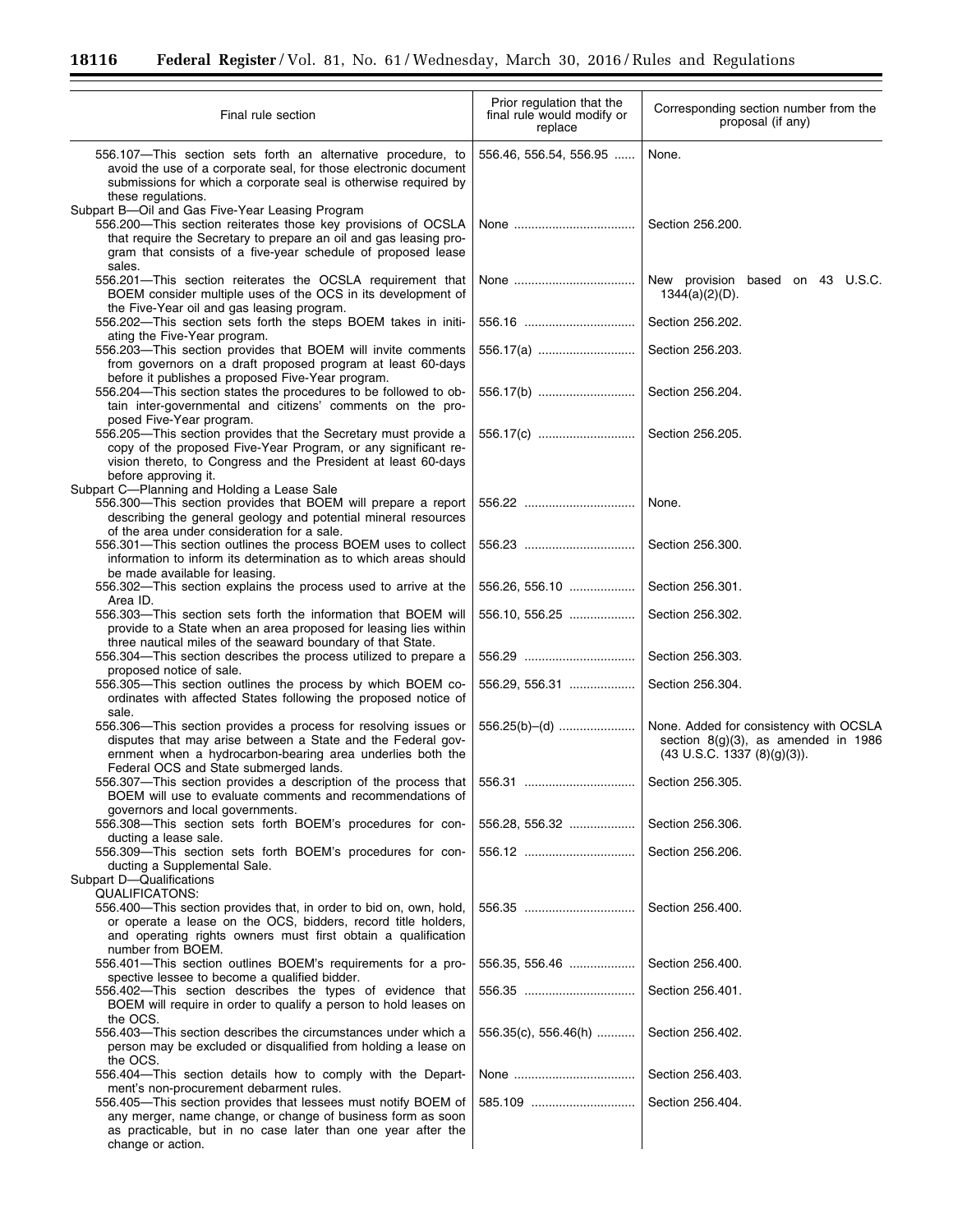| Final rule section | Prior regulation that the final rule would modify or replace | Corresponding section number from the proposal (if any) |
|---|---|---|
| 556.107—This section sets forth an alternative procedure, to avoid the use of a corporate seal, for those electronic document submissions for which a corporate seal is otherwise required by these regulations. | 556.46, 556.54, 556.95 | None. |
| Subpart B—Oil and Gas Five-Year Leasing Program | | |
| 556.200—This section reiterates those key provisions of OCSLA that require the Secretary to prepare an oil and gas leasing program that consists of a five-year schedule of proposed lease sales. | None | Section 256.200. |
| 556.201—This section reiterates the OCSLA requirement that BOEM consider multiple uses of the OCS in its development of the Five-Year oil and gas leasing program. | None | New provision based on 43 U.S.C. 1344(a)(2)(D). |
| 556.202—This section sets forth the steps BOEM takes in initiating the Five-Year program. | 556.16 | Section 256.202. |
| 556.203—This section provides that BOEM will invite comments from governors on a draft proposed program at least 60-days before it publishes a proposed Five-Year program. | 556.17(a) | Section 256.203. |
| 556.204—This section states the procedures to be followed to obtain inter-governmental and citizens' comments on the proposed Five-Year program. | 556.17(b) | Section 256.204. |
| 556.205—This section provides that the Secretary must provide a copy of the proposed Five-Year Program, or any significant revision thereto, to Congress and the President at least 60-days before approving it. | 556.17(c) | Section 256.205. |
| Subpart C—Planning and Holding a Lease Sale | | |
| 556.300—This section provides that BOEM will prepare a report describing the general geology and potential mineral resources of the area under consideration for a sale. | 556.22 | None. |
| 556.301—This section outlines the process BOEM uses to collect information to inform its determination as to which areas should be made available for leasing. | 556.23 | Section 256.300. |
| 556.302—This section explains the process used to arrive at the Area ID. | 556.26, 556.10 | Section 256.301. |
| 556.303—This section sets forth the information that BOEM will provide to a State when an area proposed for leasing lies within three nautical miles of the seaward boundary of that State. | 556.10, 556.25 | Section 256.302. |
| 556.304—This section describes the process utilized to prepare a proposed notice of sale. | 556.29 | Section 256.303. |
| 556.305—This section outlines the process by which BOEM coordinates with affected States following the proposed notice of sale. | 556.29, 556.31 | Section 256.304. |
| 556.306—This section provides a process for resolving issues or disputes that may arise between a State and the Federal government when a hydrocarbon-bearing area underlies both the Federal OCS and State submerged lands. | 556.25(b)–(d) | None. Added for consistency with OCSLA section 8(g)(3), as amended in 1986 (43 U.S.C. 1337 (8)(g)(3)). |
| 556.307—This section provides a description of the process that BOEM will use to evaluate comments and recommendations of governors and local governments. | 556.31 | Section 256.305. |
| 556.308—This section sets forth BOEM's procedures for conducting a lease sale. | 556.28, 556.32 | Section 256.306. |
| 556.309—This section sets forth BOEM's procedures for conducting a Supplemental Sale. | 556.12 | Section 256.206. |
| Subpart D—Qualifications | | |
| QUALIFICATONS: | | |
| 556.400—This section provides that, in order to bid on, own, hold, or operate a lease on the OCS, bidders, record title holders, and operating rights owners must first obtain a qualification number from BOEM. | 556.35 | Section 256.400. |
| 556.401—This section outlines BOEM's requirements for a prospective lessee to become a qualified bidder. | 556.35, 556.46 | Section 256.400. |
| 556.402—This section describes the types of evidence that BOEM will require in order to qualify a person to hold leases on the OCS. | 556.35 | Section 256.401. |
| 556.403—This section describes the circumstances under which a person may be excluded or disqualified from holding a lease on the OCS. | 556.35(c), 556.46(h) | Section 256.402. |
| 556.404—This section details how to comply with the Department's non-procurement debarment rules. | None | Section 256.403. |
| 556.405—This section provides that lessees must notify BOEM of any merger, name change, or change of business form as soon as practicable, but in no case later than one year after the change or action. | 585.109 | Section 256.404. |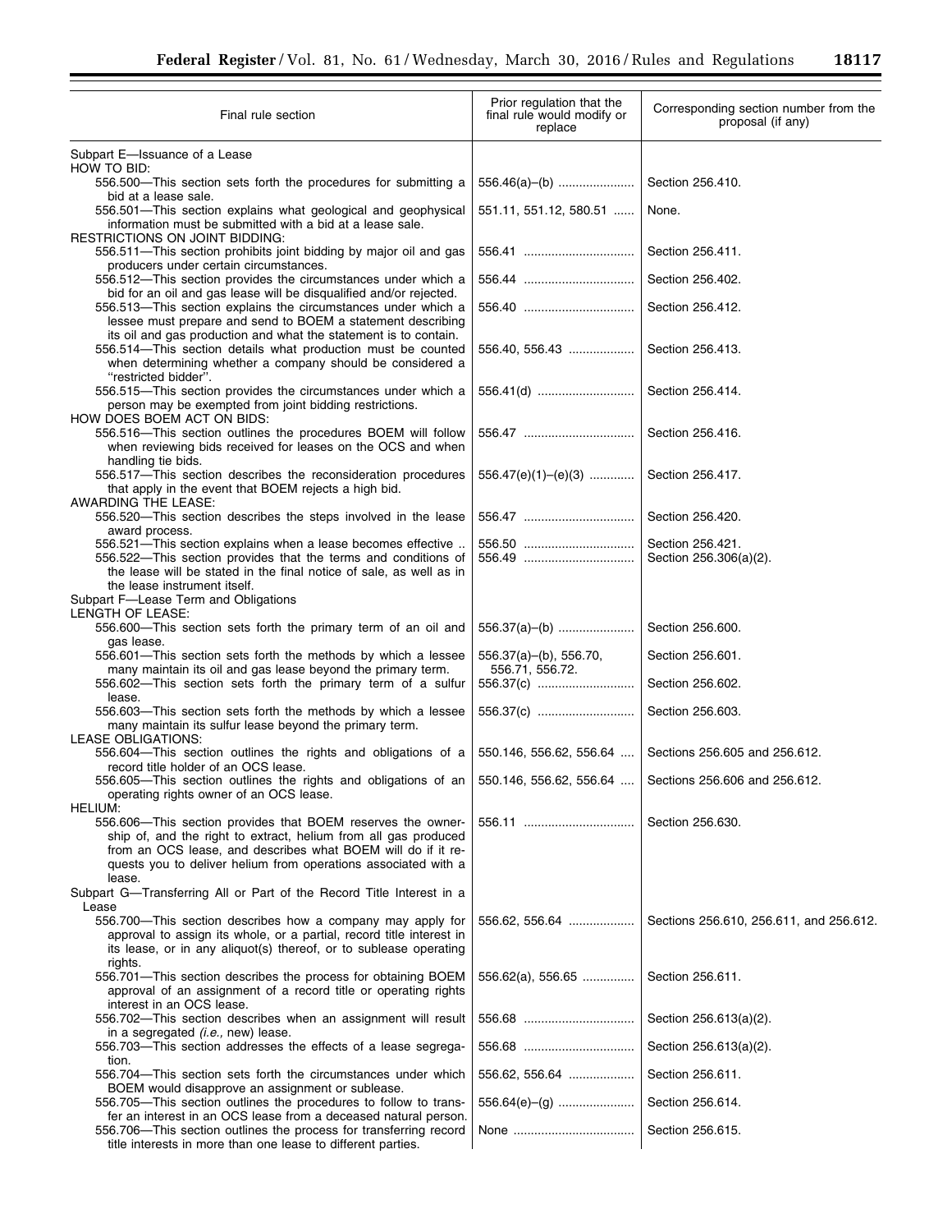| Final rule section | Prior regulation that the final rule would modify or replace | Corresponding section number from the proposal (if any) |
|---|---|---|
| Subpart E—Issuance of a Lease | | |
| HOW TO BID: | | |
| 556.500—This section sets forth the procedures for submitting a bid at a lease sale. | 556.46(a)–(b) | Section 256.410. |
| 556.501—This section explains what geological and geophysical information must be submitted with a bid at a lease sale. | 551.11, 551.12, 580.51 | None. |
| RESTRICTIONS ON JOINT BIDDING: | | |
| 556.511—This section prohibits joint bidding by major oil and gas producers under certain circumstances. | 556.41 | Section 256.411. |
| 556.512—This section provides the circumstances under which a bid for an oil and gas lease will be disqualified and/or rejected. | 556.44 | Section 256.402. |
| 556.513—This section explains the circumstances under which a lessee must prepare and send to BOEM a statement describing its oil and gas production and what the statement is to contain. | 556.40 | Section 256.412. |
| 556.514—This section details what production must be counted when determining whether a company should be considered a "restricted bidder". | 556.40, 556.43 | Section 256.413. |
| 556.515—This section provides the circumstances under which a person may be exempted from joint bidding restrictions. | 556.41(d) | Section 256.414. |
| HOW DOES BOEM ACT ON BIDS: | | |
| 556.516—This section outlines the procedures BOEM will follow when reviewing bids received for leases on the OCS and when handling tie bids. | 556.47 | Section 256.416. |
| 556.517—This section describes the reconsideration procedures that apply in the event that BOEM rejects a high bid. | 556.47(e)(1)–(e)(3) | Section 256.417. |
| AWARDING THE LEASE: | | |
| 556.520—This section describes the steps involved in the lease award process. | 556.47 | Section 256.420. |
| 556.521—This section explains when a lease becomes effective. | 556.50 | Section 256.421. |
| 556.522—This section provides that the terms and conditions of the lease will be stated in the final notice of sale, as well as in the lease instrument itself. | 556.49 | Section 256.306(a)(2). |
| Subpart F—Lease Term and Obligations | | |
| LENGTH OF LEASE: | | |
| 556.600—This section sets forth the primary term of an oil and gas lease. | 556.37(a)–(b) | Section 256.600. |
| 556.601—This section sets forth the methods by which a lessee many maintain its oil and gas lease beyond the primary term. | 556.37(a)–(b), 556.70, 556.71, 556.72. | Section 256.601. |
| 556.602—This section sets forth the primary term of a sulfur lease. | 556.37(c) | Section 256.602. |
| 556.603—This section sets forth the methods by which a lessee many maintain its sulfur lease beyond the primary term. | 556.37(c) | Section 256.603. |
| LEASE OBLIGATIONS: | | |
| 556.604—This section outlines the rights and obligations of a record title holder of an OCS lease. | 550.146, 556.62, 556.64 | Sections 256.605 and 256.612. |
| 556.605—This section outlines the rights and obligations of an operating rights owner of an OCS lease. | 550.146, 556.62, 556.64 | Sections 256.606 and 256.612. |
| HELIUM: | | |
| 556.606—This section provides that BOEM reserves the ownership of, and the right to extract, helium from all gas produced from an OCS lease, and describes what BOEM will do if it requests you to deliver helium from operations associated with a lease. | 556.11 | Section 256.630. |
| Subpart G—Transferring All or Part of the Record Title Interest in a Lease | | |
| 556.700—This section describes how a company may apply for approval to assign its whole, or a partial, record title interest in its lease, or in any aliquot(s) thereof, or to sublease operating rights. | 556.62, 556.64 | Sections 256.610, 256.611, and 256.612. |
| 556.701—This section describes the process for obtaining BOEM approval of an assignment of a record title or operating rights interest in an OCS lease. | 556.62(a), 556.65 | Section 256.611. |
| 556.702—This section describes when an assignment will result in a segregated (*i.e.,* new) lease. | 556.68 | Section 256.613(a)(2). |
| 556.703—This section addresses the effects of a lease segregation. | 556.68 | Section 256.613(a)(2). |
| 556.704—This section sets forth the circumstances under which BOEM would disapprove an assignment or sublease. | 556.62, 556.64 | Section 256.611. |
| 556.705—This section outlines the procedures to follow to transfer an interest in an OCS lease from a deceased natural person. | 556.64(e)–(g) | Section 256.614. |
| 556.706—This section outlines the process for transferring record title interests in more than one lease to different parties. | None | Section 256.615. |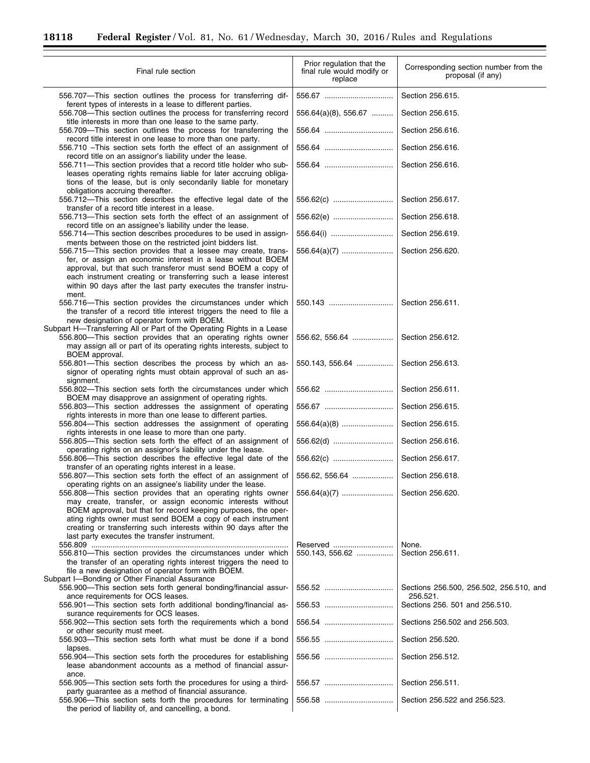| Final rule section | Prior regulation that the final rule would modify or replace | Corresponding section number from the proposal (if any) |
| --- | --- | --- |
| 556.707—This section outlines the process for transferring different types of interests in a lease to different parties. | 556.67 | Section 256.615. |
| 556.708—This section outlines the process for transferring record title interests in more than one lease to the same party. | 556.64(a)(8), 556.67 | Section 256.615. |
| 556.709—This section outlines the process for transferring the record title interest in one lease to more than one party. | 556.64 | Section 256.616. |
| 556.710 –This section sets forth the effect of an assignment of record title on an assignor's liability under the lease. | 556.64 | Section 256.616. |
| 556.711—This section provides that a record title holder who subleases operating rights remains liable for later accruing obligations of the lease, but is only secondarily liable for monetary obligations accruing thereafter. | 556.64 | Section 256.616. |
| 556.712—This section describes the effective legal date of the transfer of a record title interest in a lease. | 556.62(c) | Section 256.617. |
| 556.713—This section sets forth the effect of an assignment of record title on an assignee's liability under the lease. | 556.62(e) | Section 256.618. |
| 556.714—This section describes procedures to be used in assignments between those on the restricted joint bidders list. | 556.64(i) | Section 256.619. |
| 556.715—This section provides that a lessee may create, transfer, or assign an economic interest in a lease without BOEM approval, but that such transferor must send BOEM a copy of each instrument creating or transferring such a lease interest within 90 days after the last party executes the transfer instrument. | 556.64(a)(7) | Section 256.620. |
| 556.716—This section provides the circumstances under which the transfer of a record title interest triggers the need to file a new designation of operator form with BOEM. | 550.143 | Section 256.611. |
| Subpart H—Transferring All or Part of the Operating Rights in a Lease | | |
| 556.800—This section provides that an operating rights owner may assign all or part of its operating rights interests, subject to BOEM approval. | 556.62, 556.64 | Section 256.612. |
| 556.801—This section describes the process by which an assignor of operating rights must obtain approval of such an assignment. | 550.143, 556.64 | Section 256.613. |
| 556.802—This section sets forth the circumstances under which BOEM may disapprove an assignment of operating rights. | 556.62 | Section 256.611. |
| 556.803—This section addresses the assignment of operating rights interests in more than one lease to different parties. | 556.67 | Section 256.615. |
| 556.804—This section addresses the assignment of operating rights interests in one lease to more than one party. | 556.64(a)(8) | Section 256.615. |
| 556.805—This section sets forth the effect of an assignment of operating rights on an assignor's liability under the lease. | 556.62(d) | Section 256.616. |
| 556.806—This section describes the effective legal date of the transfer of an operating rights interest in a lease. | 556.62(c) | Section 256.617. |
| 556.807—This section sets forth the effect of an assignment of operating rights on an assignee's liability under the lease. | 556.62, 556.64 | Section 256.618. |
| 556.808—This section provides that an operating rights owner may create, transfer, or assign economic interests without BOEM approval, but that for record keeping purposes, the operating rights owner must send BOEM a copy of each instrument creating or transferring such interests within 90 days after the last party executes the transfer instrument. | 556.64(a)(7) | Section 256.620. |
| 556.809 | Reserved | None. |
| 556.810—This section provides the circumstances under which the transfer of an operating rights interest triggers the need to file a new designation of operator form with BOEM. | 550.143, 556.62 | Section 256.611. |
| Subpart I—Bonding or Other Financial Assurance | | |
| 556.900—This section sets forth general bonding/financial assurance requirements for OCS leases. | 556.52 | Sections 256.500, 256.502, 256.510, and 256.521. |
| 556.901—This section sets forth additional bonding/financial assurance requirements for OCS leases. | 556.53 | Sections 256. 501 and 256.510. |
| 556.902—This section sets forth the requirements which a bond or other security must meet. | 556.54 | Sections 256.502 and 256.503. |
| 556.903—This section sets forth what must be done if a bond lapses. | 556.55 | Section 256.520. |
| 556.904—This section sets forth the procedures for establishing lease abandonment accounts as a method of financial assurance. | 556.56 | Section 256.512. |
| 556.905—This section sets forth the procedures for using a third-party guarantee as a method of financial assurance. | 556.57 | Section 256.511. |
| 556.906—This section sets forth the procedures for terminating the period of liability of, and cancelling, a bond. | 556.58 | Section 256.522 and 256.523. |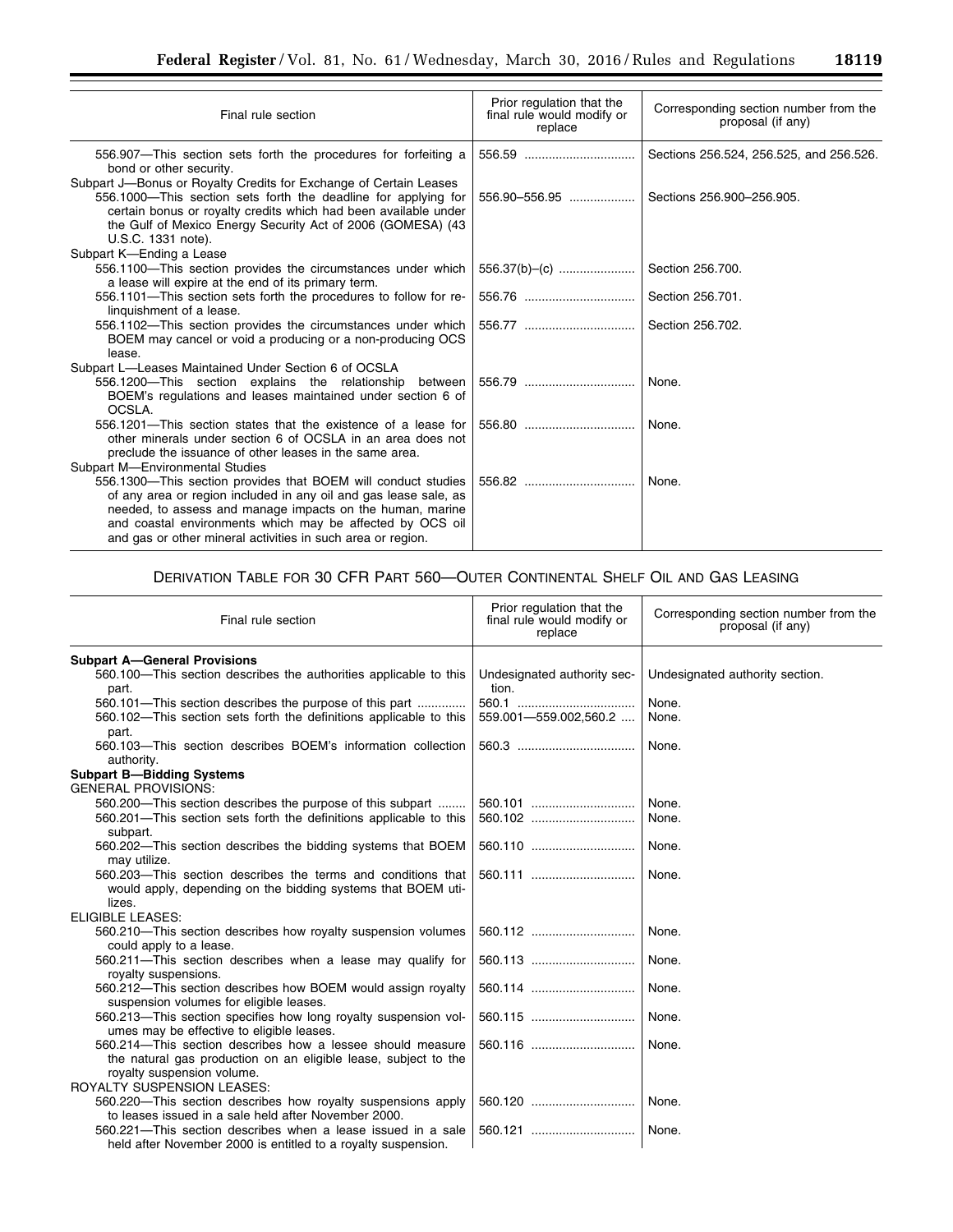| Final rule section | Prior regulation that the final rule would modify or replace | Corresponding section number from the proposal (if any) |
|---|---|---|
| 556.907—This section sets forth the procedures for forfeiting a bond or other security. | 556.59 | Sections 256.524, 256.525, and 256.526. |
| Subpart J—Bonus or Royalty Credits for Exchange of Certain Leases | | |
| 556.1000—This section sets forth the deadline for applying for certain bonus or royalty credits which had been available under the Gulf of Mexico Energy Security Act of 2006 (GOMESA) (43 U.S.C. 1331 note). | 556.90–556.95 | Sections 256.900–256.905. |
| Subpart K—Ending a Lease | | |
| 556.1100—This section provides the circumstances under which a lease will expire at the end of its primary term. | 556.37(b)–(c) | Section 256.700. |
| 556.1101—This section sets forth the procedures to follow for relinquishment of a lease. | 556.76 | Section 256.701. |
| 556.1102—This section provides the circumstances under which BOEM may cancel or void a producing or a non-producing OCS lease. | 556.77 | Section 256.702. |
| Subpart L—Leases Maintained Under Section 6 of OCSLA | | |
| 556.1200—This section explains the relationship between BOEM's regulations and leases maintained under section 6 of OCSLA. | 556.79 | None. |
| 556.1201—This section states that the existence of a lease for other minerals under section 6 of OCSLA in an area does not preclude the issuance of other leases in the same area. | 556.80 | None. |
| Subpart M—Environmental Studies | | |
| 556.1300—This section provides that BOEM will conduct studies of any area or region included in any oil and gas lease sale, as needed, to assess and manage impacts on the human, marine and coastal environments which may be affected by OCS oil and gas or other mineral activities in such area or region. | 556.82 | None. |

DERIVATION TABLE FOR 30 CFR PART 560—OUTER CONTINENTAL SHELF OIL AND GAS LEASING

| Final rule section | Prior regulation that the final rule would modify or replace | Corresponding section number from the proposal (if any) |
|---|---|---|
| **Subpart A—General Provisions** | | |
| 560.100—This section describes the authorities applicable to this part. | Undesignated authority section. | Undesignated authority section. |
| 560.101—This section describes the purpose of this part | 560.1 | None. |
| 560.102—This section sets forth the definitions applicable to this part. | 559.001—559.002,560.2 | None. |
| 560.103—This section describes BOEM's information collection authority. | 560.3 | None. |
| **Subpart B—Bidding Systems** | | |
| GENERAL PROVISIONS: | | |
| 560.200—This section describes the purpose of this subpart | 560.101 | None. |
| 560.201—This section sets forth the definitions applicable to this subpart. | 560.102 | None. |
| 560.202—This section describes the bidding systems that BOEM may utilize. | 560.110 | None. |
| 560.203—This section describes the terms and conditions that would apply, depending on the bidding systems that BOEM utilizes. | 560.111 | None. |
| ELIGIBLE LEASES: | | |
| 560.210—This section describes how royalty suspension volumes could apply to a lease. | 560.112 | None. |
| 560.211—This section describes when a lease may qualify for royalty suspensions. | 560.113 | None. |
| 560.212—This section describes how BOEM would assign royalty suspension volumes for eligible leases. | 560.114 | None. |
| 560.213—This section specifies how long royalty suspension volumes may be effective to eligible leases. | 560.115 | None. |
| 560.214—This section describes how a lessee should measure the natural gas production on an eligible lease, subject to the royalty suspension volume. | 560.116 | None. |
| ROYALTY SUSPENSION LEASES: | | |
| 560.220—This section describes how royalty suspensions apply to leases issued in a sale held after November 2000. | 560.120 | None. |
| 560.221—This section describes when a lease issued in a sale held after November 2000 is entitled to a royalty suspension. | 560.121 | None. |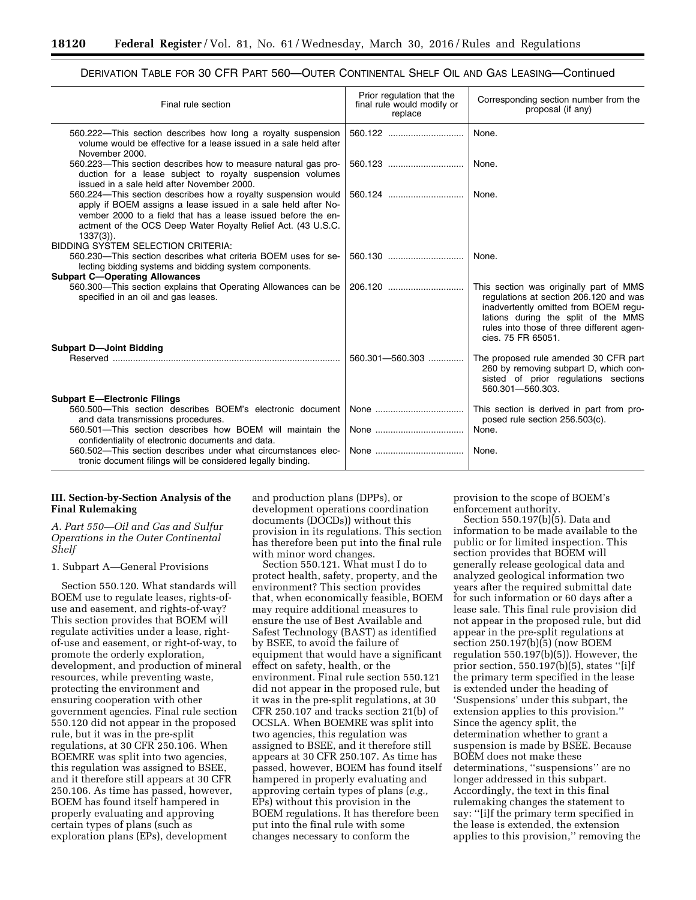DERIVATION TABLE FOR 30 CFR PART 560—OUTER CONTINENTAL SHELF OIL AND GAS LEASING—Continued

| Final rule section | Prior regulation that the final rule would modify or replace | Corresponding section number from the proposal (if any) |
|---|---|---|
| 560.222—This section describes how long a royalty suspension volume would be effective for a lease issued in a sale held after November 2000. | 560.122 | None. |
| 560.223—This section describes how to measure natural gas production for a lease subject to royalty suspension volumes issued in a sale held after November 2000. | 560.123 | None. |
| 560.224—This section describes how a royalty suspension would apply if BOEM assigns a lease issued in a sale held after November 2000 to a field that has a lease issued before the enactment of the OCS Deep Water Royalty Relief Act. (43 U.S.C. 1337(3)). | 560.124 | None. |
| BIDDING SYSTEM SELECTION CRITERIA: | | |
| 560.230—This section describes what criteria BOEM uses for selecting bidding systems and bidding system components. | 560.130 | None. |
| **Subpart C—Operating Allowances** | | |
| 560.300—This section explains that Operating Allowances can be specified in an oil and gas leases. | 206.120 | This section was originally part of MMS regulations at section 206.120 and was inadvertently omitted from BOEM regulations during the split of the MMS rules into those of three different agencies. 75 FR 65051. |
| **Subpart D—Joint Bidding** | | |
| Reserved | 560.301—560.303 | The proposed rule amended 30 CFR part 260 by removing subpart D, which consisted of prior regulations sections 560.301—560.303. |
| **Subpart E—Electronic Filings** | | |
| 560.500—This section describes BOEM's electronic document and data transmissions procedures. | None | This section is derived in part from proposed rule section 256.503(c). |
| 560.501—This section describes how BOEM will maintain the confidentiality of electronic documents and data. | None | None. |
| 560.502—This section describes under what circumstances electronic document filings will be considered legally binding. | None | None. |

## III. Section-by-Section Analysis of the Final Rulemaking

### *A. Part 550—Oil and Gas and Sulfur Operations in the Outer Continental Shelf*

#### 1. Subpart A—General Provisions

Section 550.120. What standards will BOEM use to regulate leases, rights-of-use and easement, and rights-of-way? This section provides that BOEM will regulate activities under a lease, right-of-use and easement, or right-of-way, to promote the orderly exploration, development, and production of mineral resources, while preventing waste, protecting the environment and ensuring cooperation with other government agencies. Final rule section 550.120 did not appear in the proposed rule, but it was in the pre-split regulations, at 30 CFR 250.106. When BOEMRE was split into two agencies, this regulation was assigned to BSEE, and it therefore still appears at 30 CFR 250.106. As time has passed, however, BOEM has found itself hampered in properly evaluating and approving certain types of plans (such as exploration plans (EPs), development and production plans (DPPs), or development operations coordination documents (DOCDs)) without this provision in its regulations. This section has therefore been put into the final rule with minor word changes.

Section 550.121. What must I do to protect health, safety, property, and the environment? This section provides that, when economically feasible, BOEM may require additional measures to ensure the use of Best Available and Safest Technology (BAST) as identified by BSEE, to avoid the failure of equipment that would have a significant effect on safety, health, or the environment. Final rule section 550.121 did not appear in the proposed rule, but it was in the pre-split regulations, at 30 CFR 250.107 and tracks section 21(b) of OCSLA. When BOEMRE was split into two agencies, this regulation was assigned to BSEE, and it therefore still appears at 30 CFR 250.107. As time has passed, however, BOEM has found itself hampered in properly evaluating and approving certain types of plans (*e.g.,* EPs) without this provision in the BOEM regulations. It has therefore been put into the final rule with some changes necessary to conform the provision to the scope of BOEM's enforcement authority.

Section 550.197(b)(5). Data and information to be made available to the public or for limited inspection. This section provides that BOEM will generally release geological data and analyzed geological information two years after the required submittal date for such information or 60 days after a lease sale. This final rule provision did not appear in the proposed rule, but did appear in the pre-split regulations at section 250.197(b)(5) (now BOEM regulation 550.197(b)(5)). However, the prior section, 550.197(b)(5), states ''[i]f the primary term specified in the lease is extended under the heading of 'Suspensions' under this subpart, the extension applies to this provision.'' Since the agency split, the determination whether to grant a suspension is made by BSEE. Because BOEM does not make these determinations, ''suspensions'' are no longer addressed in this subpart. Accordingly, the text in this final rulemaking changes the statement to say: ''[i]f the primary term specified in the lease is extended, the extension applies to this provision,'' removing the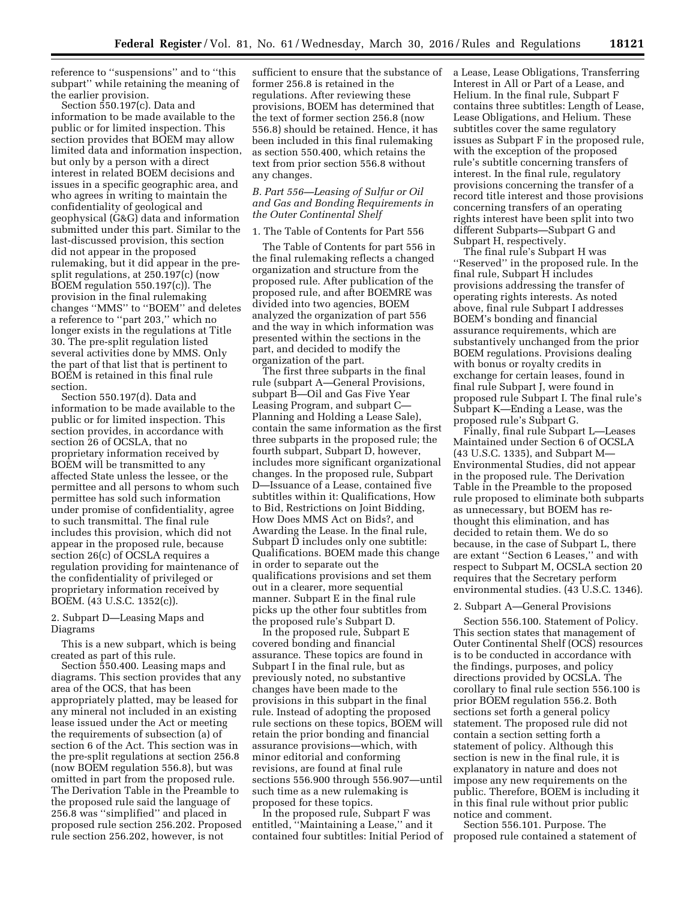reference to "suspensions" and to "this subpart" while retaining the meaning of the earlier provision.

Section 550.197(c). Data and information to be made available to the public or for limited inspection. This section provides that BOEM may allow limited data and information inspection, but only by a person with a direct interest in related BOEM decisions and issues in a specific geographic area, and who agrees in writing to maintain the confidentiality of geological and geophysical (G&G) data and information submitted under this part. Similar to the last-discussed provision, this section did not appear in the proposed rulemaking, but it did appear in the pre-split regulations, at 250.197(c) (now BOEM regulation 550.197(c)). The provision in the final rulemaking changes "MMS" to "BOEM" and deletes a reference to "part 203," which no longer exists in the regulations at Title 30. The pre-split regulation listed several activities done by MMS. Only the part of that list that is pertinent to BOEM is retained in this final rule section.

Section 550.197(d). Data and information to be made available to the public or for limited inspection. This section provides, in accordance with section 26 of OCSLA, that no proprietary information received by BOEM will be transmitted to any affected State unless the lessee, or the permittee and all persons to whom such permittee has sold such information under promise of confidentiality, agree to such transmittal. The final rule includes this provision, which did not appear in the proposed rule, because section 26(c) of OCSLA requires a regulation providing for maintenance of the confidentiality of privileged or proprietary information received by BOEM. (43 U.S.C. 1352(c)).

2. Subpart D—Leasing Maps and Diagrams

This is a new subpart, which is being created as part of this rule.

Section 550.400. Leasing maps and diagrams. This section provides that any area of the OCS, that has been appropriately platted, may be leased for any mineral not included in an existing lease issued under the Act or meeting the requirements of subsection (a) of section 6 of the Act. This section was in the pre-split regulations at section 256.8 (now BOEM regulation 556.8), but was omitted in part from the proposed rule. The Derivation Table in the Preamble to the proposed rule said the language of 256.8 was "simplified" and placed in proposed rule section 256.202. Proposed rule section 256.202, however, is not sufficient to ensure that the substance of former 256.8 is retained in the regulations. After reviewing these provisions, BOEM has determined that the text of former section 256.8 (now 556.8) should be retained. Hence, it has been included in this final rulemaking as section 550.400, which retains the text from prior section 556.8 without any changes.

*B. Part 556—Leasing of Sulfur or Oil and Gas and Bonding Requirements in the Outer Continental Shelf*

1. The Table of Contents for Part 556

The Table of Contents for part 556 in the final rulemaking reflects a changed organization and structure from the proposed rule. After publication of the proposed rule, and after BOEMRE was divided into two agencies, BOEM analyzed the organization of part 556 and the way in which information was presented within the sections in the part, and decided to modify the organization of the part.

The first three subparts in the final rule (subpart A—General Provisions, subpart B—Oil and Gas Five Year Leasing Program, and subpart C—Planning and Holding a Lease Sale), contain the same information as the first three subparts in the proposed rule; the fourth subpart, Subpart D, however, includes more significant organizational changes. In the proposed rule, Subpart D—Issuance of a Lease, contained five subtitles within it: Qualifications, How to Bid, Restrictions on Joint Bidding, How Does MMS Act on Bids?, and Awarding the Lease. In the final rule, Subpart D includes only one subtitle: Qualifications. BOEM made this change in order to separate out the qualifications provisions and set them out in a clearer, more sequential manner. Subpart E in the final rule picks up the other four subtitles from the proposed rule's Subpart D.

In the proposed rule, Subpart E covered bonding and financial assurance. These topics are found in Subpart I in the final rule, but as previously noted, no substantive changes have been made to the provisions in this subpart in the final rule. Instead of adopting the proposed rule sections on these topics, BOEM will retain the prior bonding and financial assurance provisions—which, with minor editorial and conforming revisions, are found at final rule sections 556.900 through 556.907—until such time as a new rulemaking is proposed for these topics.

In the proposed rule, Subpart F was entitled, "Maintaining a Lease," and it contained four subtitles: Initial Period of a Lease, Lease Obligations, Transferring Interest in All or Part of a Lease, and Helium. In the final rule, Subpart F contains three subtitles: Length of Lease, Lease Obligations, and Helium. These subtitles cover the same regulatory issues as Subpart F in the proposed rule, with the exception of the proposed rule's subtitle concerning transfers of interest. In the final rule, regulatory provisions concerning the transfer of a record title interest and those provisions concerning transfers of an operating rights interest have been split into two different Subparts—Subpart G and Subpart H, respectively.

The final rule's Subpart H was "Reserved" in the proposed rule. In the final rule, Subpart H includes provisions addressing the transfer of operating rights interests. As noted above, final rule Subpart I addresses BOEM's bonding and financial assurance requirements, which are substantively unchanged from the prior BOEM regulations. Provisions dealing with bonus or royalty credits in exchange for certain leases, found in final rule Subpart J, were found in proposed rule Subpart I. The final rule's Subpart K—Ending a Lease, was the proposed rule's Subpart G.

Finally, final rule Subpart L—Leases Maintained under Section 6 of OCSLA (43 U.S.C. 1335), and Subpart M—Environmental Studies, did not appear in the proposed rule. The Derivation Table in the Preamble to the proposed rule proposed to eliminate both subparts as unnecessary, but BOEM has re-thought this elimination, and has decided to retain them. We do so because, in the case of Subpart L, there are extant "Section 6 Leases," and with respect to Subpart M, OCSLA section 20 requires that the Secretary perform environmental studies. (43 U.S.C. 1346).

2. Subpart A—General Provisions

Section 556.100. Statement of Policy. This section states that management of Outer Continental Shelf (OCS) resources is to be conducted in accordance with the findings, purposes, and policy directions provided by OCSLA. The corollary to final rule section 556.100 is prior BOEM regulation 556.2. Both sections set forth a general policy statement. The proposed rule did not contain a section setting forth a statement of policy. Although this section is new in the final rule, it is explanatory in nature and does not impose any new requirements on the public. Therefore, BOEM is including it in this final rule without prior public notice and comment.

Section 556.101. Purpose. The proposed rule contained a statement of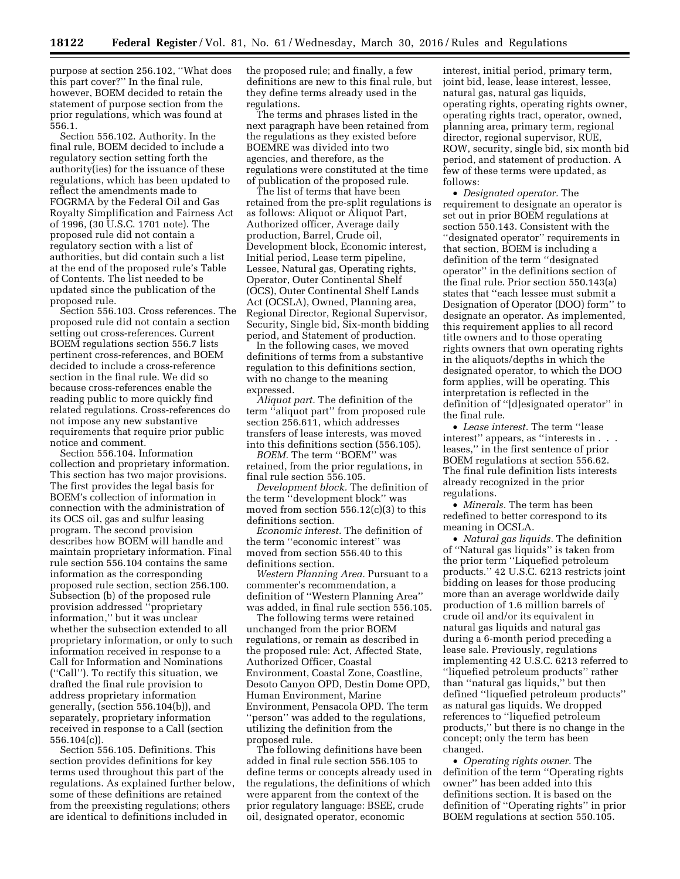purpose at section 256.102, ''What does this part cover?'' In the final rule, however, BOEM decided to retain the statement of purpose section from the prior regulations, which was found at 556.1.

Section 556.102. Authority. In the final rule, BOEM decided to include a regulatory section setting forth the authority(ies) for the issuance of these regulations, which has been updated to reflect the amendments made to FOGRMA by the Federal Oil and Gas Royalty Simplification and Fairness Act of 1996, (30 U.S.C. 1701 note). The proposed rule did not contain a regulatory section with a list of authorities, but did contain such a list at the end of the proposed rule's Table of Contents. The list needed to be updated since the publication of the proposed rule.

Section 556.103. Cross references. The proposed rule did not contain a section setting out cross-references. Current BOEM regulations section 556.7 lists pertinent cross-references, and BOEM decided to include a cross-reference section in the final rule. We did so because cross-references enable the reading public to more quickly find related regulations. Cross-references do not impose any new substantive requirements that require prior public notice and comment.

Section 556.104. Information collection and proprietary information. This section has two major provisions. The first provides the legal basis for BOEM's collection of information in connection with the administration of its OCS oil, gas and sulfur leasing program. The second provision describes how BOEM will handle and maintain proprietary information. Final rule section 556.104 contains the same information as the corresponding proposed rule section, section 256.100. Subsection (b) of the proposed rule provision addressed ''proprietary information,'' but it was unclear whether the subsection extended to all proprietary information, or only to such information received in response to a Call for Information and Nominations (''Call''). To rectify this situation, we drafted the final rule provision to address proprietary information generally, (section 556.104(b)), and separately, proprietary information received in response to a Call (section 556.104(c)).

Section 556.105. Definitions. This section provides definitions for key terms used throughout this part of the regulations. As explained further below, some of these definitions are retained from the preexisting regulations; others are identical to definitions included in the proposed rule; and finally, a few definitions are new to this final rule, but they define terms already used in the regulations.

The terms and phrases listed in the next paragraph have been retained from the regulations as they existed before BOEMRE was divided into two agencies, and therefore, as the regulations were constituted at the time of publication of the proposed rule.

The list of terms that have been retained from the pre-split regulations is as follows: Aliquot or Aliquot Part, Authorized officer, Average daily production, Barrel, Crude oil, Development block, Economic interest, Initial period, Lease term pipeline, Lessee, Natural gas, Operating rights, Operator, Outer Continental Shelf (OCS), Outer Continental Shelf Lands Act (OCSLA), Owned, Planning area, Regional Director, Regional Supervisor, Security, Single bid, Six-month bidding period, and Statement of production.

In the following cases, we moved definitions of terms from a substantive regulation to this definitions section, with no change to the meaning expressed.

*Aliquot part.* The definition of the term ''aliquot part'' from proposed rule section 256.611, which addresses transfers of lease interests, was moved into this definitions section (556.105).

*BOEM.* The term ''BOEM'' was retained, from the prior regulations, in final rule section 556.105.

*Development block.* The definition of the term ''development block'' was moved from section 556.12(c)(3) to this definitions section.

*Economic interest.* The definition of the term ''economic interest'' was moved from section 556.40 to this definitions section.

*Western Planning Area.* Pursuant to a commenter's recommendation, a definition of ''Western Planning Area'' was added, in final rule section 556.105.

The following terms were retained unchanged from the prior BOEM regulations, or remain as described in the proposed rule: Act, Affected State, Authorized Officer, Coastal Environment, Coastal Zone, Coastline, Desoto Canyon OPD, Destin Dome OPD, Human Environment, Marine Environment, Pensacola OPD. The term ''person'' was added to the regulations, utilizing the definition from the proposed rule.

The following definitions have been added in final rule section 556.105 to define terms or concepts already used in the regulations, the definitions of which were apparent from the context of the prior regulatory language: BSEE, crude oil, designated operator, economic interest, initial period, primary term, joint bid, lease, lease interest, lessee, natural gas, natural gas liquids, operating rights, operating rights owner, operating rights tract, operator, owned, planning area, primary term, regional director, regional supervisor, RUE, ROW, security, single bid, six month bid period, and statement of production. A few of these terms were updated, as follows:

- *Designated operator.* The requirement to designate an operator is set out in prior BOEM regulations at section 550.143. Consistent with the ''designated operator'' requirements in that section, BOEM is including a definition of the term ''designated operator'' in the definitions section of the final rule. Prior section 550.143(a) states that ''each lessee must submit a Designation of Operator (DOO) form'' to designate an operator. As implemented, this requirement applies to all record title owners and to those operating rights owners that own operating rights in the aliquots/depths in which the designated operator, to which the DOO form applies, will be operating. This interpretation is reflected in the definition of ''[d]esignated operator'' in the final rule.
- *Lease interest.* The term ''lease interest'' appears, as ''interests in . . . leases,'' in the first sentence of prior BOEM regulations at section 556.62. The final rule definition lists interests already recognized in the prior regulations.
- *Minerals.* The term has been redefined to better correspond to its meaning in OCSLA.
- *Natural gas liquids.* The definition of ''Natural gas liquids'' is taken from the prior term ''Liquefied petroleum products.'' 42 U.S.C. 6213 restricts joint bidding on leases for those producing more than an average worldwide daily production of 1.6 million barrels of crude oil and/or its equivalent in natural gas liquids and natural gas during a 6-month period preceding a lease sale. Previously, regulations implementing 42 U.S.C. 6213 referred to ''liquefied petroleum products'' rather than ''natural gas liquids,'' but then defined ''liquefied petroleum products'' as natural gas liquids. We dropped references to ''liquefied petroleum products,'' but there is no change in the concept; only the term has been changed.
- *Operating rights owner.* The definition of the term ''Operating rights owner'' has been added into this definitions section. It is based on the definition of ''Operating rights'' in prior BOEM regulations at section 550.105.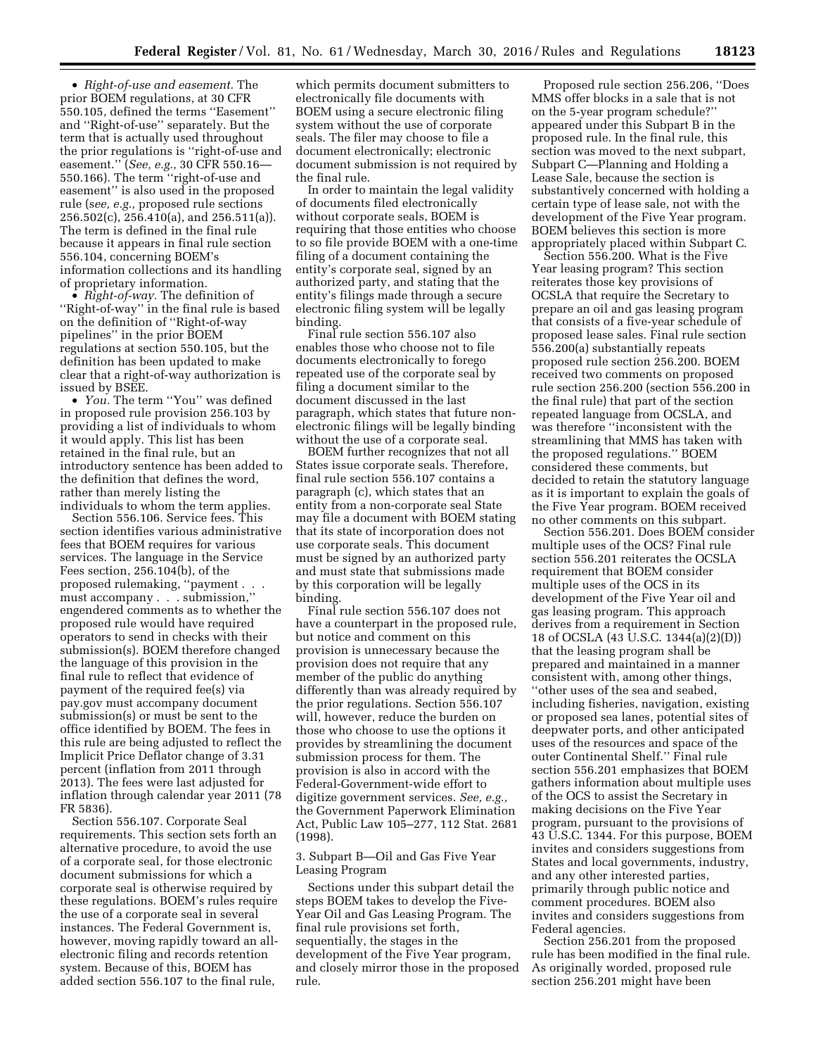• *Right-of-use and easement.* The prior BOEM regulations, at 30 CFR 550.105, defined the terms ''Easement'' and ''Right-of-use'' separately. But the term that is actually used throughout the prior regulations is ''right-of-use and easement.'' (*See, e.g.,* 30 CFR 550.16—550.166). The term ''right-of-use and easement'' is also used in the proposed rule (*see, e.g.,* proposed rule sections 256.502(c), 256.410(a), and 256.511(a)). The term is defined in the final rule because it appears in final rule section 556.104, concerning BOEM's information collections and its handling of proprietary information.

• *Right-of-way.* The definition of ''Right-of-way'' in the final rule is based on the definition of ''Right-of-way pipelines'' in the prior BOEM regulations at section 550.105, but the definition has been updated to make clear that a right-of-way authorization is issued by BSEE.

• *You.* The term ''You'' was defined in proposed rule provision 256.103 by providing a list of individuals to whom it would apply. This list has been retained in the final rule, but an introductory sentence has been added to the definition that defines the word, rather than merely listing the individuals to whom the term applies.

Section 556.106. Service fees. This section identifies various administrative fees that BOEM requires for various services. The language in the Service Fees section, 256.104(b), of the proposed rulemaking, ''payment . . . must accompany . . . submission,'' engendered comments as to whether the proposed rule would have required operators to send in checks with their submission(s). BOEM therefore changed the language of this provision in the final rule to reflect that evidence of payment of the required fee(s) via pay.gov must accompany document submission(s) or must be sent to the office identified by BOEM. The fees in this rule are being adjusted to reflect the Implicit Price Deflator change of 3.31 percent (inflation from 2011 through 2013). The fees were last adjusted for inflation through calendar year 2011 (78 FR 5836).

Section 556.107. Corporate Seal requirements. This section sets forth an alternative procedure, to avoid the use of a corporate seal, for those electronic document submissions for which a corporate seal is otherwise required by these regulations. BOEM's rules require the use of a corporate seal in several instances. The Federal Government is, however, moving rapidly toward an all-electronic filing and records retention system. Because of this, BOEM has added section 556.107 to the final rule, which permits document submitters to electronically file documents with BOEM using a secure electronic filing system without the use of corporate seals. The filer may choose to file a document electronically; electronic document submission is not required by the final rule.

In order to maintain the legal validity of documents filed electronically without corporate seals, BOEM is requiring that those entities who choose to so file provide BOEM with a one-time filing of a document containing the entity's corporate seal, signed by an authorized party, and stating that the entity's filings made through a secure electronic filing system will be legally binding.

Final rule section 556.107 also enables those who choose not to file documents electronically to forego repeated use of the corporate seal by filing a document similar to the document discussed in the last paragraph, which states that future non-electronic filings will be legally binding without the use of a corporate seal.

BOEM further recognizes that not all States issue corporate seals. Therefore, final rule section 556.107 contains a paragraph (c), which states that an entity from a non-corporate seal State may file a document with BOEM stating that its state of incorporation does not use corporate seals. This document must be signed by an authorized party and must state that submissions made by this corporation will be legally binding.

Final rule section 556.107 does not have a counterpart in the proposed rule, but notice and comment on this provision is unnecessary because the provision does not require that any member of the public do anything differently than was already required by the prior regulations. Section 556.107 will, however, reduce the burden on those who choose to use the options it provides by streamlining the document submission process for them. The provision is also in accord with the Federal-Government-wide effort to digitize government services. *See, e.g.,* the Government Paperwork Elimination Act, Public Law 105–277, 112 Stat. 2681 (1998).

3. Subpart B—Oil and Gas Five Year Leasing Program

Sections under this subpart detail the steps BOEM takes to develop the Five-Year Oil and Gas Leasing Program. The final rule provisions set forth, sequentially, the stages in the development of the Five Year program, and closely mirror those in the proposed rule.

Proposed rule section 256.206, ''Does MMS offer blocks in a sale that is not on the 5-year program schedule?'' appeared under this Subpart B in the proposed rule. In the final rule, this section was moved to the next subpart, Subpart C—Planning and Holding a Lease Sale, because the section is substantively concerned with holding a certain type of lease sale, not with the development of the Five Year program. BOEM believes this section is more appropriately placed within Subpart C.

Section 556.200. What is the Five Year leasing program? This section reiterates those key provisions of OCSLA that require the Secretary to prepare an oil and gas leasing program that consists of a five-year schedule of proposed lease sales. Final rule section 556.200(a) substantially repeats proposed rule section 256.200. BOEM received two comments on proposed rule section 256.200 (section 556.200 in the final rule) that part of the section repeated language from OCSLA, and was therefore ''inconsistent with the streamlining that MMS has taken with the proposed regulations.'' BOEM considered these comments, but decided to retain the statutory language as it is important to explain the goals of the Five Year program. BOEM received no other comments on this subpart.

Section 556.201. Does BOEM consider multiple uses of the OCS? Final rule section 556.201 reiterates the OCSLA requirement that BOEM consider multiple uses of the OCS in its development of the Five Year oil and gas leasing program. This approach derives from a requirement in Section 18 of OCSLA (43 U.S.C. 1344(a)(2)(D)) that the leasing program shall be prepared and maintained in a manner consistent with, among other things, ''other uses of the sea and seabed, including fisheries, navigation, existing or proposed sea lanes, potential sites of deepwater ports, and other anticipated uses of the resources and space of the outer Continental Shelf.'' Final rule section 556.201 emphasizes that BOEM gathers information about multiple uses of the OCS to assist the Secretary in making decisions on the Five Year program, pursuant to the provisions of 43 U.S.C. 1344. For this purpose, BOEM invites and considers suggestions from States and local governments, industry, and any other interested parties, primarily through public notice and comment procedures. BOEM also invites and considers suggestions from Federal agencies.

Section 256.201 from the proposed rule has been modified in the final rule. As originally worded, proposed rule section 256.201 might have been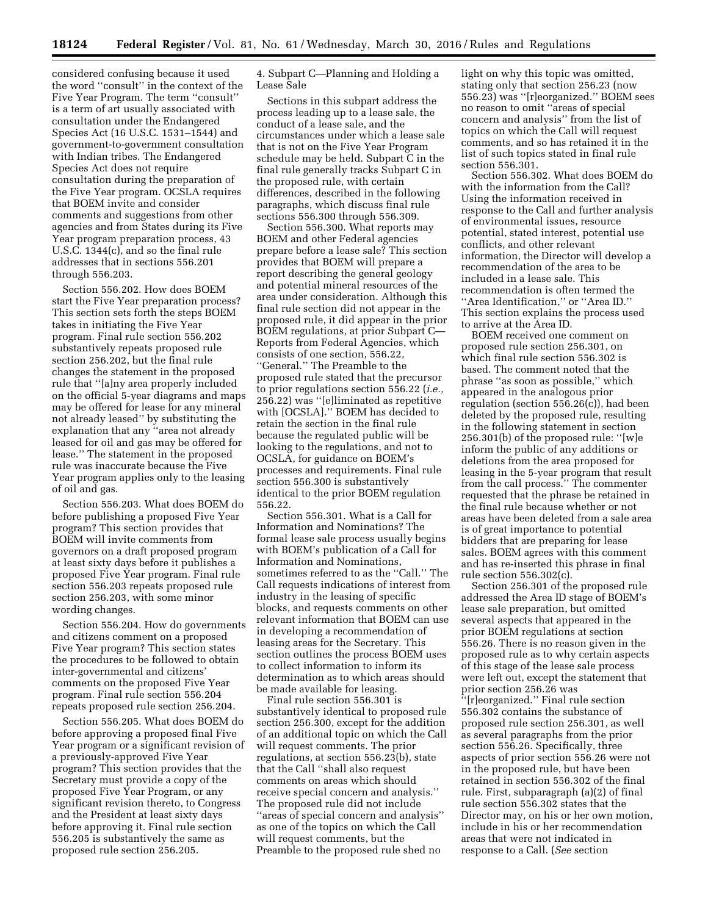considered confusing because it used the word ''consult'' in the context of the Five Year Program. The term ''consult'' is a term of art usually associated with consultation under the Endangered Species Act (16 U.S.C. 1531–1544) and government-to-government consultation with Indian tribes. The Endangered Species Act does not require consultation during the preparation of the Five Year program. OCSLA requires that BOEM invite and consider comments and suggestions from other agencies and from States during its Five Year program preparation process, 43 U.S.C. 1344(c), and so the final rule addresses that in sections 556.201 through 556.203.

Section 556.202. How does BOEM start the Five Year preparation process? This section sets forth the steps BOEM takes in initiating the Five Year program. Final rule section 556.202 substantively repeats proposed rule section 256.202, but the final rule changes the statement in the proposed rule that ''[a]ny area properly included on the official 5-year diagrams and maps may be offered for lease for any mineral not already leased'' by substituting the explanation that any ''area not already leased for oil and gas may be offered for lease.'' The statement in the proposed rule was inaccurate because the Five Year program applies only to the leasing of oil and gas.

Section 556.203. What does BOEM do before publishing a proposed Five Year program? This section provides that BOEM will invite comments from governors on a draft proposed program at least sixty days before it publishes a proposed Five Year program. Final rule section 556.203 repeats proposed rule section 256.203, with some minor wording changes.

Section 556.204. How do governments and citizens comment on a proposed Five Year program? This section states the procedures to be followed to obtain inter-governmental and citizens' comments on the proposed Five Year program. Final rule section 556.204 repeats proposed rule section 256.204.

Section 556.205. What does BOEM do before approving a proposed final Five Year program or a significant revision of a previously-approved Five Year program? This section provides that the Secretary must provide a copy of the proposed Five Year Program, or any significant revision thereto, to Congress and the President at least sixty days before approving it. Final rule section 556.205 is substantively the same as proposed rule section 256.205.

4. Subpart C—Planning and Holding a Lease Sale

Sections in this subpart address the process leading up to a lease sale, the conduct of a lease sale, and the circumstances under which a lease sale that is not on the Five Year Program schedule may be held. Subpart C in the final rule generally tracks Subpart C in the proposed rule, with certain differences, described in the following paragraphs, which discuss final rule sections 556.300 through 556.309.

Section 556.300. What reports may BOEM and other Federal agencies prepare before a lease sale? This section provides that BOEM will prepare a report describing the general geology and potential mineral resources of the area under consideration. Although this final rule section did not appear in the proposed rule, it did appear in the prior BOEM regulations, at prior Subpart C—Reports from Federal Agencies, which consists of one section, 556.22, ''General.'' The Preamble to the proposed rule stated that the precursor to prior regulations section 556.22 (*i.e.,* 256.22) was ''[e]liminated as repetitive with [OCSLA].'' BOEM has decided to retain the section in the final rule because the regulated public will be looking to the regulations, and not to OCSLA, for guidance on BOEM's processes and requirements. Final rule section 556.300 is substantively identical to the prior BOEM regulation 556.22.

Section 556.301. What is a Call for Information and Nominations? The formal lease sale process usually begins with BOEM's publication of a Call for Information and Nominations, sometimes referred to as the ''Call.'' The Call requests indications of interest from industry in the leasing of specific blocks, and requests comments on other relevant information that BOEM can use in developing a recommendation of leasing areas for the Secretary. This section outlines the process BOEM uses to collect information to inform its determination as to which areas should be made available for leasing.

Final rule section 556.301 is substantively identical to proposed rule section 256.300, except for the addition of an additional topic on which the Call will request comments. The prior regulations, at section 556.23(b), state that the Call ''shall also request comments on areas which should receive special concern and analysis.'' The proposed rule did not include ''areas of special concern and analysis'' as one of the topics on which the Call will request comments, but the Preamble to the proposed rule shed no light on why this topic was omitted, stating only that section 256.23 (now 556.23) was ''[r]eorganized.'' BOEM sees no reason to omit ''areas of special concern and analysis'' from the list of topics on which the Call will request comments, and so has retained it in the list of such topics stated in final rule section 556.301.

Section 556.302. What does BOEM do with the information from the Call? Using the information received in response to the Call and further analysis of environmental issues, resource potential, stated interest, potential use conflicts, and other relevant information, the Director will develop a recommendation of the area to be included in a lease sale. This recommendation is often termed the ''Area Identification,'' or ''Area ID.'' This section explains the process used to arrive at the Area ID.

BOEM received one comment on proposed rule section 256.301, on which final rule section 556.302 is based. The comment noted that the phrase ''as soon as possible,'' which appeared in the analogous prior regulation (section 556.26(c)), had been deleted by the proposed rule, resulting in the following statement in section 256.301(b) of the proposed rule: ''[w]e inform the public of any additions or deletions from the area proposed for leasing in the 5-year program that result from the call process.'' The commenter requested that the phrase be retained in the final rule because whether or not areas have been deleted from a sale area is of great importance to potential bidders that are preparing for lease sales. BOEM agrees with this comment and has re-inserted this phrase in final rule section 556.302(c).

Section 256.301 of the proposed rule addressed the Area ID stage of BOEM's lease sale preparation, but omitted several aspects that appeared in the prior BOEM regulations at section 556.26. There is no reason given in the proposed rule as to why certain aspects of this stage of the lease sale process were left out, except the statement that prior section 256.26 was ''[r]eorganized.'' Final rule section 556.302 contains the substance of proposed rule section 256.301, as well as several paragraphs from the prior section 556.26. Specifically, three aspects of prior section 556.26 were not in the proposed rule, but have been retained in section 556.302 of the final rule. First, subparagraph (a)(2) of final rule section 556.302 states that the Director may, on his or her own motion, include in his or her recommendation areas that were not indicated in response to a Call. (*See* section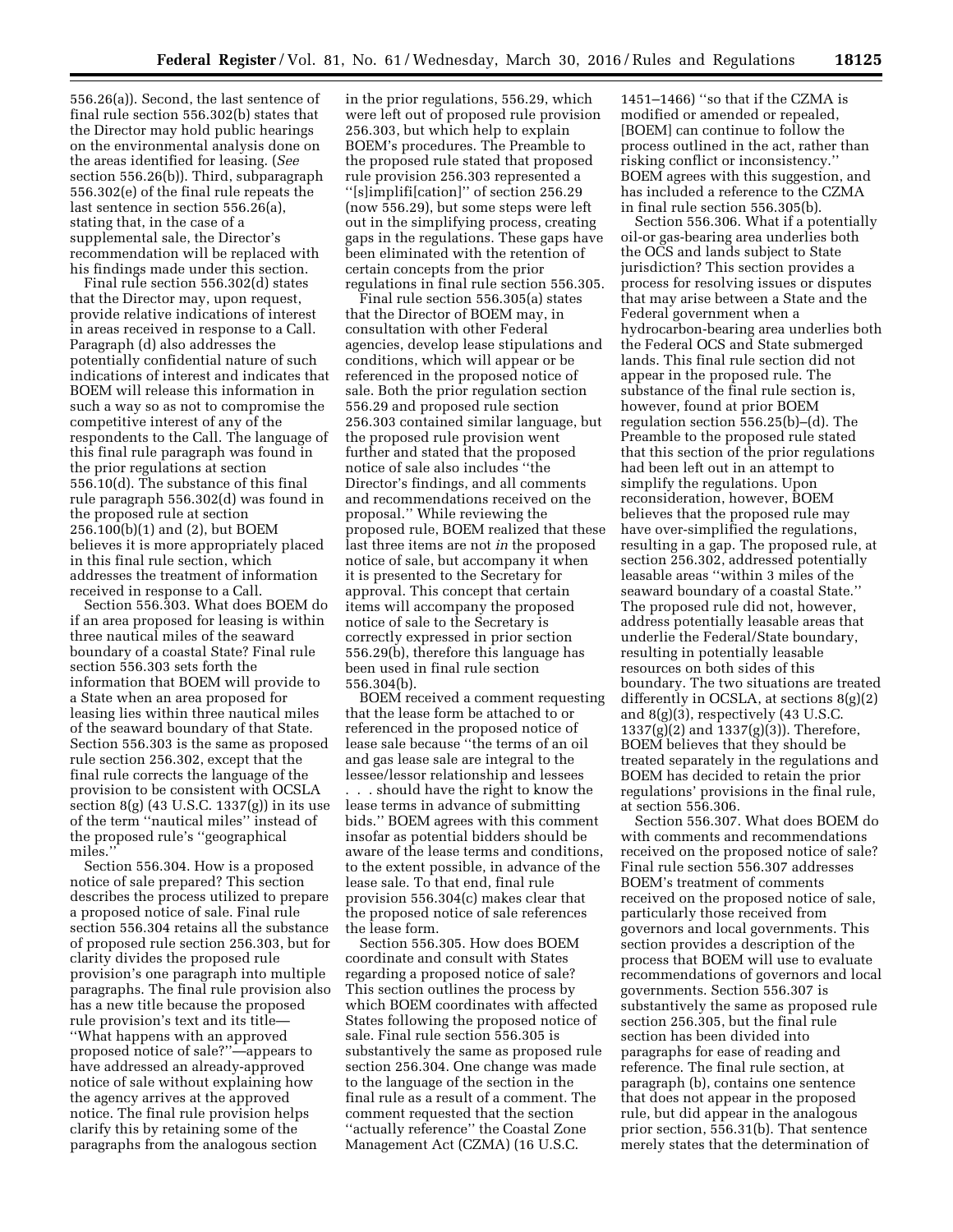556.26(a)). Second, the last sentence of final rule section 556.302(b) states that the Director may hold public hearings on the environmental analysis done on the areas identified for leasing. (*See* section 556.26(b)). Third, subparagraph 556.302(e) of the final rule repeats the last sentence in section 556.26(a), stating that, in the case of a supplemental sale, the Director's recommendation will be replaced with his findings made under this section.

Final rule section 556.302(d) states that the Director may, upon request, provide relative indications of interest in areas received in response to a Call. Paragraph (d) also addresses the potentially confidential nature of such indications of interest and indicates that BOEM will release this information in such a way so as not to compromise the competitive interest of any of the respondents to the Call. The language of this final rule paragraph was found in the prior regulations at section 556.10(d). The substance of this final rule paragraph 556.302(d) was found in the proposed rule at section 256.100(b)(1) and (2), but BOEM believes it is more appropriately placed in this final rule section, which addresses the treatment of information received in response to a Call.

Section 556.303. What does BOEM do if an area proposed for leasing is within three nautical miles of the seaward boundary of a coastal State? Final rule section 556.303 sets forth the information that BOEM will provide to a State when an area proposed for leasing lies within three nautical miles of the seaward boundary of that State. Section 556.303 is the same as proposed rule section 256.302, except that the final rule corrects the language of the provision to be consistent with OCSLA section 8(g) (43 U.S.C. 1337(g)) in its use of the term ''nautical miles'' instead of the proposed rule's ''geographical miles.''

Section 556.304. How is a proposed notice of sale prepared? This section describes the process utilized to prepare a proposed notice of sale. Final rule section 556.304 retains all the substance of proposed rule section 256.303, but for clarity divides the proposed rule provision's one paragraph into multiple paragraphs. The final rule provision also has a new title because the proposed rule provision's text and its title—''What happens with an approved proposed notice of sale?''—appears to have addressed an already-approved notice of sale without explaining how the agency arrives at the approved notice. The final rule provision helps clarify this by retaining some of the paragraphs from the analogous section in the prior regulations, 556.29, which were left out of proposed rule provision 256.303, but which help to explain BOEM's procedures. The Preamble to the proposed rule stated that proposed rule provision 256.303 represented a ''[s]implifi[cation]'' of section 256.29 (now 556.29), but some steps were left out in the simplifying process, creating gaps in the regulations. These gaps have been eliminated with the retention of certain concepts from the prior regulations in final rule section 556.305.

Final rule section 556.305(a) states that the Director of BOEM may, in consultation with other Federal agencies, develop lease stipulations and conditions, which will appear or be referenced in the proposed notice of sale. Both the prior regulation section 556.29 and proposed rule section 256.303 contained similar language, but the proposed rule provision went further and stated that the proposed notice of sale also includes ''the Director's findings, and all comments and recommendations received on the proposal.'' While reviewing the proposed rule, BOEM realized that these last three items are not *in* the proposed notice of sale, but accompany it when it is presented to the Secretary for approval. This concept that certain items will accompany the proposed notice of sale to the Secretary is correctly expressed in prior section 556.29(b), therefore this language has been used in final rule section 556.304(b).

BOEM received a comment requesting that the lease form be attached to or referenced in the proposed notice of lease sale because ''the terms of an oil and gas lease sale are integral to the lessee/lessor relationship and lessees . . . should have the right to know the lease terms in advance of submitting bids.'' BOEM agrees with this comment insofar as potential bidders should be aware of the lease terms and conditions, to the extent possible, in advance of the lease sale. To that end, final rule provision 556.304(c) makes clear that the proposed notice of sale references the lease form.

Section 556.305. How does BOEM coordinate and consult with States regarding a proposed notice of sale? This section outlines the process by which BOEM coordinates with affected States following the proposed notice of sale. Final rule section 556.305 is substantively the same as proposed rule section 256.304. One change was made to the language of the section in the final rule as a result of a comment. The comment requested that the section ''actually reference'' the Coastal Zone Management Act (CZMA) (16 U.S.C. 1451–1466) ''so that if the CZMA is modified or amended or repealed, [BOEM] can continue to follow the process outlined in the act, rather than risking conflict or inconsistency.'' BOEM agrees with this suggestion, and has included a reference to the CZMA in final rule section 556.305(b).

Section 556.306. What if a potentially oil-or gas-bearing area underlies both the OCS and lands subject to State jurisdiction? This section provides a process for resolving issues or disputes that may arise between a State and the Federal government when a hydrocarbon-bearing area underlies both the Federal OCS and State submerged lands. This final rule section did not appear in the proposed rule. The substance of the final rule section is, however, found at prior BOEM regulation section 556.25(b)–(d). The Preamble to the proposed rule stated that this section of the prior regulations had been left out in an attempt to simplify the regulations. Upon reconsideration, however, BOEM believes that the proposed rule may have over-simplified the regulations, resulting in a gap. The proposed rule, at section 256.302, addressed potentially leasable areas ''within 3 miles of the seaward boundary of a coastal State.'' The proposed rule did not, however, address potentially leasable areas that underlie the Federal/State boundary, resulting in potentially leasable resources on both sides of this boundary. The two situations are treated differently in OCSLA, at sections 8(g)(2) and 8(g)(3), respectively (43 U.S.C. 1337(g)(2) and 1337(g)(3)). Therefore, BOEM believes that they should be treated separately in the regulations and BOEM has decided to retain the prior regulations' provisions in the final rule, at section 556.306.

Section 556.307. What does BOEM do with comments and recommendations received on the proposed notice of sale? Final rule section 556.307 addresses BOEM's treatment of comments received on the proposed notice of sale, particularly those received from governors and local governments. This section provides a description of the process that BOEM will use to evaluate recommendations of governors and local governments. Section 556.307 is substantively the same as proposed rule section 256.305, but the final rule section has been divided into paragraphs for ease of reading and reference. The final rule section, at paragraph (b), contains one sentence that does not appear in the proposed rule, but did appear in the analogous prior section, 556.31(b). That sentence merely states that the determination of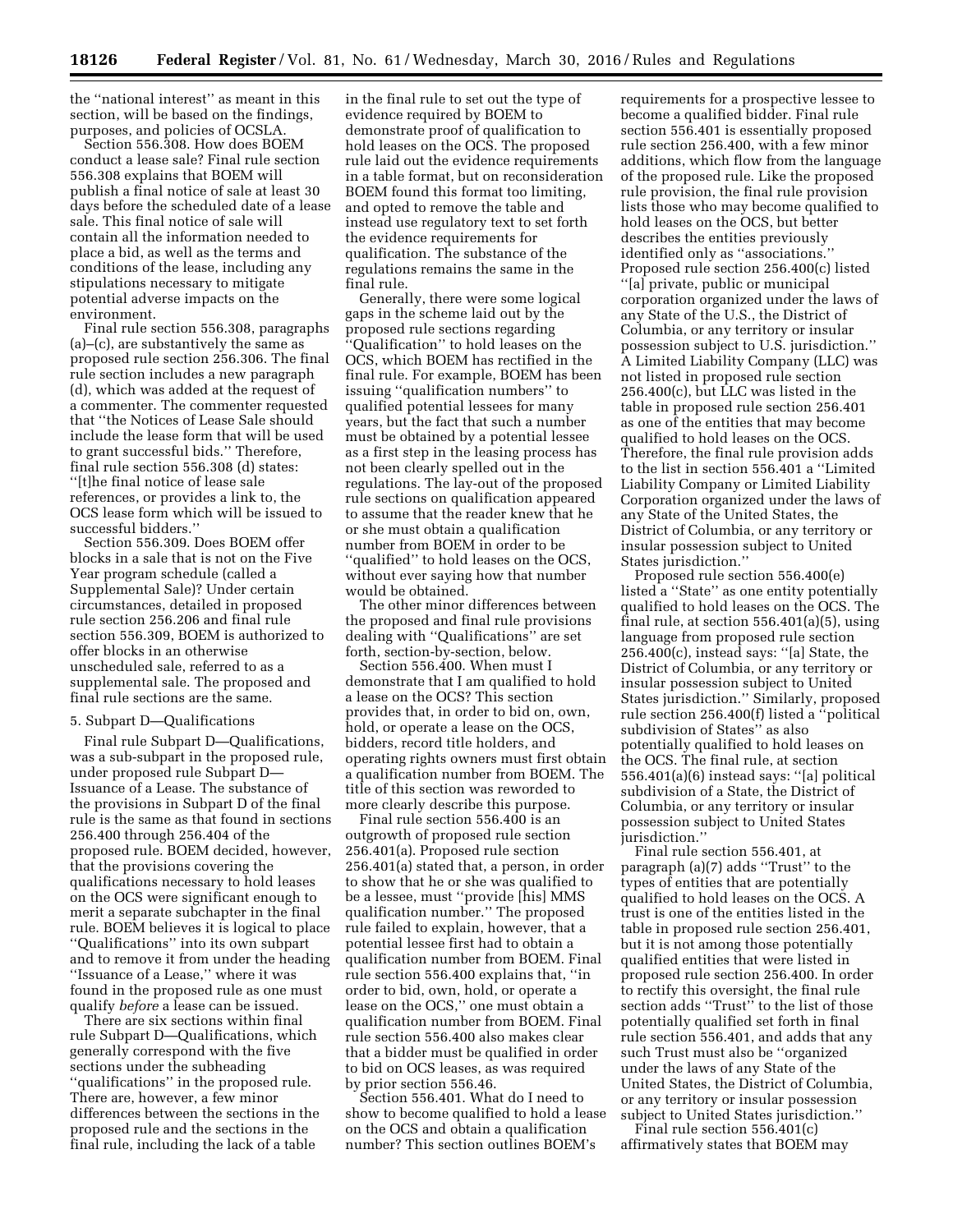the "national interest" as meant in this section, will be based on the findings, purposes, and policies of OCSLA.

Section 556.308. How does BOEM conduct a lease sale? Final rule section 556.308 explains that BOEM will publish a final notice of sale at least 30 days before the scheduled date of a lease sale. This final notice of sale will contain all the information needed to place a bid, as well as the terms and conditions of the lease, including any stipulations necessary to mitigate potential adverse impacts on the environment.

Final rule section 556.308, paragraphs (a)–(c), are substantively the same as proposed rule section 256.306. The final rule section includes a new paragraph (d), which was added at the request of a commenter. The commenter requested that "the Notices of Lease Sale should include the lease form that will be used to grant successful bids." Therefore, final rule section 556.308 (d) states: "[t]he final notice of lease sale references, or provides a link to, the OCS lease form which will be issued to successful bidders."

Section 556.309. Does BOEM offer blocks in a sale that is not on the Five Year program schedule (called a Supplemental Sale)? Under certain circumstances, detailed in proposed rule section 256.206 and final rule section 556.309, BOEM is authorized to offer blocks in an otherwise unscheduled sale, referred to as a supplemental sale. The proposed and final rule sections are the same.

5. Subpart D—Qualifications

Final rule Subpart D—Qualifications, was a sub-subpart in the proposed rule, under proposed rule Subpart D—Issuance of a Lease. The substance of the provisions in Subpart D of the final rule is the same as that found in sections 256.400 through 256.404 of the proposed rule. BOEM decided, however, that the provisions covering the qualifications necessary to hold leases on the OCS were significant enough to merit a separate subchapter in the final rule. BOEM believes it is logical to place "Qualifications" into its own subpart and to remove it from under the heading "Issuance of a Lease," where it was found in the proposed rule as one must qualify *before* a lease can be issued.

There are six sections within final rule Subpart D—Qualifications, which generally correspond with the five sections under the subheading "qualifications" in the proposed rule. There are, however, a few minor differences between the sections in the proposed rule and the sections in the final rule, including the lack of a table in the final rule to set out the type of evidence required by BOEM to demonstrate proof of qualification to hold leases on the OCS. The proposed rule laid out the evidence requirements in a table format, but on reconsideration BOEM found this format too limiting, and opted to remove the table and instead use regulatory text to set forth the evidence requirements for qualification. The substance of the regulations remains the same in the final rule.

Generally, there were some logical gaps in the scheme laid out by the proposed rule sections regarding "Qualification" to hold leases on the OCS, which BOEM has rectified in the final rule. For example, BOEM has been issuing "qualification numbers" to qualified potential lessees for many years, but the fact that such a number must be obtained by a potential lessee as a first step in the leasing process has not been clearly spelled out in the regulations. The lay-out of the proposed rule sections on qualification appeared to assume that the reader knew that he or she must obtain a qualification number from BOEM in order to be "qualified" to hold leases on the OCS, without ever saying how that number would be obtained.

The other minor differences between the proposed and final rule provisions dealing with "Qualifications" are set forth, section-by-section, below.

Section 556.400. When must I demonstrate that I am qualified to hold a lease on the OCS? This section provides that, in order to bid on, own, hold, or operate a lease on the OCS, bidders, record title holders, and operating rights owners must first obtain a qualification number from BOEM. The title of this section was reworded to more clearly describe this purpose.

Final rule section 556.400 is an outgrowth of proposed rule section 256.401(a). Proposed rule section 256.401(a) stated that, a person, in order to show that he or she was qualified to be a lessee, must "provide [his] MMS qualification number." The proposed rule failed to explain, however, that a potential lessee first had to obtain a qualification number from BOEM. Final rule section 556.400 explains that, "in order to bid, own, hold, or operate a lease on the OCS," one must obtain a qualification number from BOEM. Final rule section 556.400 also makes clear that a bidder must be qualified in order to bid on OCS leases, as was required by prior section 556.46.

Section 556.401. What do I need to show to become qualified to hold a lease on the OCS and obtain a qualification number? This section outlines BOEM's requirements for a prospective lessee to become a qualified bidder. Final rule section 556.401 is essentially proposed rule section 256.400, with a few minor additions, which flow from the language of the proposed rule. Like the proposed rule provision, the final rule provision lists those who may become qualified to hold leases on the OCS, but better describes the entities previously identified only as "associations." Proposed rule section 256.400(c) listed "[a] private, public or municipal corporation organized under the laws of any State of the U.S., the District of Columbia, or any territory or insular possession subject to U.S. jurisdiction." A Limited Liability Company (LLC) was not listed in proposed rule section 256.400(c), but LLC was listed in the table in proposed rule section 256.401 as one of the entities that may become qualified to hold leases on the OCS. Therefore, the final rule provision adds to the list in section 556.401 a "Limited Liability Company or Limited Liability Corporation organized under the laws of any State of the United States, the District of Columbia, or any territory or insular possession subject to United States jurisdiction."

Proposed rule section 556.400(e) listed a "State" as one entity potentially qualified to hold leases on the OCS. The final rule, at section 556.401(a)(5), using language from proposed rule section 256.400(c), instead says: "[a] State, the District of Columbia, or any territory or insular possession subject to United States jurisdiction." Similarly, proposed rule section 256.400(f) listed a "political subdivision of States" as also potentially qualified to hold leases on the OCS. The final rule, at section 556.401(a)(6) instead says: "[a] political subdivision of a State, the District of Columbia, or any territory or insular possession subject to United States jurisdiction."

Final rule section 556.401, at paragraph (a)(7) adds "Trust" to the types of entities that are potentially qualified to hold leases on the OCS. A trust is one of the entities listed in the table in proposed rule section 256.401, but it is not among those potentially qualified entities that were listed in proposed rule section 256.400. In order to rectify this oversight, the final rule section adds "Trust" to the list of those potentially qualified set forth in final rule section 556.401, and adds that any such Trust must also be "organized under the laws of any State of the United States, the District of Columbia, or any territory or insular possession subject to United States jurisdiction."

Final rule section 556.401(c) affirmatively states that BOEM may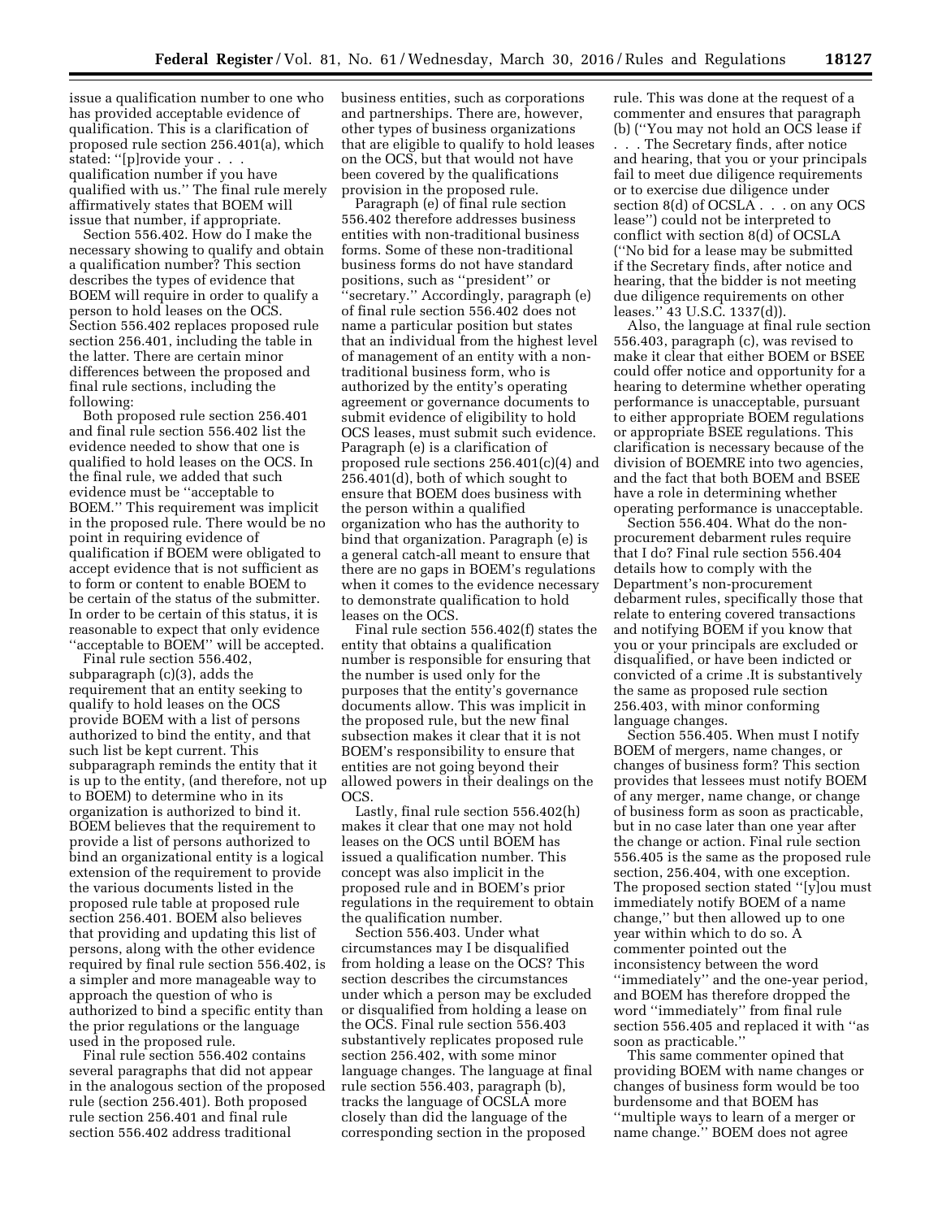issue a qualification number to one who has provided acceptable evidence of qualification. This is a clarification of proposed rule section 256.401(a), which stated: ''[p]rovide your . . . qualification number if you have qualified with us.'' The final rule merely affirmatively states that BOEM will issue that number, if appropriate.

Section 556.402. How do I make the necessary showing to qualify and obtain a qualification number? This section describes the types of evidence that BOEM will require in order to qualify a person to hold leases on the OCS. Section 556.402 replaces proposed rule section 256.401, including the table in the latter. There are certain minor differences between the proposed and final rule sections, including the following:

Both proposed rule section 256.401 and final rule section 556.402 list the evidence needed to show that one is qualified to hold leases on the OCS. In the final rule, we added that such evidence must be ''acceptable to BOEM.'' This requirement was implicit in the proposed rule. There would be no point in requiring evidence of qualification if BOEM were obligated to accept evidence that is not sufficient as to form or content to enable BOEM to be certain of the status of the submitter. In order to be certain of this status, it is reasonable to expect that only evidence ''acceptable to BOEM'' will be accepted.

Final rule section 556.402, subparagraph (c)(3), adds the requirement that an entity seeking to qualify to hold leases on the OCS provide BOEM with a list of persons authorized to bind the entity, and that such list be kept current. This subparagraph reminds the entity that it is up to the entity, (and therefore, not up to BOEM) to determine who in its organization is authorized to bind it. BOEM believes that the requirement to provide a list of persons authorized to bind an organizational entity is a logical extension of the requirement to provide the various documents listed in the proposed rule table at proposed rule section 256.401. BOEM also believes that providing and updating this list of persons, along with the other evidence required by final rule section 556.402, is a simpler and more manageable way to approach the question of who is authorized to bind a specific entity than the prior regulations or the language used in the proposed rule.

Final rule section 556.402 contains several paragraphs that did not appear in the analogous section of the proposed rule (section 256.401). Both proposed rule section 256.401 and final rule section 556.402 address traditional business entities, such as corporations and partnerships. There are, however, other types of business organizations that are eligible to qualify to hold leases on the OCS, but that would not have been covered by the qualifications provision in the proposed rule.

Paragraph (e) of final rule section 556.402 therefore addresses business entities with non-traditional business forms. Some of these non-traditional business forms do not have standard positions, such as ''president'' or ''secretary.'' Accordingly, paragraph (e) of final rule section 556.402 does not name a particular position but states that an individual from the highest level of management of an entity with a non-traditional business form, who is authorized by the entity's operating agreement or governance documents to submit evidence of eligibility to hold OCS leases, must submit such evidence. Paragraph (e) is a clarification of proposed rule sections 256.401(c)(4) and 256.401(d), both of which sought to ensure that BOEM does business with the person within a qualified organization who has the authority to bind that organization. Paragraph (e) is a general catch-all meant to ensure that there are no gaps in BOEM's regulations when it comes to the evidence necessary to demonstrate qualification to hold leases on the OCS.

Final rule section 556.402(f) states the entity that obtains a qualification number is responsible for ensuring that the number is used only for the purposes that the entity's governance documents allow. This was implicit in the proposed rule, but the new final subsection makes it clear that it is not BOEM's responsibility to ensure that entities are not going beyond their allowed powers in their dealings on the OCS.

Lastly, final rule section 556.402(h) makes it clear that one may not hold leases on the OCS until BOEM has issued a qualification number. This concept was also implicit in the proposed rule and in BOEM's prior regulations in the requirement to obtain the qualification number.

Section 556.403. Under what circumstances may I be disqualified from holding a lease on the OCS? This section describes the circumstances under which a person may be excluded or disqualified from holding a lease on the OCS. Final rule section 556.403 substantively replicates proposed rule section 256.402, with some minor language changes. The language at final rule section 556.403, paragraph (b), tracks the language of OCSLA more closely than did the language of the corresponding section in the proposed rule. This was done at the request of a commenter and ensures that paragraph (b) (''You may not hold an OCS lease if . . . The Secretary finds, after notice and hearing, that you or your principals fail to meet due diligence requirements or to exercise due diligence under section 8(d) of OCSLA . . . on any OCS lease'') could not be interpreted to conflict with section 8(d) of OCSLA (''No bid for a lease may be submitted if the Secretary finds, after notice and hearing, that the bidder is not meeting due diligence requirements on other leases.'' 43 U.S.C. 1337(d)).

Also, the language at final rule section 556.403, paragraph (c), was revised to make it clear that either BOEM or BSEE could offer notice and opportunity for a hearing to determine whether operating performance is unacceptable, pursuant to either appropriate BOEM regulations or appropriate BSEE regulations. This clarification is necessary because of the division of BOEMRE into two agencies, and the fact that both BOEM and BSEE have a role in determining whether operating performance is unacceptable.

Section 556.404. What do the non-procurement debarment rules require that I do? Final rule section 556.404 details how to comply with the Department's non-procurement debarment rules, specifically those that relate to entering covered transactions and notifying BOEM if you know that you or your principals are excluded or disqualified, or have been indicted or convicted of a crime .It is substantively the same as proposed rule section 256.403, with minor conforming language changes.

Section 556.405. When must I notify BOEM of mergers, name changes, or changes of business form? This section provides that lessees must notify BOEM of any merger, name change, or change of business form as soon as practicable, but in no case later than one year after the change or action. Final rule section 556.405 is the same as the proposed rule section, 256.404, with one exception. The proposed section stated ''[y]ou must immediately notify BOEM of a name change,'' but then allowed up to one year within which to do so. A commenter pointed out the inconsistency between the word ''immediately'' and the one-year period, and BOEM has therefore dropped the word ''immediately'' from final rule section 556.405 and replaced it with ''as soon as practicable.''

This same commenter opined that providing BOEM with name changes or changes of business form would be too burdensome and that BOEM has ''multiple ways to learn of a merger or name change.'' BOEM does not agree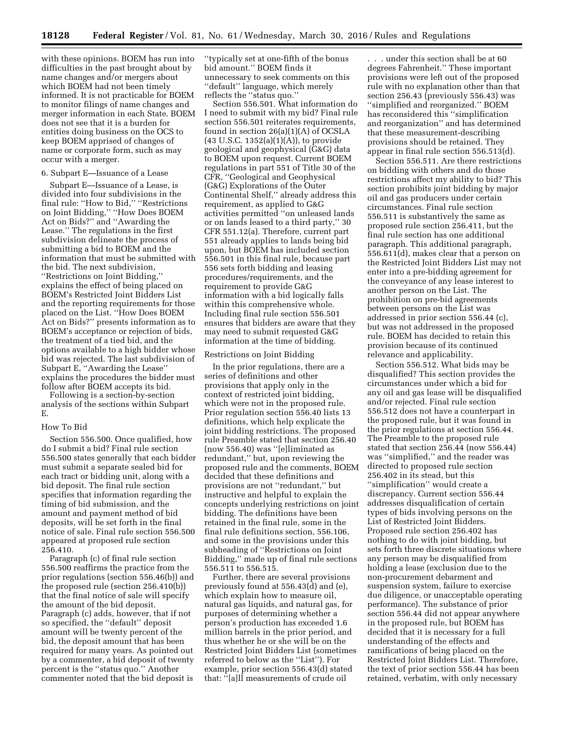with these opinions. BOEM has run into difficulties in the past brought about by name changes and/or mergers about which BOEM had not been timely informed. It is not practicable for BOEM to monitor filings of name changes and merger information in each State. BOEM does not see that it is a burden for entities doing business on the OCS to keep BOEM apprised of changes of name or corporate form, such as may occur with a merger.

6. Subpart E—Issuance of a Lease

Subpart E—Issuance of a Lease, is divided into four subdivisions in the final rule: ''How to Bid,'' ''Restrictions on Joint Bidding,'' ''How Does BOEM Act on Bids?'' and ''Awarding the Lease.'' The regulations in the first subdivision delineate the process of submitting a bid to BOEM and the information that must be submitted with the bid. The next subdivision, ''Restrictions on Joint Bidding,'' explains the effect of being placed on BOEM's Restricted Joint Bidders List and the reporting requirements for those placed on the List. ''How Does BOEM Act on Bids?'' presents information as to BOEM's acceptance or rejection of bids, the treatment of a tied bid, and the options available to a high bidder whose bid was rejected. The last subdivision of Subpart E, ''Awarding the Lease'' explains the procedures the bidder must follow after BOEM accepts its bid.

Following is a section-by-section analysis of the sections within Subpart E.

How To Bid

Section 556.500. Once qualified, how do I submit a bid? Final rule section 556.500 states generally that each bidder must submit a separate sealed bid for each tract or bidding unit, along with a bid deposit. The final rule section specifies that information regarding the timing of bid submission, and the amount and payment method of bid deposits, will be set forth in the final notice of sale. Final rule section 556.500 appeared at proposed rule section 256.410.

Paragraph (c) of final rule section 556.500 reaffirms the practice from the prior regulations (section 556.46(b)) and the proposed rule (section 256.410(b)) that the final notice of sale will specify the amount of the bid deposit. Paragraph (c) adds, however, that if not so specified, the ''default'' deposit amount will be twenty percent of the bid, the deposit amount that has been required for many years. As pointed out by a commenter, a bid deposit of twenty percent is the ''status quo.'' Another commenter noted that the bid deposit is ''typically set at one-fifth of the bonus bid amount.'' BOEM finds it unnecessary to seek comments on this ''default'' language, which merely reflects the ''status quo.''

Section 556.501. What information do I need to submit with my bid? Final rule section 556.501 reiterates requirements, found in section 26(a)(1)(A) of OCSLA (43 U.S.C. 1352(a)(1)(A)), to provide geological and geophysical (G&G) data to BOEM upon request. Current BOEM regulations in part 551 of Title 30 of the CFR, ''Geological and Geophysical (G&G) Explorations of the Outer Continental Shelf,'' already address this requirement, as applied to G&G activities permitted ''on unleased lands or on lands leased to a third party,'' 30 CFR 551.12(a). Therefore, current part 551 already applies to lands being bid upon, but BOEM has included section 556.501 in this final rule, because part 556 sets forth bidding and leasing procedures/requirements, and the requirement to provide G&G information with a bid logically falls within this comprehensive whole. Including final rule section 556.501 ensures that bidders are aware that they may need to submit requested G&G information at the time of bidding.

Restrictions on Joint Bidding

In the prior regulations, there are a series of definitions and other provisions that apply only in the context of restricted joint bidding, which were not in the proposed rule. Prior regulation section 556.40 lists 13 definitions, which help explicate the joint bidding restrictions. The proposed rule Preamble stated that section 256.40 (now 556.40) was ''[e]liminated as redundant,'' but, upon reviewing the proposed rule and the comments, BOEM decided that these definitions and provisions are not ''redundant,'' but instructive and helpful to explain the concepts underlying restrictions on joint bidding. The definitions have been retained in the final rule, some in the final rule definitions section, 556.106, and some in the provisions under this subheading of ''Restrictions on Joint Bidding,'' made up of final rule sections 556.511 to 556.515.

Further, there are several provisions previously found at 556.43(d) and (e), which explain how to measure oil, natural gas liquids, and natural gas, for purposes of determining whether a person's production has exceeded 1.6 million barrels in the prior period, and thus whether he or she will be on the Restricted Joint Bidders List (sometimes referred to below as the ''List''). For example, prior section 556.43(d) stated that: ''[a]ll measurements of crude oil . . . under this section shall be at 60 degrees Fahrenheit.'' These important provisions were left out of the proposed rule with no explanation other than that section 256.43 (previously 556.43) was ''simplified and reorganized.'' BOEM has reconsidered this ''simplification and reorganization'' and has determined that these measurement-describing provisions should be retained. They appear in final rule section 556.513(d).

Section 556.511. Are there restrictions on bidding with others and do those restrictions affect my ability to bid? This section prohibits joint bidding by major oil and gas producers under certain circumstances. Final rule section 556.511 is substantively the same as proposed rule section 256.411, but the final rule section has one additional paragraph. This additional paragraph, 556.611(d), makes clear that a person on the Restricted Joint Bidders List may not enter into a pre-bidding agreement for the conveyance of any lease interest to another person on the List. The prohibition on pre-bid agreements between persons on the List was addressed in prior section 556.44 (c), but was not addressed in the proposed rule. BOEM has decided to retain this provision because of its continued relevance and applicability.

Section 556.512. What bids may be disqualified? This section provides the circumstances under which a bid for any oil and gas lease will be disqualified and/or rejected. Final rule section 556.512 does not have a counterpart in the proposed rule, but it was found in the prior regulations at section 556.44. The Preamble to the proposed rule stated that section 256.44 (now 556.44) was ''simplified,'' and the reader was directed to proposed rule section 256.402 in its stead, but this ''simplification'' would create a discrepancy. Current section 556.44 addresses disqualification of certain types of bids involving persons on the List of Restricted Joint Bidders. Proposed rule section 256.402 has nothing to do with joint bidding, but sets forth three discrete situations where any person may be disqualified from holding a lease (exclusion due to the non-procurement debarment and suspension system, failure to exercise due diligence, or unacceptable operating performance). The substance of prior section 556.44 did not appear anywhere in the proposed rule, but BOEM has decided that it is necessary for a full understanding of the effects and ramifications of being placed on the Restricted Joint Bidders List. Therefore, the text of prior section 556.44 has been retained, verbatim, with only necessary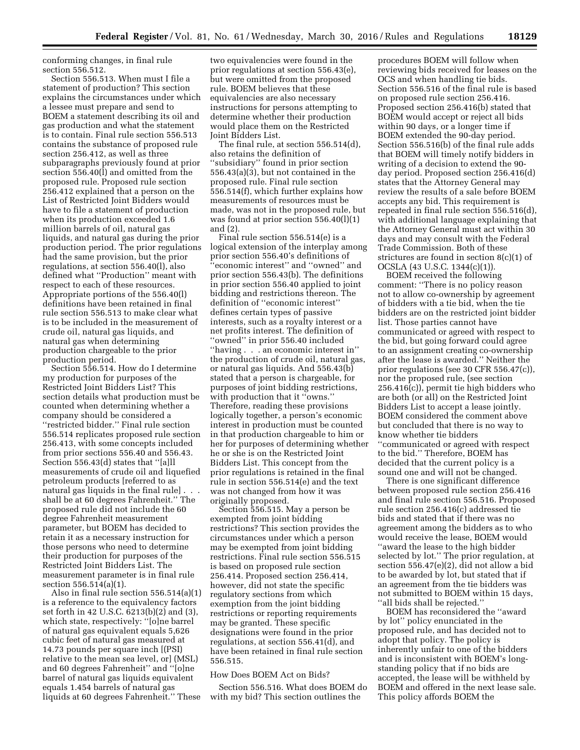conforming changes, in final rule section 556.512.

Section 556.513. When must I file a statement of production? This section explains the circumstances under which a lessee must prepare and send to BOEM a statement describing its oil and gas production and what the statement is to contain. Final rule section 556.513 contains the substance of proposed rule section 256.412, as well as three subparagraphs previously found at prior section 556.40(l) and omitted from the proposed rule. Proposed rule section 256.412 explained that a person on the List of Restricted Joint Bidders would have to file a statement of production when its production exceeded 1.6 million barrels of oil, natural gas liquids, and natural gas during the prior production period. The prior regulations had the same provision, but the prior regulations, at section 556.40(l), also defined what ''Production'' meant with respect to each of these resources. Appropriate portions of the 556.40(l) definitions have been retained in final rule section 556.513 to make clear what is to be included in the measurement of crude oil, natural gas liquids, and natural gas when determining production chargeable to the prior production period.

Section 556.514. How do I determine my production for purposes of the Restricted Joint Bidders List? This section details what production must be counted when determining whether a company should be considered a ''restricted bidder.'' Final rule section 556.514 replicates proposed rule section 256.413, with some concepts included from prior sections 556.40 and 556.43. Section 556.43(d) states that ''[a]ll measurements of crude oil and liquefied petroleum products [referred to as natural gas liquids in the final rule] . . . shall be at 60 degrees Fahrenheit.'' The proposed rule did not include the 60 degree Fahrenheit measurement parameter, but BOEM has decided to retain it as a necessary instruction for those persons who need to determine their production for purposes of the Restricted Joint Bidders List. The measurement parameter is in final rule section 556.514(a)(1).

Also in final rule section 556.514(a)(1) is a reference to the equivalency factors set forth in 42 U.S.C. 6213(b)(2) and (3), which state, respectively: ''[o]ne barrel of natural gas equivalent equals 5,626 cubic feet of natural gas measured at 14.73 pounds per square inch [(PSI) relative to the mean sea level, or] (MSL) and 60 degrees Fahrenheit'' and ''[o]ne barrel of natural gas liquids equivalent equals 1.454 barrels of natural gas liquids at 60 degrees Fahrenheit.'' These two equivalencies were found in the prior regulations at section 556.43(e), but were omitted from the proposed rule. BOEM believes that these equivalencies are also necessary instructions for persons attempting to determine whether their production would place them on the Restricted Joint Bidders List.

The final rule, at section 556.514(d), also retains the definition of ''subsidiary'' found in prior section 556.43(a)(3), but not contained in the proposed rule. Final rule section 556.514(f), which further explains how measurements of resources must be made, was not in the proposed rule, but was found at prior section 556.40(l)(1) and (2).

Final rule section 556.514(e) is a logical extension of the interplay among prior section 556.40's definitions of ''economic interest'' and ''owned'' and prior section 556.43(b). The definitions in prior section 556.40 applied to joint bidding and restrictions thereon. The definition of ''economic interest'' defines certain types of passive interests, such as a royalty interest or a net profits interest. The definition of ''owned'' in prior 556.40 included ''having . . . an economic interest in'' the production of crude oil, natural gas, or natural gas liquids. And 556.43(b) stated that a person is chargeable, for purposes of joint bidding restrictions, with production that it ''owns.'' Therefore, reading these provisions logically together, a person's economic interest in production must be counted in that production chargeable to him or her for purposes of determining whether he or she is on the Restricted Joint Bidders List. This concept from the prior regulations is retained in the final rule in section 556.514(e) and the text was not changed from how it was originally proposed.

Section 556.515. May a person be exempted from joint bidding restrictions? This section provides the circumstances under which a person may be exempted from joint bidding restrictions. Final rule section 556.515 is based on proposed rule section 256.414. Proposed section 256.414, however, did not state the specific regulatory sections from which exemption from the joint bidding restrictions or reporting requirements may be granted. These specific designations were found in the prior regulations, at section 556.41(d), and have been retained in final rule section 556.515.

## How Does BOEM Act on Bids?

Section 556.516. What does BOEM do with my bid? This section outlines the procedures BOEM will follow when reviewing bids received for leases on the OCS and when handling tie bids. Section 556.516 of the final rule is based on proposed rule section 256.416. Proposed section 256.416(b) stated that BOEM would accept or reject all bids within 90 days, or a longer time if BOEM extended the 90-day period. Section 556.516(b) of the final rule adds that BOEM will timely notify bidders in writing of a decision to extend the 90-day period. Proposed section 256.416(d) states that the Attorney General may review the results of a sale before BOEM accepts any bid. This requirement is repeated in final rule section 556.516(d), with additional language explaining that the Attorney General must act within 30 days and may consult with the Federal Trade Commission. Both of these strictures are found in section 8(c)(1) of OCSLA (43 U.S.C. 1344(c)(1)).

BOEM received the following comment: ''There is no policy reason not to allow co-ownership by agreement of bidders with a tie bid, when the tie bidders are on the restricted joint bidder list. Those parties cannot have communicated or agreed with respect to the bid, but going forward could agree to an assignment creating co-ownership after the lease is awarded.'' Neither the prior regulations (see 30 CFR 556.47(c)), nor the proposed rule, (see section 256.416(c)), permit tie high bidders who are both (or all) on the Restricted Joint Bidders List to accept a lease jointly. BOEM considered the comment above but concluded that there is no way to know whether tie bidders ''communicated or agreed with respect to the bid.'' Therefore, BOEM has decided that the current policy is a sound one and will not be changed.

There is one significant difference between proposed rule section 256.416 and final rule section 556.516. Proposed rule section 256.416(c) addressed tie bids and stated that if there was no agreement among the bidders as to who would receive the lease, BOEM would ''award the lease to the high bidder selected by lot.'' The prior regulation, at section 556.47(e)(2), did not allow a bid to be awarded by lot, but stated that if an agreement from the tie bidders was not submitted to BOEM within 15 days, ''all bids shall be rejected.''

BOEM has reconsidered the ''award by lot'' policy enunciated in the proposed rule, and has decided not to adopt that policy. The policy is inherently unfair to one of the bidders and is inconsistent with BOEM's long-standing policy that if no bids are accepted, the lease will be withheld by BOEM and offered in the next lease sale. This policy affords BOEM the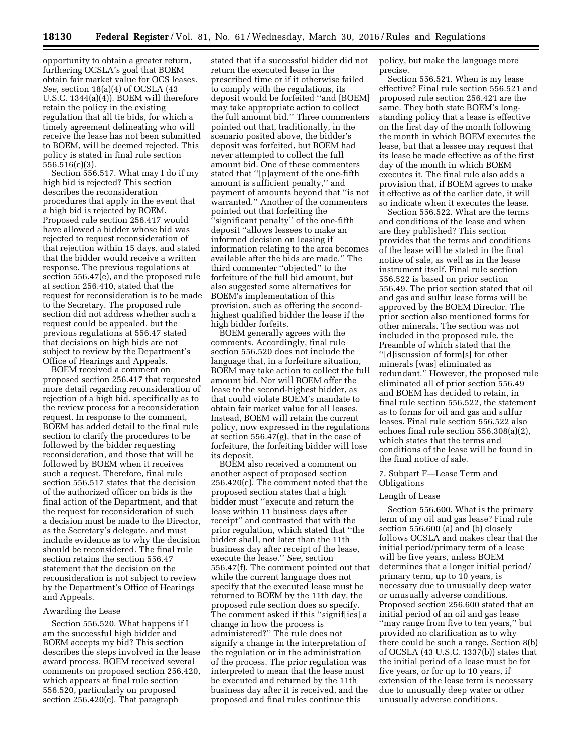opportunity to obtain a greater return, furthering OCSLA's goal that BOEM obtain fair market value for OCS leases. *See*, section 18(a)(4) of OCSLA (43 U.S.C. 1344(a)(4)). BOEM will therefore retain the policy in the existing regulation that all tie bids, for which a timely agreement delineating who will receive the lease has not been submitted to BOEM, will be deemed rejected. This policy is stated in final rule section 556.516(c)(3).

Section 556.517. What may I do if my high bid is rejected? This section describes the reconsideration procedures that apply in the event that a high bid is rejected by BOEM. Proposed rule section 256.417 would have allowed a bidder whose bid was rejected to request reconsideration of that rejection within 15 days, and stated that the bidder would receive a written response. The previous regulations at section 556.47(e), and the proposed rule at section 256.410, stated that the request for reconsideration is to be made to the Secretary. The proposed rule section did not address whether such a request could be appealed, but the previous regulations at 556.47 stated that decisions on high bids are not subject to review by the Department's Office of Hearings and Appeals.

BOEM received a comment on proposed section 256.417 that requested more detail regarding reconsideration of rejection of a high bid, specifically as to the review process for a reconsideration request. In response to the comment, BOEM has added detail to the final rule section to clarify the procedures to be followed by the bidder requesting reconsideration, and those that will be followed by BOEM when it receives such a request. Therefore, final rule section 556.517 states that the decision of the authorized officer on bids is the final action of the Department, and that the request for reconsideration of such a decision must be made to the Director, as the Secretary's delegate, and must include evidence as to why the decision should be reconsidered. The final rule section retains the section 556.47 statement that the decision on the reconsideration is not subject to review by the Department's Office of Hearings and Appeals.

### Awarding the Lease

Section 556.520. What happens if I am the successful high bidder and BOEM accepts my bid? This section describes the steps involved in the lease award process. BOEM received several comments on proposed section 256.420, which appears at final rule section 556.520, particularly on proposed section 256.420(c). That paragraph stated that if a successful bidder did not return the executed lease in the prescribed time or if it otherwise failed to comply with the regulations, its deposit would be forfeited "and [BOEM] may take appropriate action to collect the full amount bid." Three commenters pointed out that, traditionally, in the scenario posited above, the bidder's deposit was forfeited, but BOEM had never attempted to collect the full amount bid. One of these commenters stated that "[p]ayment of the one-fifth amount is sufficient penalty," and payment of amounts beyond that "is not warranted." Another of the commenters pointed out that forfeiting the "significant penalty" of the one-fifth deposit "allows lessees to make an informed decision on leasing if information relating to the area becomes available after the bids are made." The third commenter "objected" to the forfeiture of the full bid amount, but also suggested some alternatives for BOEM's implementation of this provision, such as offering the second-highest qualified bidder the lease if the high bidder forfeits.

BOEM generally agrees with the comments. Accordingly, final rule section 556.520 does not include the language that, in a forfeiture situation, BOEM may take action to collect the full amount bid. Nor will BOEM offer the lease to the second-highest bidder, as that could violate BOEM's mandate to obtain fair market value for all leases. Instead, BOEM will retain the current policy, now expressed in the regulations at section 556.47(g), that in the case of forfeiture, the forfeiting bidder will lose its deposit.

BOEM also received a comment on another aspect of proposed section 256.420(c). The comment noted that the proposed section states that a high bidder must "execute and return the lease within 11 business days after receipt" and contrasted that with the prior regulation, which stated that "the bidder shall, not later than the 11th business day after receipt of the lease, execute the lease." *See,* section 556.47(f). The comment pointed out that while the current language does not specify that the executed lease must be returned to BOEM by the 11th day, the proposed rule section does so specify. The comment asked if this "signif[ies] a change in how the process is administered?" The rule does not signify a change in the interpretation of the regulation or in the administration of the process. The prior regulation was interpreted to mean that the lease must be executed and returned by the 11th business day after it is received, and the proposed and final rules continue this policy, but make the language more precise.

Section 556.521. When is my lease effective? Final rule section 556.521 and proposed rule section 256.421 are the same. They both state BOEM's long-standing policy that a lease is effective on the first day of the month following the month in which BOEM executes the lease, but that a lessee may request that its lease be made effective as of the first day of the month in which BOEM executes it. The final rule also adds a provision that, if BOEM agrees to make it effective as of the earlier date, it will so indicate when it executes the lease.

Section 556.522. What are the terms and conditions of the lease and when are they published? This section provides that the terms and conditions of the lease will be stated in the final notice of sale, as well as in the lease instrument itself. Final rule section 556.522 is based on prior section 556.49. The prior section stated that oil and gas and sulfur lease forms will be approved by the BOEM Director. The prior section also mentioned forms for other minerals. The section was not included in the proposed rule, the Preamble of which stated that the "[d]iscussion of form[s] for other minerals [was] eliminated as redundant." However, the proposed rule eliminated all of prior section 556.49 and BOEM has decided to retain, in final rule section 556.522, the statement as to forms for oil and gas and sulfur leases. Final rule section 556.522 also echoes final rule section 556.308(a)(2), which states that the terms and conditions of the lease will be found in the final notice of sale.

## 7. Subpart F—Lease Term and Obligations

### Length of Lease

Section 556.600. What is the primary term of my oil and gas lease? Final rule section 556.600 (a) and (b) closely follows OCSLA and makes clear that the initial period/primary term of a lease will be five years, unless BOEM determines that a longer initial period/primary term, up to 10 years, is necessary due to unusually deep water or unusually adverse conditions. Proposed section 256.600 stated that an initial period of an oil and gas lease "may range from five to ten years," but provided no clarification as to why there could be such a range. Section 8(b) of OCSLA (43 U.S.C. 1337(b)) states that the initial period of a lease must be for five years, or for up to 10 years, if extension of the lease term is necessary due to unusually deep water or other unusually adverse conditions.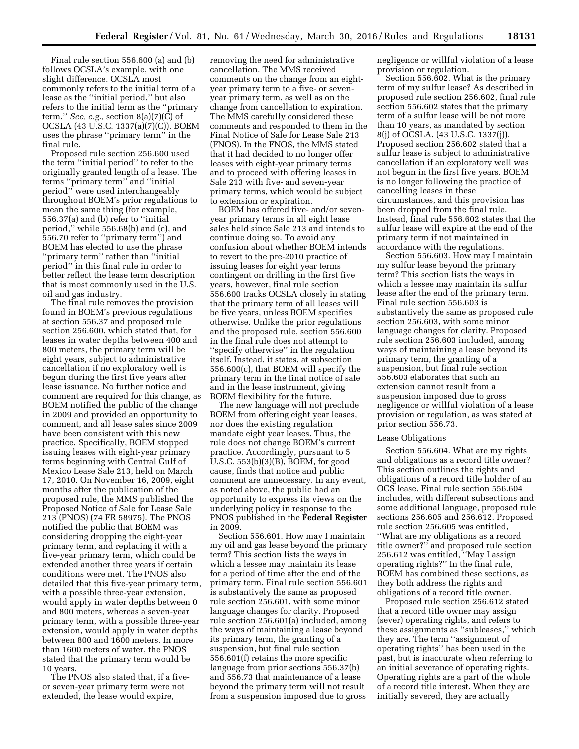Final rule section 556.600 (a) and (b) follows OCSLA's example, with one slight difference. OCSLA most commonly refers to the initial term of a lease as the ''initial period,'' but also refers to the initial term as the ''primary term.'' *See, e.g.,* section 8(a)(7)(C) of OCSLA (43 U.S.C. 1337(a)(7)(C)). BOEM uses the phrase ''primary term'' in the final rule.

Proposed rule section 256.600 used the term ''initial period'' to refer to the originally granted length of a lease. The terms ''primary term'' and ''initial period'' were used interchangeably throughout BOEM's prior regulations to mean the same thing (for example, 556.37(a) and (b) refer to ''initial period,'' while 556.68(b) and (c), and 556.70 refer to ''primary term'') and BOEM has elected to use the phrase ''primary term'' rather than ''initial period'' in this final rule in order to better reflect the lease term description that is most commonly used in the U.S. oil and gas industry.

The final rule removes the provision found in BOEM's previous regulations at section 556.37 and proposed rule section 256.600, which stated that, for leases in water depths between 400 and 800 meters, the primary term will be eight years, subject to administrative cancellation if no exploratory well is begun during the first five years after lease issuance. No further notice and comment are required for this change, as BOEM notified the public of the change in 2009 and provided an opportunity to comment, and all lease sales since 2009 have been consistent with this new practice. Specifically, BOEM stopped issuing leases with eight-year primary terms beginning with Central Gulf of Mexico Lease Sale 213, held on March 17, 2010. On November 16, 2009, eight months after the publication of the proposed rule, the MMS published the Proposed Notice of Sale for Lease Sale 213 (PNOS) (74 FR 58975). The PNOS notified the public that BOEM was considering dropping the eight-year primary term, and replacing it with a five-year primary term, which could be extended another three years if certain conditions were met. The PNOS also detailed that this five-year primary term, with a possible three-year extension, would apply in water depths between 0 and 800 meters, whereas a seven-year primary term, with a possible three-year extension, would apply in water depths between 800 and 1600 meters. In more than 1600 meters of water, the PNOS stated that the primary term would be 10 years.

The PNOS also stated that, if a five- or seven-year primary term were not extended, the lease would expire, removing the need for administrative cancellation. The MMS received comments on the change from an eight-year primary term to a five- or seven-year primary term, as well as on the change from cancellation to expiration. The MMS carefully considered these comments and responded to them in the Final Notice of Sale for Lease Sale 213 (FNOS). In the FNOS, the MMS stated that it had decided to no longer offer leases with eight-year primary terms and to proceed with offering leases in Sale 213 with five- and seven-year primary terms, which would be subject to extension or expiration.

BOEM has offered five- and/or seven-year primary terms in all eight lease sales held since Sale 213 and intends to continue doing so. To avoid any confusion about whether BOEM intends to revert to the pre-2010 practice of issuing leases for eight year terms contingent on drilling in the first five years, however, final rule section 556.600 tracks OCSLA closely in stating that the primary term of all leases will be five years, unless BOEM specifies otherwise. Unlike the prior regulations and the proposed rule, section 556.600 in the final rule does not attempt to ''specify otherwise'' in the regulation itself. Instead, it states, at subsection 556.600(c), that BOEM will specify the primary term in the final notice of sale and in the lease instrument, giving BOEM flexibility for the future.

The new language will not preclude BOEM from offering eight year leases, nor does the existing regulation mandate eight year leases. Thus, the rule does not change BOEM's current practice. Accordingly, pursuant to 5 U.S.C. 553(b)(3)(B), BOEM, for good cause, finds that notice and public comment are unnecessary. In any event, as noted above, the public had an opportunity to express its views on the underlying policy in response to the PNOS published in the **Federal Register** in 2009.

Section 556.601. How may I maintain my oil and gas lease beyond the primary term? This section lists the ways in which a lessee may maintain its lease for a period of time after the end of the primary term. Final rule section 556.601 is substantively the same as proposed rule section 256.601, with some minor language changes for clarity. Proposed rule section 256.601(a) included, among the ways of maintaining a lease beyond its primary term, the granting of a suspension, but final rule section 556.601(f) retains the more specific language from prior sections 556.37(b) and 556.73 that maintenance of a lease beyond the primary term will not result from a suspension imposed due to gross negligence or willful violation of a lease provision or regulation.

Section 556.602. What is the primary term of my sulfur lease? As described in proposed rule section 256.602, final rule section 556.602 states that the primary term of a sulfur lease will be not more than 10 years, as mandated by section 8(j) of OCSLA. (43 U.S.C. 1337(j)). Proposed section 256.602 stated that a sulfur lease is subject to administrative cancellation if an exploratory well was not begun in the first five years. BOEM is no longer following the practice of cancelling leases in these circumstances, and this provision has been dropped from the final rule. Instead, final rule 556.602 states that the sulfur lease will expire at the end of the primary term if not maintained in accordance with the regulations.

Section 556.603. How may I maintain my sulfur lease beyond the primary term? This section lists the ways in which a lessee may maintain its sulfur lease after the end of the primary term. Final rule section 556.603 is substantively the same as proposed rule section 256.603, with some minor language changes for clarity. Proposed rule section 256.603 included, among ways of maintaining a lease beyond its primary term, the granting of a suspension, but final rule section 556.603 elaborates that such an extension cannot result from a suspension imposed due to gross negligence or willful violation of a lease provision or regulation, as was stated at prior section 556.73.

Lease Obligations

Section 556.604. What are my rights and obligations as a record title owner? This section outlines the rights and obligations of a record title holder of an OCS lease. Final rule section 556.604 includes, with different subsections and some additional language, proposed rule sections 256.605 and 256.612. Proposed rule section 256.605 was entitled, ''What are my obligations as a record title owner?'' and proposed rule section 256.612 was entitled, ''May I assign operating rights?'' In the final rule, BOEM has combined these sections, as they both address the rights and obligations of a record title owner.

Proposed rule section 256.612 stated that a record title owner may assign (sever) operating rights, and refers to these assignments as ''subleases,'' which they are. The term ''assignment of operating rights'' has been used in the past, but is inaccurate when referring to an initial severance of operating rights. Operating rights are a part of the whole of a record title interest. When they are initially severed, they are actually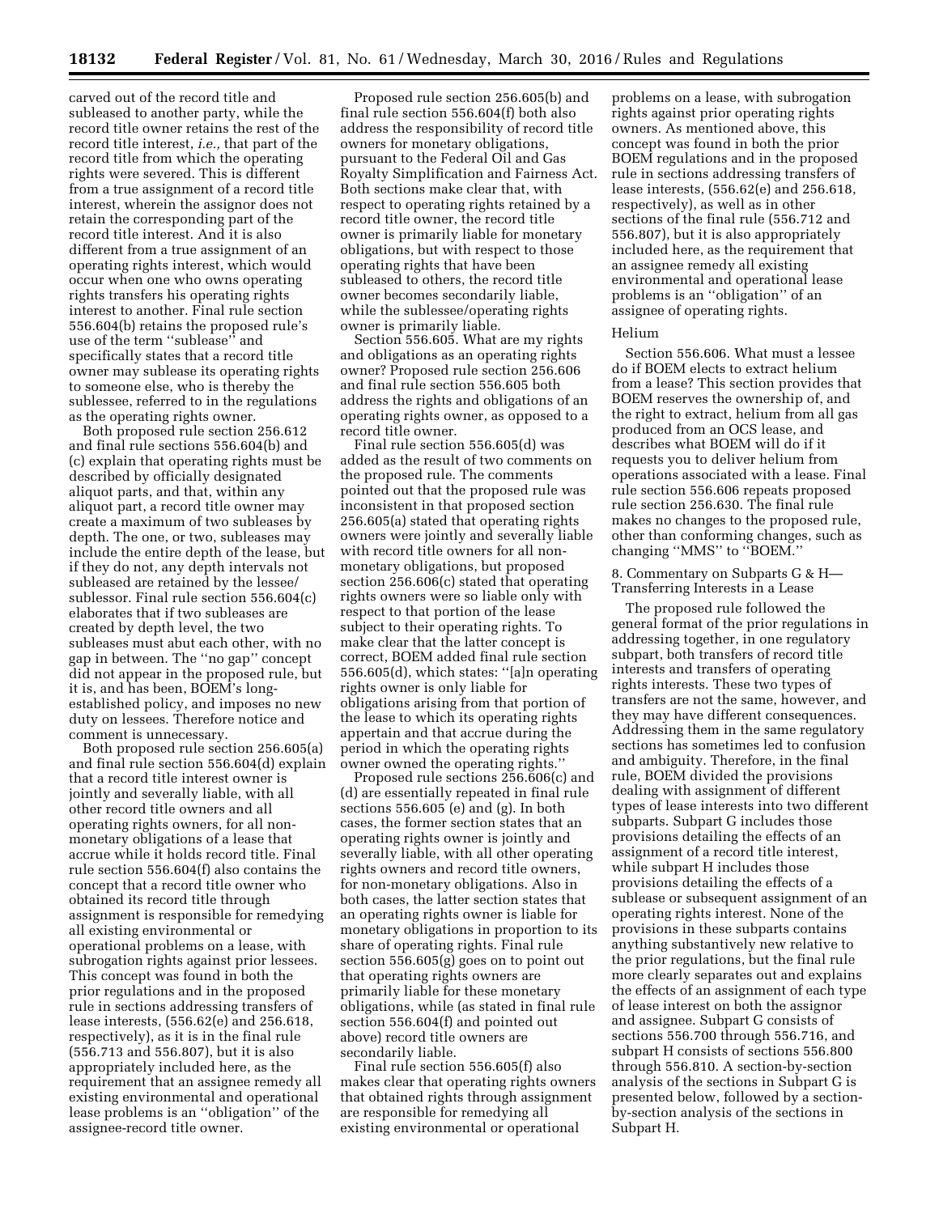carved out of the record title and subleased to another party, while the record title owner retains the rest of the record title interest, *i.e.,* that part of the record title from which the operating rights were severed. This is different from a true assignment of a record title interest, wherein the assignor does not retain the corresponding part of the record title interest. And it is also different from a true assignment of an operating rights interest, which would occur when one who owns operating rights transfers his operating rights interest to another. Final rule section 556.604(b) retains the proposed rule's use of the term ''sublease'' and specifically states that a record title owner may sublease its operating rights to someone else, who is thereby the sublessee, referred to in the regulations as the operating rights owner.

Both proposed rule section 256.612 and final rule sections 556.604(b) and (c) explain that operating rights must be described by officially designated aliquot parts, and that, within any aliquot part, a record title owner may create a maximum of two subleases by depth. The one, or two, subleases may include the entire depth of the lease, but if they do not, any depth intervals not subleased are retained by the lessee/sublessor. Final rule section 556.604(c) elaborates that if two subleases are created by depth level, the two subleases must abut each other, with no gap in between. The ''no gap'' concept did not appear in the proposed rule, but it is, and has been, BOEM's long-established policy, and imposes no new duty on lessees. Therefore notice and comment is unnecessary.

Both proposed rule section 256.605(a) and final rule section 556.604(d) explain that a record title interest owner is jointly and severally liable, with all other record title owners and all operating rights owners, for all non-monetary obligations of a lease that accrue while it holds record title. Final rule section 556.604(f) also contains the concept that a record title owner who obtained its record title through assignment is responsible for remedying all existing environmental or operational problems on a lease, with subrogation rights against prior lessees. This concept was found in both the prior regulations and in the proposed rule in sections addressing transfers of lease interests, (556.62(e) and 256.618, respectively), as it is in the final rule (556.713 and 556.807), but it is also appropriately included here, as the requirement that an assignee remedy all existing environmental and operational lease problems is an ''obligation'' of the assignee-record title owner.

Proposed rule section 256.605(b) and final rule section 556.604(f) both also address the responsibility of record title owners for monetary obligations, pursuant to the Federal Oil and Gas Royalty Simplification and Fairness Act. Both sections make clear that, with respect to operating rights retained by a record title owner, the record title owner is primarily liable for monetary obligations, but with respect to those operating rights that have been subleased to others, the record title owner becomes secondarily liable, while the sublessee/operating rights owner is primarily liable.

Section 556.605. What are my rights and obligations as an operating rights owner? Proposed rule section 256.606 and final rule section 556.605 both address the rights and obligations of an operating rights owner, as opposed to a record title owner.

Final rule section 556.605(d) was added as the result of two comments on the proposed rule. The comments pointed out that the proposed rule was inconsistent in that proposed section 256.605(a) stated that operating rights owners were jointly and severally liable with record title owners for all non-monetary obligations, but proposed section 256.606(c) stated that operating rights owners were so liable only with respect to that portion of the lease subject to their operating rights. To make clear that the latter concept is correct, BOEM added final rule section 556.605(d), which states: ''[a]n operating rights owner is only liable for obligations arising from that portion of the lease to which its operating rights appertain and that accrue during the period in which the operating rights owner owned the operating rights.''

Proposed rule sections 256.606(c) and (d) are essentially repeated in final rule sections 556.605 (e) and (g). In both cases, the former section states that an operating rights owner is jointly and severally liable, with all other operating rights owners and record title owners, for non-monetary obligations. Also in both cases, the latter section states that an operating rights owner is liable for monetary obligations in proportion to its share of operating rights. Final rule section 556.605(g) goes on to point out that operating rights owners are primarily liable for these monetary obligations, while (as stated in final rule section 556.604(f) and pointed out above) record title owners are secondarily liable.

Final rule section 556.605(f) also makes clear that operating rights owners that obtained rights through assignment are responsible for remedying all existing environmental or operational problems on a lease, with subrogation rights against prior operating rights owners. As mentioned above, this concept was found in both the prior BOEM regulations and in the proposed rule in sections addressing transfers of lease interests, (556.62(e) and 256.618, respectively), as well as in other sections of the final rule (556.712 and 556.807), but it is also appropriately included here, as the requirement that an assignee remedy all existing environmental and operational lease problems is an ''obligation'' of an assignee of operating rights.

Helium

Section 556.606. What must a lessee do if BOEM elects to extract helium from a lease? This section provides that BOEM reserves the ownership of, and the right to extract, helium from all gas produced from an OCS lease, and describes what BOEM will do if it requests you to deliver helium from operations associated with a lease. Final rule section 556.606 repeats proposed rule section 256.630. The final rule makes no changes to the proposed rule, other than conforming changes, such as changing ''MMS'' to ''BOEM.''

8. Commentary on Subparts G & H—Transferring Interests in a Lease

The proposed rule followed the general format of the prior regulations in addressing together, in one regulatory subpart, both transfers of record title interests and transfers of operating rights interests. These two types of transfers are not the same, however, and they may have different consequences. Addressing them in the same regulatory sections has sometimes led to confusion and ambiguity. Therefore, in the final rule, BOEM divided the provisions dealing with assignment of different types of lease interests into two different subparts. Subpart G includes those provisions detailing the effects of an assignment of a record title interest, while subpart H includes those provisions detailing the effects of a sublease or subsequent assignment of an operating rights interest. None of the provisions in these subparts contains anything substantively new relative to the prior regulations, but the final rule more clearly separates out and explains the effects of an assignment of each type of lease interest on both the assignor and assignee. Subpart G consists of sections 556.700 through 556.716, and subpart H consists of sections 556.800 through 556.810. A section-by-section analysis of the sections in Subpart G is presented below, followed by a section-by-section analysis of the sections in Subpart H.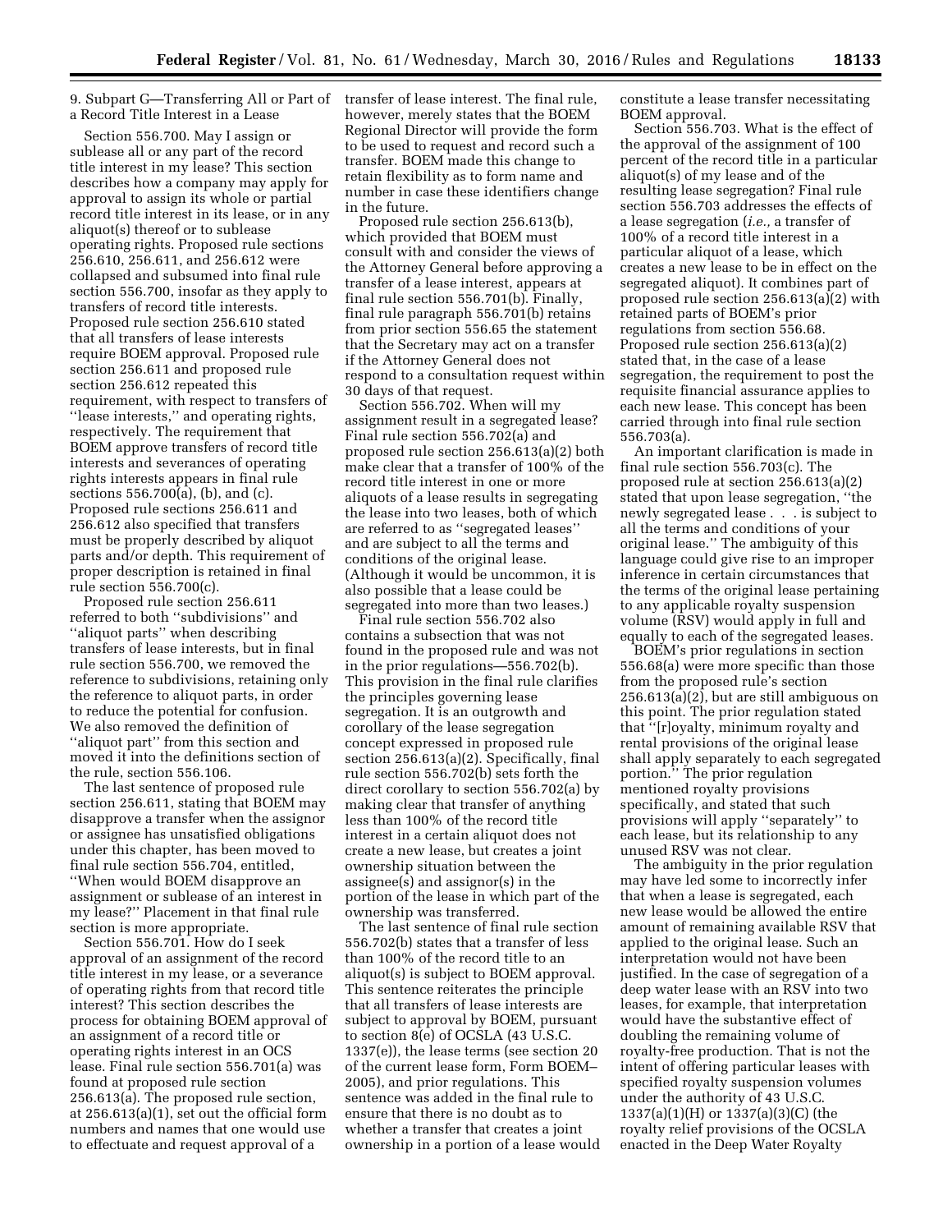9. Subpart G—Transferring All or Part of a Record Title Interest in a Lease

Section 556.700. May I assign or sublease all or any part of the record title interest in my lease? This section describes how a company may apply for approval to assign its whole or partial record title interest in its lease, or in any aliquot(s) thereof or to sublease operating rights. Proposed rule sections 256.610, 256.611, and 256.612 were collapsed and subsumed into final rule section 556.700, insofar as they apply to transfers of record title interests. Proposed rule section 256.610 stated that all transfers of lease interests require BOEM approval. Proposed rule section 256.611 and proposed rule section 256.612 repeated this requirement, with respect to transfers of ''lease interests,'' and operating rights, respectively. The requirement that BOEM approve transfers of record title interests and severances of operating rights interests appears in final rule sections 556.700(a), (b), and (c). Proposed rule sections 256.611 and 256.612 also specified that transfers must be properly described by aliquot parts and/or depth. This requirement of proper description is retained in final rule section 556.700(c).

Proposed rule section 256.611 referred to both ''subdivisions'' and ''aliquot parts'' when describing transfers of lease interests, but in final rule section 556.700, we removed the reference to subdivisions, retaining only the reference to aliquot parts, in order to reduce the potential for confusion. We also removed the definition of ''aliquot part'' from this section and moved it into the definitions section of the rule, section 556.106.

The last sentence of proposed rule section 256.611, stating that BOEM may disapprove a transfer when the assignor or assignee has unsatisfied obligations under this chapter, has been moved to final rule section 556.704, entitled, ''When would BOEM disapprove an assignment or sublease of an interest in my lease?'' Placement in that final rule section is more appropriate.

Section 556.701. How do I seek approval of an assignment of the record title interest in my lease, or a severance of operating rights from that record title interest? This section describes the process for obtaining BOEM approval of an assignment of a record title or operating rights interest in an OCS lease. Final rule section 556.701(a) was found at proposed rule section 256.613(a). The proposed rule section, at 256.613(a)(1), set out the official form numbers and names that one would use to effectuate and request approval of a transfer of lease interest. The final rule, however, merely states that the BOEM Regional Director will provide the form to be used to request and record such a transfer. BOEM made this change to retain flexibility as to form name and number in case these identifiers change in the future.

Proposed rule section 256.613(b), which provided that BOEM must consult with and consider the views of the Attorney General before approving a transfer of a lease interest, appears at final rule section 556.701(b). Finally, final rule paragraph 556.701(b) retains from prior section 556.65 the statement that the Secretary may act on a transfer if the Attorney General does not respond to a consultation request within 30 days of that request.

Section 556.702. When will my assignment result in a segregated lease? Final rule section 556.702(a) and proposed rule section 256.613(a)(2) both make clear that a transfer of 100% of the record title interest in one or more aliquots of a lease results in segregating the lease into two leases, both of which are referred to as ''segregated leases'' and are subject to all the terms and conditions of the original lease. (Although it would be uncommon, it is also possible that a lease could be segregated into more than two leases.)

Final rule section 556.702 also contains a subsection that was not found in the proposed rule and was not in the prior regulations—556.702(b). This provision in the final rule clarifies the principles governing lease segregation. It is an outgrowth and corollary of the lease segregation concept expressed in proposed rule section 256.613(a)(2). Specifically, final rule section 556.702(b) sets forth the direct corollary to section 556.702(a) by making clear that transfer of anything less than 100% of the record title interest in a certain aliquot does not create a new lease, but creates a joint ownership situation between the assignee(s) and assignor(s) in the portion of the lease in which part of the ownership was transferred.

The last sentence of final rule section 556.702(b) states that a transfer of less than 100% of the record title to an aliquot(s) is subject to BOEM approval. This sentence reiterates the principle that all transfers of lease interests are subject to approval by BOEM, pursuant to section 8(e) of OCSLA (43 U.S.C. 1337(e)), the lease terms (see section 20 of the current lease form, Form BOEM–2005), and prior regulations. This sentence was added in the final rule to ensure that there is no doubt as to whether a transfer that creates a joint ownership in a portion of a lease would constitute a lease transfer necessitating BOEM approval.

Section 556.703. What is the effect of the approval of the assignment of 100 percent of the record title in a particular aliquot(s) of my lease and of the resulting lease segregation? Final rule section 556.703 addresses the effects of a lease segregation (*i.e.,* a transfer of 100% of a record title interest in a particular aliquot of a lease, which creates a new lease to be in effect on the segregated aliquot). It combines part of proposed rule section 256.613(a)(2) with retained parts of BOEM's prior regulations from section 556.68. Proposed rule section 256.613(a)(2) stated that, in the case of a lease segregation, the requirement to post the requisite financial assurance applies to each new lease. This concept has been carried through into final rule section 556.703(a).

An important clarification is made in final rule section 556.703(c). The proposed rule at section 256.613(a)(2) stated that upon lease segregation, ''the newly segregated lease . . . is subject to all the terms and conditions of your original lease.'' The ambiguity of this language could give rise to an improper inference in certain circumstances that the terms of the original lease pertaining to any applicable royalty suspension volume (RSV) would apply in full and equally to each of the segregated leases.

BOEM's prior regulations in section 556.68(a) were more specific than those from the proposed rule's section 256.613(a)(2), but are still ambiguous on this point. The prior regulation stated that ''[r]oyalty, minimum royalty and rental provisions of the original lease shall apply separately to each segregated portion.'' The prior regulation mentioned royalty provisions specifically, and stated that such provisions will apply ''separately'' to each lease, but its relationship to any unused RSV was not clear.

The ambiguity in the prior regulation may have led some to incorrectly infer that when a lease is segregated, each new lease would be allowed the entire amount of remaining available RSV that applied to the original lease. Such an interpretation would not have been justified. In the case of segregation of a deep water lease with an RSV into two leases, for example, that interpretation would have the substantive effect of doubling the remaining volume of royalty-free production. That is not the intent of offering particular leases with specified royalty suspension volumes under the authority of 43 U.S.C. 1337(a)(1)(H) or 1337(a)(3)(C) (the royalty relief provisions of the OCSLA enacted in the Deep Water Royalty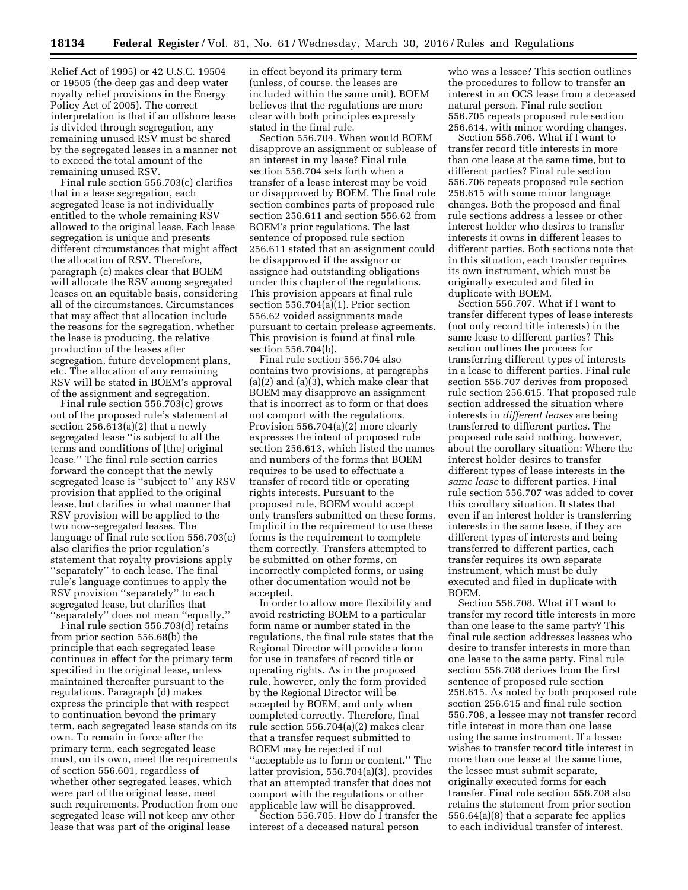Relief Act of 1995) or 42 U.S.C. 19504 or 19505 (the deep gas and deep water royalty relief provisions in the Energy Policy Act of 2005). The correct interpretation is that if an offshore lease is divided through segregation, any remaining unused RSV must be shared by the segregated leases in a manner not to exceed the total amount of the remaining unused RSV.

Final rule section 556.703(c) clarifies that in a lease segregation, each segregated lease is not individually entitled to the whole remaining RSV allowed to the original lease. Each lease segregation is unique and presents different circumstances that might affect the allocation of RSV. Therefore, paragraph (c) makes clear that BOEM will allocate the RSV among segregated leases on an equitable basis, considering all of the circumstances. Circumstances that may affect that allocation include the reasons for the segregation, whether the lease is producing, the relative production of the leases after segregation, future development plans, etc. The allocation of any remaining RSV will be stated in BOEM's approval of the assignment and segregation.

Final rule section 556.703(c) grows out of the proposed rule's statement at section 256.613(a)(2) that a newly segregated lease ''is subject to all the terms and conditions of [the] original lease.'' The final rule section carries forward the concept that the newly segregated lease is ''subject to'' any RSV provision that applied to the original lease, but clarifies in what manner that RSV provision will be applied to the two now-segregated leases. The language of final rule section 556.703(c) also clarifies the prior regulation's statement that royalty provisions apply ''separately'' to each lease. The final rule's language continues to apply the RSV provision ''separately'' to each segregated lease, but clarifies that ''separately'' does not mean ''equally.''

Final rule section 556.703(d) retains from prior section 556.68(b) the principle that each segregated lease continues in effect for the primary term specified in the original lease, unless maintained thereafter pursuant to the regulations. Paragraph (d) makes express the principle that with respect to continuation beyond the primary term, each segregated lease stands on its own. To remain in force after the primary term, each segregated lease must, on its own, meet the requirements of section 556.601, regardless of whether other segregated leases, which were part of the original lease, meet such requirements. Production from one segregated lease will not keep any other lease that was part of the original lease in effect beyond its primary term (unless, of course, the leases are included within the same unit). BOEM believes that the regulations are more clear with both principles expressly stated in the final rule.

Section 556.704. When would BOEM disapprove an assignment or sublease of an interest in my lease? Final rule section 556.704 sets forth when a transfer of a lease interest may be void or disapproved by BOEM. The final rule section combines parts of proposed rule section 256.611 and section 556.62 from BOEM's prior regulations. The last sentence of proposed rule section 256.611 stated that an assignment could be disapproved if the assignor or assignee had outstanding obligations under this chapter of the regulations. This provision appears at final rule section 556.704(a)(1). Prior section 556.62 voided assignments made pursuant to certain prelease agreements. This provision is found at final rule section 556.704(b).

Final rule section 556.704 also contains two provisions, at paragraphs (a)(2) and (a)(3), which make clear that BOEM may disapprove an assignment that is incorrect as to form or that does not comport with the regulations. Provision 556.704(a)(2) more clearly expresses the intent of proposed rule section 256.613, which listed the names and numbers of the forms that BOEM requires to be used to effectuate a transfer of record title or operating rights interests. Pursuant to the proposed rule, BOEM would accept only transfers submitted on these forms. Implicit in the requirement to use these forms is the requirement to complete them correctly. Transfers attempted to be submitted on other forms, on incorrectly completed forms, or using other documentation would not be accepted.

In order to allow more flexibility and avoid restricting BOEM to a particular form name or number stated in the regulations, the final rule states that the Regional Director will provide a form for use in transfers of record title or operating rights. As in the proposed rule, however, only the form provided by the Regional Director will be accepted by BOEM, and only when completed correctly. Therefore, final rule section 556.704(a)(2) makes clear that a transfer request submitted to BOEM may be rejected if not ''acceptable as to form or content.'' The latter provision, 556.704(a)(3), provides that an attempted transfer that does not comport with the regulations or other applicable law will be disapproved.

Section 556.705. How do I transfer the interest of a deceased natural person who was a lessee? This section outlines the procedures to follow to transfer an interest in an OCS lease from a deceased natural person. Final rule section 556.705 repeats proposed rule section 256.614, with minor wording changes.

Section 556.706. What if I want to transfer record title interests in more than one lease at the same time, but to different parties? Final rule section 556.706 repeats proposed rule section 256.615 with some minor language changes. Both the proposed and final rule sections address a lessee or other interest holder who desires to transfer interests it owns in different leases to different parties. Both sections note that in this situation, each transfer requires its own instrument, which must be originally executed and filed in duplicate with BOEM.

Section 556.707. What if I want to transfer different types of lease interests (not only record title interests) in the same lease to different parties? This section outlines the process for transferring different types of interests in a lease to different parties. Final rule section 556.707 derives from proposed rule section 256.615. That proposed rule section addressed the situation where interests in *different leases* are being transferred to different parties. The proposed rule said nothing, however, about the corollary situation: Where the interest holder desires to transfer different types of lease interests in the *same lease* to different parties. Final rule section 556.707 was added to cover this corollary situation. It states that even if an interest holder is transferring interests in the same lease, if they are different types of interests and being transferred to different parties, each transfer requires its own separate instrument, which must be duly executed and filed in duplicate with BOEM.

Section 556.708. What if I want to transfer my record title interests in more than one lease to the same party? This final rule section addresses lessees who desire to transfer interests in more than one lease to the same party. Final rule section 556.708 derives from the first sentence of proposed rule section 256.615. As noted by both proposed rule section 256.615 and final rule section 556.708, a lessee may not transfer record title interest in more than one lease using the same instrument. If a lessee wishes to transfer record title interest in more than one lease at the same time, the lessee must submit separate, originally executed forms for each transfer. Final rule section 556.708 also retains the statement from prior section 556.64(a)(8) that a separate fee applies to each individual transfer of interest.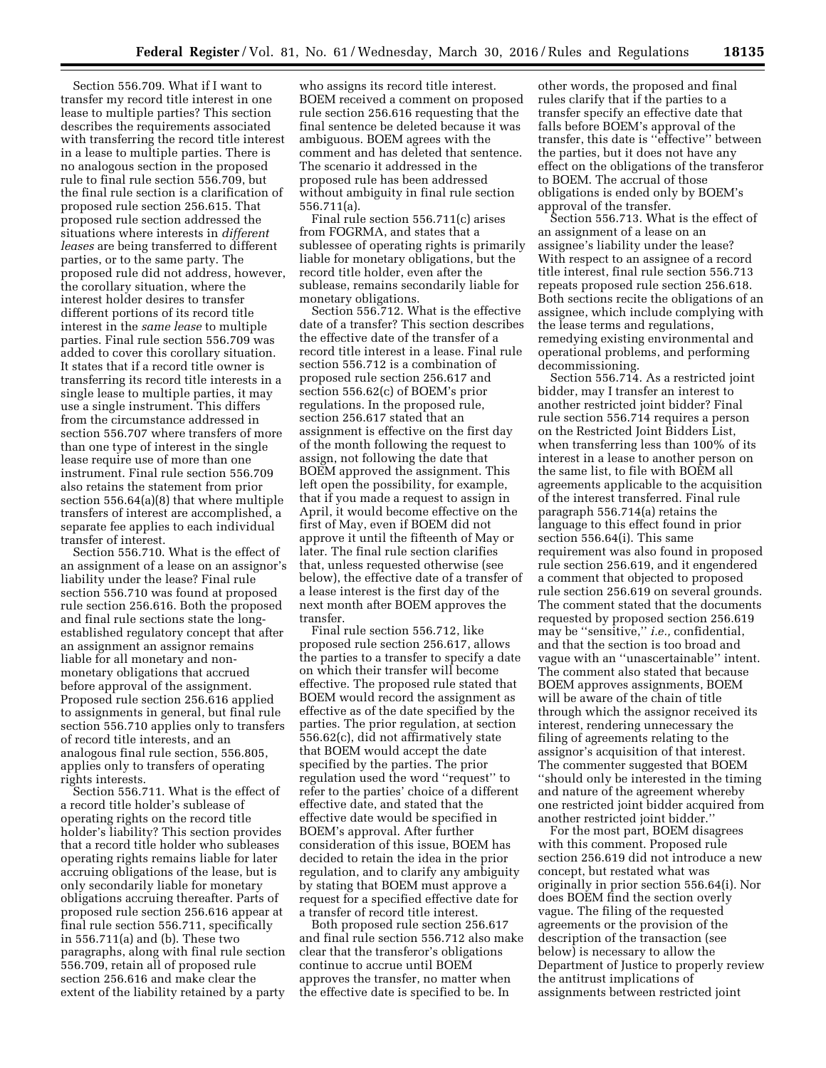Section 556.709. What if I want to transfer my record title interest in one lease to multiple parties? This section describes the requirements associated with transferring the record title interest in a lease to multiple parties. There is no analogous section in the proposed rule to final rule section 556.709, but the final rule section is a clarification of proposed rule section 256.615. That proposed rule section addressed the situations where interests in *different leases* are being transferred to different parties, or to the same party. The proposed rule did not address, however, the corollary situation, where the interest holder desires to transfer different portions of its record title interest in the *same lease* to multiple parties. Final rule section 556.709 was added to cover this corollary situation. It states that if a record title owner is transferring its record title interests in a single lease to multiple parties, it may use a single instrument. This differs from the circumstance addressed in section 556.707 where transfers of more than one type of interest in the single lease require use of more than one instrument. Final rule section 556.709 also retains the statement from prior section 556.64(a)(8) that where multiple transfers of interest are accomplished, a separate fee applies to each individual transfer of interest.

Section 556.710. What is the effect of an assignment of a lease on an assignor's liability under the lease? Final rule section 556.710 was found at proposed rule section 256.616. Both the proposed and final rule sections state the long-established regulatory concept that after an assignment an assignor remains liable for all monetary and non-monetary obligations that accrued before approval of the assignment. Proposed rule section 256.616 applied to assignments in general, but final rule section 556.710 applies only to transfers of record title interests, and an analogous final rule section, 556.805, applies only to transfers of operating rights interests.

Section 556.711. What is the effect of a record title holder's sublease of operating rights on the record title holder's liability? This section provides that a record title holder who subleases operating rights remains liable for later accruing obligations of the lease, but is only secondarily liable for monetary obligations accruing thereafter. Parts of proposed rule section 256.616 appear at final rule section 556.711, specifically in 556.711(a) and (b). These two paragraphs, along with final rule section 556.709, retain all of proposed rule section 256.616 and make clear the extent of the liability retained by a party who assigns its record title interest. BOEM received a comment on proposed rule section 256.616 requesting that the final sentence be deleted because it was ambiguous. BOEM agrees with the comment and has deleted that sentence. The scenario it addressed in the proposed rule has been addressed without ambiguity in final rule section 556.711(a).

Final rule section 556.711(c) arises from FOGRMA, and states that a sublessee of operating rights is primarily liable for monetary obligations, but the record title holder, even after the sublease, remains secondarily liable for monetary obligations.

Section 556.712. What is the effective date of a transfer? This section describes the effective date of the transfer of a record title interest in a lease. Final rule section 556.712 is a combination of proposed rule section 256.617 and section 556.62(c) of BOEM's prior regulations. In the proposed rule, section 256.617 stated that an assignment is effective on the first day of the month following the request to assign, not following the date that BOEM approved the assignment. This left open the possibility, for example, that if you made a request to assign in April, it would become effective on the first of May, even if BOEM did not approve it until the fifteenth of May or later. The final rule section clarifies that, unless requested otherwise (see below), the effective date of a transfer of a lease interest is the first day of the next month after BOEM approves the transfer.

Final rule section 556.712, like proposed rule section 256.617, allows the parties to a transfer to specify a date on which their transfer will become effective. The proposed rule stated that BOEM would record the assignment as effective as of the date specified by the parties. The prior regulation, at section 556.62(c), did not affirmatively state that BOEM would accept the date specified by the parties. The prior regulation used the word "request" to refer to the parties' choice of a different effective date, and stated that the effective date would be specified in BOEM's approval. After further consideration of this issue, BOEM has decided to retain the idea in the prior regulation, and to clarify any ambiguity by stating that BOEM must approve a request for a specified effective date for a transfer of record title interest.

Both proposed rule section 256.617 and final rule section 556.712 also make clear that the transferor's obligations continue to accrue until BOEM approves the transfer, no matter when the effective date is specified to be. In other words, the proposed and final rules clarify that if the parties to a transfer specify an effective date that falls before BOEM's approval of the transfer, this date is "effective" between the parties, but it does not have any effect on the obligations of the transferor to BOEM. The accrual of those obligations is ended only by BOEM's approval of the transfer.

Section 556.713. What is the effect of an assignment of a lease on an assignee's liability under the lease? With respect to an assignee of a record title interest, final rule section 556.713 repeats proposed rule section 256.618. Both sections recite the obligations of an assignee, which include complying with the lease terms and regulations, remedying existing environmental and operational problems, and performing decommissioning.

Section 556.714. As a restricted joint bidder, may I transfer an interest to another restricted joint bidder? Final rule section 556.714 requires a person on the Restricted Joint Bidders List, when transferring less than 100% of its interest in a lease to another person on the same list, to file with BOEM all agreements applicable to the acquisition of the interest transferred. Final rule paragraph 556.714(a) retains the language to this effect found in prior section 556.64(i). This same requirement was also found in proposed rule section 256.619, and it engendered a comment that objected to proposed rule section 256.619 on several grounds. The comment stated that the documents requested by proposed section 256.619 may be "sensitive," *i.e.,* confidential, and that the section is too broad and vague with an "unascertainable" intent. The comment also stated that because BOEM approves assignments, BOEM will be aware of the chain of title through which the assignor received its interest, rendering unnecessary the filing of agreements relating to the assignor's acquisition of that interest. The commenter suggested that BOEM "should only be interested in the timing and nature of the agreement whereby one restricted joint bidder acquired from another restricted joint bidder."

For the most part, BOEM disagrees with this comment. Proposed rule section 256.619 did not introduce a new concept, but restated what was originally in prior section 556.64(i). Nor does BOEM find the section overly vague. The filing of the requested agreements or the provision of the description of the transaction (see below) is necessary to allow the Department of Justice to properly review the antitrust implications of assignments between restricted joint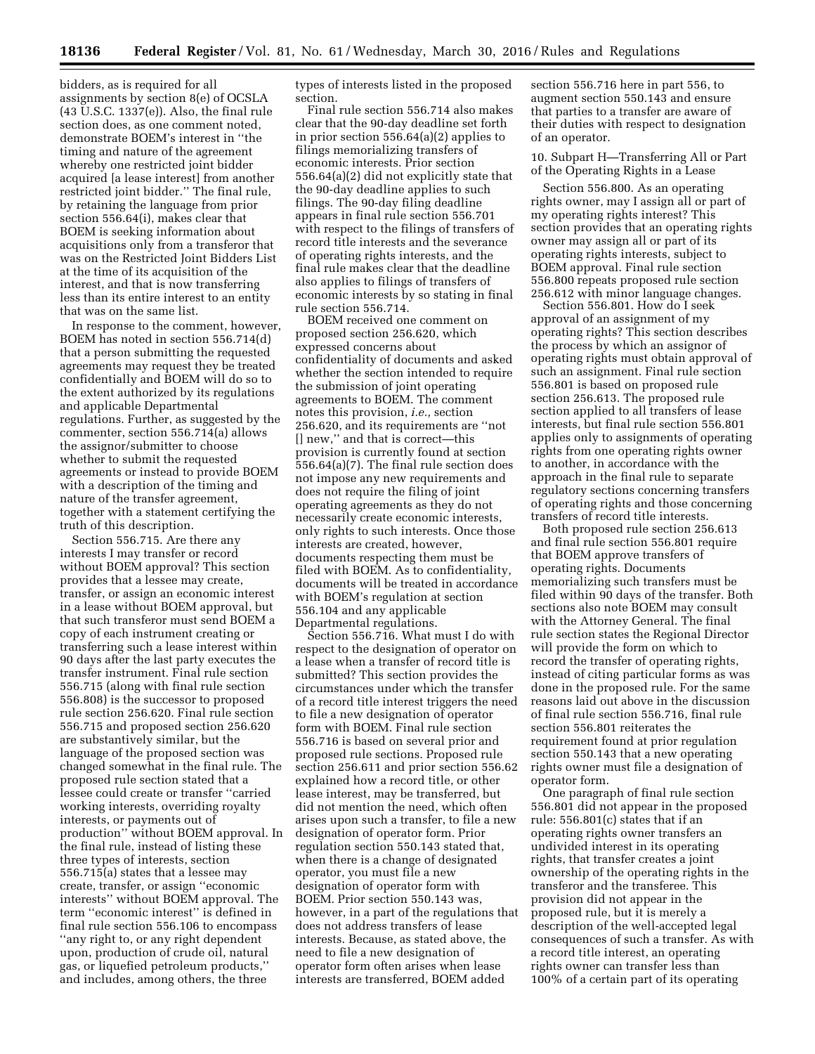bidders, as is required for all assignments by section 8(e) of OCSLA (43 U.S.C. 1337(e)). Also, the final rule section does, as one comment noted, demonstrate BOEM's interest in ''the timing and nature of the agreement whereby one restricted joint bidder acquired [a lease interest] from another restricted joint bidder.'' The final rule, by retaining the language from prior section 556.64(i), makes clear that BOEM is seeking information about acquisitions only from a transferor that was on the Restricted Joint Bidders List at the time of its acquisition of the interest, and that is now transferring less than its entire interest to an entity that was on the same list.

In response to the comment, however, BOEM has noted in section 556.714(d) that a person submitting the requested agreements may request they be treated confidentially and BOEM will do so to the extent authorized by its regulations and applicable Departmental regulations. Further, as suggested by the commenter, section 556.714(a) allows the assignor/submitter to choose whether to submit the requested agreements or instead to provide BOEM with a description of the timing and nature of the transfer agreement, together with a statement certifying the truth of this description.

Section 556.715. Are there any interests I may transfer or record without BOEM approval? This section provides that a lessee may create, transfer, or assign an economic interest in a lease without BOEM approval, but that such transferor must send BOEM a copy of each instrument creating or transferring such a lease interest within 90 days after the last party executes the transfer instrument. Final rule section 556.715 (along with final rule section 556.808) is the successor to proposed rule section 256.620. Final rule section 556.715 and proposed section 256.620 are substantively similar, but the language of the proposed section was changed somewhat in the final rule. The proposed rule section stated that a lessee could create or transfer ''carried working interests, overriding royalty interests, or payments out of production'' without BOEM approval. In the final rule, instead of listing these three types of interests, section 556.715(a) states that a lessee may create, transfer, or assign ''economic interests'' without BOEM approval. The term ''economic interest'' is defined in final rule section 556.106 to encompass ''any right to, or any right dependent upon, production of crude oil, natural gas, or liquefied petroleum products,'' and includes, among others, the three types of interests listed in the proposed section.

Final rule section 556.714 also makes clear that the 90-day deadline set forth in prior section 556.64(a)(2) applies to filings memorializing transfers of economic interests. Prior section 556.64(a)(2) did not explicitly state that the 90-day deadline applies to such filings. The 90-day filing deadline appears in final rule section 556.701 with respect to the filings of transfers of record title interests and the severance of operating rights interests, and the final rule makes clear that the deadline also applies to filings of transfers of economic interests by so stating in final rule section 556.714.

BOEM received one comment on proposed section 256.620, which expressed concerns about confidentiality of documents and asked whether the section intended to require the submission of joint operating agreements to BOEM. The comment notes this provision, *i.e.,* section 256.620, and its requirements are ''not [] new,'' and that is correct—this provision is currently found at section 556.64(a)(7). The final rule section does not impose any new requirements and does not require the filing of joint operating agreements as they do not necessarily create economic interests, only rights to such interests. Once those interests are created, however, documents respecting them must be filed with BOEM. As to confidentiality, documents will be treated in accordance with BOEM's regulation at section 556.104 and any applicable Departmental regulations.

Section 556.716. What must I do with respect to the designation of operator on a lease when a transfer of record title is submitted? This section provides the circumstances under which the transfer of a record title interest triggers the need to file a new designation of operator form with BOEM. Final rule section 556.716 is based on several prior and proposed rule sections. Proposed rule section 256.611 and prior section 556.62 explained how a record title, or other lease interest, may be transferred, but did not mention the need, which often arises upon such a transfer, to file a new designation of operator form. Prior regulation section 550.143 stated that, when there is a change of designated operator, you must file a new designation of operator form with BOEM. Prior section 550.143 was, however, in a part of the regulations that does not address transfers of lease interests. Because, as stated above, the need to file a new designation of operator form often arises when lease interests are transferred, BOEM added section 556.716 here in part 556, to augment section 550.143 and ensure that parties to a transfer are aware of their duties with respect to designation of an operator.

10. Subpart H—Transferring All or Part of the Operating Rights in a Lease

Section 556.800. As an operating rights owner, may I assign all or part of my operating rights interest? This section provides that an operating rights owner may assign all or part of its operating rights interests, subject to BOEM approval. Final rule section 556.800 repeats proposed rule section 256.612 with minor language changes.

Section 556.801. How do I seek approval of an assignment of my operating rights? This section describes the process by which an assignor of operating rights must obtain approval of such an assignment. Final rule section 556.801 is based on proposed rule section 256.613. The proposed rule section applied to all transfers of lease interests, but final rule section 556.801 applies only to assignments of operating rights from one operating rights owner to another, in accordance with the approach in the final rule to separate regulatory sections concerning transfers of operating rights and those concerning transfers of record title interests.

Both proposed rule section 256.613 and final rule section 556.801 require that BOEM approve transfers of operating rights. Documents memorializing such transfers must be filed within 90 days of the transfer. Both sections also note BOEM may consult with the Attorney General. The final rule section states the Regional Director will provide the form on which to record the transfer of operating rights, instead of citing particular forms as was done in the proposed rule. For the same reasons laid out above in the discussion of final rule section 556.716, final rule section 556.801 reiterates the requirement found at prior regulation section 550.143 that a new operating rights owner must file a designation of operator form.

One paragraph of final rule section 556.801 did not appear in the proposed rule: 556.801(c) states that if an operating rights owner transfers an undivided interest in its operating rights, that transfer creates a joint ownership of the operating rights in the transferor and the transferee. This provision did not appear in the proposed rule, but it is merely a description of the well-accepted legal consequences of such a transfer. As with a record title interest, an operating rights owner can transfer less than 100% of a certain part of its operating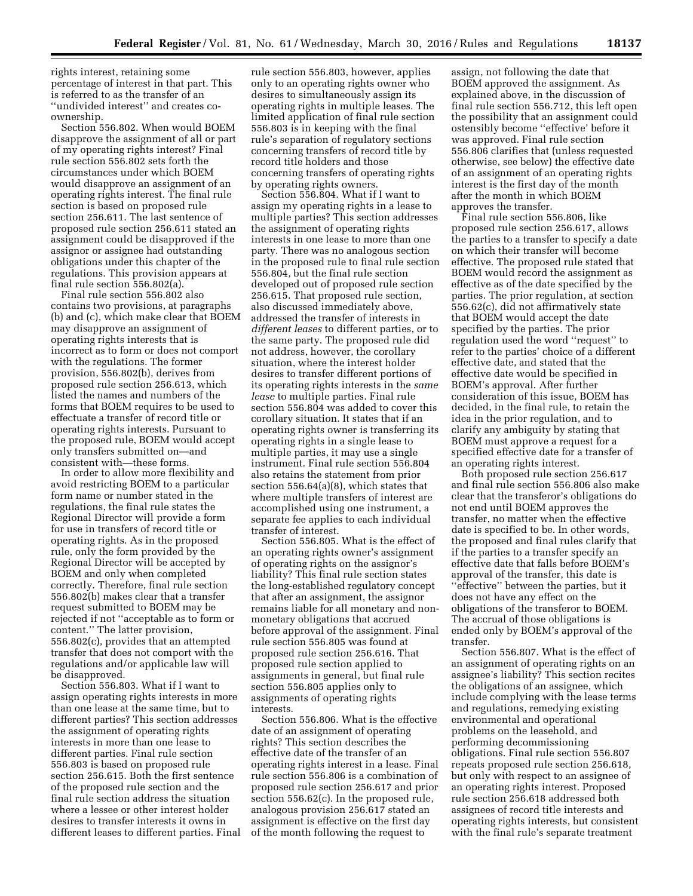rights interest, retaining some percentage of interest in that part. This is referred to as the transfer of an ''undivided interest'' and creates co-ownership.

Section 556.802. When would BOEM disapprove the assignment of all or part of my operating rights interest? Final rule section 556.802 sets forth the circumstances under which BOEM would disapprove an assignment of an operating rights interest. The final rule section is based on proposed rule section 256.611. The last sentence of proposed rule section 256.611 stated an assignment could be disapproved if the assignor or assignee had outstanding obligations under this chapter of the regulations. This provision appears at final rule section 556.802(a).

Final rule section 556.802 also contains two provisions, at paragraphs (b) and (c), which make clear that BOEM may disapprove an assignment of operating rights interests that is incorrect as to form or does not comport with the regulations. The former provision, 556.802(b), derives from proposed rule section 256.613, which listed the names and numbers of the forms that BOEM requires to be used to effectuate a transfer of record title or operating rights interests. Pursuant to the proposed rule, BOEM would accept only transfers submitted on—and consistent with—these forms.

In order to allow more flexibility and avoid restricting BOEM to a particular form name or number stated in the regulations, the final rule states the Regional Director will provide a form for use in transfers of record title or operating rights. As in the proposed rule, only the form provided by the Regional Director will be accepted by BOEM and only when completed correctly. Therefore, final rule section 556.802(b) makes clear that a transfer request submitted to BOEM may be rejected if not ''acceptable as to form or content.'' The latter provision, 556.802(c), provides that an attempted transfer that does not comport with the regulations and/or applicable law will be disapproved.

Section 556.803. What if I want to assign operating rights interests in more than one lease at the same time, but to different parties? This section addresses the assignment of operating rights interests in more than one lease to different parties. Final rule section 556.803 is based on proposed rule section 256.615. Both the first sentence of the proposed rule section and the final rule section address the situation where a lessee or other interest holder desires to transfer interests it owns in different leases to different parties. Final rule section 556.803, however, applies only to an operating rights owner who desires to simultaneously assign its operating rights in multiple leases. The limited application of final rule section 556.803 is in keeping with the final rule's separation of regulatory sections concerning transfers of record title by record title holders and those concerning transfers of operating rights by operating rights owners.

Section 556.804. What if I want to assign my operating rights in a lease to multiple parties? This section addresses the assignment of operating rights interests in one lease to more than one party. There was no analogous section in the proposed rule to final rule section 556.804, but the final rule section developed out of proposed rule section 256.615. That proposed rule section, also discussed immediately above, addressed the transfer of interests in *different leases* to different parties, or to the same party. The proposed rule did not address, however, the corollary situation, where the interest holder desires to transfer different portions of its operating rights interests in the *same lease* to multiple parties. Final rule section 556.804 was added to cover this corollary situation. It states that if an operating rights owner is transferring its operating rights in a single lease to multiple parties, it may use a single instrument. Final rule section 556.804 also retains the statement from prior section 556.64(a)(8), which states that where multiple transfers of interest are accomplished using one instrument, a separate fee applies to each individual transfer of interest.

Section 556.805. What is the effect of an operating rights owner's assignment of operating rights on the assignor's liability? This final rule section states the long-established regulatory concept that after an assignment, the assignor remains liable for all monetary and non-monetary obligations that accrued before approval of the assignment. Final rule section 556.805 was found at proposed rule section 256.616. That proposed rule section applied to assignments in general, but final rule section 556.805 applies only to assignments of operating rights interests.

Section 556.806. What is the effective date of an assignment of operating rights? This section describes the effective date of the transfer of an operating rights interest in a lease. Final rule section 556.806 is a combination of proposed rule section 256.617 and prior section 556.62(c). In the proposed rule, analogous provision 256.617 stated an assignment is effective on the first day of the month following the request to assign, not following the date that BOEM approved the assignment. As explained above, in the discussion of final rule section 556.712, this left open the possibility that an assignment could ostensibly become ''effective' before it was approved. Final rule section 556.806 clarifies that (unless requested otherwise, see below) the effective date of an assignment of an operating rights interest is the first day of the month after the month in which BOEM approves the transfer.

Final rule section 556.806, like proposed rule section 256.617, allows the parties to a transfer to specify a date on which their transfer will become effective. The proposed rule stated that BOEM would record the assignment as effective as of the date specified by the parties. The prior regulation, at section 556.62(c), did not affirmatively state that BOEM would accept the date specified by the parties. The prior regulation used the word ''request'' to refer to the parties' choice of a different effective date, and stated that the effective date would be specified in BOEM's approval. After further consideration of this issue, BOEM has decided, in the final rule, to retain the idea in the prior regulation, and to clarify any ambiguity by stating that BOEM must approve a request for a specified effective date for a transfer of an operating rights interest.

Both proposed rule section 256.617 and final rule section 556.806 also make clear that the transferor's obligations do not end until BOEM approves the transfer, no matter when the effective date is specified to be. In other words, the proposed and final rules clarify that if the parties to a transfer specify an effective date that falls before BOEM's approval of the transfer, this date is ''effective'' between the parties, but it does not have any effect on the obligations of the transferor to BOEM. The accrual of those obligations is ended only by BOEM's approval of the transfer.

Section 556.807. What is the effect of an assignment of operating rights on an assignee's liability? This section recites the obligations of an assignee, which include complying with the lease terms and regulations, remedying existing environmental and operational problems on the leasehold, and performing decommissioning obligations. Final rule section 556.807 repeats proposed rule section 256.618, but only with respect to an assignee of an operating rights interest. Proposed rule section 256.618 addressed both assignees of record title interests and operating rights interests, but consistent with the final rule's separate treatment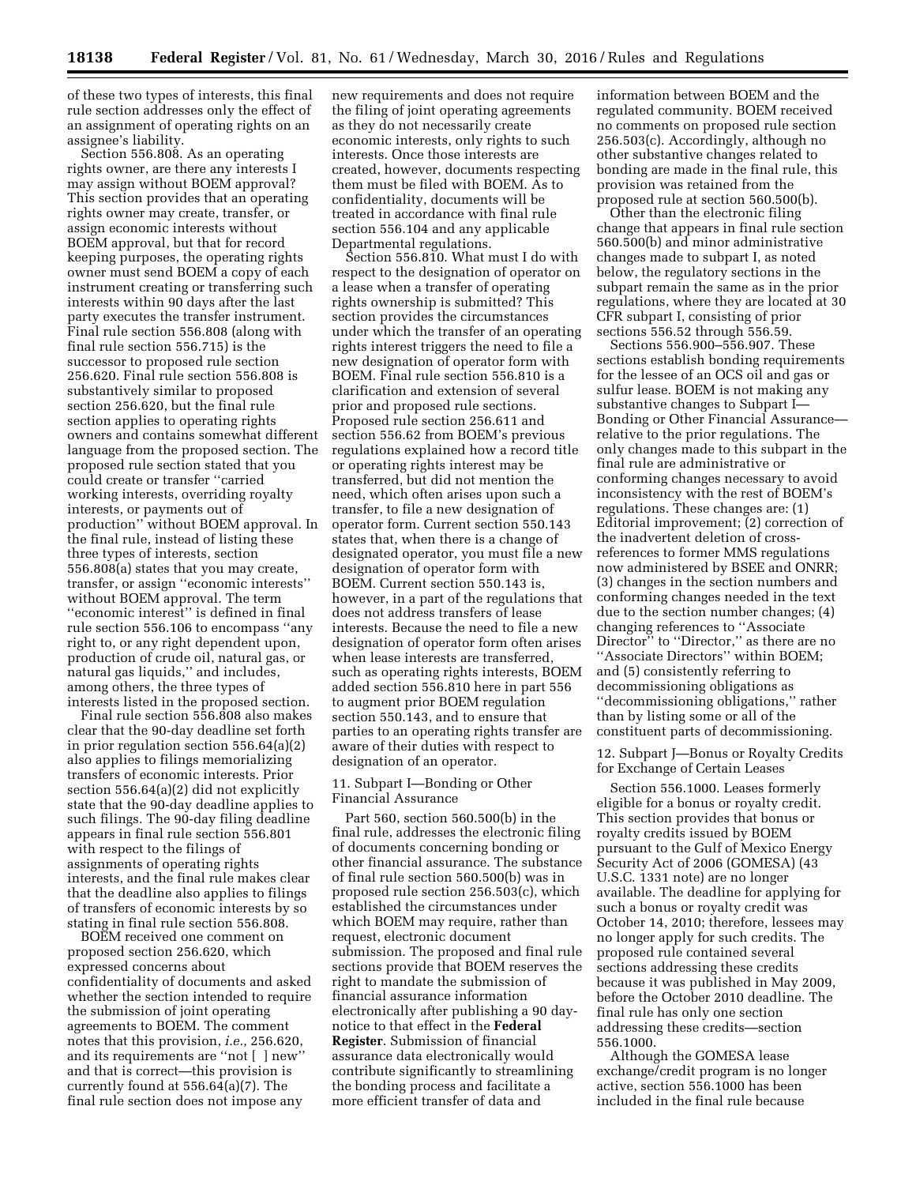of these two types of interests, this final rule section addresses only the effect of an assignment of operating rights on an assignee's liability.

Section 556.808. As an operating rights owner, are there any interests I may assign without BOEM approval? This section provides that an operating rights owner may create, transfer, or assign economic interests without BOEM approval, but that for record keeping purposes, the operating rights owner must send BOEM a copy of each instrument creating or transferring such interests within 90 days after the last party executes the transfer instrument. Final rule section 556.808 (along with final rule section 556.715) is the successor to proposed rule section 256.620. Final rule section 556.808 is substantively similar to proposed section 256.620, but the final rule section applies to operating rights owners and contains somewhat different language from the proposed section. The proposed rule section stated that you could create or transfer ''carried working interests, overriding royalty interests, or payments out of production'' without BOEM approval. In the final rule, instead of listing these three types of interests, section 556.808(a) states that you may create, transfer, or assign ''economic interests'' without BOEM approval. The term ''economic interest'' is defined in final rule section 556.106 to encompass ''any right to, or any right dependent upon, production of crude oil, natural gas, or natural gas liquids,'' and includes, among others, the three types of interests listed in the proposed section.

Final rule section 556.808 also makes clear that the 90-day deadline set forth in prior regulation section 556.64(a)(2) also applies to filings memorializing transfers of economic interests. Prior section 556.64(a)(2) did not explicitly state that the 90-day deadline applies to such filings. The 90-day filing deadline appears in final rule section 556.801 with respect to the filings of assignments of operating rights interests, and the final rule makes clear that the deadline also applies to filings of transfers of economic interests by so stating in final rule section 556.808.

BOEM received one comment on proposed section 256.620, which expressed concerns about confidentiality of documents and asked whether the section intended to require the submission of joint operating agreements to BOEM. The comment notes that this provision, *i.e.,* 256.620, and its requirements are ''not [ ] new'' and that is correct—this provision is currently found at 556.64(a)(7). The final rule section does not impose any new requirements and does not require the filing of joint operating agreements as they do not necessarily create economic interests, only rights to such interests. Once those interests are created, however, documents respecting them must be filed with BOEM. As to confidentiality, documents will be treated in accordance with final rule section 556.104 and any applicable Departmental regulations.

Section 556.810. What must I do with respect to the designation of operator on a lease when a transfer of operating rights ownership is submitted? This section provides the circumstances under which the transfer of an operating rights interest triggers the need to file a new designation of operator form with BOEM. Final rule section 556.810 is a clarification and extension of several prior and proposed rule sections. Proposed rule section 256.611 and section 556.62 from BOEM's previous regulations explained how a record title or operating rights interest may be transferred, but did not mention the need, which often arises upon such a transfer, to file a new designation of operator form. Current section 550.143 states that, when there is a change of designated operator, you must file a new designation of operator form with BOEM. Current section 550.143 is, however, in a part of the regulations that does not address transfers of lease interests. Because the need to file a new designation of operator form often arises when lease interests are transferred, such as operating rights interests, BOEM added section 556.810 here in part 556 to augment prior BOEM regulation section 550.143, and to ensure that parties to an operating rights transfer are aware of their duties with respect to designation of an operator.

11. Subpart I—Bonding or Other Financial Assurance

Part 560, section 560.500(b) in the final rule, addresses the electronic filing of documents concerning bonding or other financial assurance. The substance of final rule section 560.500(b) was in proposed rule section 256.503(c), which established the circumstances under which BOEM may require, rather than request, electronic document submission. The proposed and final rule sections provide that BOEM reserves the right to mandate the submission of financial assurance information electronically after publishing a 90 day-notice to that effect in the **Federal Register**. Submission of financial assurance data electronically would contribute significantly to streamlining the bonding process and facilitate a more efficient transfer of data and information between BOEM and the regulated community. BOEM received no comments on proposed rule section 256.503(c). Accordingly, although no other substantive changes related to bonding are made in the final rule, this provision was retained from the proposed rule at section 560.500(b).

Other than the electronic filing change that appears in final rule section 560.500(b) and minor administrative changes made to subpart I, as noted below, the regulatory sections in the subpart remain the same as in the prior regulations, where they are located at 30 CFR subpart I, consisting of prior sections 556.52 through 556.59.

Sections 556.900–556.907. These sections establish bonding requirements for the lessee of an OCS oil and gas or sulfur lease. BOEM is not making any substantive changes to Subpart I—Bonding or Other Financial Assurance—relative to the prior regulations. The only changes made to this subpart in the final rule are administrative or conforming changes necessary to avoid inconsistency with the rest of BOEM's regulations. These changes are: (1) Editorial improvement; (2) correction of the inadvertent deletion of cross-references to former MMS regulations now administered by BSEE and ONRR; (3) changes in the section numbers and conforming changes needed in the text due to the section number changes; (4) changing references to ''Associate Director'' to ''Director,'' as there are no ''Associate Directors'' within BOEM; and (5) consistently referring to decommissioning obligations as ''decommissioning obligations,'' rather than by listing some or all of the constituent parts of decommissioning.

12. Subpart J—Bonus or Royalty Credits for Exchange of Certain Leases

Section 556.1000. Leases formerly eligible for a bonus or royalty credit. This section provides that bonus or royalty credits issued by BOEM pursuant to the Gulf of Mexico Energy Security Act of 2006 (GOMESA) (43 U.S.C. 1331 note) are no longer available. The deadline for applying for such a bonus or royalty credit was October 14, 2010; therefore, lessees may no longer apply for such credits. The proposed rule contained several sections addressing these credits because it was published in May 2009, before the October 2010 deadline. The final rule has only one section addressing these credits—section 556.1000.

Although the GOMESA lease exchange/credit program is no longer active, section 556.1000 has been included in the final rule because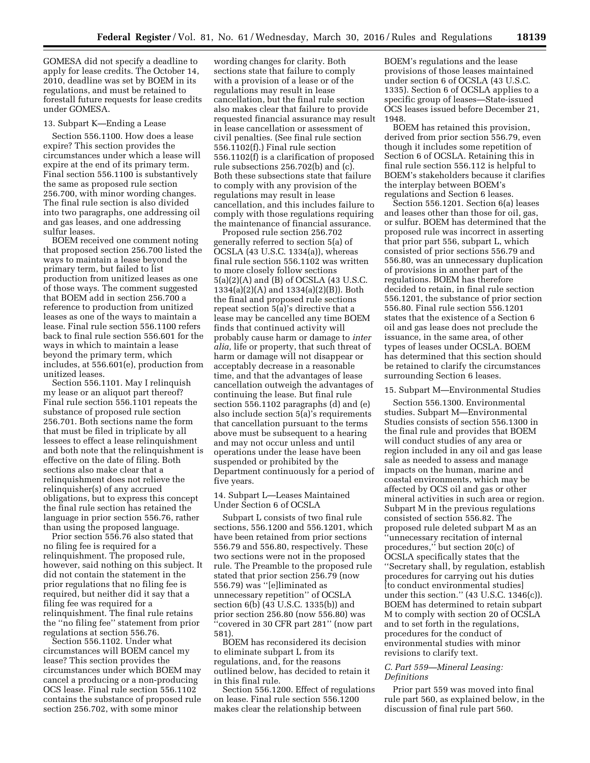GOMESA did not specify a deadline to apply for lease credits. The October 14, 2010, deadline was set by BOEM in its regulations, and must be retained to forestall future requests for lease credits under GOMESA.

13. Subpart K—Ending a Lease

Section 556.1100. How does a lease expire? This section provides the circumstances under which a lease will expire at the end of its primary term. Final section 556.1100 is substantively the same as proposed rule section 256.700, with minor wording changes. The final rule section is also divided into two paragraphs, one addressing oil and gas leases, and one addressing sulfur leases.

BOEM received one comment noting that proposed section 256.700 listed the ways to maintain a lease beyond the primary term, but failed to list production from unitized leases as one of those ways. The comment suggested that BOEM add in section 256.700 a reference to production from unitized leases as one of the ways to maintain a lease. Final rule section 556.1100 refers back to final rule section 556.601 for the ways in which to maintain a lease beyond the primary term, which includes, at 556.601(e), production from unitized leases.

Section 556.1101. May I relinquish my lease or an aliquot part thereof? Final rule section 556.1101 repeats the substance of proposed rule section 256.701. Both sections name the form that must be filed in triplicate by all lessees to effect a lease relinquishment and both note that the relinquishment is effective on the date of filing. Both sections also make clear that a relinquishment does not relieve the relinquisher(s) of any accrued obligations, but to express this concept the final rule section has retained the language in prior section 556.76, rather than using the proposed language.

Prior section 556.76 also stated that no filing fee is required for a relinquishment. The proposed rule, however, said nothing on this subject. It did not contain the statement in the prior regulations that no filing fee is required, but neither did it say that a filing fee was required for a relinquishment. The final rule retains the ''no filing fee'' statement from prior regulations at section 556.76.

Section 556.1102. Under what circumstances will BOEM cancel my lease? This section provides the circumstances under which BOEM may cancel a producing or a non-producing OCS lease. Final rule section 556.1102 contains the substance of proposed rule section 256.702, with some minor wording changes for clarity. Both sections state that failure to comply with a provision of a lease or of the regulations may result in lease cancellation, but the final rule section also makes clear that failure to provide requested financial assurance may result in lease cancellation or assessment of civil penalties. (See final rule section 556.1102(f).) Final rule section 556.1102(f) is a clarification of proposed rule subsections 256.702(b) and (c). Both these subsections state that failure to comply with any provision of the regulations may result in lease cancellation, and this includes failure to comply with those regulations requiring the maintenance of financial assurance.

Proposed rule section 256.702 generally referred to section 5(a) of OCSLA (43 U.S.C. 1334(a)), whereas final rule section 556.1102 was written to more closely follow sections 5(a)(2)(A) and (B) of OCSLA (43 U.S.C. 1334(a)(2)(A) and 1334(a)(2)(B)). Both the final and proposed rule sections repeat section 5(a)'s directive that a lease may be cancelled any time BOEM finds that continued activity will probably cause harm or damage to *inter alia,* life or property, that such threat of harm or damage will not disappear or acceptably decrease in a reasonable time, and that the advantages of lease cancellation outweigh the advantages of continuing the lease. But final rule section 556.1102 paragraphs (d) and (e) also include section 5(a)'s requirements that cancellation pursuant to the terms above must be subsequent to a hearing and may not occur unless and until operations under the lease have been suspended or prohibited by the Department continuously for a period of five years.

14. Subpart L—Leases Maintained Under Section 6 of OCSLA

Subpart L consists of two final rule sections, 556.1200 and 556.1201, which have been retained from prior sections 556.79 and 556.80, respectively. These two sections were not in the proposed rule. The Preamble to the proposed rule stated that prior section 256.79 (now 556.79) was ''[e]liminated as unnecessary repetition'' of OCSLA section 6(b) (43 U.S.C. 1335(b)) and prior section 256.80 (now 556.80) was ''covered in 30 CFR part 281'' (now part 581).

BOEM has reconsidered its decision to eliminate subpart L from its regulations, and, for the reasons outlined below, has decided to retain it in this final rule.

Section 556.1200. Effect of regulations on lease. Final rule section 556.1200 makes clear the relationship between BOEM's regulations and the lease provisions of those leases maintained under section 6 of OCSLA (43 U.S.C. 1335). Section 6 of OCSLA applies to a specific group of leases—State-issued OCS leases issued before December 21, 1948.

BOEM has retained this provision, derived from prior section 556.79, even though it includes some repetition of Section 6 of OCSLA. Retaining this in final rule section 556.112 is helpful to BOEM's stakeholders because it clarifies the interplay between BOEM's regulations and Section 6 leases.

Section 556.1201. Section 6(a) leases and leases other than those for oil, gas, or sulfur. BOEM has determined that the proposed rule was incorrect in asserting that prior part 556, subpart L, which consisted of prior sections 556.79 and 556.80, was an unnecessary duplication of provisions in another part of the regulations. BOEM has therefore decided to retain, in final rule section 556.1201, the substance of prior section 556.80. Final rule section 556.1201 states that the existence of a Section 6 oil and gas lease does not preclude the issuance, in the same area, of other types of leases under OCSLA. BOEM has determined that this section should be retained to clarify the circumstances surrounding Section 6 leases.

15. Subpart M—Environmental Studies

Section 556.1300. Environmental studies. Subpart M—Environmental Studies consists of section 556.1300 in the final rule and provides that BOEM will conduct studies of any area or region included in any oil and gas lease sale as needed to assess and manage impacts on the human, marine and coastal environments, which may be affected by OCS oil and gas or other mineral activities in such area or region. Subpart M in the previous regulations consisted of section 556.82. The proposed rule deleted subpart M as an ''unnecessary recitation of internal procedures,'' but section 20(c) of OCSLA specifically states that the ''Secretary shall, by regulation, establish procedures for carrying out his duties [to conduct environmental studies] under this section.'' (43 U.S.C. 1346(c)). BOEM has determined to retain subpart M to comply with section 20 of OCSLA and to set forth in the regulations, procedures for the conduct of environmental studies with minor revisions to clarify text.

*C. Part 559—Mineral Leasing: Definitions*

Prior part 559 was moved into final rule part 560, as explained below, in the discussion of final rule part 560.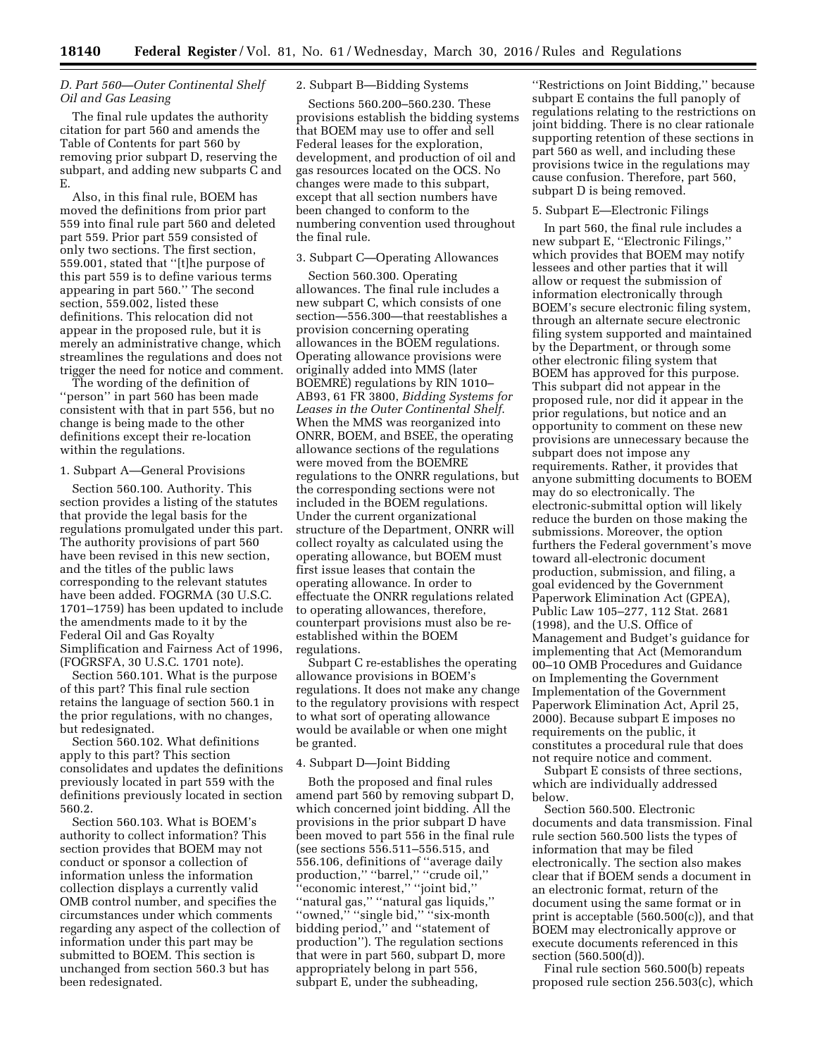*D. Part 560—Outer Continental Shelf Oil and Gas Leasing*

The final rule updates the authority citation for part 560 and amends the Table of Contents for part 560 by removing prior subpart D, reserving the subpart, and adding new subparts C and E.

Also, in this final rule, BOEM has moved the definitions from prior part 559 into final rule part 560 and deleted part 559. Prior part 559 consisted of only two sections. The first section, 559.001, stated that ''[t]he purpose of this part 559 is to define various terms appearing in part 560.'' The second section, 559.002, listed these definitions. This relocation did not appear in the proposed rule, but it is merely an administrative change, which streamlines the regulations and does not trigger the need for notice and comment.

The wording of the definition of ''person'' in part 560 has been made consistent with that in part 556, but no change is being made to the other definitions except their re-location within the regulations.

1. Subpart A—General Provisions

Section 560.100. Authority. This section provides a listing of the statutes that provide the legal basis for the regulations promulgated under this part. The authority provisions of part 560 have been revised in this new section, and the titles of the public laws corresponding to the relevant statutes have been added. FOGRMA (30 U.S.C. 1701–1759) has been updated to include the amendments made to it by the Federal Oil and Gas Royalty Simplification and Fairness Act of 1996, (FOGRSFA, 30 U.S.C. 1701 note).

Section 560.101. What is the purpose of this part? This final rule section retains the language of section 560.1 in the prior regulations, with no changes, but redesignated.

Section 560.102. What definitions apply to this part? This section consolidates and updates the definitions previously located in part 559 with the definitions previously located in section 560.2.

Section 560.103. What is BOEM's authority to collect information? This section provides that BOEM may not conduct or sponsor a collection of information unless the information collection displays a currently valid OMB control number, and specifies the circumstances under which comments regarding any aspect of the collection of information under this part may be submitted to BOEM. This section is unchanged from section 560.3 but has been redesignated.

2. Subpart B—Bidding Systems

Sections 560.200–560.230. These provisions establish the bidding systems that BOEM may use to offer and sell Federal leases for the exploration, development, and production of oil and gas resources located on the OCS. No changes were made to this subpart, except that all section numbers have been changed to conform to the numbering convention used throughout the final rule.

3. Subpart C—Operating Allowances

Section 560.300. Operating allowances. The final rule includes a new subpart C, which consists of one section—556.300—that reestablishes a provision concerning operating allowances in the BOEM regulations. Operating allowance provisions were originally added into MMS (later BOEMRE) regulations by RIN 1010–AB93, 61 FR 3800, *Bidding Systems for Leases in the Outer Continental Shelf*. When the MMS was reorganized into ONRR, BOEM, and BSEE, the operating allowance sections of the regulations were moved from the BOEMRE regulations to the ONRR regulations, but the corresponding sections were not included in the BOEM regulations. Under the current organizational structure of the Department, ONRR will collect royalty as calculated using the operating allowance, but BOEM must first issue leases that contain the operating allowance. In order to effectuate the ONRR regulations related to operating allowances, therefore, counterpart provisions must also be re-established within the BOEM regulations.

Subpart C re-establishes the operating allowance provisions in BOEM's regulations. It does not make any change to the regulatory provisions with respect to what sort of operating allowance would be available or when one might be granted.

4. Subpart D—Joint Bidding

Both the proposed and final rules amend part 560 by removing subpart D, which concerned joint bidding. All the provisions in the prior subpart D have been moved to part 556 in the final rule (see sections 556.511–556.515, and 556.106, definitions of ''average daily production,'' ''barrel,'' ''crude oil,'' ''economic interest,'' ''joint bid,'' ''natural gas,'' ''natural gas liquids,'' ''owned,'' ''single bid,'' ''six-month bidding period,'' and ''statement of production''). The regulation sections that were in part 560, subpart D, more appropriately belong in part 556, subpart E, under the subheading, ''Restrictions on Joint Bidding,'' because subpart E contains the full panoply of regulations relating to the restrictions on joint bidding. There is no clear rationale supporting retention of these sections in part 560 as well, and including these provisions twice in the regulations may cause confusion. Therefore, part 560, subpart D is being removed.

5. Subpart E—Electronic Filings

In part 560, the final rule includes a new subpart E, ''Electronic Filings,'' which provides that BOEM may notify lessees and other parties that it will allow or request the submission of information electronically through BOEM's secure electronic filing system, through an alternate secure electronic filing system supported and maintained by the Department, or through some other electronic filing system that BOEM has approved for this purpose. This subpart did not appear in the proposed rule, nor did it appear in the prior regulations, but notice and an opportunity to comment on these new provisions are unnecessary because the subpart does not impose any requirements. Rather, it provides that anyone submitting documents to BOEM may do so electronically. The electronic-submittal option will likely reduce the burden on those making the submissions. Moreover, the option furthers the Federal government's move toward all-electronic document production, submission, and filing, a goal evidenced by the Government Paperwork Elimination Act (GPEA), Public Law 105–277, 112 Stat. 2681 (1998), and the U.S. Office of Management and Budget's guidance for implementing that Act (Memorandum 00–10 OMB Procedures and Guidance on Implementing the Government Implementation of the Government Paperwork Elimination Act, April 25, 2000). Because subpart E imposes no requirements on the public, it constitutes a procedural rule that does not require notice and comment.

Subpart E consists of three sections, which are individually addressed below.

Section 560.500. Electronic documents and data transmission. Final rule section 560.500 lists the types of information that may be filed electronically. The section also makes clear that if BOEM sends a document in an electronic format, return of the document using the same format or in print is acceptable (560.500(c)), and that BOEM may electronically approve or execute documents referenced in this section (560.500(d)).

Final rule section 560.500(b) repeats proposed rule section 256.503(c), which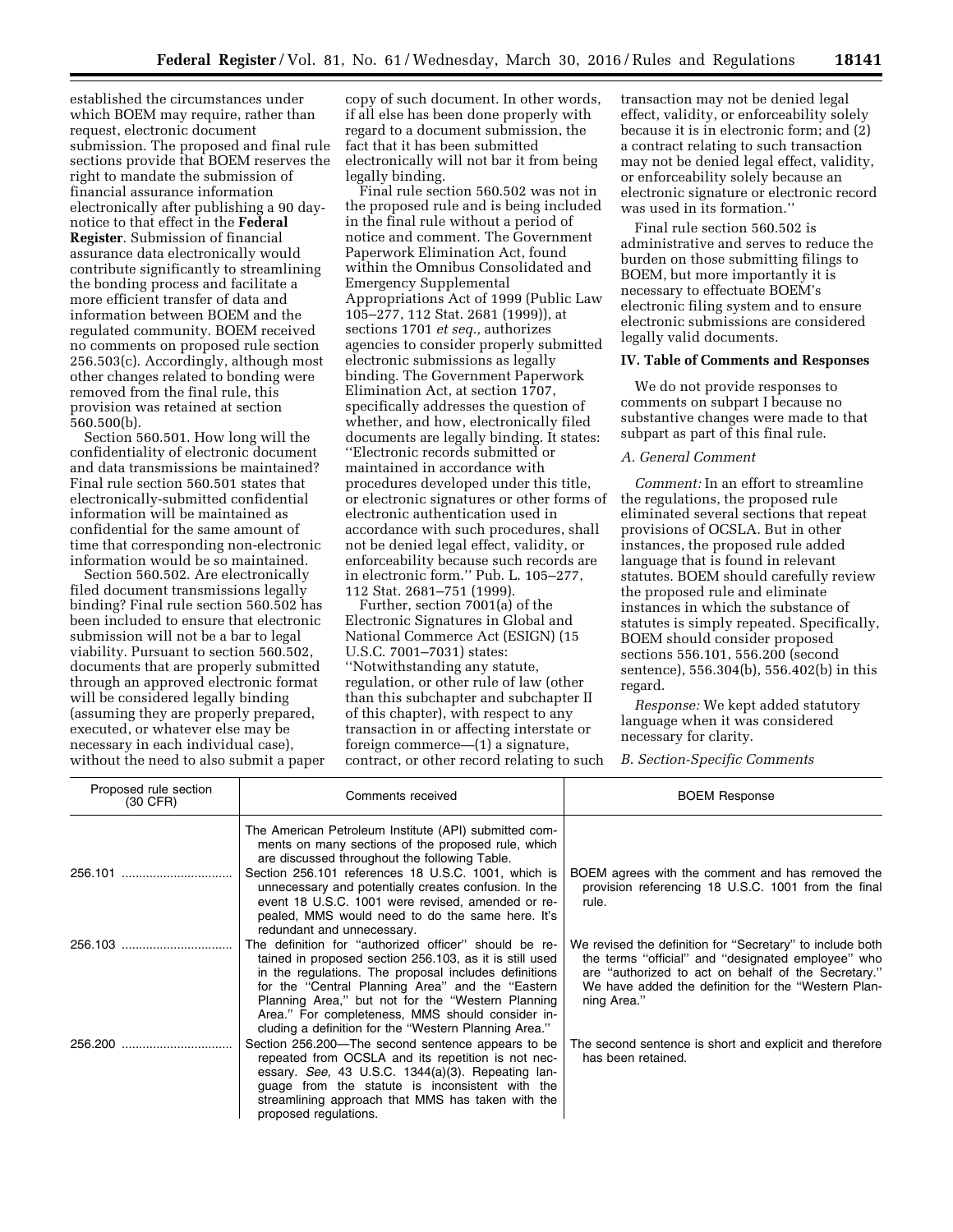established the circumstances under which BOEM may require, rather than request, electronic document submission. The proposed and final rule sections provide that BOEM reserves the right to mandate the submission of financial assurance information electronically after publishing a 90 day-notice to that effect in the **Federal Register**. Submission of financial assurance data electronically would contribute significantly to streamlining the bonding process and facilitate a more efficient transfer of data and information between BOEM and the regulated community. BOEM received no comments on proposed rule section 256.503(c). Accordingly, although most other changes related to bonding were removed from the final rule, this provision was retained at section 560.500(b).

Section 560.501. How long will the confidentiality of electronic document and data transmissions be maintained? Final rule section 560.501 states that electronically-submitted confidential information will be maintained as confidential for the same amount of time that corresponding non-electronic information would be so maintained.

Section 560.502. Are electronically filed document transmissions legally binding? Final rule section 560.502 has been included to ensure that electronic submission will not be a bar to legal viability. Pursuant to section 560.502, documents that are properly submitted through an approved electronic format will be considered legally binding (assuming they are properly prepared, executed, or whatever else may be necessary in each individual case), without the need to also submit a paper copy of such document. In other words, if all else has been done properly with regard to a document submission, the fact that it has been submitted electronically will not bar it from being legally binding.

Final rule section 560.502 was not in the proposed rule and is being included in the final rule without a period of notice and comment. The Government Paperwork Elimination Act, found within the Omnibus Consolidated and Emergency Supplemental Appropriations Act of 1999 (Public Law 105–277, 112 Stat. 2681 (1999)), at sections 1701 *et seq.,* authorizes agencies to consider properly submitted electronic submissions as legally binding. The Government Paperwork Elimination Act, at section 1707, specifically addresses the question of whether, and how, electronically filed documents are legally binding. It states: ''Electronic records submitted or maintained in accordance with procedures developed under this title, or electronic signatures or other forms of electronic authentication used in accordance with such procedures, shall not be denied legal effect, validity, or enforceability because such records are in electronic form.'' Pub. L. 105–277, 112 Stat. 2681–751 (1999).

Further, section 7001(a) of the Electronic Signatures in Global and National Commerce Act (ESIGN) (15 U.S.C. 7001–7031) states: ''Notwithstanding any statute, regulation, or other rule of law (other than this subchapter and subchapter II of this chapter), with respect to any transaction in or affecting interstate or foreign commerce—(1) a signature, contract, or other record relating to such transaction may not be denied legal effect, validity, or enforceability solely because it is in electronic form; and (2) a contract relating to such transaction may not be denied legal effect, validity, or enforceability solely because an electronic signature or electronic record was used in its formation.''

Final rule section 560.502 is administrative and serves to reduce the burden on those submitting filings to BOEM, but more importantly it is necessary to effectuate BOEM's electronic filing system and to ensure electronic submissions are considered legally valid documents.

## IV. Table of Comments and Responses

We do not provide responses to comments on subpart I because no substantive changes were made to that subpart as part of this final rule.

### *A. General Comment*

*Comment:* In an effort to streamline the regulations, the proposed rule eliminated several sections that repeat provisions of OCSLA. But in other instances, the proposed rule added language that is found in relevant statutes. BOEM should carefully review the proposed rule and eliminate instances in which the substance of statutes is simply repeated. Specifically, BOEM should consider proposed sections 556.101, 556.200 (second sentence), 556.304(b), 556.402(b) in this regard.

*Response:* We kept added statutory language when it was considered necessary for clarity.

### *B. Section-Specific Comments*

| Proposed rule section (30 CFR) | Comments received | BOEM Response |
|---|---|---|
| | The American Petroleum Institute (API) submitted comments on many sections of the proposed rule, which are discussed throughout the following Table. | |
| 256.101 | Section 256.101 references 18 U.S.C. 1001, which is unnecessary and potentially creates confusion. In the event 18 U.S.C. 1001 were revised, amended or repealed, MMS would need to do the same here. It's redundant and unnecessary. | BOEM agrees with the comment and has removed the provision referencing 18 U.S.C. 1001 from the final rule. |
| 256.103 | The definition for ''authorized officer'' should be retained in proposed section 256.103, as it is still used in the regulations. The proposal includes definitions for the ''Central Planning Area'' and the ''Eastern Planning Area,'' but not for the ''Western Planning Area.'' For completeness, MMS should consider including a definition for the ''Western Planning Area.'' | We revised the definition for ''Secretary'' to include both the terms ''official'' and ''designated employee'' who are ''authorized to act on behalf of the Secretary.'' We have added the definition for the ''Western Planning Area.'' |
| 256.200 | Section 256.200—The second sentence appears to be repeated from OCSLA and its repetition is not necessary. *See,* 43 U.S.C. 1344(a)(3). Repeating language from the statute is inconsistent with the streamlining approach that MMS has taken with the proposed regulations. | The second sentence is short and explicit and therefore has been retained. |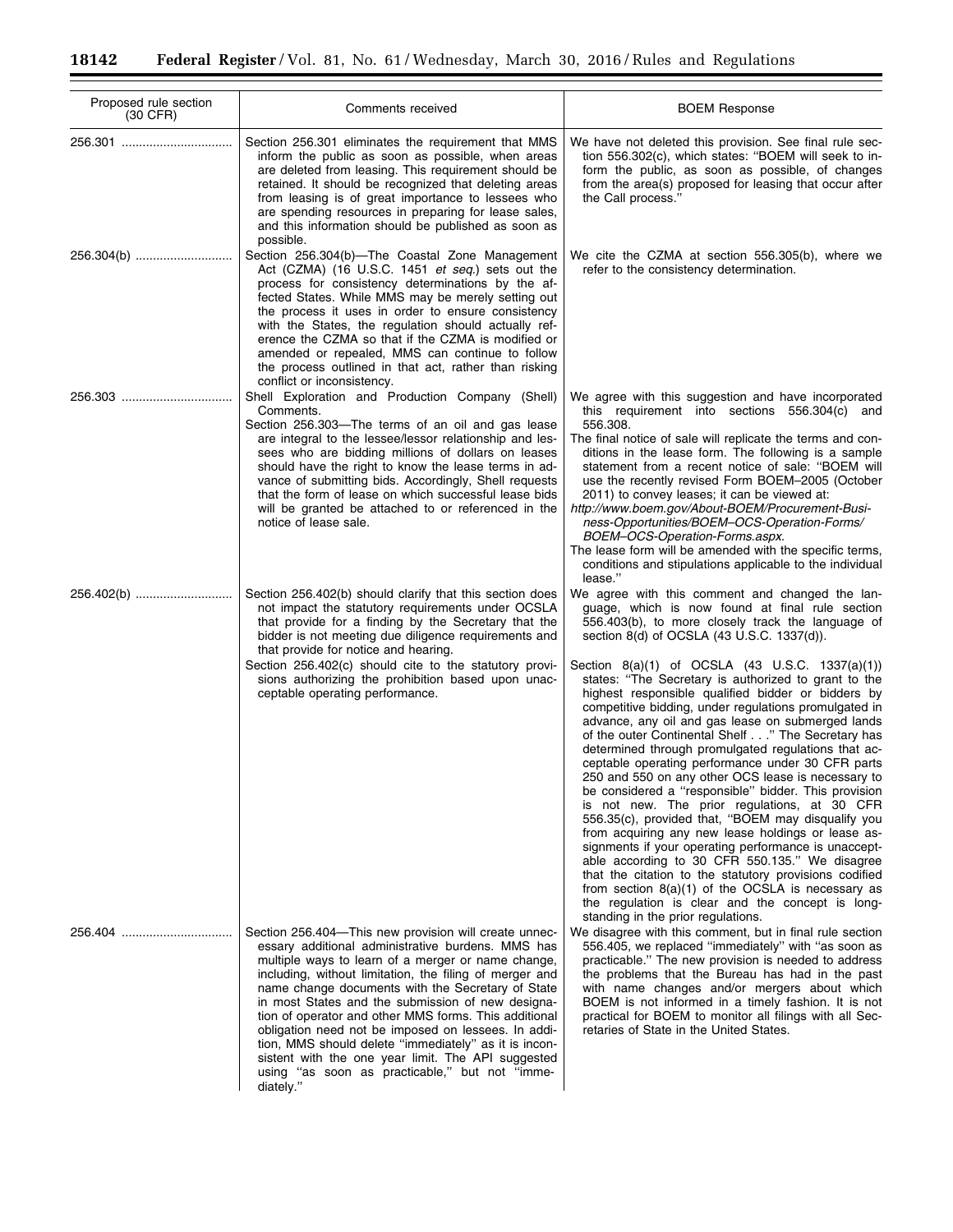| Proposed rule section (30 CFR) | Comments received | BOEM Response |
| --- | --- | --- |
| 256.301 | Section 256.301 eliminates the requirement that MMS inform the public as soon as possible, when areas are deleted from leasing. This requirement should be retained. It should be recognized that deleting areas from leasing is of great importance to lessees who are spending resources in preparing for lease sales, and this information should be published as soon as possible. | We have not deleted this provision. See final rule section 556.302(c), which states: "BOEM will seek to inform the public, as soon as possible, of changes from the area(s) proposed for leasing that occur after the Call process." |
| 256.304(b) | Section 256.304(b)—The Coastal Zone Management Act (CZMA) (16 U.S.C. 1451 *et seq.*) sets out the process for consistency determinations by the affected States. While MMS may be merely setting out the process it uses in order to ensure consistency with the States, the regulation should actually reference the CZMA so that if the CZMA is modified or amended or repealed, MMS can continue to follow the process outlined in that act, rather than risking conflict or inconsistency. | We cite the CZMA at section 556.305(b), where we refer to the consistency determination. |
| 256.303 | Shell Exploration and Production Company (Shell) Comments.<br>Section 256.303—The terms of an oil and gas lease are integral to the lessee/lessor relationship and lessees who are bidding millions of dollars on leases should have the right to know the lease terms in advance of submitting bids. Accordingly, Shell requests that the form of lease on which successful lease bids will be granted be attached to or referenced in the notice of lease sale. | We agree with this suggestion and have incorporated this requirement into sections 556.304(c) and 556.308.<br>The final notice of sale will replicate the terms and conditions in the lease form. The following is a sample statement from a recent notice of sale: "BOEM will use the recently revised Form BOEM–2005 (October 2011) to convey leases; it can be viewed at:<br>*http://www.boem.gov/About-BOEM/Procurement-Business-Opportunities/BOEM–OCS-Operation-Forms/BOEM–OCS-Operation-Forms.aspx.*<br>The lease form will be amended with the specific terms, conditions and stipulations applicable to the individual lease." |
| 256.402(b) | Section 256.402(b) should clarify that this section does not impact the statutory requirements under OCSLA that provide for a finding by the Secretary that the bidder is not meeting due diligence requirements and that provide for notice and hearing.<br>Section 256.402(c) should cite to the statutory provisions authorizing the prohibition based upon unacceptable operating performance. | We agree with this comment and changed the language, which is now found at final rule section 556.403(b), to more closely track the language of section 8(d) of OCSLA (43 U.S.C. 1337(d)).<br>Section 8(a)(1) of OCSLA (43 U.S.C. 1337(a)(1)) states: "The Secretary is authorized to grant to the highest responsible qualified bidder or bidders by competitive bidding, under regulations promulgated in advance, any oil and gas lease on submerged lands of the outer Continental Shelf . . ." The Secretary has determined through promulgated regulations that acceptable operating performance under 30 CFR parts 250 and 550 on any other OCS lease is necessary to be considered a "responsible" bidder. This provision is not new. The prior regulations, at 30 CFR 556.35(c), provided that, "BOEM may disqualify you from acquiring any new lease holdings or lease assignments if your operating performance is unacceptable according to 30 CFR 550.135." We disagree that the citation to the statutory provisions codified from section 8(a)(1) of the OCSLA is necessary as the regulation is clear and the concept is longstanding in the prior regulations. |
| 256.404 | Section 256.404—This new provision will create unnecessary additional administrative burdens. MMS has multiple ways to learn of a merger or name change, including, without limitation, the filing of merger and name change documents with the Secretary of State in most States and the submission of new designation of operator and other MMS forms. This additional obligation need not be imposed on lessees. In addition, MMS should delete "immediately" as it is inconsistent with the one year limit. The API suggested using "as soon as practicable," but not "immediately." | We disagree with this comment, but in final rule section 556.405, we replaced "immediately" with "as soon as practicable." The new provision is needed to address the problems that the Bureau has had in the past with name changes and/or mergers about which BOEM is not informed in a timely fashion. It is not practical for BOEM to monitor all filings with all Secretaries of State in the United States. |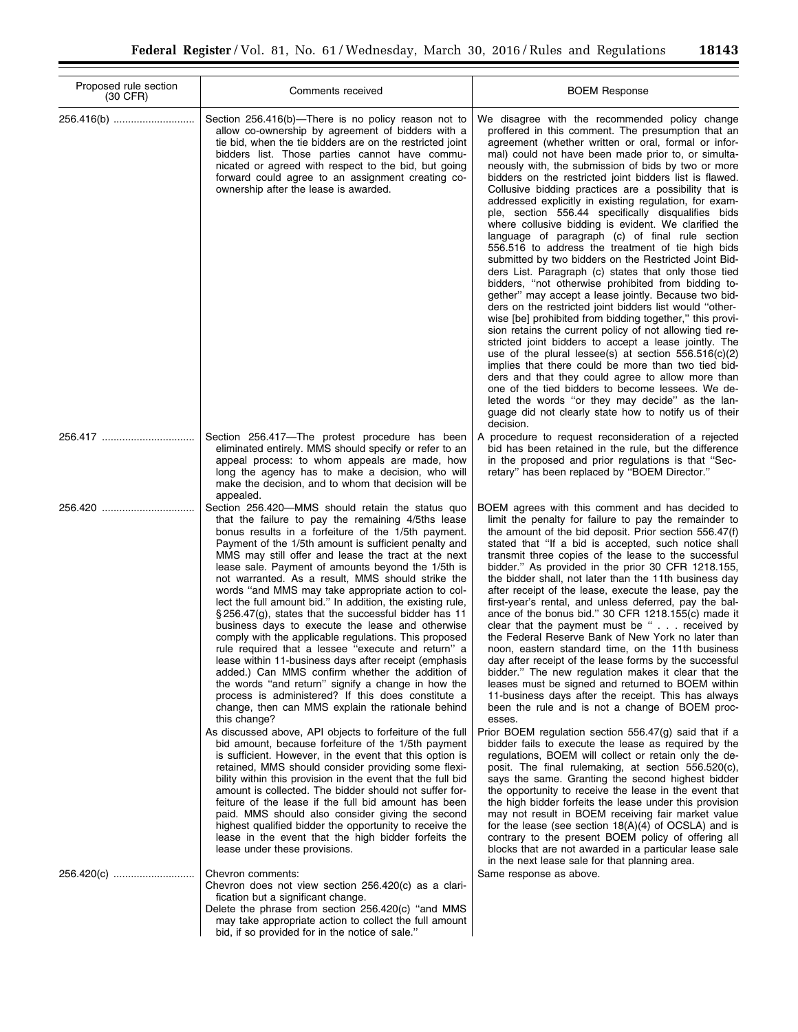| Proposed rule section (30 CFR) | Comments received | BOEM Response |
|---|---|---|
| 256.416(b) | Section 256.416(b)—There is no policy reason not to allow co-ownership by agreement of bidders with a tie bid, when the tie bidders are on the restricted joint bidders list. Those parties cannot have communicated or agreed with respect to the bid, but going forward could agree to an assignment creating co-ownership after the lease is awarded. | We disagree with the recommended policy change proffered in this comment. The presumption that an agreement (whether written or oral, formal or informal) could not have been made prior to, or simultaneously with, the submission of bids by two or more bidders on the restricted joint bidders list is flawed. Collusive bidding practices are a possibility that is addressed explicitly in existing regulation, for example, section 556.44 specifically disqualifies bids where collusive bidding is evident. We clarified the language of paragraph (c) of final rule section 556.516 to address the treatment of tie high bids submitted by two bidders on the Restricted Joint Bidders List. Paragraph (c) states that only those tied bidders, "not otherwise prohibited from bidding together" may accept a lease jointly. Because two bidders on the restricted joint bidders list would "otherwise [be] prohibited from bidding together," this provision retains the current policy of not allowing tied restricted joint bidders to accept a lease jointly. The use of the plural lessee(s) at section 556.516(c)(2) implies that there could be more than two tied bidders and that they could agree to allow more than one of the tied bidders to become lessees. We deleted the words "or they may decide" as the language did not clearly state how to notify us of their decision. |
| 256.417 | Section 256.417—The protest procedure has been eliminated entirely. MMS should specify or refer to an appeal process: to whom appeals are made, how long the agency has to make a decision, who will make the decision, and to whom that decision will be appealed. | A procedure to request reconsideration of a rejected bid has been retained in the rule, but the difference in the proposed and prior regulations is that "Secretary" has been replaced by "BOEM Director." |
| 256.420 | Section 256.420—MMS should retain the status quo that the failure to pay the remaining 4/5ths lease bonus results in a forfeiture of the 1/5th payment. Payment of the 1/5th amount is sufficient penalty and MMS may still offer and lease the tract at the next lease sale. Payment of amounts beyond the 1/5th is not warranted. As a result, MMS should strike the words "and MMS may take appropriate action to collect the full amount bid." In addition, the existing rule, §256.47(g), states that the successful bidder has 11 business days to execute the lease and otherwise comply with the applicable regulations. This proposed rule required that a lessee "execute and return" a lease within 11-business days after receipt (emphasis added.) Can MMS confirm whether the addition of the words "and return" signify a change in how the process is administered? If this does constitute a change, then can MMS explain the rationale behind this change?<br>As discussed above, API objects to forfeiture of the full bid amount, because forfeiture of the 1/5th payment is sufficient. However, in the event that this option is retained, MMS should consider providing some flexibility within this provision in the event that the full bid amount is collected. The bidder should not suffer forfeiture of the lease if the full bid amount has been paid. MMS should also consider giving the second highest qualified bidder the opportunity to receive the lease in the event that the high bidder forfeits the lease under these provisions. | BOEM agrees with this comment and has decided to limit the penalty for failure to pay the remainder to the amount of the bid deposit. Prior section 556.47(f) stated that "If a bid is accepted, such notice shall transmit three copies of the lease to the successful bidder." As provided in the prior 30 CFR 1218.155, the bidder shall, not later than the 11th business day after receipt of the lease, execute the lease, pay the first-year's rental, and unless deferred, pay the balance of the bonus bid." 30 CFR 1218.155(c) made it clear that the payment must be " . . . received by the Federal Reserve Bank of New York no later than noon, eastern standard time, on the 11th business day after receipt of the lease forms by the successful bidder." The new regulation makes it clear that the leases must be signed and returned to BOEM within 11-business days after the receipt. This has always been the rule and is not a change of BOEM processes.<br>Prior BOEM regulation section 556.47(g) said that if a bidder fails to execute the lease as required by the regulations, BOEM will collect or retain only the deposit. The final rulemaking, at section 556.520(c), says the same. Granting the second highest bidder the opportunity to receive the lease in the event that the high bidder forfeits the lease under this provision may not result in BOEM receiving fair market value for the lease (see section 18(A)(4) of OCSLA) and is contrary to the present BOEM policy of offering all blocks that are not awarded in a particular lease sale in the next lease sale for that planning area. |
| 256.420(c) | Chevron comments:<br>Chevron does not view section 256.420(c) as a clarification but a significant change.<br>Delete the phrase from section 256.420(c) "and MMS may take appropriate action to collect the full amount bid, if so provided for in the notice of sale." | Same response as above. |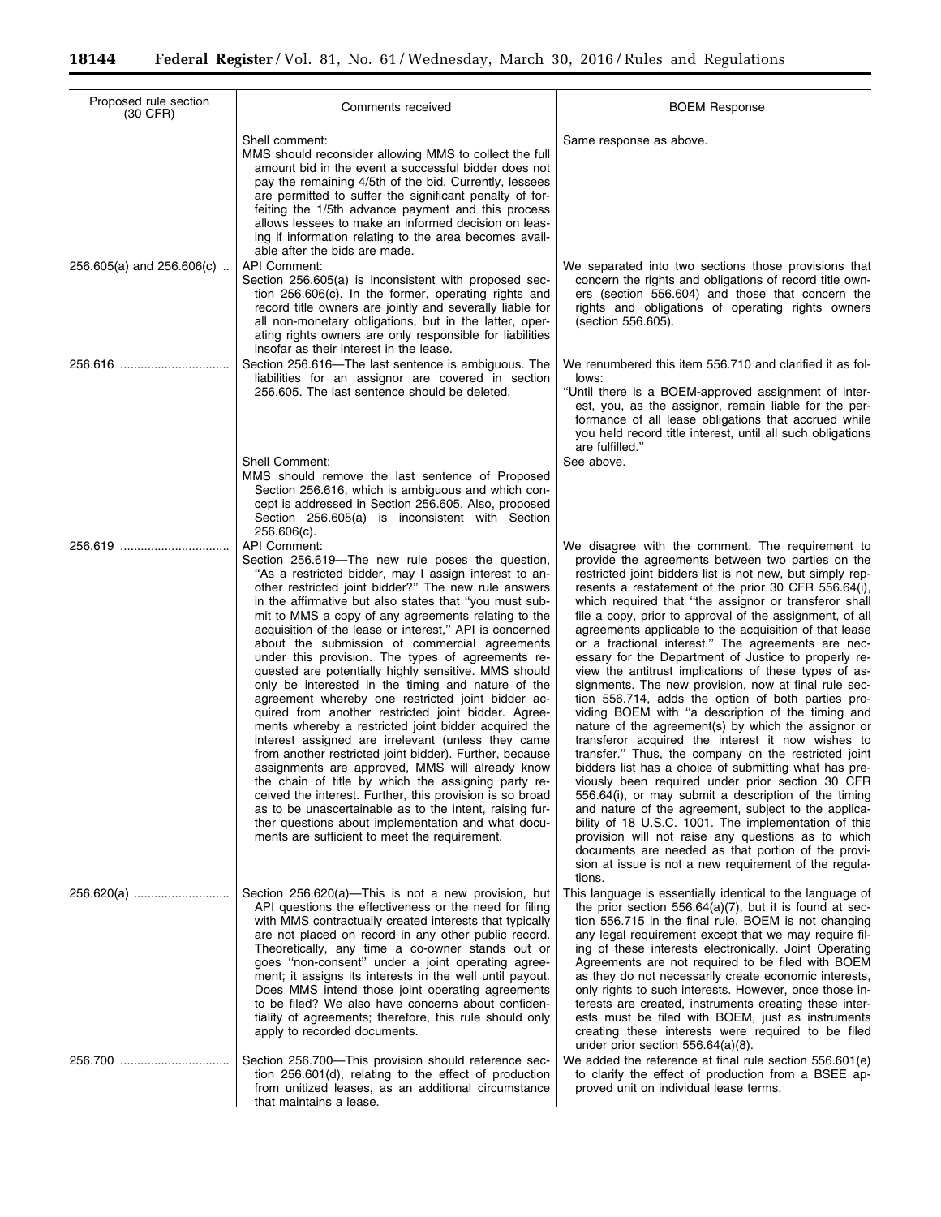| Proposed rule section (30 CFR) | Comments received | BOEM Response |
|---|---|---|
| | Shell comment: MMS should reconsider allowing MMS to collect the full amount bid in the event a successful bidder does not pay the remaining 4/5th of the bid. Currently, lessees are permitted to suffer the significant penalty of forfeiting the 1/5th advance payment and this process allows lessees to make an informed decision on leasing if information relating to the area becomes available after the bids are made. | Same response as above. |
| 256.605(a) and 256.606(c) .. | API Comment: Section 256.605(a) is inconsistent with proposed section 256.606(c). In the former, operating rights and record title owners are jointly and severally liable for all non-monetary obligations, but in the latter, operating rights owners are only responsible for liabilities insofar as their interest in the lease. | We separated into two sections those provisions that concern the rights and obligations of record title owners (section 556.604) and those that concern the rights and obligations of operating rights owners (section 556.605). |
| 256.616 ............................... | Section 256.616—The last sentence is ambiguous. The liabilities for an assignor are covered in section 256.605. The last sentence should be deleted. | We renumbered this item 556.710 and clarified it as follows: "Until there is a BOEM-approved assignment of interest, you, as the assignor, remain liable for the performance of all lease obligations that accrued while you held record title interest, until all such obligations are fulfilled." |
| | Shell Comment: MMS should remove the last sentence of Proposed Section 256.616, which is ambiguous and which concept is addressed in Section 256.605. Also, proposed Section 256.605(a) is inconsistent with Section 256.606(c). | See above. |
| 256.619 ............................... | API Comment: Section 256.619—The new rule poses the question, "As a restricted bidder, may I assign interest to another restricted joint bidder?" The new rule answers in the affirmative but also states that "you must submit to MMS a copy of any agreements relating to the acquisition of the lease or interest," API is concerned about the submission of commercial agreements under this provision. The types of agreements requested are potentially highly sensitive. MMS should only be interested in the timing and nature of the agreement whereby one restricted joint bidder acquired from another restricted joint bidder. Agreements whereby a restricted joint bidder acquired the interest assigned are irrelevant (unless they came from another restricted joint bidder). Further, because assignments are approved, MMS will already know the chain of title by which the assigning party received the interest. Further, this provision is so broad as to be unascertainable as to the intent, raising further questions about implementation and what documents are sufficient to meet the requirement. | We disagree with the comment. The requirement to provide the agreements between two parties on the restricted joint bidders list is not new, but simply represents a restatement of the prior 30 CFR 556.64(i), which required that "the assignor or transferor shall file a copy, prior to approval of the assignment, of all agreements applicable to the acquisition of that lease or a fractional interest." The agreements are necessary for the Department of Justice to properly review the antitrust implications of these types of assignments. The new provision, now at final rule section 556.714, adds the option of both parties providing BOEM with "a description of the timing and nature of the agreement(s) by which the assignor or transferor acquired the interest it now wishes to transfer." Thus, the company on the restricted joint bidders list has a choice of submitting what has previously been required under prior section 30 CFR 556.64(i), or may submit a description of the timing and nature of the agreement, subject to the applicability of 18 U.S.C. 1001. The implementation of this provision will not raise any questions as to which documents are needed as that portion of the provision at issue is not a new requirement of the regulations. |
| 256.620(a) ........................... | Section 256.620(a)—This is not a new provision, but API questions the effectiveness or the need for filing with MMS contractually created interests that typically are not placed on record in any other public record. Theoretically, any time a co-owner stands out or goes "non-consent" under a joint operating agreement; it assigns its interests in the well until payout. Does MMS intend those joint operating agreements to be filed? We also have concerns about confidentiality of agreements; therefore, this rule should only apply to recorded documents. | This language is essentially identical to the language of the prior section 556.64(a)(7), but it is found at section 556.715 in the final rule. BOEM is not changing any legal requirement except that we may require filing of these interests electronically. Joint Operating Agreements are not required to be filed with BOEM as they do not necessarily create economic interests, only rights to such interests. However, once those interests are created, instruments creating these interests must be filed with BOEM, just as instruments creating these interests were required to be filed under prior section 556.64(a)(8). |
| 256.700 ............................... | Section 256.700—This provision should reference section 256.601(d), relating to the effect of production from unitized leases, as an additional circumstance that maintains a lease. | We added the reference at final rule section 556.601(e) to clarify the effect of production from a BSEE approved unit on individual lease terms. |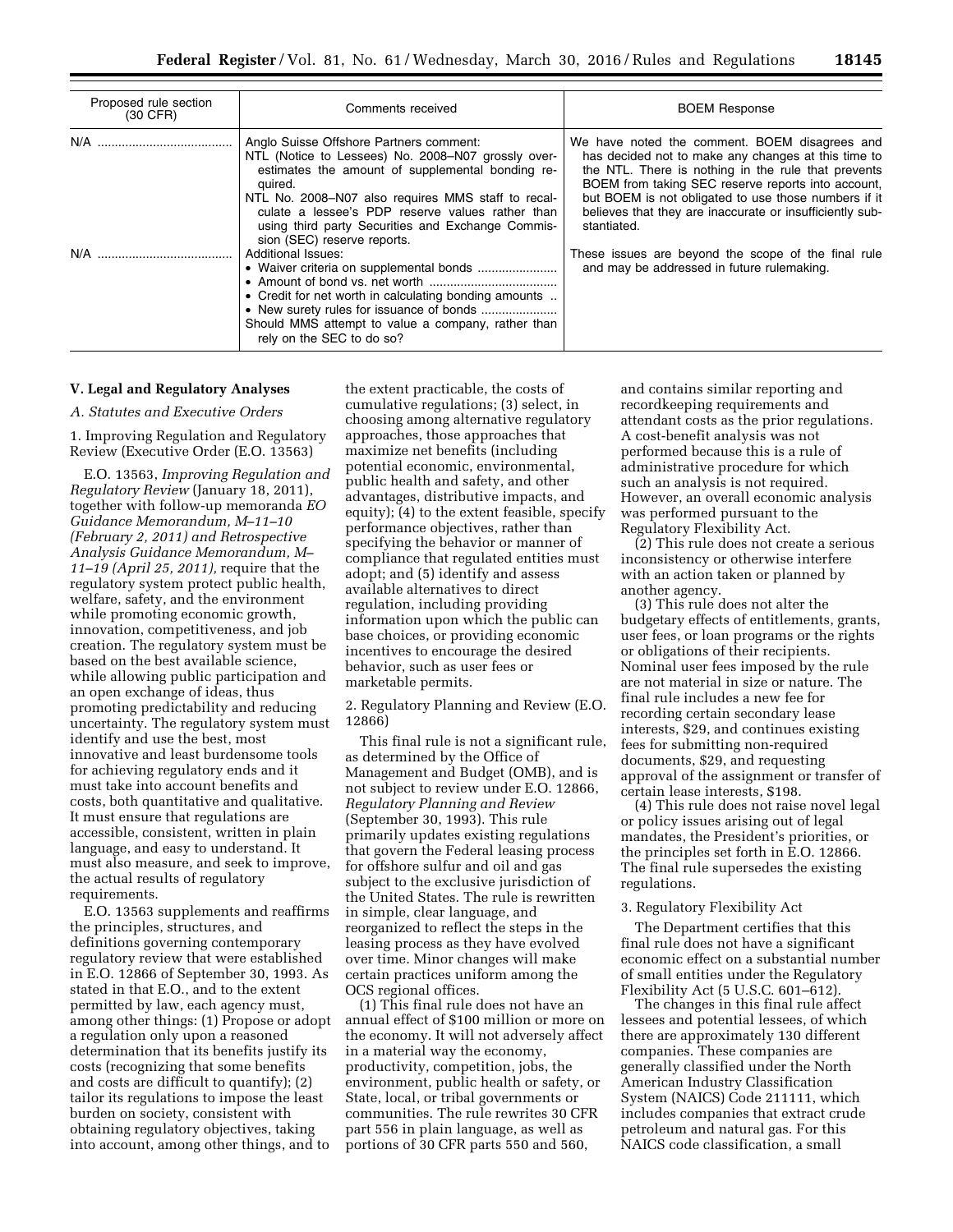| Proposed rule section (30 CFR) | Comments received | BOEM Response |
|---|---|---|
| N/A | Anglo Suisse Offshore Partners comment: NTL (Notice to Lessees) No. 2008–N07 grossly overestimates the amount of supplemental bonding required. NTL No. 2008–N07 also requires MMS staff to recalculate a lessee's PDP reserve values rather than using third party Securities and Exchange Commission (SEC) reserve reports. | We have noted the comment. BOEM disagrees and has decided not to make any changes at this time to the NTL. There is nothing in the rule that prevents BOEM from taking SEC reserve reports into account, but BOEM is not obligated to use those numbers if it believes that they are inaccurate or insufficiently substantiated. |
| N/A | Additional Issues: • Waiver criteria on supplemental bonds • Amount of bond vs. net worth • Credit for net worth in calculating bonding amounts • New surety rules for issuance of bonds Should MMS attempt to value a company, rather than rely on the SEC to do so? | These issues are beyond the scope of the final rule and may be addressed in future rulemaking. |

## V. Legal and Regulatory Analyses

### A. Statutes and Executive Orders

1. Improving Regulation and Regulatory Review (Executive Order (E.O. 13563)

E.O. 13563, *Improving Regulation and Regulatory Review* (January 18, 2011), together with follow-up memoranda *EO Guidance Memorandum, M–11–10 (February 2, 2011) and Retrospective Analysis Guidance Memorandum, M–11–19 (April 25, 2011),* require that the regulatory system protect public health, welfare, safety, and the environment while promoting economic growth, innovation, competitiveness, and job creation. The regulatory system must be based on the best available science, while allowing public participation and an open exchange of ideas, thus promoting predictability and reducing uncertainty. The regulatory system must identify and use the best, most innovative and least burdensome tools for achieving regulatory ends and it must take into account benefits and costs, both quantitative and qualitative. It must ensure that regulations are accessible, consistent, written in plain language, and easy to understand. It must also measure, and seek to improve, the actual results of regulatory requirements.

E.O. 13563 supplements and reaffirms the principles, structures, and definitions governing contemporary regulatory review that were established in E.O. 12866 of September 30, 1993. As stated in that E.O., and to the extent permitted by law, each agency must, among other things: (1) Propose or adopt a regulation only upon a reasoned determination that its benefits justify its costs (recognizing that some benefits and costs are difficult to quantify); (2) tailor its regulations to impose the least burden on society, consistent with obtaining regulatory objectives, taking into account, among other things, and to the extent practicable, the costs of cumulative regulations; (3) select, in choosing among alternative regulatory approaches, those approaches that maximize net benefits (including potential economic, environmental, public health and safety, and other advantages, distributive impacts, and equity); (4) to the extent feasible, specify performance objectives, rather than specifying the behavior or manner of compliance that regulated entities must adopt; and (5) identify and assess available alternatives to direct regulation, including providing information upon which the public can base choices, or providing economic incentives to encourage the desired behavior, such as user fees or marketable permits.

2. Regulatory Planning and Review (E.O. 12866)

This final rule is not a significant rule, as determined by the Office of Management and Budget (OMB), and is not subject to review under E.O. 12866, *Regulatory Planning and Review* (September 30, 1993). This rule primarily updates existing regulations that govern the Federal leasing process for offshore sulfur and oil and gas subject to the exclusive jurisdiction of the United States. The rule is rewritten in simple, clear language, and reorganized to reflect the steps in the leasing process as they have evolved over time. Minor changes will make certain practices uniform among the OCS regional offices.

(1) This final rule does not have an annual effect of $100 million or more on the economy. It will not adversely affect in a material way the economy, productivity, competition, jobs, the environment, public health or safety, or State, local, or tribal governments or communities. The rule rewrites 30 CFR part 556 in plain language, as well as portions of 30 CFR parts 550 and 560, and contains similar reporting and recordkeeping requirements and attendant costs as the prior regulations. A cost-benefit analysis was not performed because this is a rule of administrative procedure for which such an analysis is not required. However, an overall economic analysis was performed pursuant to the Regulatory Flexibility Act.

(2) This rule does not create a serious inconsistency or otherwise interfere with an action taken or planned by another agency.

(3) This rule does not alter the budgetary effects of entitlements, grants, user fees, or loan programs or the rights or obligations of their recipients. Nominal user fees imposed by the rule are not material in size or nature. The final rule includes a new fee for recording certain secondary lease interests, $29, and continues existing fees for submitting non-required documents, $29, and requesting approval of the assignment or transfer of certain lease interests, $198.

(4) This rule does not raise novel legal or policy issues arising out of legal mandates, the President's priorities, or the principles set forth in E.O. 12866. The final rule supersedes the existing regulations.

3. Regulatory Flexibility Act

The Department certifies that this final rule does not have a significant economic effect on a substantial number of small entities under the Regulatory Flexibility Act (5 U.S.C. 601–612).

The changes in this final rule affect lessees and potential lessees, of which there are approximately 130 different companies. These companies are generally classified under the North American Industry Classification System (NAICS) Code 211111, which includes companies that extract crude petroleum and natural gas. For this NAICS code classification, a small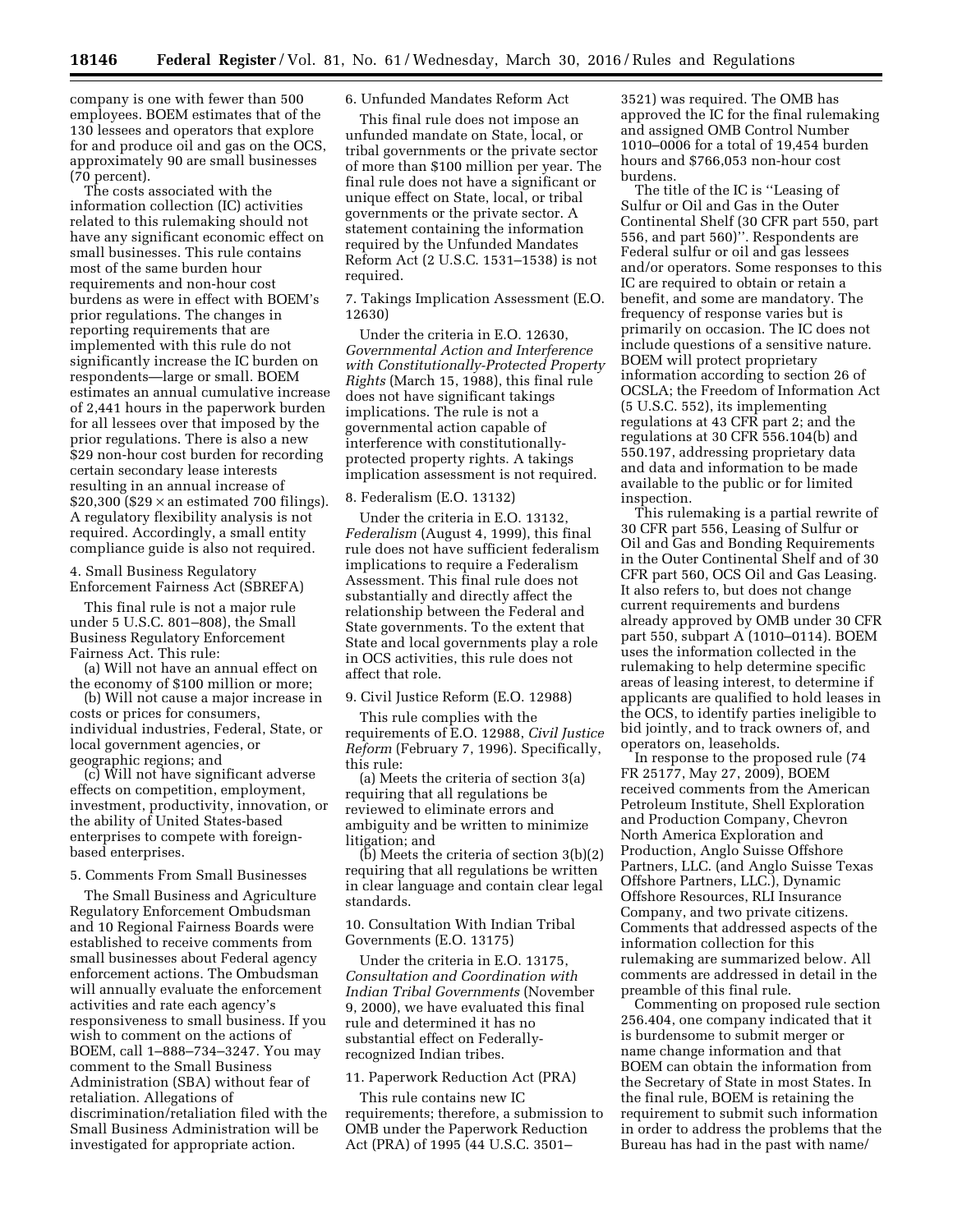company is one with fewer than 500 employees. BOEM estimates that of the 130 lessees and operators that explore for and produce oil and gas on the OCS, approximately 90 are small businesses (70 percent).

The costs associated with the information collection (IC) activities related to this rulemaking should not have any significant economic effect on small businesses. This rule contains most of the same burden hour requirements and non-hour cost burdens as were in effect with BOEM's prior regulations. The changes in reporting requirements that are implemented with this rule do not significantly increase the IC burden on respondents—large or small. BOEM estimates an annual cumulative increase of 2,441 hours in the paperwork burden for all lessees over that imposed by the prior regulations. There is also a new $29 non-hour cost burden for recording certain secondary lease interests resulting in an annual increase of $20,300 ($29 × an estimated 700 filings). A regulatory flexibility analysis is not required. Accordingly, a small entity compliance guide is also not required.

4. Small Business Regulatory Enforcement Fairness Act (SBREFA)

This final rule is not a major rule under 5 U.S.C. 801–808), the Small Business Regulatory Enforcement Fairness Act. This rule:

(a) Will not have an annual effect on the economy of $100 million or more;

(b) Will not cause a major increase in costs or prices for consumers, individual industries, Federal, State, or local government agencies, or geographic regions; and

(c) Will not have significant adverse effects on competition, employment, investment, productivity, innovation, or the ability of United States-based enterprises to compete with foreign-based enterprises.

5. Comments From Small Businesses

The Small Business and Agriculture Regulatory Enforcement Ombudsman and 10 Regional Fairness Boards were established to receive comments from small businesses about Federal agency enforcement actions. The Ombudsman will annually evaluate the enforcement activities and rate each agency's responsiveness to small business. If you wish to comment on the actions of BOEM, call 1–888–734–3247. You may comment to the Small Business Administration (SBA) without fear of retaliation. Allegations of discrimination/retaliation filed with the Small Business Administration will be investigated for appropriate action.

6. Unfunded Mandates Reform Act

This final rule does not impose an unfunded mandate on State, local, or tribal governments or the private sector of more than $100 million per year. The final rule does not have a significant or unique effect on State, local, or tribal governments or the private sector. A statement containing the information required by the Unfunded Mandates Reform Act (2 U.S.C. 1531–1538) is not required.

7. Takings Implication Assessment (E.O. 12630)

Under the criteria in E.O. 12630, *Governmental Action and Interference with Constitutionally-Protected Property Rights* (March 15, 1988), this final rule does not have significant takings implications. The rule is not a governmental action capable of interference with constitutionally-protected property rights. A takings implication assessment is not required.

8. Federalism (E.O. 13132)

Under the criteria in E.O. 13132, *Federalism* (August 4, 1999), this final rule does not have sufficient federalism implications to require a Federalism Assessment. This final rule does not substantially and directly affect the relationship between the Federal and State governments. To the extent that State and local governments play a role in OCS activities, this rule does not affect that role.

9. Civil Justice Reform (E.O. 12988)

This rule complies with the requirements of E.O. 12988, *Civil Justice Reform* (February 7, 1996). Specifically, this rule:

(a) Meets the criteria of section 3(a) requiring that all regulations be reviewed to eliminate errors and ambiguity and be written to minimize litigation; and

(b) Meets the criteria of section 3(b)(2) requiring that all regulations be written in clear language and contain clear legal standards.

10. Consultation With Indian Tribal Governments (E.O. 13175)

Under the criteria in E.O. 13175, *Consultation and Coordination with Indian Tribal Governments* (November 9, 2000), we have evaluated this final rule and determined it has no substantial effect on Federally-recognized Indian tribes.

11. Paperwork Reduction Act (PRA)

This rule contains new IC requirements; therefore, a submission to OMB under the Paperwork Reduction Act (PRA) of 1995 (44 U.S.C. 3501–3521) was required. The OMB has approved the IC for the final rulemaking and assigned OMB Control Number 1010–0006 for a total of 19,454 burden hours and $766,053 non-hour cost burdens.

The title of the IC is ''Leasing of Sulfur or Oil and Gas in the Outer Continental Shelf (30 CFR part 550, part 556, and part 560)''. Respondents are Federal sulfur or oil and gas lessees and/or operators. Some responses to this IC are required to obtain or retain a benefit, and some are mandatory. The frequency of response varies but is primarily on occasion. The IC does not include questions of a sensitive nature. BOEM will protect proprietary information according to section 26 of OCSLA; the Freedom of Information Act (5 U.S.C. 552), its implementing regulations at 43 CFR part 2; and the regulations at 30 CFR 556.104(b) and 550.197, addressing proprietary data and data and information to be made available to the public or for limited inspection.

This rulemaking is a partial rewrite of 30 CFR part 556, Leasing of Sulfur or Oil and Gas and Bonding Requirements in the Outer Continental Shelf and of 30 CFR part 560, OCS Oil and Gas Leasing. It also refers to, but does not change current requirements and burdens already approved by OMB under 30 CFR part 550, subpart A (1010–0114). BOEM uses the information collected in the rulemaking to help determine specific areas of leasing interest, to determine if applicants are qualified to hold leases in the OCS, to identify parties ineligible to bid jointly, and to track owners of, and operators on, leaseholds.

In response to the proposed rule (74 FR 25177, May 27, 2009), BOEM received comments from the American Petroleum Institute, Shell Exploration and Production Company, Chevron North America Exploration and Production, Anglo Suisse Offshore Partners, LLC. (and Anglo Suisse Texas Offshore Partners, LLC.), Dynamic Offshore Resources, RLI Insurance Company, and two private citizens. Comments that addressed aspects of the information collection for this rulemaking are summarized below. All comments are addressed in detail in the preamble of this final rule.

Commenting on proposed rule section 256.404, one company indicated that it is burdensome to submit merger or name change information and that BOEM can obtain the information from the Secretary of State in most States. In the final rule, BOEM is retaining the requirement to submit such information in order to address the problems that the Bureau has had in the past with name/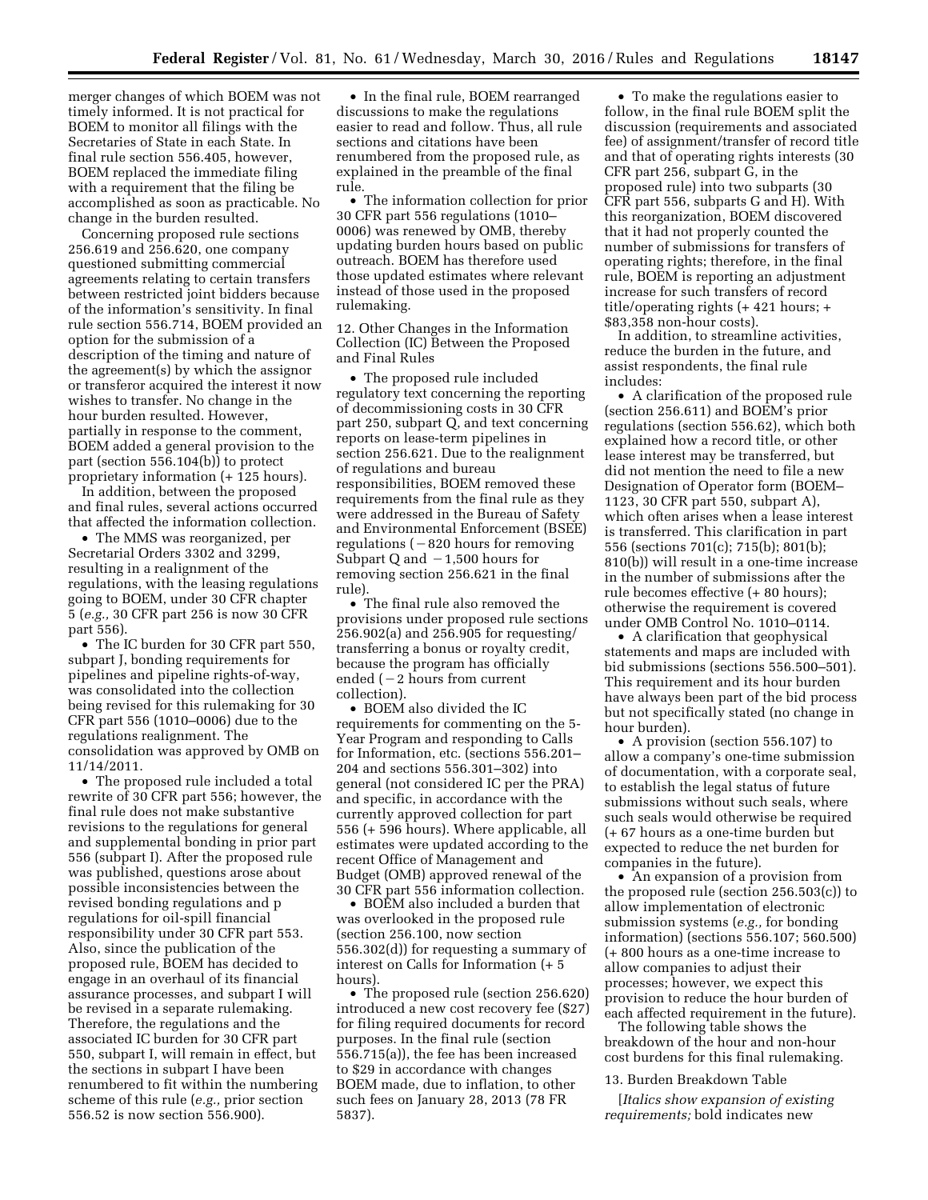merger changes of which BOEM was not timely informed. It is not practical for BOEM to monitor all filings with the Secretaries of State in each State. In final rule section 556.405, however, BOEM replaced the immediate filing with a requirement that the filing be accomplished as soon as practicable. No change in the burden resulted.

Concerning proposed rule sections 256.619 and 256.620, one company questioned submitting commercial agreements relating to certain transfers between restricted joint bidders because of the information's sensitivity. In final rule section 556.714, BOEM provided an option for the submission of a description of the timing and nature of the agreement(s) by which the assignor or transferor acquired the interest it now wishes to transfer. No change in the hour burden resulted. However, partially in response to the comment, BOEM added a general provision to the part (section 556.104(b)) to protect proprietary information (+ 125 hours).

In addition, between the proposed and final rules, several actions occurred that affected the information collection.

- The MMS was reorganized, per Secretarial Orders 3302 and 3299, resulting in a realignment of the regulations, with the leasing regulations going to BOEM, under 30 CFR chapter 5 (*e.g.,* 30 CFR part 256 is now 30 CFR part 556).
- The IC burden for 30 CFR part 550, subpart J, bonding requirements for pipelines and pipeline rights-of-way, was consolidated into the collection being revised for this rulemaking for 30 CFR part 556 (1010–0006) due to the regulations realignment. The consolidation was approved by OMB on 11/14/2011.
- The proposed rule included a total rewrite of 30 CFR part 556; however, the final rule does not make substantive revisions to the regulations for general and supplemental bonding in prior part 556 (subpart I). After the proposed rule was published, questions arose about possible inconsistencies between the revised bonding regulations and p regulations for oil-spill financial responsibility under 30 CFR part 553. Also, since the publication of the proposed rule, BOEM has decided to engage in an overhaul of its financial assurance processes, and subpart I will be revised in a separate rulemaking. Therefore, the regulations and the associated IC burden for 30 CFR part 550, subpart I, will remain in effect, but the sections in subpart I have been renumbered to fit within the numbering scheme of this rule (*e.g.,* prior section 556.52 is now section 556.900).
- In the final rule, BOEM rearranged discussions to make the regulations easier to read and follow. Thus, all rule sections and citations have been renumbered from the proposed rule, as explained in the preamble of the final rule.
- The information collection for prior 30 CFR part 556 regulations (1010–0006) was renewed by OMB, thereby updating burden hours based on public outreach. BOEM has therefore used those updated estimates where relevant instead of those used in the proposed rulemaking.

12. Other Changes in the Information Collection (IC) Between the Proposed and Final Rules

- The proposed rule included regulatory text concerning the reporting of decommissioning costs in 30 CFR part 250, subpart Q, and text concerning reports on lease-term pipelines in section 256.621. Due to the realignment of regulations and bureau responsibilities, BOEM removed these requirements from the final rule as they were addressed in the Bureau of Safety and Environmental Enforcement (BSEE) regulations (−820 hours for removing Subpart Q and −1,500 hours for removing section 256.621 in the final rule).
- The final rule also removed the provisions under proposed rule sections 256.902(a) and 256.905 for requesting/transferring a bonus or royalty credit, because the program has officially ended (−2 hours from current collection).
- BOEM also divided the IC requirements for commenting on the 5-Year Program and responding to Calls for Information, etc. (sections 556.201–204 and sections 556.301–302) into general (not considered IC per the PRA) and specific, in accordance with the currently approved collection for part 556 (+ 596 hours). Where applicable, all estimates were updated according to the recent Office of Management and Budget (OMB) approved renewal of the 30 CFR part 556 information collection.
- BOEM also included a burden that was overlooked in the proposed rule (section 256.100, now section 556.302(d)) for requesting a summary of interest on Calls for Information (+ 5 hours).
- The proposed rule (section 256.620) introduced a new cost recovery fee ($27) for filing required documents for record purposes. In the final rule (section 556.715(a)), the fee has been increased to $29 in accordance with changes BOEM made, due to inflation, to other such fees on January 28, 2013 (78 FR 5837).
- To make the regulations easier to follow, in the final rule BOEM split the discussion (requirements and associated fee) of assignment/transfer of record title and that of operating rights interests (30 CFR part 256, subpart G, in the proposed rule) into two subparts (30 CFR part 556, subparts G and H). With this reorganization, BOEM discovered that it had not properly counted the number of submissions for transfers of operating rights; therefore, in the final rule, BOEM is reporting an adjustment increase for such transfers of record title/operating rights (+ 421 hours; + $83,358 non-hour costs).

In addition, to streamline activities, reduce the burden in the future, and assist respondents, the final rule includes:

- A clarification of the proposed rule (section 256.611) and BOEM's prior regulations (section 556.62), which both explained how a record title, or other lease interest may be transferred, but did not mention the need to file a new Designation of Operator form (BOEM–1123, 30 CFR part 550, subpart A), which often arises when a lease interest is transferred. This clarification in part 556 (sections 701(c); 715(b); 801(b); 810(b)) will result in a one-time increase in the number of submissions after the rule becomes effective (+ 80 hours); otherwise the requirement is covered under OMB Control No. 1010–0114.
- A clarification that geophysical statements and maps are included with bid submissions (sections 556.500–501). This requirement and its hour burden have always been part of the bid process but not specifically stated (no change in hour burden).
- A provision (section 556.107) to allow a company's one-time submission of documentation, with a corporate seal, to establish the legal status of future submissions without such seals, where such seals would otherwise be required (+ 67 hours as a one-time burden but expected to reduce the net burden for companies in the future).
- An expansion of a provision from the proposed rule (section 256.503(c)) to allow implementation of electronic submission systems (*e.g.,* for bonding information) (sections 556.107; 560.500) (+ 800 hours as a one-time increase to allow companies to adjust their processes; however, we expect this provision to reduce the hour burden of each affected requirement in the future).

The following table shows the breakdown of the hour and non-hour cost burdens for this final rulemaking.

13. Burden Breakdown Table

[*Italics show expansion of existing requirements;* bold indicates new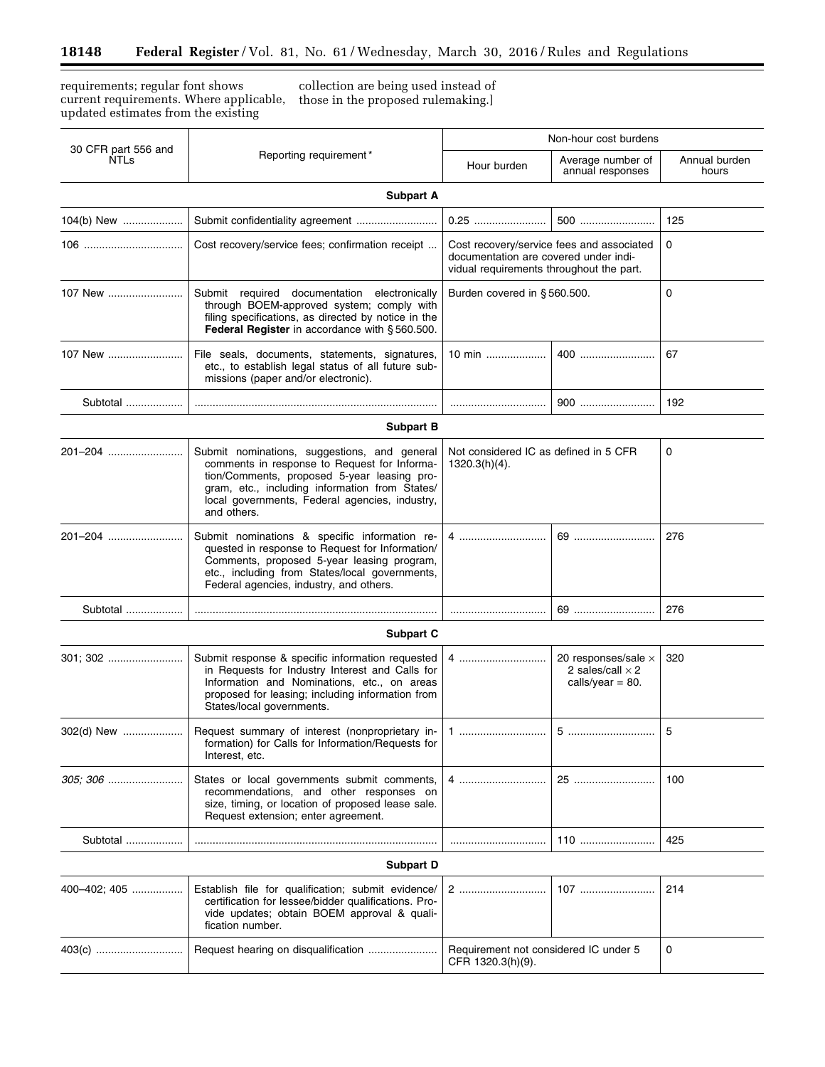requirements; regular font shows current requirements. Where applicable, updated estimates from the existing collection are being used instead of those in the proposed rulemaking.]

| 30 CFR part 556 and NTLs | Reporting requirement* | Non-hour cost burdens | | |
|---|---|---|---|---|
| | | Hour burden | Average number of annual responses | Annual burden hours |
| **Subpart A** | | | | |
| 104(b) New | Submit confidentiality agreement | 0.25 | 500 | 125 |
| 106 | Cost recovery/service fees; confirmation receipt | Cost recovery/service fees and associated documentation are covered under individual requirements throughout the part. | | 0 |
| 107 New | Submit required documentation electronically through BOEM-approved system; comply with filing specifications, as directed by notice in the **Federal Register** in accordance with § 560.500. | Burden covered in § 560.500. | | 0 |
| 107 New | File seals, documents, statements, signatures, etc., to establish legal status of all future submissions (paper and/or electronic). | 10 min | 400 | 67 |
| Subtotal | | | 900 | 192 |
| **Subpart B** | | | | |
| 201–204 | Submit nominations, suggestions, and general comments in response to Request for Information/Comments, proposed 5-year leasing program, etc., including information from States/local governments, Federal agencies, industry, and others. | Not considered IC as defined in 5 CFR 1320.3(h)(4). | | 0 |
| 201–204 | Submit nominations & specific information requested in response to Request for Information/Comments, proposed 5-year leasing program, etc., including from States/local governments, Federal agencies, industry, and others. | 4 | 69 | 276 |
| Subtotal | | | 69 | 276 |
| **Subpart C** | | | | |
| 301; 302 | Submit response & specific information requested in Requests for Industry Interest and Calls for Information and Nominations, etc., on areas proposed for leasing; including information from States/local governments. | 4 | 20 responses/sale × 2 sales/call × 2 calls/year = 80. | 320 |
| 302(d) New | Request summary of interest (nonproprietary information) for Calls for Information/Requests for Interest, etc. | 1 | 5 | 5 |
| *305; 306* | States or local governments submit comments, recommendations, and other responses on size, timing, or location of proposed lease sale. Request extension; enter agreement. | 4 | 25 | 100 |
| Subtotal | | | 110 | 425 |
| **Subpart D** | | | | |
| 400–402; 405 | Establish file for qualification; submit evidence/certification for lessee/bidder qualifications. Provide updates; obtain BOEM approval & qualification number. | 2 | 107 | 214 |
| 403(c) | Request hearing on disqualification | Requirement not considered IC under 5 CFR 1320.3(h)(9). | | 0 |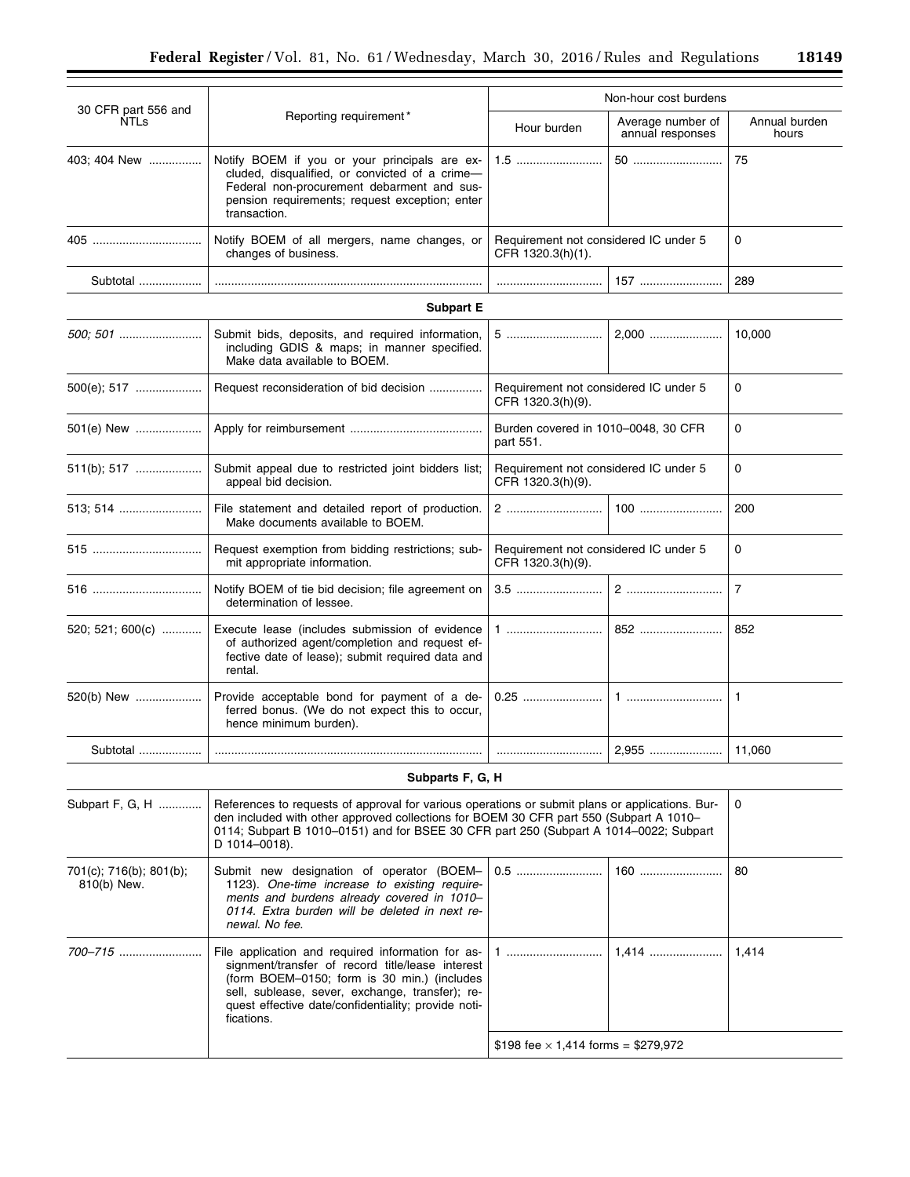| 30 CFR part 556 and NTLs | Reporting requirement * | Non-hour cost burdens | | |
|---|---|---|---|---|
| | | Hour burden | Average number of annual responses | Annual burden hours |
| 403; 404 New | Notify BOEM if you or your principals are excluded, disqualified, or convicted of a crime—Federal non-procurement debarment and suspension requirements; request exception; enter transaction. | 1.5 | 50 | 75 |
| 405 | Notify BOEM of all mergers, name changes, or changes of business. | Requirement not considered IC under 5 CFR 1320.3(h)(1). | | 0 |
| Subtotal | | | 157 | 289 |
| **Subpart E** | | | | |
| *500; 501* | Submit bids, deposits, and required information, including GDIS & maps; in manner specified. Make data available to BOEM. | 5 | 2,000 | 10,000 |
| 500(e); 517 | Request reconsideration of bid decision | Requirement not considered IC under 5 CFR 1320.3(h)(9). | | 0 |
| 501(e) New | Apply for reimbursement | Burden covered in 1010–0048, 30 CFR part 551. | | 0 |
| 511(b); 517 | Submit appeal due to restricted joint bidders list; appeal bid decision. | Requirement not considered IC under 5 CFR 1320.3(h)(9). | | 0 |
| 513; 514 | File statement and detailed report of production. Make documents available to BOEM. | 2 | 100 | 200 |
| 515 | Request exemption from bidding restrictions; submit appropriate information. | Requirement not considered IC under 5 CFR 1320.3(h)(9). | | 0 |
| 516 | Notify BOEM of tie bid decision; file agreement on determination of lessee. | 3.5 | 2 | 7 |
| 520; 521; 600(c) | Execute lease (includes submission of evidence of authorized agent/completion and request effective date of lease); submit required data and rental. | 1 | 852 | 852 |
| 520(b) New | Provide acceptable bond for payment of a deferred bonus. (We do not expect this to occur, hence minimum burden). | 0.25 | 1 | 1 |
| Subtotal | | | 2,955 | 11,060 |
| **Subparts F, G, H** | | | | |
| Subpart F, G, H | References to requests of approval for various operations or submit plans or applications. Burden included with other approved collections for BOEM 30 CFR part 550 (Subpart A 1010–0114; Subpart B 1010–0151) and for BSEE 30 CFR part 250 (Subpart A 1014–0022; Subpart D 1014–0018). | | | 0 |
| 701(c); 716(b); 801(b); 810(b) New. | Submit new designation of operator (BOEM–1123). *One-time increase to existing requirements and burdens already covered in 1010–0114. Extra burden will be deleted in next renewal. No fee.* | 0.5 | 160 | 80 |
| *700–715* | File application and required information for assignment/transfer of record title/lease interest (form BOEM–0150; form is 30 min.) (includes sell, sublease, sever, exchange, transfer); request effective date/confidentiality; provide notifications. | 1 | 1,414 | 1,414 |
| | | $198 fee × 1,414 forms = $279,972 | | |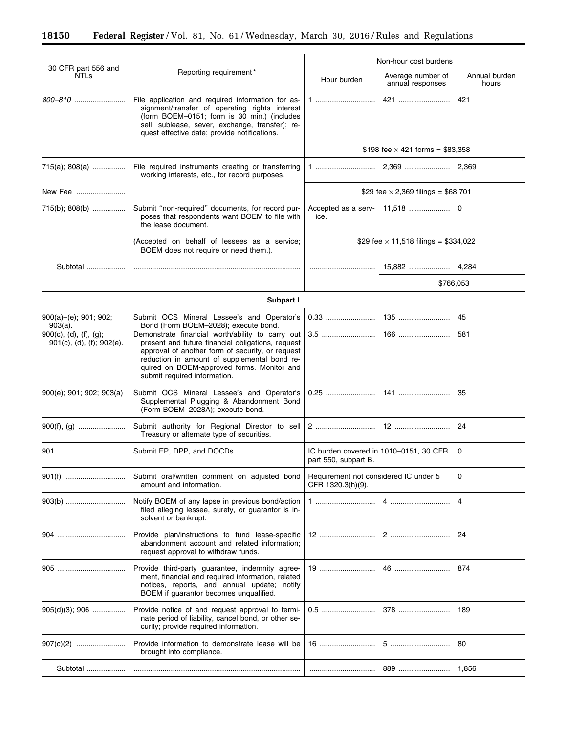| 30 CFR part 556 and NTLs | Reporting requirement* | Non-hour cost burdens | | |
|---|---|---|---|---|
| | | Hour burden | Average number of annual responses | Annual burden hours |
| *800–810* | File application and required information for assignment/transfer of operating rights interest (form BOEM–0151; form is 30 min.) (includes sell, sublease, sever, exchange, transfer); request effective date; provide notifications. | 1 | 421 | 421 |
| | | $198 fee × 421 forms = $83,358 | | |
| 715(a); 808(a) | File required instruments creating or transferring working interests, etc., for record purposes. | 1 | 2,369 | 2,369 |
| New Fee | | $29 fee × 2,369 filings = $68,701 | | |
| 715(b); 808(b) | Submit "non-required" documents, for record purposes that respondents want BOEM to file with the lease document. | Accepted as a service. | 11,518 | 0 |
| | (Accepted on behalf of lessees as a service; BOEM does not require or need them.). | $29 fee × 11,518 filings = $334,022 | | |
| Subtotal | | | 15,882 | 4,284 |
| | | | $766,053 | |
| **Subpart I** | | | | |
| 900(a)–(e); 901; 902; 903(a). | Submit OCS Mineral Lessee's and Operator's Bond (Form BOEM–2028); execute bond. | 0.33 | 135 | 45 |
| 900(c), (d), (f), (g); 901(c), (d), (f); 902(e). | Demonstrate financial worth/ability to carry out present and future financial obligations, request approval of another form of security, or request reduction in amount of supplemental bond required on BOEM-approved forms. Monitor and submit required information. | 3.5 | 166 | 581 |
| 900(e); 901; 902; 903(a) | Submit OCS Mineral Lessee's and Operator's Supplemental Plugging & Abandonment Bond (Form BOEM–2028A); execute bond. | 0.25 | 141 | 35 |
| 900(f), (g) | Submit authority for Regional Director to sell Treasury or alternate type of securities. | 2 | 12 | 24 |
| 901 | Submit EP, DPP, and DOCDs | IC burden covered in 1010–0151, 30 CFR part 550, subpart B. | | 0 |
| 901(f) | Submit oral/written comment on adjusted bond amount and information. | Requirement not considered IC under 5 CFR 1320.3(h)(9). | | 0 |
| 903(b) | Notify BOEM of any lapse in previous bond/action filed alleging lessee, surety, or guarantor is insolvent or bankrupt. | 1 | 4 | 4 |
| 904 | Provide plan/instructions to fund lease-specific abandonment account and related information; request approval to withdraw funds. | 12 | 2 | 24 |
| 905 | Provide third-party guarantee, indemnity agreement, financial and required information, related notices, reports, and annual update; notify BOEM if guarantor becomes unqualified. | 19 | 46 | 874 |
| 905(d)(3); 906 | Provide notice of and request approval to terminate period of liability, cancel bond, or other security; provide required information. | 0.5 | 378 | 189 |
| 907(c)(2) | Provide information to demonstrate lease will be brought into compliance. | 16 | 5 | 80 |
| Subtotal | | | 889 | 1,856 |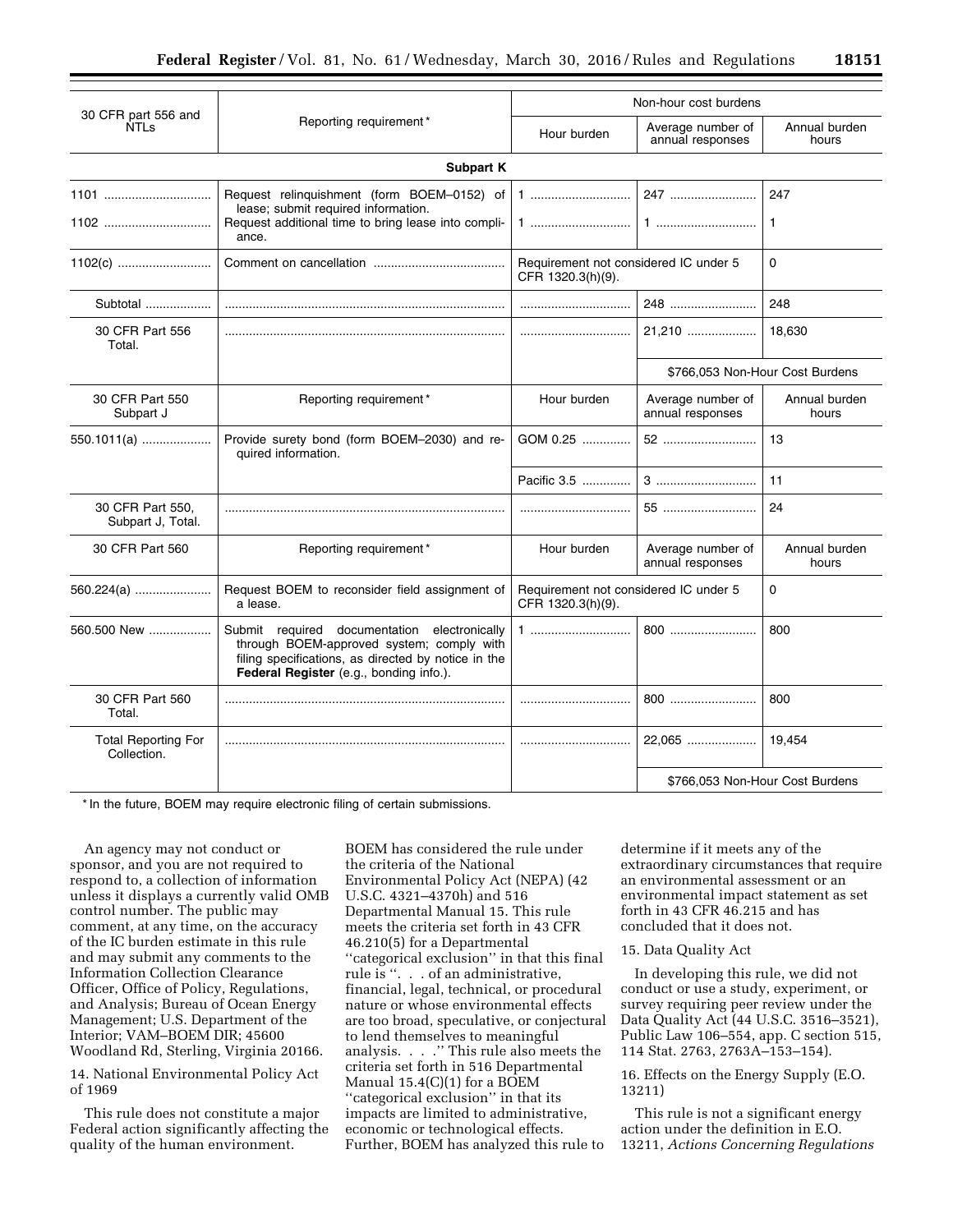| 30 CFR part 556 and NTLs | Reporting requirement* | Non-hour cost burdens | | |
|---|---|---|---|---|
| | | Hour burden | Average number of annual responses | Annual burden hours |
| **Subpart K** | | | | |
| 1101 | Request relinquishment (form BOEM–0152) of lease; submit required information. | 1 | 247 | 247 |
| 1102 | Request additional time to bring lease into compliance. | 1 | 1 | 1 |
| 1102(c) | Comment on cancellation | Requirement not considered IC under 5 CFR 1320.3(h)(9). | | 0 |
| Subtotal | | | 248 | 248 |
| 30 CFR Part 556 Total. | | | 21,210 | 18,630 |
| | | | $766,053 Non-Hour Cost Burdens | |
| 30 CFR Part 550 Subpart J | Reporting requirement* | Hour burden | Average number of annual responses | Annual burden hours |
| 550.1011(a) | Provide surety bond (form BOEM–2030) and required information. | GOM 0.25 | 52 | 13 |
| | | Pacific 3.5 | 3 | 11 |
| 30 CFR Part 550, Subpart J, Total. | | | 55 | 24 |
| 30 CFR Part 560 | Reporting requirement* | Hour burden | Average number of annual responses | Annual burden hours |
| 560.224(a) | Request BOEM to reconsider field assignment of a lease. | Requirement not considered IC under 5 CFR 1320.3(h)(9). | | 0 |
| 560.500 New | Submit required documentation electronically through BOEM-approved system; comply with filing specifications, as directed by notice in the **Federal Register** (e.g., bonding info.). | 1 | 800 | 800 |
| 30 CFR Part 560 Total. | | | 800 | 800 |
| Total Reporting For Collection. | | | 22,065 | 19,454 |
| | | | $766,053 Non-Hour Cost Burdens | |

* In the future, BOEM may require electronic filing of certain submissions.

An agency may not conduct or sponsor, and you are not required to respond to, a collection of information unless it displays a currently valid OMB control number. The public may comment, at any time, on the accuracy of the IC burden estimate in this rule and may submit any comments to the Information Collection Clearance Officer, Office of Policy, Regulations, and Analysis; Bureau of Ocean Energy Management; U.S. Department of the Interior; VAM–BOEM DIR; 45600 Woodland Rd, Sterling, Virginia 20166.

14. National Environmental Policy Act of 1969

This rule does not constitute a major Federal action significantly affecting the quality of the human environment. BOEM has considered the rule under the criteria of the National Environmental Policy Act (NEPA) (42 U.S.C. 4321–4370h) and 516 Departmental Manual 15. This rule meets the criteria set forth in 43 CFR 46.210(5) for a Departmental "categorical exclusion" in that this final rule is ". . . of an administrative, financial, legal, technical, or procedural nature or whose environmental effects are too broad, speculative, or conjectural to lend themselves to meaningful analysis. . . ." This rule also meets the criteria set forth in 516 Departmental Manual 15.4(C)(1) for a BOEM "categorical exclusion" in that its impacts are limited to administrative, economic or technological effects. Further, BOEM has analyzed this rule to determine if it meets any of the extraordinary circumstances that require an environmental assessment or an environmental impact statement as set forth in 43 CFR 46.215 and has concluded that it does not.

15. Data Quality Act

In developing this rule, we did not conduct or use a study, experiment, or survey requiring peer review under the Data Quality Act (44 U.S.C. 3516–3521), Public Law 106–554, app. C section 515, 114 Stat. 2763, 2763A–153–154).

16. Effects on the Energy Supply (E.O. 13211)

This rule is not a significant energy action under the definition in E.O. 13211, *Actions Concerning Regulations*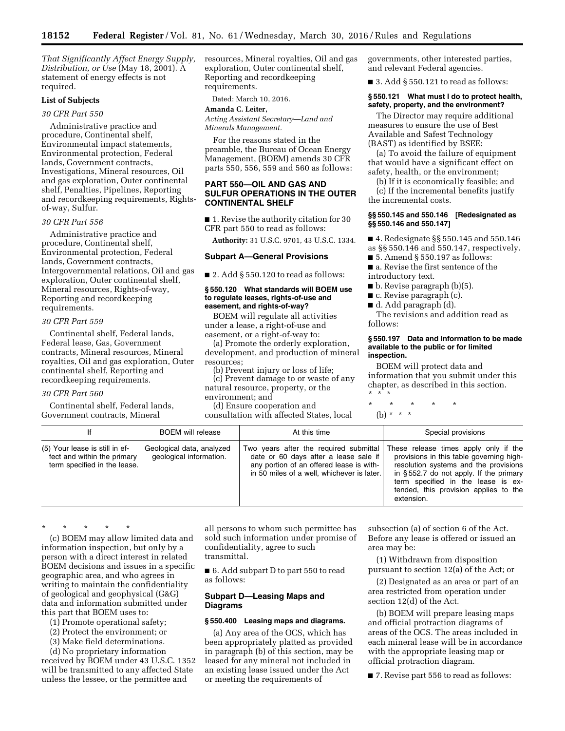*That Significantly Affect Energy Supply, Distribution, or Use* (May 18, 2001). A statement of energy effects is not required.

**List of Subjects**

*30 CFR Part 550*

Administrative practice and procedure, Continental shelf, Environmental impact statements, Environmental protection, Federal lands, Government contracts, Investigations, Mineral resources, Oil and gas exploration, Outer continental shelf, Penalties, Pipelines, Reporting and recordkeeping requirements, Rights-of-way, Sulfur.

*30 CFR Part 556*

Administrative practice and procedure, Continental shelf, Environmental protection, Federal lands, Government contracts, Intergovernmental relations, Oil and gas exploration, Outer continental shelf, Mineral resources, Rights-of-way, Reporting and recordkeeping requirements.

*30 CFR Part 559*

Continental shelf, Federal lands, Federal lease, Gas, Government contracts, Mineral resources, Mineral royalties, Oil and gas exploration, Outer continental shelf, Reporting and recordkeeping requirements.

*30 CFR Part 560*

Continental shelf, Federal lands, Government contracts, Mineral resources, Mineral royalties, Oil and gas exploration, Outer continental shelf, Reporting and recordkeeping requirements.

Dated: March 10, 2016.

**Amanda C. Leiter,**

*Acting Assistant Secretary—Land and Minerals Management.*

For the reasons stated in the preamble, the Bureau of Ocean Energy Management, (BOEM) amends 30 CFR parts 550, 556, 559 and 560 as follows:

## PART 550—OIL AND GAS AND SULFUR OPERATIONS IN THE OUTER CONTINENTAL SHELF

■ 1. Revise the authority citation for 30 CFR part 550 to read as follows:

**Authority:** 31 U.S.C. 9701, 43 U.S.C. 1334.

### Subpart A—General Provisions

■ 2. Add § 550.120 to read as follows:

#### § 550.120 What standards will BOEM use to regulate leases, rights-of-use and easement, and rights-of-way?

BOEM will regulate all activities under a lease, a right-of-use and easement, or a right-of-way to:

(a) Promote the orderly exploration, development, and production of mineral resources;

(b) Prevent injury or loss of life;

(c) Prevent damage to or waste of any natural resource, property, or the environment; and

(d) Ensure cooperation and consultation with affected States, local governments, other interested parties, and relevant Federal agencies.

■ 3. Add § 550.121 to read as follows:

#### § 550.121 What must I do to protect health, safety, property, and the environment?

The Director may require additional measures to ensure the use of Best Available and Safest Technology (BAST) as identified by BSEE:

(a) To avoid the failure of equipment that would have a significant effect on safety, health, or the environment;

(b) If it is economically feasible; and

(c) If the incremental benefits justify the incremental costs.

#### §§ 550.145 and 550.146 [Redesignated as §§ 550.146 and 550.147]

■ 4. Redesignate §§ 550.145 and 550.146 as §§ 550.146 and 550.147, respectively.

■ 5. Amend § 550.197 as follows:

■ a. Revise the first sentence of the introductory text.

■ b. Revise paragraph (b)(5).

■ c. Revise paragraph (c).

■ d. Add paragraph (d).

The revisions and addition read as follows:

#### § 550.197 Data and information to be made available to the public or for limited inspection.

BOEM will protect data and information that you submit under this chapter, as described in this section. * * *

\* \* \* \* \*

(b) * * *

| If | BOEM will release | At this time | Special provisions |
|---|---|---|---|
| (5) Your lease is still in effect and within the primary term specified in the lease. | Geological data, analyzed geological information. | Two years after the required submittal date or 60 days after a lease sale if any portion of an offered lease is within 50 miles of a well, whichever is later. | These release times apply only if the provisions in this table governing high-resolution systems and the provisions in § 552.7 do not apply. If the primary term specified in the lease is extended, this provision applies to the extension. |

\* \* \* \* \*

(c) BOEM may allow limited data and information inspection, but only by a person with a direct interest in related BOEM decisions and issues in a specific geographic area, and who agrees in writing to maintain the confidentiality of geological and geophysical (G&G) data and information submitted under this part that BOEM uses to:

(1) Promote operational safety;

(2) Protect the environment; or

(3) Make field determinations.

(d) No proprietary information received by BOEM under 43 U.S.C. 1352 will be transmitted to any affected State unless the lessee, or the permittee and all persons to whom such permittee has sold such information under promise of confidentiality, agree to such transmittal.

■ 6. Add subpart D to part 550 to read as follows:

### Subpart D—Leasing Maps and Diagrams

#### § 550.400 Leasing maps and diagrams.

(a) Any area of the OCS, which has been appropriately platted as provided in paragraph (b) of this section, may be leased for any mineral not included in an existing lease issued under the Act or meeting the requirements of subsection (a) of section 6 of the Act. Before any lease is offered or issued an area may be:

(1) Withdrawn from disposition pursuant to section 12(a) of the Act; or

(2) Designated as an area or part of an area restricted from operation under section 12(d) of the Act.

(b) BOEM will prepare leasing maps and official protraction diagrams of areas of the OCS. The areas included in each mineral lease will be in accordance with the appropriate leasing map or official protraction diagram.

■ 7. Revise part 556 to read as follows: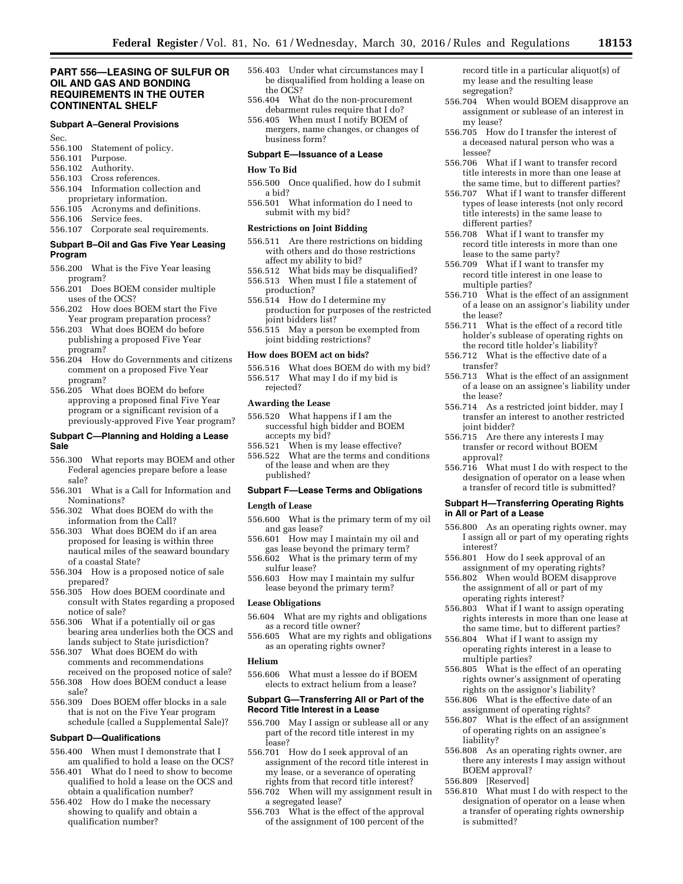## PART 556—LEASING OF SULFUR OR OIL AND GAS AND BONDING REQUIREMENTS IN THE OUTER CONTINENTAL SHELF

### Subpart A–General Provisions

Sec.

556.100 Statement of policy.

556.101 Purpose.

556.102 Authority.

556.103 Cross references.

556.104 Information collection and proprietary information.

556.105 Acronyms and definitions.

556.106 Service fees.

556.107 Corporate seal requirements.

### Subpart B–Oil and Gas Five Year Leasing Program

556.200 What is the Five Year leasing program?

556.201 Does BOEM consider multiple uses of the OCS?

556.202 How does BOEM start the Five Year program preparation process?

556.203 What does BOEM do before publishing a proposed Five Year program?

556.204 How do Governments and citizens comment on a proposed Five Year program?

556.205 What does BOEM do before approving a proposed final Five Year program or a significant revision of a previously-approved Five Year program?

### Subpart C—Planning and Holding a Lease Sale

556.300 What reports may BOEM and other Federal agencies prepare before a lease sale?

556.301 What is a Call for Information and Nominations?

556.302 What does BOEM do with the information from the Call?

556.303 What does BOEM do if an area proposed for leasing is within three nautical miles of the seaward boundary of a coastal State?

556.304 How is a proposed notice of sale prepared?

556.305 How does BOEM coordinate and consult with States regarding a proposed notice of sale?

556.306 What if a potentially oil or gas bearing area underlies both the OCS and lands subject to State jurisdiction?

556.307 What does BOEM do with comments and recommendations received on the proposed notice of sale?

556.308 How does BOEM conduct a lease sale?

556.309 Does BOEM offer blocks in a sale that is not on the Five Year program schedule (called a Supplemental Sale)?

### Subpart D—Qualifications

556.400 When must I demonstrate that I am qualified to hold a lease on the OCS?

556.401 What do I need to show to become qualified to hold a lease on the OCS and obtain a qualification number?

556.402 How do I make the necessary showing to qualify and obtain a qualification number?

556.403 Under what circumstances may I be disqualified from holding a lease on the OCS?

556.404 What do the non-procurement debarment rules require that I do?

556.405 When must I notify BOEM of mergers, name changes, or changes of business form?

### Subpart E—Issuance of a Lease

**How To Bid**

556.500 Once qualified, how do I submit a bid?

556.501 What information do I need to submit with my bid?

**Restrictions on Joint Bidding**

556.511 Are there restrictions on bidding with others and do those restrictions affect my ability to bid?

556.512 What bids may be disqualified?

556.513 When must I file a statement of production?

556.514 How do I determine my production for purposes of the restricted joint bidders list?

556.515 May a person be exempted from joint bidding restrictions?

**How does BOEM act on bids?**

556.516 What does BOEM do with my bid?

556.517 What may I do if my bid is rejected?

**Awarding the Lease**

556.520 What happens if I am the successful high bidder and BOEM accepts my bid?

556.521 When is my lease effective?

556.522 What are the terms and conditions of the lease and when are they published?

### Subpart F—Lease Terms and Obligations

**Length of Lease**

556.600 What is the primary term of my oil and gas lease?

556.601 How may I maintain my oil and gas lease beyond the primary term?

556.602 What is the primary term of my sulfur lease?

556.603 How may I maintain my sulfur lease beyond the primary term?

**Lease Obligations**

56.604 What are my rights and obligations as a record title owner?

556.605 What are my rights and obligations as an operating rights owner?

**Helium**

556.606 What must a lessee do if BOEM elects to extract helium from a lease?

### Subpart G—Transferring All or Part of the Record Title Interest in a Lease

556.700 May I assign or sublease all or any part of the record title interest in my lease?

556.701 How do I seek approval of an assignment of the record title interest in my lease, or a severance of operating rights from that record title interest?

556.702 When will my assignment result in a segregated lease?

556.703 What is the effect of the approval of the assignment of 100 percent of the record title in a particular aliquot(s) of my lease and the resulting lease segregation?

556.704 When would BOEM disapprove an assignment or sublease of an interest in my lease?

556.705 How do I transfer the interest of a deceased natural person who was a lessee?

556.706 What if I want to transfer record title interests in more than one lease at the same time, but to different parties?

556.707 What if I want to transfer different types of lease interests (not only record title interests) in the same lease to different parties?

556.708 What if I want to transfer my record title interests in more than one lease to the same party?

556.709 What if I want to transfer my record title interest in one lease to multiple parties?

556.710 What is the effect of an assignment of a lease on an assignor's liability under the lease?

556.711 What is the effect of a record title holder's sublease of operating rights on the record title holder's liability?

556.712 What is the effective date of a transfer?

556.713 What is the effect of an assignment of a lease on an assignee's liability under the lease?

556.714 As a restricted joint bidder, may I transfer an interest to another restricted joint bidder?

556.715 Are there any interests I may transfer or record without BOEM approval?

556.716 What must I do with respect to the designation of operator on a lease when a transfer of record title is submitted?

### Subpart H—Transferring Operating Rights in All or Part of a Lease

556.800 As an operating rights owner, may I assign all or part of my operating rights interest?

556.801 How do I seek approval of an assignment of my operating rights?

556.802 When would BOEM disapprove the assignment of all or part of my operating rights interest?

556.803 What if I want to assign operating rights interests in more than one lease at the same time, but to different parties?

556.804 What if I want to assign my operating rights interest in a lease to multiple parties?

556.805 What is the effect of an operating rights owner's assignment of operating rights on the assignor's liability?

556.806 What is the effective date of an assignment of operating rights?

556.807 What is the effect of an assignment of operating rights on an assignee's liability?

556.808 As an operating rights owner, are there any interests I may assign without BOEM approval?

556.809 [Reserved]

556.810 What must I do with respect to the designation of operator on a lease when a transfer of operating rights ownership is submitted?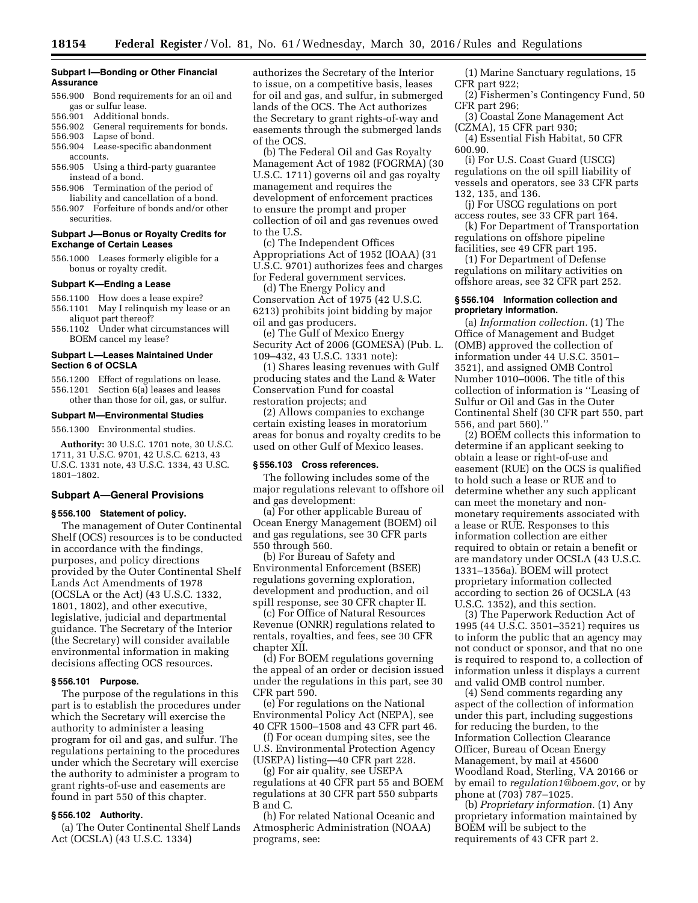**Subpart I—Bonding or Other Financial Assurance**

556.900 Bond requirements for an oil and gas or sulfur lease.
556.901 Additional bonds.
556.902 General requirements for bonds.
556.903 Lapse of bond.
556.904 Lease-specific abandonment accounts.
556.905 Using a third-party guarantee instead of a bond.
556.906 Termination of the period of liability and cancellation of a bond.
556.907 Forfeiture of bonds and/or other securities.

**Subpart J—Bonus or Royalty Credits for Exchange of Certain Leases**

556.1000 Leases formerly eligible for a bonus or royalty credit.

**Subpart K—Ending a Lease**

556.1100 How does a lease expire?
556.1101 May I relinquish my lease or an aliquot part thereof?
556.1102 Under what circumstances will BOEM cancel my lease?

**Subpart L—Leases Maintained Under Section 6 of OCSLA**

556.1200 Effect of regulations on lease.
556.1201 Section 6(a) leases and leases other than those for oil, gas, or sulfur.

**Subpart M—Environmental Studies**

556.1300 Environmental studies.

**Authority:** 30 U.S.C. 1701 note, 30 U.S.C. 1711, 31 U.S.C. 9701, 42 U.S.C. 6213, 43 U.S.C. 1331 note, 43 U.S.C. 1334, 43 U.SC. 1801–1802.

## Subpart A—General Provisions

### § 556.100 Statement of policy.

The management of Outer Continental Shelf (OCS) resources is to be conducted in accordance with the findings, purposes, and policy directions provided by the Outer Continental Shelf Lands Act Amendments of 1978 (OCSLA or the Act) (43 U.S.C. 1332, 1801, 1802), and other executive, legislative, judicial and departmental guidance. The Secretary of the Interior (the Secretary) will consider available environmental information in making decisions affecting OCS resources.

### § 556.101 Purpose.

The purpose of the regulations in this part is to establish the procedures under which the Secretary will exercise the authority to administer a leasing program for oil and gas, and sulfur. The regulations pertaining to the procedures under which the Secretary will exercise the authority to administer a program to grant rights-of-use and easements are found in part 550 of this chapter.

### § 556.102 Authority.

(a) The Outer Continental Shelf Lands Act (OCSLA) (43 U.S.C. 1334) authorizes the Secretary of the Interior to issue, on a competitive basis, leases for oil and gas, and sulfur, in submerged lands of the OCS. The Act authorizes the Secretary to grant rights-of-way and easements through the submerged lands of the OCS.

(b) The Federal Oil and Gas Royalty Management Act of 1982 (FOGRMA) (30 U.S.C. 1711) governs oil and gas royalty management and requires the development of enforcement practices to ensure the prompt and proper collection of oil and gas revenues owed to the U.S.

(c) The Independent Offices Appropriations Act of 1952 (IOAA) (31 U.S.C. 9701) authorizes fees and charges for Federal government services.

(d) The Energy Policy and Conservation Act of 1975 (42 U.S.C. 6213) prohibits joint bidding by major oil and gas producers.

(e) The Gulf of Mexico Energy Security Act of 2006 (GOMESA) (Pub. L. 109–432, 43 U.S.C. 1331 note):

(1) Shares leasing revenues with Gulf producing states and the Land & Water Conservation Fund for coastal restoration projects; and

(2) Allows companies to exchange certain existing leases in moratorium areas for bonus and royalty credits to be used on other Gulf of Mexico leases.

### § 556.103 Cross references.

The following includes some of the major regulations relevant to offshore oil and gas development:

(a) For other applicable Bureau of Ocean Energy Management (BOEM) oil and gas regulations, see 30 CFR parts 550 through 560.

(b) For Bureau of Safety and Environmental Enforcement (BSEE) regulations governing exploration, development and production, and oil spill response, see 30 CFR chapter II.

(c) For Office of Natural Resources Revenue (ONRR) regulations related to rentals, royalties, and fees, see 30 CFR chapter XII.

(d) For BOEM regulations governing the appeal of an order or decision issued under the regulations in this part, see 30 CFR part 590.

(e) For regulations on the National Environmental Policy Act (NEPA), see 40 CFR 1500–1508 and 43 CFR part 46.

(f) For ocean dumping sites, see the U.S. Environmental Protection Agency (USEPA) listing—40 CFR part 228.

(g) For air quality, see USEPA regulations at 40 CFR part 55 and BOEM regulations at 30 CFR part 550 subparts B and C.

(h) For related National Oceanic and Atmospheric Administration (NOAA) programs, see:

(1) Marine Sanctuary regulations, 15 CFR part 922;

(2) Fishermen's Contingency Fund, 50 CFR part 296;

(3) Coastal Zone Management Act (CZMA), 15 CFR part 930;

(4) Essential Fish Habitat, 50 CFR 600.90.

(i) For U.S. Coast Guard (USCG) regulations on the oil spill liability of vessels and operators, see 33 CFR parts 132, 135, and 136.

(j) For USCG regulations on port access routes, see 33 CFR part 164.

(k) For Department of Transportation regulations on offshore pipeline facilities, see 49 CFR part 195.

(l) For Department of Defense regulations on military activities on offshore areas, see 32 CFR part 252.

### § 556.104 Information collection and proprietary information.

(a) *Information collection.* (1) The Office of Management and Budget (OMB) approved the collection of information under 44 U.S.C. 3501–3521), and assigned OMB Control Number 1010–0006. The title of this collection of information is ''Leasing of Sulfur or Oil and Gas in the Outer Continental Shelf (30 CFR part 550, part 556, and part 560).''

(2) BOEM collects this information to determine if an applicant seeking to obtain a lease or right-of-use and easement (RUE) on the OCS is qualified to hold such a lease or RUE and to determine whether any such applicant can meet the monetary and non-monetary requirements associated with a lease or RUE. Responses to this information collection are either required to obtain or retain a benefit or are mandatory under OCSLA (43 U.S.C. 1331–1356a). BOEM will protect proprietary information collected according to section 26 of OCSLA (43 U.S.C. 1352), and this section.

(3) The Paperwork Reduction Act of 1995 (44 U.S.C. 3501–3521) requires us to inform the public that an agency may not conduct or sponsor, and that no one is required to respond to, a collection of information unless it displays a current and valid OMB control number.

(4) Send comments regarding any aspect of the collection of information under this part, including suggestions for reducing the burden, to the Information Collection Clearance Officer, Bureau of Ocean Energy Management, by mail at 45600 Woodland Road, Sterling, VA 20166 or by email to *regulation1@boem.gov*, or by phone at (703) 787–1025.

(b) *Proprietary information.* (1) Any proprietary information maintained by BOEM will be subject to the requirements of 43 CFR part 2.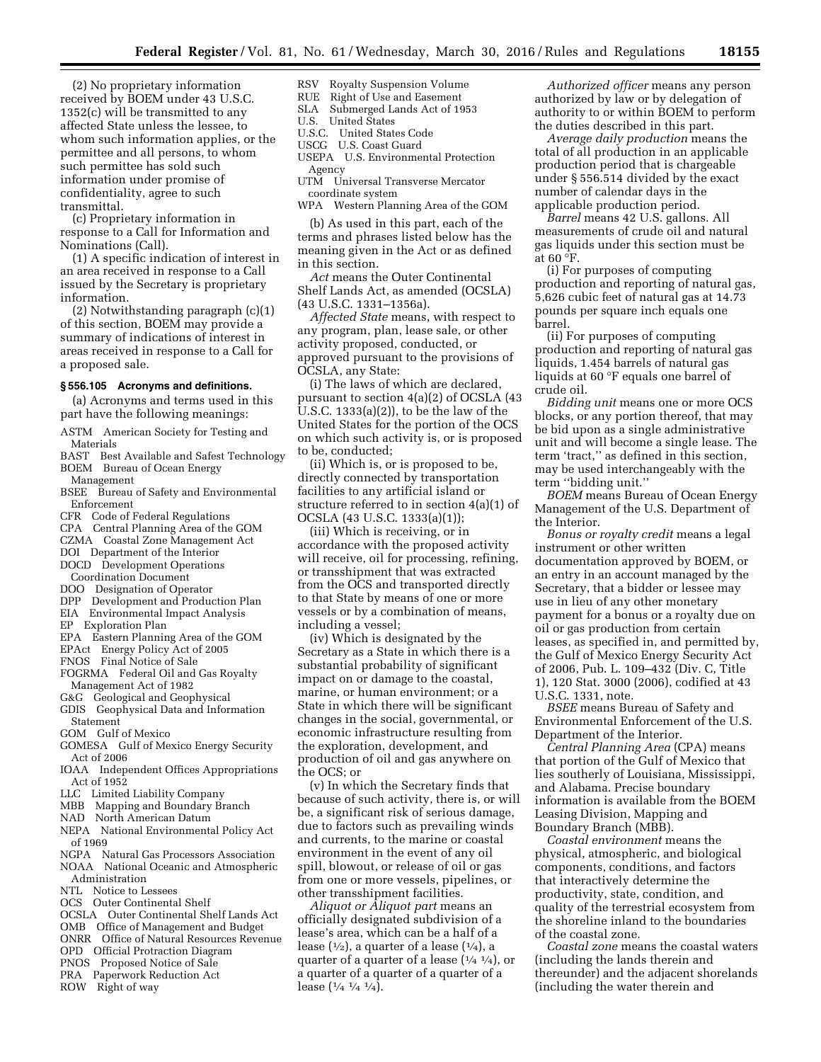(2) No proprietary information received by BOEM under 43 U.S.C. 1352(c) will be transmitted to any affected State unless the lessee, to whom such information applies, or the permittee and all persons, to whom such permittee has sold such information under promise of confidentiality, agree to such transmittal.

(c) Proprietary information in response to a Call for Information and Nominations (Call).

(1) A specific indication of interest in an area received in response to a Call issued by the Secretary is proprietary information.

(2) Notwithstanding paragraph (c)(1) of this section, BOEM may provide a summary of indications of interest in areas received in response to a Call for a proposed sale.

**§ 556.105 Acronyms and definitions.**

(a) Acronyms and terms used in this part have the following meanings:

ASTM American Society for Testing and Materials
BAST Best Available and Safest Technology
BOEM Bureau of Ocean Energy Management
BSEE Bureau of Safety and Environmental Enforcement
CFR Code of Federal Regulations
CPA Central Planning Area of the GOM
CZMA Coastal Zone Management Act
DOI Department of the Interior
DOCD Development Operations Coordination Document
DOO Designation of Operator
DPP Development and Production Plan
EIA Environmental Impact Analysis
EP Exploration Plan
EPA Eastern Planning Area of the GOM
EPAct Energy Policy Act of 2005
FNOS Final Notice of Sale
FOGRMA Federal Oil and Gas Royalty Management Act of 1982
G&G Geological and Geophysical
GDIS Geophysical Data and Information Statement
GOM Gulf of Mexico
GOMESA Gulf of Mexico Energy Security Act of 2006
IOAA Independent Offices Appropriations Act of 1952
LLC Limited Liability Company
MBB Mapping and Boundary Branch
NAD North American Datum
NEPA National Environmental Policy Act of 1969
NGPA Natural Gas Processors Association
NOAA National Oceanic and Atmospheric Administration
NTL Notice to Lessees
OCS Outer Continental Shelf
OCSLA Outer Continental Shelf Lands Act
OMB Office of Management and Budget
ONRR Office of Natural Resources Revenue
OPD Official Protraction Diagram
PNOS Proposed Notice of Sale
PRA Paperwork Reduction Act
ROW Right of way
RSV Royalty Suspension Volume
RUE Right of Use and Easement
SLA Submerged Lands Act of 1953
U.S. United States
U.S.C. United States Code
USCG U.S. Coast Guard
USEPA U.S. Environmental Protection Agency
UTM Universal Transverse Mercator coordinate system
WPA Western Planning Area of the GOM

(b) As used in this part, each of the terms and phrases listed below has the meaning given in the Act or as defined in this section.

*Act* means the Outer Continental Shelf Lands Act, as amended (OCSLA) (43 U.S.C. 1331–1356a).

*Affected State* means, with respect to any program, plan, lease sale, or other activity proposed, conducted, or approved pursuant to the provisions of OCSLA, any State:

(i) The laws of which are declared, pursuant to section 4(a)(2) of OCSLA (43 U.S.C. 1333(a)(2)), to be the law of the United States for the portion of the OCS on which such activity is, or is proposed to be, conducted;

(ii) Which is, or is proposed to be, directly connected by transportation facilities to any artificial island or structure referred to in section 4(a)(1) of OCSLA (43 U.S.C. 1333(a)(1));

(iii) Which is receiving, or in accordance with the proposed activity will receive, oil for processing, refining, or transshipment that was extracted from the OCS and transported directly to that State by means of one or more vessels or by a combination of means, including a vessel;

(iv) Which is designated by the Secretary as a State in which there is a substantial probability of significant impact on or damage to the coastal, marine, or human environment; or a State in which there will be significant changes in the social, governmental, or economic infrastructure resulting from the exploration, development, and production of oil and gas anywhere on the OCS; or

(v) In which the Secretary finds that because of such activity, there is, or will be, a significant risk of serious damage, due to factors such as prevailing winds and currents, to the marine or coastal environment in the event of any oil spill, blowout, or release of oil or gas from one or more vessels, pipelines, or other transshipment facilities.

*Aliquot or Aliquot part* means an officially designated subdivision of a lease's area, which can be a half of a lease (½), a quarter of a lease (¼), a quarter of a quarter of a lease (¼ ¼), or a quarter of a quarter of a quarter of a lease (¼ ¼ ¼).

*Authorized officer* means any person authorized by law or by delegation of authority to or within BOEM to perform the duties described in this part.

*Average daily production* means the total of all production in an applicable production period that is chargeable under § 556.514 divided by the exact number of calendar days in the applicable production period.

*Barrel* means 42 U.S. gallons. All measurements of crude oil and natural gas liquids under this section must be at 60 °F.

(i) For purposes of computing production and reporting of natural gas, 5,626 cubic feet of natural gas at 14.73 pounds per square inch equals one barrel.

(ii) For purposes of computing production and reporting of natural gas liquids, 1.454 barrels of natural gas liquids at 60 °F equals one barrel of crude oil.

*Bidding unit* means one or more OCS blocks, or any portion thereof, that may be bid upon as a single administrative unit and will become a single lease. The term 'tract,'' as defined in this section, may be used interchangeably with the term ''bidding unit.''

*BOEM* means Bureau of Ocean Energy Management of the U.S. Department of the Interior.

*Bonus or royalty credit* means a legal instrument or other written documentation approved by BOEM, or an entry in an account managed by the Secretary, that a bidder or lessee may use in lieu of any other monetary payment for a bonus or a royalty due on oil or gas production from certain leases, as specified in, and permitted by, the Gulf of Mexico Energy Security Act of 2006, Pub. L. 109–432 (Div. C, Title 1), 120 Stat. 3000 (2006), codified at 43 U.S.C. 1331, note.

*BSEE* means Bureau of Safety and Environmental Enforcement of the U.S. Department of the Interior.

*Central Planning Area* (CPA) means that portion of the Gulf of Mexico that lies southerly of Louisiana, Mississippi, and Alabama. Precise boundary information is available from the BOEM Leasing Division, Mapping and Boundary Branch (MBB).

*Coastal environment* means the physical, atmospheric, and biological components, conditions, and factors that interactively determine the productivity, state, condition, and quality of the terrestrial ecosystem from the shoreline inland to the boundaries of the coastal zone.

*Coastal zone* means the coastal waters (including the lands therein and thereunder) and the adjacent shorelands (including the water therein and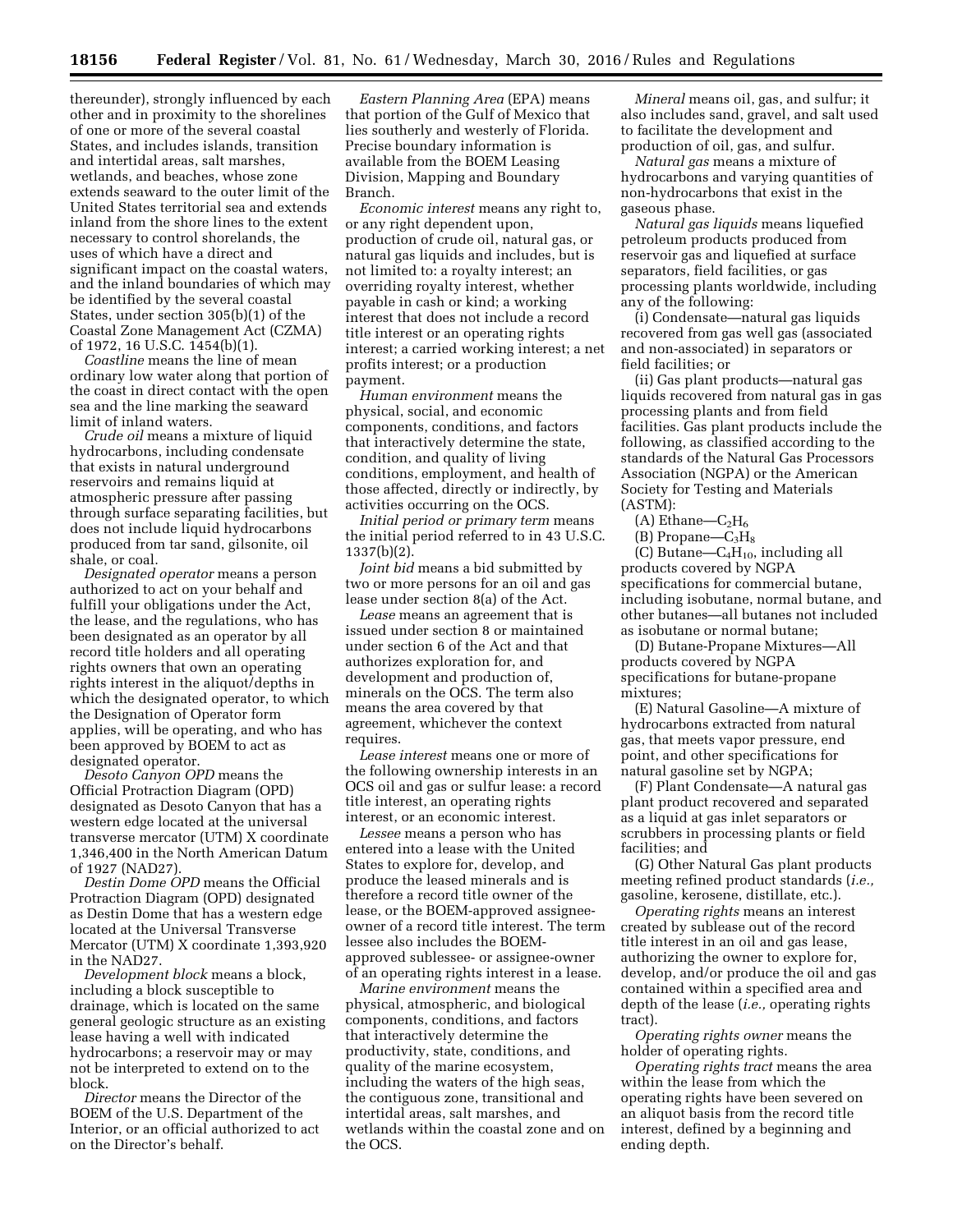thereunder), strongly influenced by each other and in proximity to the shorelines of one or more of the several coastal States, and includes islands, transition and intertidal areas, salt marshes, wetlands, and beaches, whose zone extends seaward to the outer limit of the United States territorial sea and extends inland from the shore lines to the extent necessary to control shorelands, the uses of which have a direct and significant impact on the coastal waters, and the inland boundaries of which may be identified by the several coastal States, under section 305(b)(1) of the Coastal Zone Management Act (CZMA) of 1972, 16 U.S.C. 1454(b)(1).

*Coastline* means the line of mean ordinary low water along that portion of the coast in direct contact with the open sea and the line marking the seaward limit of inland waters.

*Crude oil* means a mixture of liquid hydrocarbons, including condensate that exists in natural underground reservoirs and remains liquid at atmospheric pressure after passing through surface separating facilities, but does not include liquid hydrocarbons produced from tar sand, gilsonite, oil shale, or coal.

*Designated operator* means a person authorized to act on your behalf and fulfill your obligations under the Act, the lease, and the regulations, who has been designated as an operator by all record title holders and all operating rights owners that own an operating rights interest in the aliquot/depths in which the designated operator, to which the Designation of Operator form applies, will be operating, and who has been approved by BOEM to act as designated operator.

*Desoto Canyon OPD* means the Official Protraction Diagram (OPD) designated as Desoto Canyon that has a western edge located at the universal transverse mercator (UTM) X coordinate 1,346,400 in the North American Datum of 1927 (NAD27).

*Destin Dome OPD* means the Official Protraction Diagram (OPD) designated as Destin Dome that has a western edge located at the Universal Transverse Mercator (UTM) X coordinate 1,393,920 in the NAD27.

*Development block* means a block, including a block susceptible to drainage, which is located on the same general geologic structure as an existing lease having a well with indicated hydrocarbons; a reservoir may or may not be interpreted to extend on to the block.

*Director* means the Director of the BOEM of the U.S. Department of the Interior, or an official authorized to act on the Director's behalf.

*Eastern Planning Area* (EPA) means that portion of the Gulf of Mexico that lies southerly and westerly of Florida. Precise boundary information is available from the BOEM Leasing Division, Mapping and Boundary Branch.

*Economic interest* means any right to, or any right dependent upon, production of crude oil, natural gas, or natural gas liquids and includes, but is not limited to: a royalty interest; an overriding royalty interest, whether payable in cash or kind; a working interest that does not include a record title interest or an operating rights interest; a carried working interest; a net profits interest; or a production payment.

*Human environment* means the physical, social, and economic components, conditions, and factors that interactively determine the state, condition, and quality of living conditions, employment, and health of those affected, directly or indirectly, by activities occurring on the OCS.

*Initial period or primary term* means the initial period referred to in 43 U.S.C. 1337(b)(2).

*Joint bid* means a bid submitted by two or more persons for an oil and gas lease under section 8(a) of the Act.

*Lease* means an agreement that is issued under section 8 or maintained under section 6 of the Act and that authorizes exploration for, and development and production of, minerals on the OCS. The term also means the area covered by that agreement, whichever the context requires.

*Lease interest* means one or more of the following ownership interests in an OCS oil and gas or sulfur lease: a record title interest, an operating rights interest, or an economic interest.

*Lessee* means a person who has entered into a lease with the United States to explore for, develop, and produce the leased minerals and is therefore a record title owner of the lease, or the BOEM-approved assignee-owner of a record title interest. The term lessee also includes the BOEM-approved sublessee- or assignee-owner of an operating rights interest in a lease.

*Marine environment* means the physical, atmospheric, and biological components, conditions, and factors that interactively determine the productivity, state, conditions, and quality of the marine ecosystem, including the waters of the high seas, the contiguous zone, transitional and intertidal areas, salt marshes, and wetlands within the coastal zone and on the OCS.

*Mineral* means oil, gas, and sulfur; it also includes sand, gravel, and salt used to facilitate the development and production of oil, gas, and sulfur.

*Natural gas* means a mixture of hydrocarbons and varying quantities of non-hydrocarbons that exist in the gaseous phase.

*Natural gas liquids* means liquefied petroleum products produced from reservoir gas and liquefied at surface separators, field facilities, or gas processing plants worldwide, including any of the following:

(i) Condensate—natural gas liquids recovered from gas well gas (associated and non-associated) in separators or field facilities; or

(ii) Gas plant products—natural gas liquids recovered from natural gas in gas processing plants and from field facilities. Gas plant products include the following, as classified according to the standards of the Natural Gas Processors Association (NGPA) or the American Society for Testing and Materials (ASTM):

(A) Ethane—$C_2H_6$

(B) Propane—$C_3H_8$

(C) Butane—$C_4H_{10}$, including all products covered by NGPA specifications for commercial butane, including isobutane, normal butane, and other butanes—all butanes not included as isobutane or normal butane;

(D) Butane-Propane Mixtures—All products covered by NGPA specifications for butane-propane mixtures;

(E) Natural Gasoline—A mixture of hydrocarbons extracted from natural gas, that meets vapor pressure, end point, and other specifications for natural gasoline set by NGPA;

(F) Plant Condensate—A natural gas plant product recovered and separated as a liquid at gas inlet separators or scrubbers in processing plants or field facilities; and

(G) Other Natural Gas plant products meeting refined product standards (*i.e.,* gasoline, kerosene, distillate, etc.).

*Operating rights* means an interest created by sublease out of the record title interest in an oil and gas lease, authorizing the owner to explore for, develop, and/or produce the oil and gas contained within a specified area and depth of the lease (*i.e.,* operating rights tract).

*Operating rights owner* means the holder of operating rights.

*Operating rights tract* means the area within the lease from which the operating rights have been severed on an aliquot basis from the record title interest, defined by a beginning and ending depth.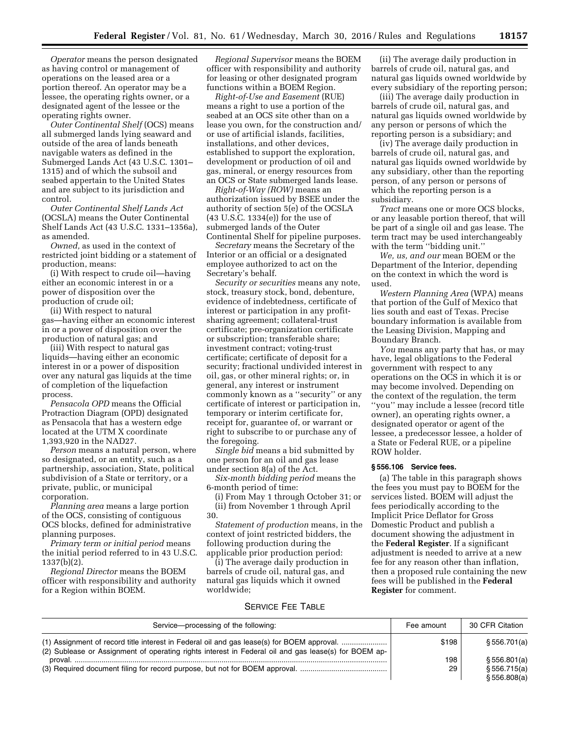*Operator* means the person designated as having control or management of operations on the leased area or a portion thereof. An operator may be a lessee, the operating rights owner, or a designated agent of the lessee or the operating rights owner.

*Outer Continental Shelf* (OCS) means all submerged lands lying seaward and outside of the area of lands beneath navigable waters as defined in the Submerged Lands Act (43 U.S.C. 1301–1315) and of which the subsoil and seabed appertain to the United States and are subject to its jurisdiction and control.

*Outer Continental Shelf Lands Act* (OCSLA) means the Outer Continental Shelf Lands Act (43 U.S.C. 1331–1356a), as amended.

*Owned,* as used in the context of restricted joint bidding or a statement of production, means:

(i) With respect to crude oil—having either an economic interest in or a power of disposition over the production of crude oil;

(ii) With respect to natural gas—having either an economic interest in or a power of disposition over the production of natural gas; and

(iii) With respect to natural gas liquids—having either an economic interest in or a power of disposition over any natural gas liquids at the time of completion of the liquefaction process.

*Pensacola OPD* means the Official Protraction Diagram (OPD) designated as Pensacola that has a western edge located at the UTM X coordinate 1,393,920 in the NAD27.

*Person* means a natural person, where so designated, or an entity, such as a partnership, association, State, political subdivision of a State or territory, or a private, public, or municipal corporation.

*Planning area* means a large portion of the OCS, consisting of contiguous OCS blocks, defined for administrative planning purposes.

*Primary term or initial period* means the initial period referred to in 43 U.S.C. 1337(b)(2).

*Regional Director* means the BOEM officer with responsibility and authority for a Region within BOEM.

*Regional Supervisor* means the BOEM officer with responsibility and authority for leasing or other designated program functions within a BOEM Region.

*Right-of-Use and Easement* (RUE) means a right to use a portion of the seabed at an OCS site other than on a lease you own, for the construction and/or use of artificial islands, facilities, installations, and other devices, established to support the exploration, development or production of oil and gas, mineral, or energy resources from an OCS or State submerged lands lease.

*Right-of-Way (ROW)* means an authorization issued by BSEE under the authority of section 5(e) of the OCSLA (43 U.S.C. 1334(e)) for the use of submerged lands of the Outer Continental Shelf for pipeline purposes.

*Secretary* means the Secretary of the Interior or an official or a designated employee authorized to act on the Secretary's behalf.

*Security or securities* means any note, stock, treasury stock, bond, debenture, evidence of indebtedness, certificate of interest or participation in any profit-sharing agreement; collateral-trust certificate; pre-organization certificate or subscription; transferable share; investment contract; voting-trust certificate; certificate of deposit for a security; fractional undivided interest in oil, gas, or other mineral rights; or, in general, any interest or instrument commonly known as a ''security'' or any certificate of interest or participation in, temporary or interim certificate for, receipt for, guarantee of, or warrant or right to subscribe to or purchase any of the foregoing.

*Single bid* means a bid submitted by one person for an oil and gas lease under section 8(a) of the Act.

*Six-month bidding period* means the 6-month period of time:

(i) From May 1 through October 31; or

(ii) from November 1 through April 30.

*Statement of production* means, in the context of joint restricted bidders, the following production during the applicable prior production period:

(i) The average daily production in barrels of crude oil, natural gas, and natural gas liquids which it owned worldwide;

(ii) The average daily production in barrels of crude oil, natural gas, and natural gas liquids owned worldwide by every subsidiary of the reporting person;

(iii) The average daily production in barrels of crude oil, natural gas, and natural gas liquids owned worldwide by any person or persons of which the reporting person is a subsidiary; and

(iv) The average daily production in barrels of crude oil, natural gas, and natural gas liquids owned worldwide by any subsidiary, other than the reporting person, of any person or persons of which the reporting person is a subsidiary.

*Tract* means one or more OCS blocks, or any leasable portion thereof, that will be part of a single oil and gas lease. The term tract may be used interchangeably with the term ''bidding unit.''

*We, us, and our* mean BOEM or the Department of the Interior, depending on the context in which the word is used.

*Western Planning Area* (WPA) means that portion of the Gulf of Mexico that lies south and east of Texas. Precise boundary information is available from the Leasing Division, Mapping and Boundary Branch.

*You* means any party that has, or may have, legal obligations to the Federal government with respect to any operations on the OCS in which it is or may become involved. Depending on the context of the regulation, the term ''you'' may include a lessee (record title owner), an operating rights owner, a designated operator or agent of the lessee, a predecessor lessee, a holder of a State or Federal RUE, or a pipeline ROW holder.

#### § 556.106 Service fees.

(a) The table in this paragraph shows the fees you must pay to BOEM for the services listed. BOEM will adjust the fees periodically according to the Implicit Price Deflator for Gross Domestic Product and publish a document showing the adjustment in the **Federal Register**. If a significant adjustment is needed to arrive at a new fee for any reason other than inflation, then a proposed rule containing the new fees will be published in the **Federal Register** for comment.

SERVICE FEE TABLE

| Service—processing of the following: | Fee amount | 30 CFR Citation |
|---|---|---|
| (1) Assignment of record title interest in Federal oil and gas lease(s) for BOEM approval. | $198 | § 556.701(a) |
| (2) Sublease or Assignment of operating rights interest in Federal oil and gas lease(s) for BOEM approval. | 198 | § 556.801(a) |
| (3) Required document filing for record purpose, but not for BOEM approval. | 29 | § 556.715(a)<br>§ 556.808(a) |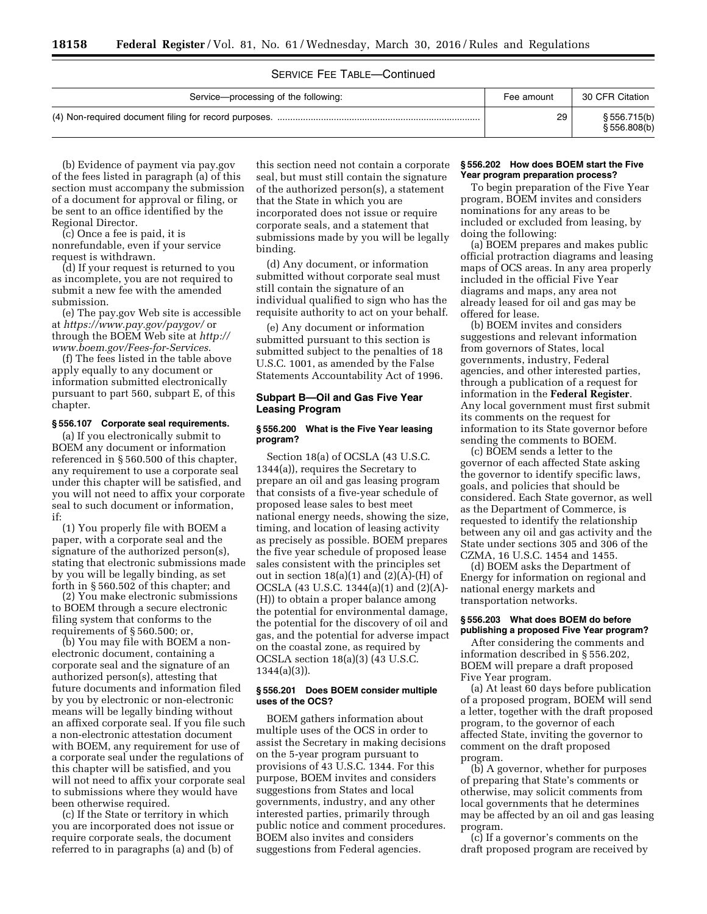SERVICE FEE TABLE—Continued

| Service—processing of the following: | Fee amount | 30 CFR Citation |
| --- | --- | --- |
| (4) Non-required document filing for record purposes. | 29 | § 556.715(b) § 556.808(b) |

(b) Evidence of payment via pay.gov of the fees listed in paragraph (a) of this section must accompany the submission of a document for approval or filing, or be sent to an office identified by the Regional Director.

(c) Once a fee is paid, it is nonrefundable, even if your service request is withdrawn.

(d) If your request is returned to you as incomplete, you are not required to submit a new fee with the amended submission.

(e) The pay.gov Web site is accessible at *https://www.pay.gov/paygov/* or through the BOEM Web site at *http://www.boem.gov/Fees-for-Services.*

(f) The fees listed in the table above apply equally to any document or information submitted electronically pursuant to part 560, subpart E, of this chapter.

**§ 556.107 Corporate seal requirements.**

(a) If you electronically submit to BOEM any document or information referenced in § 560.500 of this chapter, any requirement to use a corporate seal under this chapter will be satisfied, and you will not need to affix your corporate seal to such document or information, if:

(1) You properly file with BOEM a paper, with a corporate seal and the signature of the authorized person(s), stating that electronic submissions made by you will be legally binding, as set forth in § 560.502 of this chapter; and

(2) You make electronic submissions to BOEM through a secure electronic filing system that conforms to the requirements of § 560.500; or,

(b) You may file with BOEM a non-electronic document, containing a corporate seal and the signature of an authorized person(s), attesting that future documents and information filed by you by electronic or non-electronic means will be legally binding without an affixed corporate seal. If you file such a non-electronic attestation document with BOEM, any requirement for use of a corporate seal under the regulations of this chapter will be satisfied, and you will not need to affix your corporate seal to submissions where they would have been otherwise required.

(c) If the State or territory in which you are incorporated does not issue or require corporate seals, the document referred to in paragraphs (a) and (b) of this section need not contain a corporate seal, but must still contain the signature of the authorized person(s), a statement that the State in which you are incorporated does not issue or require corporate seals, and a statement that submissions made by you will be legally binding.

(d) Any document, or information submitted without corporate seal must still contain the signature of an individual qualified to sign who has the requisite authority to act on your behalf.

(e) Any document or information submitted pursuant to this section is submitted subject to the penalties of 18 U.S.C. 1001, as amended by the False Statements Accountability Act of 1996.

## Subpart B—Oil and Gas Five Year Leasing Program

**§ 556.200 What is the Five Year leasing program?**

Section 18(a) of OCSLA (43 U.S.C. 1344(a)), requires the Secretary to prepare an oil and gas leasing program that consists of a five-year schedule of proposed lease sales to best meet national energy needs, showing the size, timing, and location of leasing activity as precisely as possible. BOEM prepares the five year schedule of proposed lease sales consistent with the principles set out in section 18(a)(1) and (2)(A)-(H) of OCSLA (43 U.S.C. 1344(a)(1) and (2)(A)-(H)) to obtain a proper balance among the potential for environmental damage, the potential for the discovery of oil and gas, and the potential for adverse impact on the coastal zone, as required by OCSLA section 18(a)(3) (43 U.S.C. 1344(a)(3)).

**§ 556.201 Does BOEM consider multiple uses of the OCS?**

BOEM gathers information about multiple uses of the OCS in order to assist the Secretary in making decisions on the 5-year program pursuant to provisions of 43 U.S.C. 1344. For this purpose, BOEM invites and considers suggestions from States and local governments, industry, and any other interested parties, primarily through public notice and comment procedures. BOEM also invites and considers suggestions from Federal agencies.

**§ 556.202 How does BOEM start the Five Year program preparation process?**

To begin preparation of the Five Year program, BOEM invites and considers nominations for any areas to be included or excluded from leasing, by doing the following:

(a) BOEM prepares and makes public official protraction diagrams and leasing maps of OCS areas. In any area properly included in the official Five Year diagrams and maps, any area not already leased for oil and gas may be offered for lease.

(b) BOEM invites and considers suggestions and relevant information from governors of States, local governments, industry, Federal agencies, and other interested parties, through a publication of a request for information in the **Federal Register**. Any local government must first submit its comments on the request for information to its State governor before sending the comments to BOEM.

(c) BOEM sends a letter to the governor of each affected State asking the governor to identify specific laws, goals, and policies that should be considered. Each State governor, as well as the Department of Commerce, is requested to identify the relationship between any oil and gas activity and the State under sections 305 and 306 of the CZMA, 16 U.S.C. 1454 and 1455.

(d) BOEM asks the Department of Energy for information on regional and national energy markets and transportation networks.

**§ 556.203 What does BOEM do before publishing a proposed Five Year program?**

After considering the comments and information described in § 556.202, BOEM will prepare a draft proposed Five Year program.

(a) At least 60 days before publication of a proposed program, BOEM will send a letter, together with the draft proposed program, to the governor of each affected State, inviting the governor to comment on the draft proposed program.

(b) A governor, whether for purposes of preparing that State's comments or otherwise, may solicit comments from local governments that he determines may be affected by an oil and gas leasing program.

(c) If a governor's comments on the draft proposed program are received by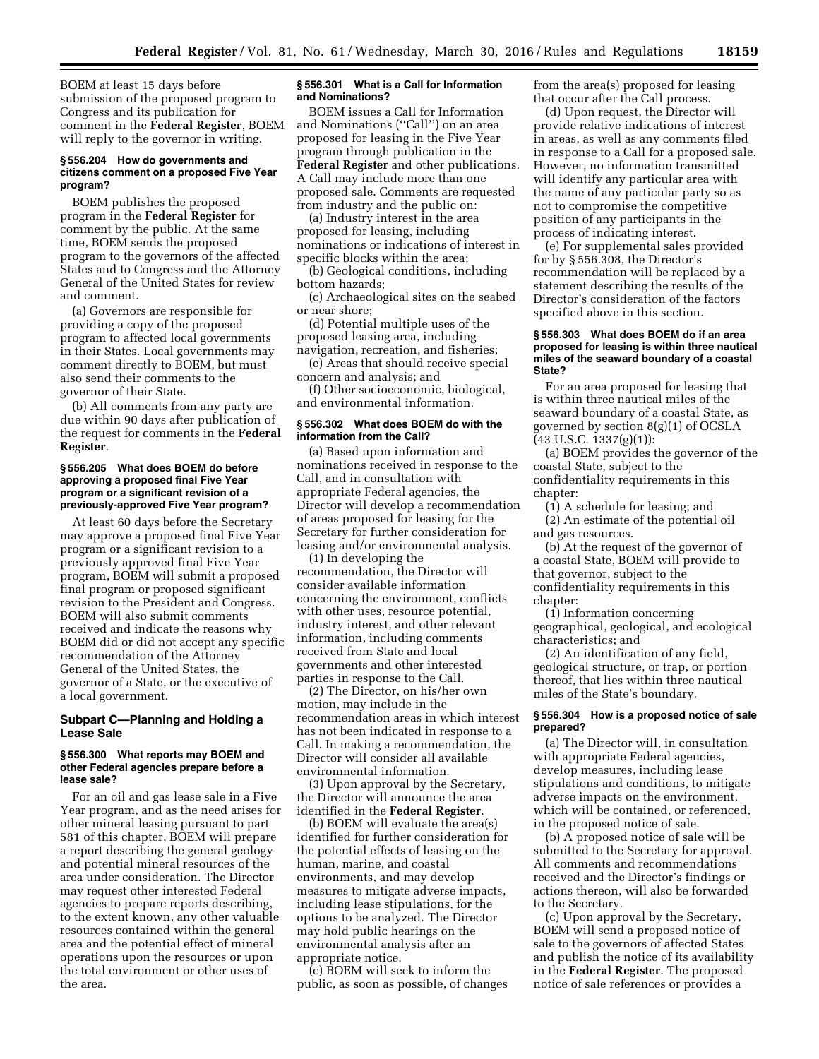BOEM at least 15 days before submission of the proposed program to Congress and its publication for comment in the **Federal Register**, BOEM will reply to the governor in writing.

### § 556.204 How do governments and citizens comment on a proposed Five Year program?

BOEM publishes the proposed program in the **Federal Register** for comment by the public. At the same time, BOEM sends the proposed program to the governors of the affected States and to Congress and the Attorney General of the United States for review and comment.

(a) Governors are responsible for providing a copy of the proposed program to affected local governments in their States. Local governments may comment directly to BOEM, but must also send their comments to the governor of their State.

(b) All comments from any party are due within 90 days after publication of the request for comments in the **Federal Register**.

### § 556.205 What does BOEM do before approving a proposed final Five Year program or a significant revision of a previously-approved Five Year program?

At least 60 days before the Secretary may approve a proposed final Five Year program or a significant revision to a previously approved final Five Year program, BOEM will submit a proposed final program or proposed significant revision to the President and Congress. BOEM will also submit comments received and indicate the reasons why BOEM did or did not accept any specific recommendation of the Attorney General of the United States, the governor of a State, or the executive of a local government.

## Subpart C—Planning and Holding a Lease Sale

### § 556.300 What reports may BOEM and other Federal agencies prepare before a lease sale?

For an oil and gas lease sale in a Five Year program, and as the need arises for other mineral leasing pursuant to part 581 of this chapter, BOEM will prepare a report describing the general geology and potential mineral resources of the area under consideration. The Director may request other interested Federal agencies to prepare reports describing, to the extent known, any other valuable resources contained within the general area and the potential effect of mineral operations upon the resources or upon the total environment or other uses of the area.

### § 556.301 What is a Call for Information and Nominations?

BOEM issues a Call for Information and Nominations (''Call'') on an area proposed for leasing in the Five Year program through publication in the **Federal Register** and other publications. A Call may include more than one proposed sale. Comments are requested from industry and the public on:

(a) Industry interest in the area proposed for leasing, including nominations or indications of interest in specific blocks within the area;

(b) Geological conditions, including bottom hazards;

(c) Archaeological sites on the seabed or near shore;

(d) Potential multiple uses of the proposed leasing area, including navigation, recreation, and fisheries;

(e) Areas that should receive special concern and analysis; and

(f) Other socioeconomic, biological, and environmental information.

### § 556.302 What does BOEM do with the information from the Call?

(a) Based upon information and nominations received in response to the Call, and in consultation with appropriate Federal agencies, the Director will develop a recommendation of areas proposed for leasing for the Secretary for further consideration for leasing and/or environmental analysis.

(1) In developing the recommendation, the Director will consider available information concerning the environment, conflicts with other uses, resource potential, industry interest, and other relevant information, including comments received from State and local governments and other interested parties in response to the Call.

(2) The Director, on his/her own motion, may include in the recommendation areas in which interest has not been indicated in response to a Call. In making a recommendation, the Director will consider all available environmental information.

(3) Upon approval by the Secretary, the Director will announce the area identified in the **Federal Register**.

(b) BOEM will evaluate the area(s) identified for further consideration for the potential effects of leasing on the human, marine, and coastal environments, and may develop measures to mitigate adverse impacts, including lease stipulations, for the options to be analyzed. The Director may hold public hearings on the environmental analysis after an appropriate notice.

(c) BOEM will seek to inform the public, as soon as possible, of changes from the area(s) proposed for leasing that occur after the Call process.

(d) Upon request, the Director will provide relative indications of interest in areas, as well as any comments filed in response to a Call for a proposed sale. However, no information transmitted will identify any particular area with the name of any particular party so as not to compromise the competitive position of any participants in the process of indicating interest.

(e) For supplemental sales provided for by § 556.308, the Director's recommendation will be replaced by a statement describing the results of the Director's consideration of the factors specified above in this section.

### § 556.303 What does BOEM do if an area proposed for leasing is within three nautical miles of the seaward boundary of a coastal State?

For an area proposed for leasing that is within three nautical miles of the seaward boundary of a coastal State, as governed by section 8(g)(1) of OCSLA (43 U.S.C. 1337(g)(1)):

(a) BOEM provides the governor of the coastal State, subject to the confidentiality requirements in this chapter:

(1) A schedule for leasing; and

(2) An estimate of the potential oil and gas resources.

(b) At the request of the governor of a coastal State, BOEM will provide to that governor, subject to the confidentiality requirements in this chapter:

(1) Information concerning geographical, geological, and ecological characteristics; and

(2) An identification of any field, geological structure, or trap, or portion thereof, that lies within three nautical miles of the State's boundary.

### § 556.304 How is a proposed notice of sale prepared?

(a) The Director will, in consultation with appropriate Federal agencies, develop measures, including lease stipulations and conditions, to mitigate adverse impacts on the environment, which will be contained, or referenced, in the proposed notice of sale.

(b) A proposed notice of sale will be submitted to the Secretary for approval. All comments and recommendations received and the Director's findings or actions thereon, will also be forwarded to the Secretary.

(c) Upon approval by the Secretary, BOEM will send a proposed notice of sale to the governors of affected States and publish the notice of its availability in the **Federal Register**. The proposed notice of sale references or provides a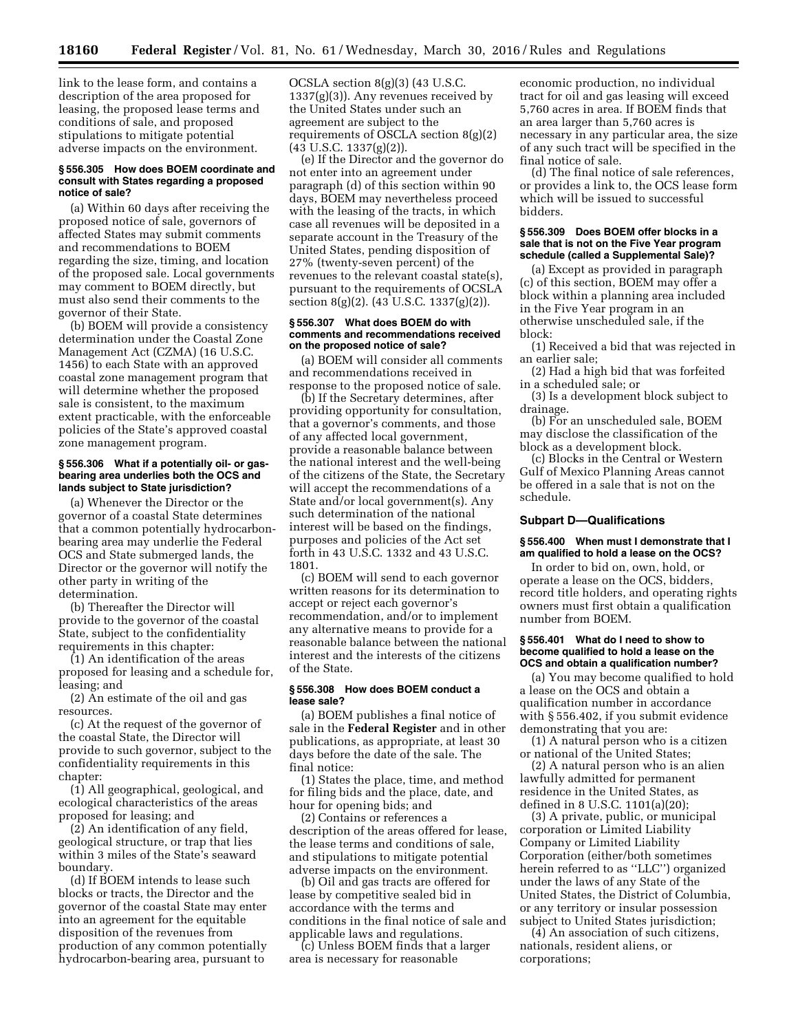link to the lease form, and contains a description of the area proposed for leasing, the proposed lease terms and conditions of sale, and proposed stipulations to mitigate potential adverse impacts on the environment.

### § 556.305 How does BOEM coordinate and consult with States regarding a proposed notice of sale?

(a) Within 60 days after receiving the proposed notice of sale, governors of affected States may submit comments and recommendations to BOEM regarding the size, timing, and location of the proposed sale. Local governments may comment to BOEM directly, but must also send their comments to the governor of their State.

(b) BOEM will provide a consistency determination under the Coastal Zone Management Act (CZMA) (16 U.S.C. 1456) to each State with an approved coastal zone management program that will determine whether the proposed sale is consistent, to the maximum extent practicable, with the enforceable policies of the State's approved coastal zone management program.

### § 556.306 What if a potentially oil- or gas-bearing area underlies both the OCS and lands subject to State jurisdiction?

(a) Whenever the Director or the governor of a coastal State determines that a common potentially hydrocarbon-bearing area may underlie the Federal OCS and State submerged lands, the Director or the governor will notify the other party in writing of the determination.

(b) Thereafter the Director will provide to the governor of the coastal State, subject to the confidentiality requirements in this chapter:

(1) An identification of the areas proposed for leasing and a schedule for, leasing; and

(2) An estimate of the oil and gas resources.

(c) At the request of the governor of the coastal State, the Director will provide to such governor, subject to the confidentiality requirements in this chapter:

(1) All geographical, geological, and ecological characteristics of the areas proposed for leasing; and

(2) An identification of any field, geological structure, or trap that lies within 3 miles of the State's seaward boundary.

(d) If BOEM intends to lease such blocks or tracts, the Director and the governor of the coastal State may enter into an agreement for the equitable disposition of the revenues from production of any common potentially hydrocarbon-bearing area, pursuant to OCSLA section 8(g)(3) (43 U.S.C. 1337(g)(3)). Any revenues received by the United States under such an agreement are subject to the requirements of OSCLA section 8(g)(2) (43 U.S.C. 1337(g)(2)).

(e) If the Director and the governor do not enter into an agreement under paragraph (d) of this section within 90 days, BOEM may nevertheless proceed with the leasing of the tracts, in which case all revenues will be deposited in a separate account in the Treasury of the United States, pending disposition of 27% (twenty-seven percent) of the revenues to the relevant coastal state(s), pursuant to the requirements of OCSLA section 8(g)(2). (43 U.S.C. 1337(g)(2)).

### § 556.307 What does BOEM do with comments and recommendations received on the proposed notice of sale?

(a) BOEM will consider all comments and recommendations received in response to the proposed notice of sale.

(b) If the Secretary determines, after providing opportunity for consultation, that a governor's comments, and those of any affected local government, provide a reasonable balance between the national interest and the well-being of the citizens of the State, the Secretary will accept the recommendations of a State and/or local government(s). Any such determination of the national interest will be based on the findings, purposes and policies of the Act set forth in 43 U.S.C. 1332 and 43 U.S.C. 1801.

(c) BOEM will send to each governor written reasons for its determination to accept or reject each governor's recommendation, and/or to implement any alternative means to provide for a reasonable balance between the national interest and the interests of the citizens of the State.

### § 556.308 How does BOEM conduct a lease sale?

(a) BOEM publishes a final notice of sale in the **Federal Register** and in other publications, as appropriate, at least 30 days before the date of the sale. The final notice:

(1) States the place, time, and method for filing bids and the place, date, and hour for opening bids; and

(2) Contains or references a description of the areas offered for lease, the lease terms and conditions of sale, and stipulations to mitigate potential adverse impacts on the environment.

(b) Oil and gas tracts are offered for lease by competitive sealed bid in accordance with the terms and conditions in the final notice of sale and applicable laws and regulations.

(c) Unless BOEM finds that a larger area is necessary for reasonable economic production, no individual tract for oil and gas leasing will exceed 5,760 acres in area. If BOEM finds that an area larger than 5,760 acres is necessary in any particular area, the size of any such tract will be specified in the final notice of sale.

(d) The final notice of sale references, or provides a link to, the OCS lease form which will be issued to successful bidders.

### § 556.309 Does BOEM offer blocks in a sale that is not on the Five Year program schedule (called a Supplemental Sale)?

(a) Except as provided in paragraph (c) of this section, BOEM may offer a block within a planning area included in the Five Year program in an otherwise unscheduled sale, if the block:

(1) Received a bid that was rejected in an earlier sale;

(2) Had a high bid that was forfeited in a scheduled sale; or

(3) Is a development block subject to drainage.

(b) For an unscheduled sale, BOEM may disclose the classification of the block as a development block.

(c) Blocks in the Central or Western Gulf of Mexico Planning Areas cannot be offered in a sale that is not on the schedule.

## Subpart D—Qualifications

### § 556.400 When must I demonstrate that I am qualified to hold a lease on the OCS?

In order to bid on, own, hold, or operate a lease on the OCS, bidders, record title holders, and operating rights owners must first obtain a qualification number from BOEM.

### § 556.401 What do I need to show to become qualified to hold a lease on the OCS and obtain a qualification number?

(a) You may become qualified to hold a lease on the OCS and obtain a qualification number in accordance with § 556.402, if you submit evidence demonstrating that you are:

(1) A natural person who is a citizen or national of the United States;

(2) A natural person who is an alien lawfully admitted for permanent residence in the United States, as defined in 8 U.S.C. 1101(a)(20);

(3) A private, public, or municipal corporation or Limited Liability Company or Limited Liability Corporation (either/both sometimes herein referred to as "LLC") organized under the laws of any State of the United States, the District of Columbia, or any territory or insular possession subject to United States jurisdiction;

(4) An association of such citizens, nationals, resident aliens, or corporations;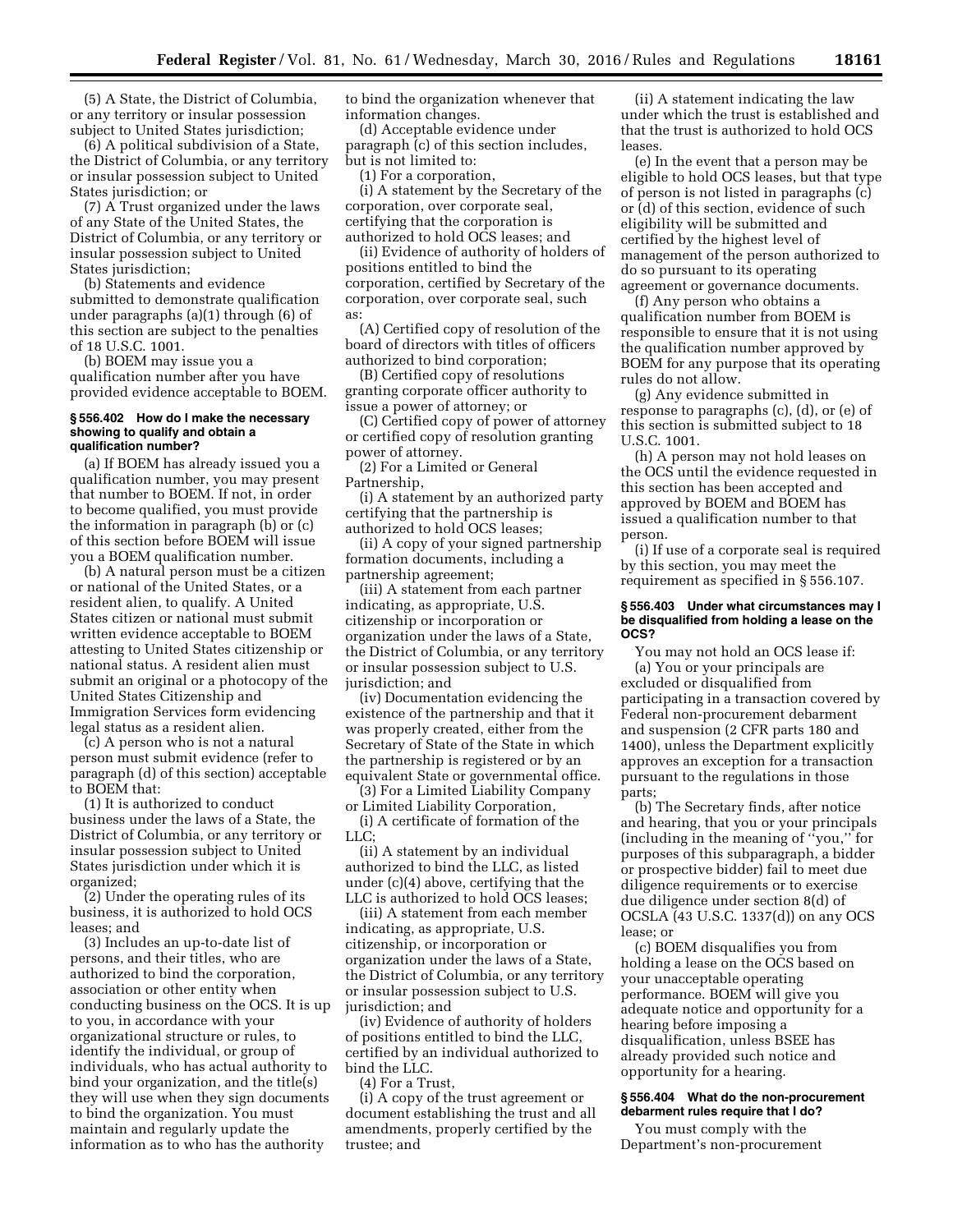(5) A State, the District of Columbia, or any territory or insular possession subject to United States jurisdiction;

(6) A political subdivision of a State, the District of Columbia, or any territory or insular possession subject to United States jurisdiction; or

(7) A Trust organized under the laws of any State of the United States, the District of Columbia, or any territory or insular possession subject to United States jurisdiction;

(b) Statements and evidence submitted to demonstrate qualification under paragraphs (a)(1) through (6) of this section are subject to the penalties of 18 U.S.C. 1001.

(b) BOEM may issue you a qualification number after you have provided evidence acceptable to BOEM.

#### § 556.402 How do I make the necessary showing to qualify and obtain a qualification number?

(a) If BOEM has already issued you a qualification number, you may present that number to BOEM. If not, in order to become qualified, you must provide the information in paragraph (b) or (c) of this section before BOEM will issue you a BOEM qualification number.

(b) A natural person must be a citizen or national of the United States, or a resident alien, to qualify. A United States citizen or national must submit written evidence acceptable to BOEM attesting to United States citizenship or national status. A resident alien must submit an original or a photocopy of the United States Citizenship and Immigration Services form evidencing legal status as a resident alien.

(c) A person who is not a natural person must submit evidence (refer to paragraph (d) of this section) acceptable to BOEM that:

(1) It is authorized to conduct business under the laws of a State, the District of Columbia, or any territory or insular possession subject to United States jurisdiction under which it is organized;

(2) Under the operating rules of its business, it is authorized to hold OCS leases; and

(3) Includes an up-to-date list of persons, and their titles, who are authorized to bind the corporation, association or other entity when conducting business on the OCS. It is up to you, in accordance with your organizational structure or rules, to identify the individual, or group of individuals, who has actual authority to bind your organization, and the title(s) they will use when they sign documents to bind the organization. You must maintain and regularly update the information as to who has the authority to bind the organization whenever that information changes.

(d) Acceptable evidence under paragraph (c) of this section includes, but is not limited to:

(1) For a corporation,

(i) A statement by the Secretary of the corporation, over corporate seal, certifying that the corporation is authorized to hold OCS leases; and

(ii) Evidence of authority of holders of positions entitled to bind the corporation, certified by Secretary of the corporation, over corporate seal, such as:

(A) Certified copy of resolution of the board of directors with titles of officers authorized to bind corporation;

(B) Certified copy of resolutions granting corporate officer authority to issue a power of attorney; or

(C) Certified copy of power of attorney or certified copy of resolution granting power of attorney.

(2) For a Limited or General Partnership,

(i) A statement by an authorized party certifying that the partnership is authorized to hold OCS leases;

(ii) A copy of your signed partnership formation documents, including a partnership agreement;

(iii) A statement from each partner indicating, as appropriate, U.S. citizenship or incorporation or organization under the laws of a State, the District of Columbia, or any territory or insular possession subject to U.S. jurisdiction; and

(iv) Documentation evidencing the existence of the partnership and that it was properly created, either from the Secretary of State of the State in which the partnership is registered or by an equivalent State or governmental office.

(3) For a Limited Liability Company or Limited Liability Corporation,

(i) A certificate of formation of the LLC;

(ii) A statement by an individual authorized to bind the LLC, as listed under (c)(4) above, certifying that the LLC is authorized to hold OCS leases;

(iii) A statement from each member indicating, as appropriate, U.S. citizenship, or incorporation or organization under the laws of a State, the District of Columbia, or any territory or insular possession subject to U.S. jurisdiction; and

(iv) Evidence of authority of holders of positions entitled to bind the LLC, certified by an individual authorized to bind the LLC.

(4) For a Trust,

(i) A copy of the trust agreement or document establishing the trust and all amendments, properly certified by the trustee; and

(ii) A statement indicating the law under which the trust is established and that the trust is authorized to hold OCS leases.

(e) In the event that a person may be eligible to hold OCS leases, but that type of person is not listed in paragraphs (c) or (d) of this section, evidence of such eligibility will be submitted and certified by the highest level of management of the person authorized to do so pursuant to its operating agreement or governance documents.

(f) Any person who obtains a qualification number from BOEM is responsible to ensure that it is not using the qualification number approved by BOEM for any purpose that its operating rules do not allow.

(g) Any evidence submitted in response to paragraphs (c), (d), or (e) of this section is submitted subject to 18 U.S.C. 1001.

(h) A person may not hold leases on the OCS until the evidence requested in this section has been accepted and approved by BOEM and BOEM has issued a qualification number to that person.

(i) If use of a corporate seal is required by this section, you may meet the requirement as specified in § 556.107.

#### § 556.403 Under what circumstances may I be disqualified from holding a lease on the OCS?

You may not hold an OCS lease if:

(a) You or your principals are excluded or disqualified from participating in a transaction covered by Federal non-procurement debarment and suspension (2 CFR parts 180 and 1400), unless the Department explicitly approves an exception for a transaction pursuant to the regulations in those parts;

(b) The Secretary finds, after notice and hearing, that you or your principals (including in the meaning of "you," for purposes of this subparagraph, a bidder or prospective bidder) fail to meet due diligence requirements or to exercise due diligence under section 8(d) of OCSLA (43 U.S.C. 1337(d)) on any OCS lease; or

(c) BOEM disqualifies you from holding a lease on the OCS based on your unacceptable operating performance. BOEM will give you adequate notice and opportunity for a hearing before imposing a disqualification, unless BSEE has already provided such notice and opportunity for a hearing.

#### § 556.404 What do the non-procurement debarment rules require that I do?

You must comply with the Department's non-procurement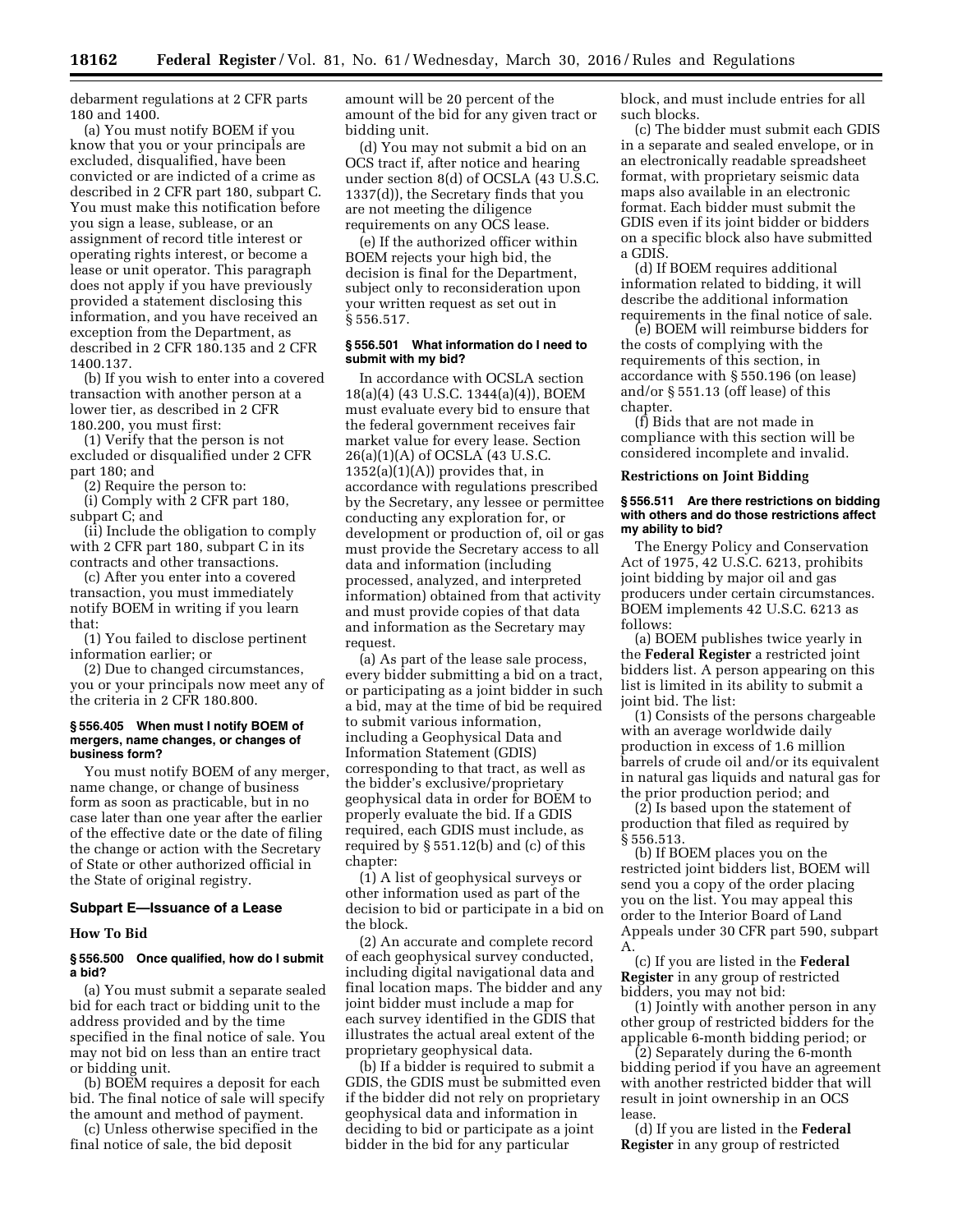debarment regulations at 2 CFR parts 180 and 1400.

(a) You must notify BOEM if you know that you or your principals are excluded, disqualified, have been convicted or are indicted of a crime as described in 2 CFR part 180, subpart C. You must make this notification before you sign a lease, sublease, or an assignment of record title interest or operating rights interest, or become a lease or unit operator. This paragraph does not apply if you have previously provided a statement disclosing this information, and you have received an exception from the Department, as described in 2 CFR 180.135 and 2 CFR 1400.137.

(b) If you wish to enter into a covered transaction with another person at a lower tier, as described in 2 CFR 180.200, you must first:

(1) Verify that the person is not excluded or disqualified under 2 CFR part 180; and

(2) Require the person to:

(i) Comply with 2 CFR part 180, subpart C; and

(ii) Include the obligation to comply with 2 CFR part 180, subpart C in its contracts and other transactions.

(c) After you enter into a covered transaction, you must immediately notify BOEM in writing if you learn that:

(1) You failed to disclose pertinent information earlier; or

(2) Due to changed circumstances, you or your principals now meet any of the criteria in 2 CFR 180.800.

#### § 556.405 When must I notify BOEM of mergers, name changes, or changes of business form?

You must notify BOEM of any merger, name change, or change of business form as soon as practicable, but in no case later than one year after the earlier of the effective date or the date of filing the change or action with the Secretary of State or other authorized official in the State of original registry.

## Subpart E—Issuance of a Lease

### How To Bid

#### § 556.500 Once qualified, how do I submit a bid?

(a) You must submit a separate sealed bid for each tract or bidding unit to the address provided and by the time specified in the final notice of sale. You may not bid on less than an entire tract or bidding unit.

(b) BOEM requires a deposit for each bid. The final notice of sale will specify the amount and method of payment.

(c) Unless otherwise specified in the final notice of sale, the bid deposit amount will be 20 percent of the amount of the bid for any given tract or bidding unit.

(d) You may not submit a bid on an OCS tract if, after notice and hearing under section 8(d) of OCSLA (43 U.S.C. 1337(d)), the Secretary finds that you are not meeting the diligence requirements on any OCS lease.

(e) If the authorized officer within BOEM rejects your high bid, the decision is final for the Department, subject only to reconsideration upon your written request as set out in § 556.517.

#### § 556.501 What information do I need to submit with my bid?

In accordance with OCSLA section 18(a)(4) (43 U.S.C. 1344(a)(4)), BOEM must evaluate every bid to ensure that the federal government receives fair market value for every lease. Section 26(a)(1)(A) of OCSLA (43 U.S.C. 1352(a)(1)(A)) provides that, in accordance with regulations prescribed by the Secretary, any lessee or permittee conducting any exploration for, or development or production of, oil or gas must provide the Secretary access to all data and information (including processed, analyzed, and interpreted information) obtained from that activity and must provide copies of that data and information as the Secretary may request.

(a) As part of the lease sale process, every bidder submitting a bid on a tract, or participating as a joint bidder in such a bid, may at the time of bid be required to submit various information, including a Geophysical Data and Information Statement (GDIS) corresponding to that tract, as well as the bidder's exclusive/proprietary geophysical data in order for BOEM to properly evaluate the bid. If a GDIS required, each GDIS must include, as required by § 551.12(b) and (c) of this chapter:

(1) A list of geophysical surveys or other information used as part of the decision to bid or participate in a bid on the block.

(2) An accurate and complete record of each geophysical survey conducted, including digital navigational data and final location maps. The bidder and any joint bidder must include a map for each survey identified in the GDIS that illustrates the actual areal extent of the proprietary geophysical data.

(b) If a bidder is required to submit a GDIS, the GDIS must be submitted even if the bidder did not rely on proprietary geophysical data and information in deciding to bid or participate as a joint bidder in the bid for any particular block, and must include entries for all such blocks.

(c) The bidder must submit each GDIS in a separate and sealed envelope, or in an electronically readable spreadsheet format, with proprietary seismic data maps also available in an electronic format. Each bidder must submit the GDIS even if its joint bidder or bidders on a specific block also have submitted a GDIS.

(d) If BOEM requires additional information related to bidding, it will describe the additional information requirements in the final notice of sale.

(e) BOEM will reimburse bidders for the costs of complying with the requirements of this section, in accordance with § 550.196 (on lease) and/or § 551.13 (off lease) of this chapter.

(f) Bids that are not made in compliance with this section will be considered incomplete and invalid.

### Restrictions on Joint Bidding

#### § 556.511 Are there restrictions on bidding with others and do those restrictions affect my ability to bid?

The Energy Policy and Conservation Act of 1975, 42 U.S.C. 6213, prohibits joint bidding by major oil and gas producers under certain circumstances. BOEM implements 42 U.S.C. 6213 as follows:

(a) BOEM publishes twice yearly in the **Federal Register** a restricted joint bidders list. A person appearing on this list is limited in its ability to submit a joint bid. The list:

(1) Consists of the persons chargeable with an average worldwide daily production in excess of 1.6 million barrels of crude oil and/or its equivalent in natural gas liquids and natural gas for the prior production period; and

(2) Is based upon the statement of production that filed as required by § 556.513.

(b) If BOEM places you on the restricted joint bidders list, BOEM will send you a copy of the order placing you on the list. You may appeal this order to the Interior Board of Land Appeals under 30 CFR part 590, subpart A.

(c) If you are listed in the **Federal Register** in any group of restricted bidders, you may not bid:

(1) Jointly with another person in any other group of restricted bidders for the applicable 6-month bidding period; or

(2) Separately during the 6-month bidding period if you have an agreement with another restricted bidder that will result in joint ownership in an OCS lease.

(d) If you are listed in the **Federal Register** in any group of restricted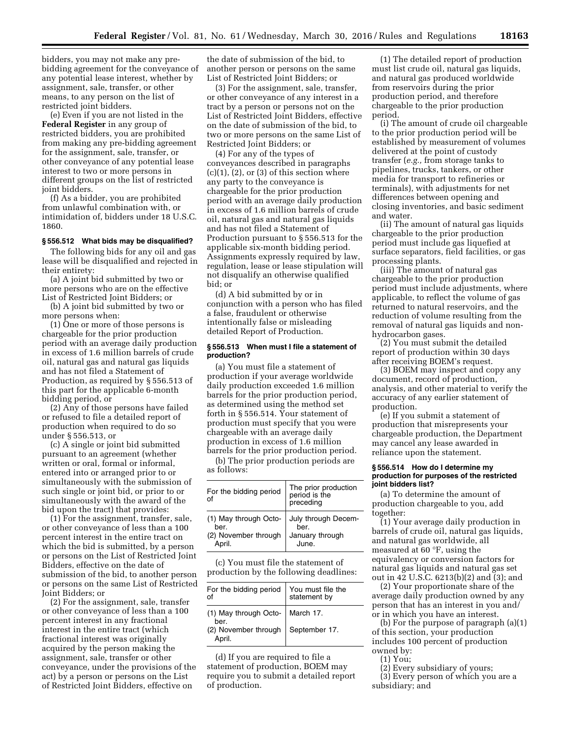bidders, you may not make any pre-bidding agreement for the conveyance of any potential lease interest, whether by assignment, sale, transfer, or other means, to any person on the list of restricted joint bidders.

(e) Even if you are not listed in the **Federal Register** in any group of restricted bidders, you are prohibited from making any pre-bidding agreement for the assignment, sale, transfer, or other conveyance of any potential lease interest to two or more persons in different groups on the list of restricted joint bidders.

(f) As a bidder, you are prohibited from unlawful combination with, or intimidation of, bidders under 18 U.S.C. 1860.

### § 556.512 What bids may be disqualified?

The following bids for any oil and gas lease will be disqualified and rejected in their entirety:

(a) A joint bid submitted by two or more persons who are on the effective List of Restricted Joint Bidders; or

(b) A joint bid submitted by two or more persons when:

(1) One or more of those persons is chargeable for the prior production period with an average daily production in excess of 1.6 million barrels of crude oil, natural gas and natural gas liquids and has not filed a Statement of Production, as required by § 556.513 of this part for the applicable 6-month bidding period, or

(2) Any of those persons have failed or refused to file a detailed report of production when required to do so under § 556.513, or

(c) A single or joint bid submitted pursuant to an agreement (whether written or oral, formal or informal, entered into or arranged prior to or simultaneously with the submission of such single or joint bid, or prior to or simultaneously with the award of the bid upon the tract) that provides:

(1) For the assignment, transfer, sale, or other conveyance of less than a 100 percent interest in the entire tract on which the bid is submitted, by a person or persons on the List of Restricted Joint Bidders, effective on the date of submission of the bid, to another person or persons on the same List of Restricted Joint Bidders; or

(2) For the assignment, sale, transfer or other conveyance of less than a 100 percent interest in any fractional interest in the entire tract (which fractional interest was originally acquired by the person making the assignment, sale, transfer or other conveyance, under the provisions of the act) by a person or persons on the List of Restricted Joint Bidders, effective on the date of submission of the bid, to another person or persons on the same List of Restricted Joint Bidders; or

(3) For the assignment, sale, transfer, or other conveyance of any interest in a tract by a person or persons not on the List of Restricted Joint Bidders, effective on the date of submission of the bid, to two or more persons on the same List of Restricted Joint Bidders; or

(4) For any of the types of conveyances described in paragraphs (c)(1), (2), or (3) of this section where any party to the conveyance is chargeable for the prior production period with an average daily production in excess of 1.6 million barrels of crude oil, natural gas and natural gas liquids and has not filed a Statement of Production pursuant to § 556.513 for the applicable six-month bidding period. Assignments expressly required by law, regulation, lease or lease stipulation will not disqualify an otherwise qualified bid; or

(d) A bid submitted by or in conjunction with a person who has filed a false, fraudulent or otherwise intentionally false or misleading detailed Report of Production.

### § 556.513 When must I file a statement of production?

(a) You must file a statement of production if your average worldwide daily production exceeded 1.6 million barrels for the prior production period, as determined using the method set forth in § 556.514. Your statement of production must specify that you were chargeable with an average daily production in excess of 1.6 million barrels for the prior production period.

(b) The prior production periods are as follows:

| For the bidding period of | The prior production period is the preceding |
|---|---|
| (1) May through October. | July through December. |
| (2) November through April. | January through June. |

(c) You must file the statement of production by the following deadlines:

| For the bidding period of | You must file the statement by |
|---|---|
| (1) May through October. | March 17. |
| (2) November through April. | September 17. |

(d) If you are required to file a statement of production, BOEM may require you to submit a detailed report of production.

(1) The detailed report of production must list crude oil, natural gas liquids, and natural gas produced worldwide from reservoirs during the prior production period, and therefore chargeable to the prior production period.

(i) The amount of crude oil chargeable to the prior production period will be established by measurement of volumes delivered at the point of custody transfer (*e.g.,* from storage tanks to pipelines, trucks, tankers, or other media for transport to refineries or terminals), with adjustments for net differences between opening and closing inventories, and basic sediment and water.

(ii) The amount of natural gas liquids chargeable to the prior production period must include gas liquefied at surface separators, field facilities, or gas processing plants.

(iii) The amount of natural gas chargeable to the prior production period must include adjustments, where applicable, to reflect the volume of gas returned to natural reservoirs, and the reduction of volume resulting from the removal of natural gas liquids and non-hydrocarbon gases.

(2) You must submit the detailed report of production within 30 days after receiving BOEM's request.

(3) BOEM may inspect and copy any document, record of production, analysis, and other material to verify the accuracy of any earlier statement of production.

(e) If you submit a statement of production that misrepresents your chargeable production, the Department may cancel any lease awarded in reliance upon the statement.

### § 556.514 How do I determine my production for purposes of the restricted joint bidders list?

(a) To determine the amount of production chargeable to you, add together:

(1) Your average daily production in barrels of crude oil, natural gas liquids, and natural gas worldwide, all measured at 60 °F, using the equivalency or conversion factors for natural gas liquids and natural gas set out in 42 U.S.C. 6213(b)(2) and (3); and

(2) Your proportionate share of the average daily production owned by any person that has an interest in you and/or in which you have an interest.

(b) For the purpose of paragraph (a)(1) of this section, your production includes 100 percent of production owned by:

(1) You;

(2) Every subsidiary of yours;

(3) Every person of which you are a subsidiary; and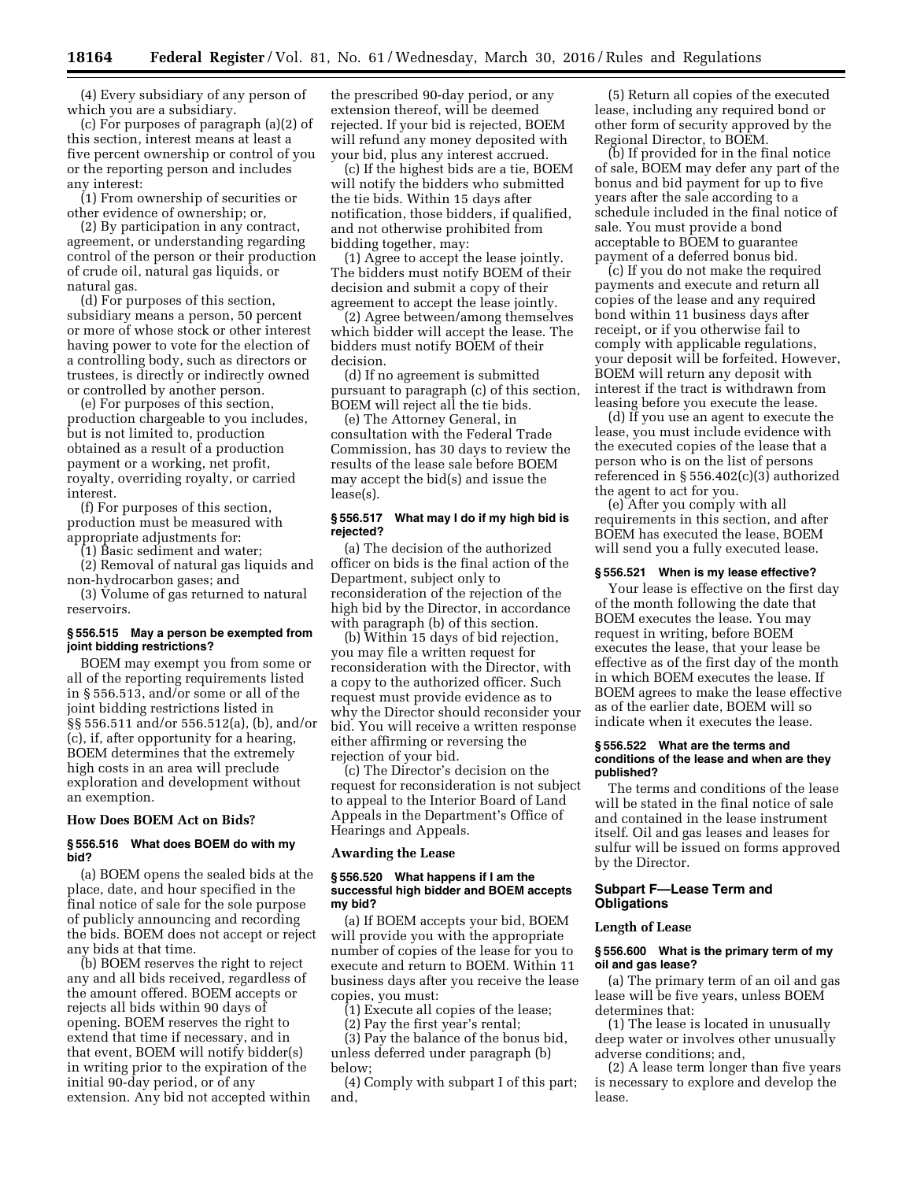(4) Every subsidiary of any person of which you are a subsidiary.

(c) For purposes of paragraph (a)(2) of this section, interest means at least a five percent ownership or control of you or the reporting person and includes any interest:

(1) From ownership of securities or other evidence of ownership; or,

(2) By participation in any contract, agreement, or understanding regarding control of the person or their production of crude oil, natural gas liquids, or natural gas.

(d) For purposes of this section, subsidiary means a person, 50 percent or more of whose stock or other interest having power to vote for the election of a controlling body, such as directors or trustees, is directly or indirectly owned or controlled by another person.

(e) For purposes of this section, production chargeable to you includes, but is not limited to, production obtained as a result of a production payment or a working, net profit, royalty, overriding royalty, or carried interest.

(f) For purposes of this section, production must be measured with appropriate adjustments for:

(1) Basic sediment and water;

(2) Removal of natural gas liquids and non-hydrocarbon gases; and

(3) Volume of gas returned to natural reservoirs.

#### § 556.515 May a person be exempted from joint bidding restrictions?

BOEM may exempt you from some or all of the reporting requirements listed in § 556.513, and/or some or all of the joint bidding restrictions listed in §§ 556.511 and/or 556.512(a), (b), and/or (c), if, after opportunity for a hearing, BOEM determines that the extremely high costs in an area will preclude exploration and development without an exemption.

### How Does BOEM Act on Bids?

#### § 556.516 What does BOEM do with my bid?

(a) BOEM opens the sealed bids at the place, date, and hour specified in the final notice of sale for the sole purpose of publicly announcing and recording the bids. BOEM does not accept or reject any bids at that time.

(b) BOEM reserves the right to reject any and all bids received, regardless of the amount offered. BOEM accepts or rejects all bids within 90 days of opening. BOEM reserves the right to extend that time if necessary, and in that event, BOEM will notify bidder(s) in writing prior to the expiration of the initial 90-day period, or of any extension. Any bid not accepted within the prescribed 90-day period, or any extension thereof, will be deemed rejected. If your bid is rejected, BOEM will refund any money deposited with your bid, plus any interest accrued.

(c) If the highest bids are a tie, BOEM will notify the bidders who submitted the tie bids. Within 15 days after notification, those bidders, if qualified, and not otherwise prohibited from bidding together, may:

(1) Agree to accept the lease jointly. The bidders must notify BOEM of their decision and submit a copy of their agreement to accept the lease jointly.

(2) Agree between/among themselves which bidder will accept the lease. The bidders must notify BOEM of their decision.

(d) If no agreement is submitted pursuant to paragraph (c) of this section, BOEM will reject all the tie bids.

(e) The Attorney General, in consultation with the Federal Trade Commission, has 30 days to review the results of the lease sale before BOEM may accept the bid(s) and issue the lease(s).

#### § 556.517 What may I do if my high bid is rejected?

(a) The decision of the authorized officer on bids is the final action of the Department, subject only to reconsideration of the rejection of the high bid by the Director, in accordance with paragraph (b) of this section.

(b) Within 15 days of bid rejection, you may file a written request for reconsideration with the Director, with a copy to the authorized officer. Such request must provide evidence as to why the Director should reconsider your bid. You will receive a written response either affirming or reversing the rejection of your bid.

(c) The Director's decision on the request for reconsideration is not subject to appeal to the Interior Board of Land Appeals in the Department's Office of Hearings and Appeals.

### Awarding the Lease

#### § 556.520 What happens if I am the successful high bidder and BOEM accepts my bid?

(a) If BOEM accepts your bid, BOEM will provide you with the appropriate number of copies of the lease for you to execute and return to BOEM. Within 11 business days after you receive the lease copies, you must:

(1) Execute all copies of the lease;

(2) Pay the first year's rental;

(3) Pay the balance of the bonus bid, unless deferred under paragraph (b) below;

(4) Comply with subpart I of this part; and,

(5) Return all copies of the executed lease, including any required bond or other form of security approved by the Regional Director, to BOEM.

(b) If provided for in the final notice of sale, BOEM may defer any part of the bonus and bid payment for up to five years after the sale according to a schedule included in the final notice of sale. You must provide a bond acceptable to BOEM to guarantee payment of a deferred bonus bid.

(c) If you do not make the required payments and execute and return all copies of the lease and any required bond within 11 business days after receipt, or if you otherwise fail to comply with applicable regulations, your deposit will be forfeited. However, BOEM will return any deposit with interest if the tract is withdrawn from leasing before you execute the lease.

(d) If you use an agent to execute the lease, you must include evidence with the executed copies of the lease that a person who is on the list of persons referenced in § 556.402(c)(3) authorized the agent to act for you.

(e) After you comply with all requirements in this section, and after BOEM has executed the lease, BOEM will send you a fully executed lease.

#### § 556.521 When is my lease effective?

Your lease is effective on the first day of the month following the date that BOEM executes the lease. You may request in writing, before BOEM executes the lease, that your lease be effective as of the first day of the month in which BOEM executes the lease. If BOEM agrees to make the lease effective as of the earlier date, BOEM will so indicate when it executes the lease.

#### § 556.522 What are the terms and conditions of the lease and when are they published?

The terms and conditions of the lease will be stated in the final notice of sale and contained in the lease instrument itself. Oil and gas leases and leases for sulfur will be issued on forms approved by the Director.

## Subpart F—Lease Term and Obligations

### Length of Lease

#### § 556.600 What is the primary term of my oil and gas lease?

(a) The primary term of an oil and gas lease will be five years, unless BOEM determines that:

(1) The lease is located in unusually deep water or involves other unusually adverse conditions; and,

(2) A lease term longer than five years is necessary to explore and develop the lease.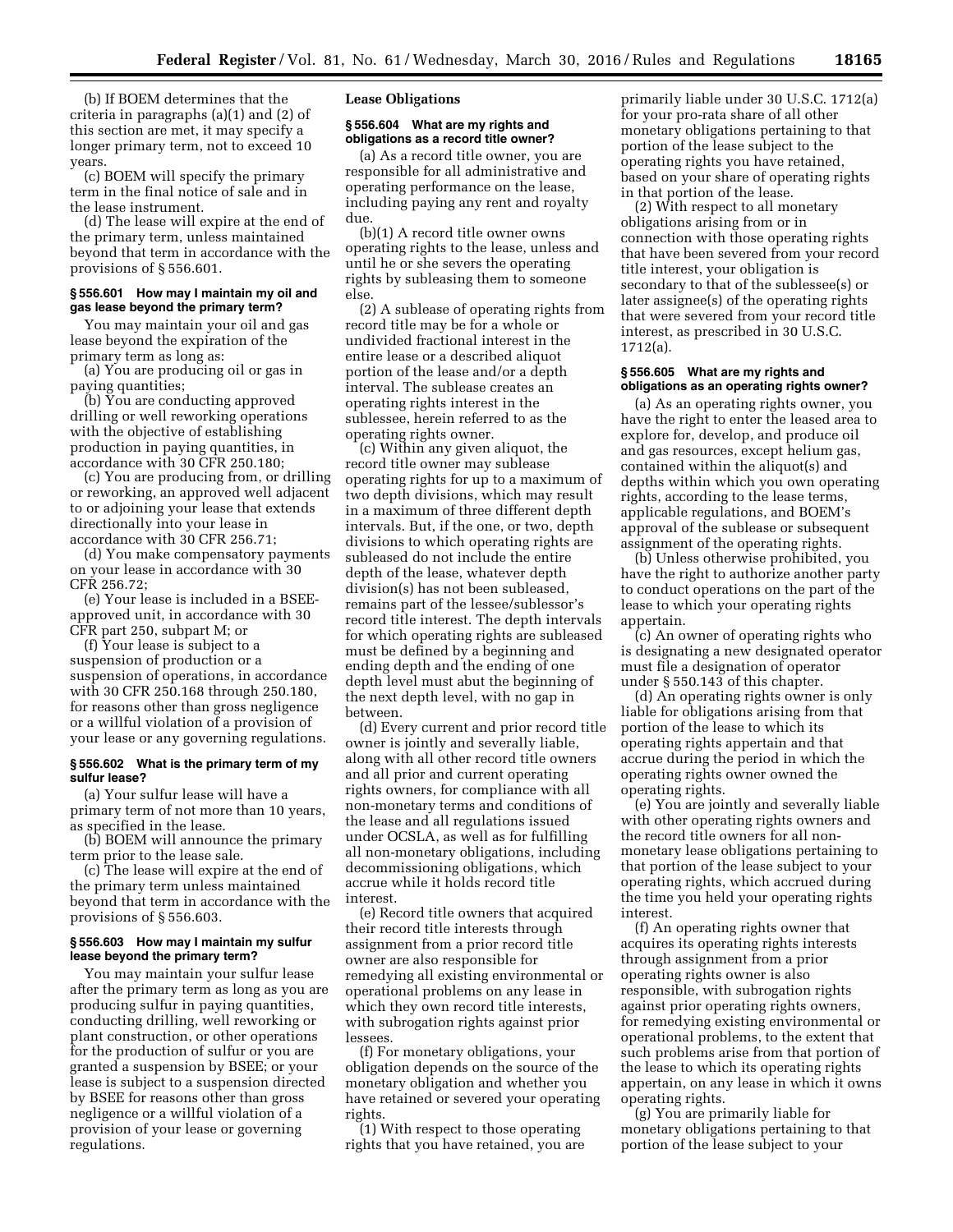(b) If BOEM determines that the criteria in paragraphs (a)(1) and (2) of this section are met, it may specify a longer primary term, not to exceed 10 years.

(c) BOEM will specify the primary term in the final notice of sale and in the lease instrument.

(d) The lease will expire at the end of the primary term, unless maintained beyond that term in accordance with the provisions of § 556.601.

#### § 556.601 How may I maintain my oil and gas lease beyond the primary term?

You may maintain your oil and gas lease beyond the expiration of the primary term as long as:

(a) You are producing oil or gas in paying quantities;

(b) You are conducting approved drilling or well reworking operations with the objective of establishing production in paying quantities, in accordance with 30 CFR 250.180;

(c) You are producing from, or drilling or reworking, an approved well adjacent to or adjoining your lease that extends directionally into your lease in accordance with 30 CFR 256.71;

(d) You make compensatory payments on your lease in accordance with 30 CFR 256.72;

(e) Your lease is included in a BSEE-approved unit, in accordance with 30 CFR part 250, subpart M; or

(f) Your lease is subject to a suspension of production or a suspension of operations, in accordance with 30 CFR 250.168 through 250.180, for reasons other than gross negligence or a willful violation of a provision of your lease or any governing regulations.

#### § 556.602 What is the primary term of my sulfur lease?

(a) Your sulfur lease will have a primary term of not more than 10 years, as specified in the lease.

(b) BOEM will announce the primary term prior to the lease sale.

(c) The lease will expire at the end of the primary term unless maintained beyond that term in accordance with the provisions of § 556.603.

#### § 556.603 How may I maintain my sulfur lease beyond the primary term?

You may maintain your sulfur lease after the primary term as long as you are producing sulfur in paying quantities, conducting drilling, well reworking or plant construction, or other operations for the production of sulfur or you are granted a suspension by BSEE; or your lease is subject to a suspension directed by BSEE for reasons other than gross negligence or a willful violation of a provision of your lease or governing regulations.

### Lease Obligations

#### § 556.604 What are my rights and obligations as a record title owner?

(a) As a record title owner, you are responsible for all administrative and operating performance on the lease, including paying any rent and royalty due.

(b)(1) A record title owner owns operating rights to the lease, unless and until he or she severs the operating rights by subleasing them to someone else.

(2) A sublease of operating rights from record title may be for a whole or undivided fractional interest in the entire lease or a described aliquot portion of the lease and/or a depth interval. The sublease creates an operating rights interest in the sublessee, herein referred to as the operating rights owner.

(c) Within any given aliquot, the record title owner may sublease operating rights for up to a maximum of two depth divisions, which may result in a maximum of three different depth intervals. But, if the one, or two, depth divisions to which operating rights are subleased do not include the entire depth of the lease, whatever depth division(s) has not been subleased, remains part of the lessee/sublessor's record title interest. The depth intervals for which operating rights are subleased must be defined by a beginning and ending depth and the ending of one depth level must abut the beginning of the next depth level, with no gap in between.

(d) Every current and prior record title owner is jointly and severally liable, along with all other record title owners and all prior and current operating rights owners, for compliance with all non-monetary terms and conditions of the lease and all regulations issued under OCSLA, as well as for fulfilling all non-monetary obligations, including decommissioning obligations, which accrue while it holds record title interest.

(e) Record title owners that acquired their record title interests through assignment from a prior record title owner are also responsible for remedying all existing environmental or operational problems on any lease in which they own record title interests, with subrogation rights against prior lessees.

(f) For monetary obligations, your obligation depends on the source of the monetary obligation and whether you have retained or severed your operating rights.

(1) With respect to those operating rights that you have retained, you are primarily liable under 30 U.S.C. 1712(a) for your pro-rata share of all other monetary obligations pertaining to that portion of the lease subject to the operating rights you have retained, based on your share of operating rights in that portion of the lease.

(2) With respect to all monetary obligations arising from or in connection with those operating rights that have been severed from your record title interest, your obligation is secondary to that of the sublessee(s) or later assignee(s) of the operating rights that were severed from your record title interest, as prescribed in 30 U.S.C. 1712(a).

#### § 556.605 What are my rights and obligations as an operating rights owner?

(a) As an operating rights owner, you have the right to enter the leased area to explore for, develop, and produce oil and gas resources, except helium gas, contained within the aliquot(s) and depths within which you own operating rights, according to the lease terms, applicable regulations, and BOEM's approval of the sublease or subsequent assignment of the operating rights.

(b) Unless otherwise prohibited, you have the right to authorize another party to conduct operations on the part of the lease to which your operating rights appertain.

(c) An owner of operating rights who is designating a new designated operator must file a designation of operator under § 550.143 of this chapter.

(d) An operating rights owner is only liable for obligations arising from that portion of the lease to which its operating rights appertain and that accrue during the period in which the operating rights owner owned the operating rights.

(e) You are jointly and severally liable with other operating rights owners and the record title owners for all non-monetary lease obligations pertaining to that portion of the lease subject to your operating rights, which accrued during the time you held your operating rights interest.

(f) An operating rights owner that acquires its operating rights interests through assignment from a prior operating rights owner is also responsible, with subrogation rights against prior operating rights owners, for remedying existing environmental or operational problems, to the extent that such problems arise from that portion of the lease to which its operating rights appertain, on any lease in which it owns operating rights.

(g) You are primarily liable for monetary obligations pertaining to that portion of the lease subject to your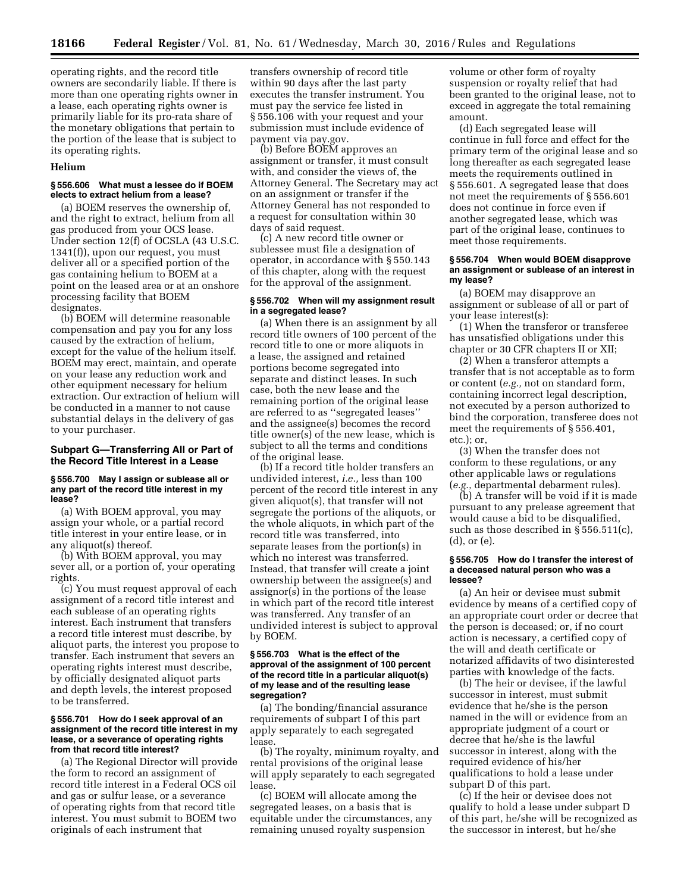operating rights, and the record title owners are secondarily liable. If there is more than one operating rights owner in a lease, each operating rights owner is primarily liable for its pro-rata share of the monetary obligations that pertain to the portion of the lease that is subject to its operating rights.

## Helium

### § 556.606 What must a lessee do if BOEM elects to extract helium from a lease?

(a) BOEM reserves the ownership of, and the right to extract, helium from all gas produced from your OCS lease. Under section 12(f) of OCSLA (43 U.S.C. 1341(f)), upon our request, you must deliver all or a specified portion of the gas containing helium to BOEM at a point on the leased area or at an onshore processing facility that BOEM designates.

(b) BOEM will determine reasonable compensation and pay you for any loss caused by the extraction of helium, except for the value of the helium itself. BOEM may erect, maintain, and operate on your lease any reduction work and other equipment necessary for helium extraction. Our extraction of helium will be conducted in a manner to not cause substantial delays in the delivery of gas to your purchaser.

## Subpart G—Transferring All or Part of the Record Title Interest in a Lease

### § 556.700 May I assign or sublease all or any part of the record title interest in my lease?

(a) With BOEM approval, you may assign your whole, or a partial record title interest in your entire lease, or in any aliquot(s) thereof.

(b) With BOEM approval, you may sever all, or a portion of, your operating rights.

(c) You must request approval of each assignment of a record title interest and each sublease of an operating rights interest. Each instrument that transfers a record title interest must describe, by aliquot parts, the interest you propose to transfer. Each instrument that severs an operating rights interest must describe, by officially designated aliquot parts and depth levels, the interest proposed to be transferred.

### § 556.701 How do I seek approval of an assignment of the record title interest in my lease, or a severance of operating rights from that record title interest?

(a) The Regional Director will provide the form to record an assignment of record title interest in a Federal OCS oil and gas or sulfur lease, or a severance of operating rights from that record title interest. You must submit to BOEM two originals of each instrument that transfers ownership of record title within 90 days after the last party executes the transfer instrument. You must pay the service fee listed in § 556.106 with your request and your submission must include evidence of payment via pay.gov.

(b) Before BOEM approves an assignment or transfer, it must consult with, and consider the views of, the Attorney General. The Secretary may act on an assignment or transfer if the Attorney General has not responded to a request for consultation within 30 days of said request.

(c) A new record title owner or sublessee must file a designation of operator, in accordance with § 550.143 of this chapter, along with the request for the approval of the assignment.

### § 556.702 When will my assignment result in a segregated lease?

(a) When there is an assignment by all record title owners of 100 percent of the record title to one or more aliquots in a lease, the assigned and retained portions become segregated into separate and distinct leases. In such case, both the new lease and the remaining portion of the original lease are referred to as "segregated leases" and the assignee(s) becomes the record title owner(s) of the new lease, which is subject to all the terms and conditions of the original lease.

(b) If a record title holder transfers an undivided interest, *i.e.,* less than 100 percent of the record title interest in any given aliquot(s), that transfer will not segregate the portions of the aliquots, or the whole aliquots, in which part of the record title was transferred, into separate leases from the portion(s) in which no interest was transferred. Instead, that transfer will create a joint ownership between the assignee(s) and assignor(s) in the portions of the lease in which part of the record title interest was transferred. Any transfer of an undivided interest is subject to approval by BOEM.

### § 556.703 What is the effect of the approval of the assignment of 100 percent of the record title in a particular aliquot(s) of my lease and of the resulting lease segregation?

(a) The bonding/financial assurance requirements of subpart I of this part apply separately to each segregated lease.

(b) The royalty, minimum royalty, and rental provisions of the original lease will apply separately to each segregated lease.

(c) BOEM will allocate among the segregated leases, on a basis that is equitable under the circumstances, any remaining unused royalty suspension volume or other form of royalty suspension or royalty relief that had been granted to the original lease, not to exceed in aggregate the total remaining amount.

(d) Each segregated lease will continue in full force and effect for the primary term of the original lease and so long thereafter as each segregated lease meets the requirements outlined in § 556.601. A segregated lease that does not meet the requirements of § 556.601 does not continue in force even if another segregated lease, which was part of the original lease, continues to meet those requirements.

### § 556.704 When would BOEM disapprove an assignment or sublease of an interest in my lease?

(a) BOEM may disapprove an assignment or sublease of all or part of your lease interest(s):

(1) When the transferor or transferee has unsatisfied obligations under this chapter or 30 CFR chapters II or XII;

(2) When a transferor attempts a transfer that is not acceptable as to form or content (*e.g.,* not on standard form, containing incorrect legal description, not executed by a person authorized to bind the corporation, transferee does not meet the requirements of § 556.401, etc.); or,

(3) When the transfer does not conform to these regulations, or any other applicable laws or regulations (*e.g.,* departmental debarment rules).

(b) A transfer will be void if it is made pursuant to any prelease agreement that would cause a bid to be disqualified, such as those described in § 556.511(c), (d), or (e).

### § 556.705 How do I transfer the interest of a deceased natural person who was a lessee?

(a) An heir or devisee must submit evidence by means of a certified copy of an appropriate court order or decree that the person is deceased; or, if no court action is necessary, a certified copy of the will and death certificate or notarized affidavits of two disinterested parties with knowledge of the facts.

(b) The heir or devisee, if the lawful successor in interest, must submit evidence that he/she is the person named in the will or evidence from an appropriate judgment of a court or decree that he/she is the lawful successor in interest, along with the required evidence of his/her qualifications to hold a lease under subpart D of this part.

(c) If the heir or devisee does not qualify to hold a lease under subpart D of this part, he/she will be recognized as the successor in interest, but he/she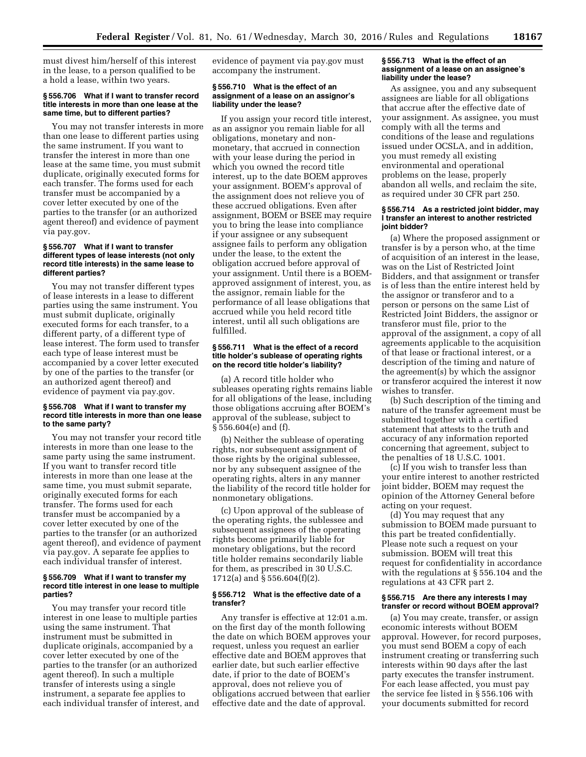must divest him/herself of this interest in the lease, to a person qualified to be a hold a lease, within two years.

### § 556.706 What if I want to transfer record title interests in more than one lease at the same time, but to different parties?

You may not transfer interests in more than one lease to different parties using the same instrument. If you want to transfer the interest in more than one lease at the same time, you must submit duplicate, originally executed forms for each transfer. The forms used for each transfer must be accompanied by a cover letter executed by one of the parties to the transfer (or an authorized agent thereof) and evidence of payment via pay.gov.

### § 556.707 What if I want to transfer different types of lease interests (not only record title interests) in the same lease to different parties?

You may not transfer different types of lease interests in a lease to different parties using the same instrument. You must submit duplicate, originally executed forms for each transfer, to a different party, of a different type of lease interest. The form used to transfer each type of lease interest must be accompanied by a cover letter executed by one of the parties to the transfer (or an authorized agent thereof) and evidence of payment via pay.gov.

### § 556.708 What if I want to transfer my record title interests in more than one lease to the same party?

You may not transfer your record title interests in more than one lease to the same party using the same instrument. If you want to transfer record title interests in more than one lease at the same time, you must submit separate, originally executed forms for each transfer. The forms used for each transfer must be accompanied by a cover letter executed by one of the parties to the transfer (or an authorized agent thereof), and evidence of payment via pay.gov. A separate fee applies to each individual transfer of interest.

### § 556.709 What if I want to transfer my record title interest in one lease to multiple parties?

You may transfer your record title interest in one lease to multiple parties using the same instrument. That instrument must be submitted in duplicate originals, accompanied by a cover letter executed by one of the parties to the transfer (or an authorized agent thereof). In such a multiple transfer of interests using a single instrument, a separate fee applies to each individual transfer of interest, and evidence of payment via pay.gov must accompany the instrument.

### § 556.710 What is the effect of an assignment of a lease on an assignor's liability under the lease?

If you assign your record title interest, as an assignor you remain liable for all obligations, monetary and non-monetary, that accrued in connection with your lease during the period in which you owned the record title interest, up to the date BOEM approves your assignment. BOEM's approval of the assignment does not relieve you of these accrued obligations. Even after assignment, BOEM or BSEE may require you to bring the lease into compliance if your assignee or any subsequent assignee fails to perform any obligation under the lease, to the extent the obligation accrued before approval of your assignment. Until there is a BOEM-approved assignment of interest, you, as the assignor, remain liable for the performance of all lease obligations that accrued while you held record title interest, until all such obligations are fulfilled.

### § 556.711 What is the effect of a record title holder's sublease of operating rights on the record title holder's liability?

(a) A record title holder who subleases operating rights remains liable for all obligations of the lease, including those obligations accruing after BOEM's approval of the sublease, subject to § 556.604(e) and (f).

(b) Neither the sublease of operating rights, nor subsequent assignment of those rights by the original sublessee, nor by any subsequent assignee of the operating rights, alters in any manner the liability of the record title holder for nonmonetary obligations.

(c) Upon approval of the sublease of the operating rights, the sublessee and subsequent assignees of the operating rights become primarily liable for monetary obligations, but the record title holder remains secondarily liable for them, as prescribed in 30 U.S.C. 1712(a) and § 556.604(f)(2).

### § 556.712 What is the effective date of a transfer?

Any transfer is effective at 12:01 a.m. on the first day of the month following the date on which BOEM approves your request, unless you request an earlier effective date and BOEM approves that earlier date, but such earlier effective date, if prior to the date of BOEM's approval, does not relieve you of obligations accrued between that earlier effective date and the date of approval.

### § 556.713 What is the effect of an assignment of a lease on an assignee's liability under the lease?

As assignee, you and any subsequent assignees are liable for all obligations that accrue after the effective date of your assignment. As assignee, you must comply with all the terms and conditions of the lease and regulations issued under OCSLA, and in addition, you must remedy all existing environmental and operational problems on the lease, properly abandon all wells, and reclaim the site, as required under 30 CFR part 250.

### § 556.714 As a restricted joint bidder, may I transfer an interest to another restricted joint bidder?

(a) Where the proposed assignment or transfer is by a person who, at the time of acquisition of an interest in the lease, was on the List of Restricted Joint Bidders, and that assignment or transfer is of less than the entire interest held by the assignor or transferor and to a person or persons on the same List of Restricted Joint Bidders, the assignor or transferor must file, prior to the approval of the assignment, a copy of all agreements applicable to the acquisition of that lease or fractional interest, or a description of the timing and nature of the agreement(s) by which the assignor or transferor acquired the interest it now wishes to transfer.

(b) Such description of the timing and nature of the transfer agreement must be submitted together with a certified statement that attests to the truth and accuracy of any information reported concerning that agreement, subject to the penalties of 18 U.S.C. 1001.

(c) If you wish to transfer less than your entire interest to another restricted joint bidder, BOEM may request the opinion of the Attorney General before acting on your request.

(d) You may request that any submission to BOEM made pursuant to this part be treated confidentially. Please note such a request on your submission. BOEM will treat this request for confidentiality in accordance with the regulations at § 556.104 and the regulations at 43 CFR part 2.

### § 556.715 Are there any interests I may transfer or record without BOEM approval?

(a) You may create, transfer, or assign economic interests without BOEM approval. However, for record purposes, you must send BOEM a copy of each instrument creating or transferring such interests within 90 days after the last party executes the transfer instrument. For each lease affected, you must pay the service fee listed in § 556.106 with your documents submitted for record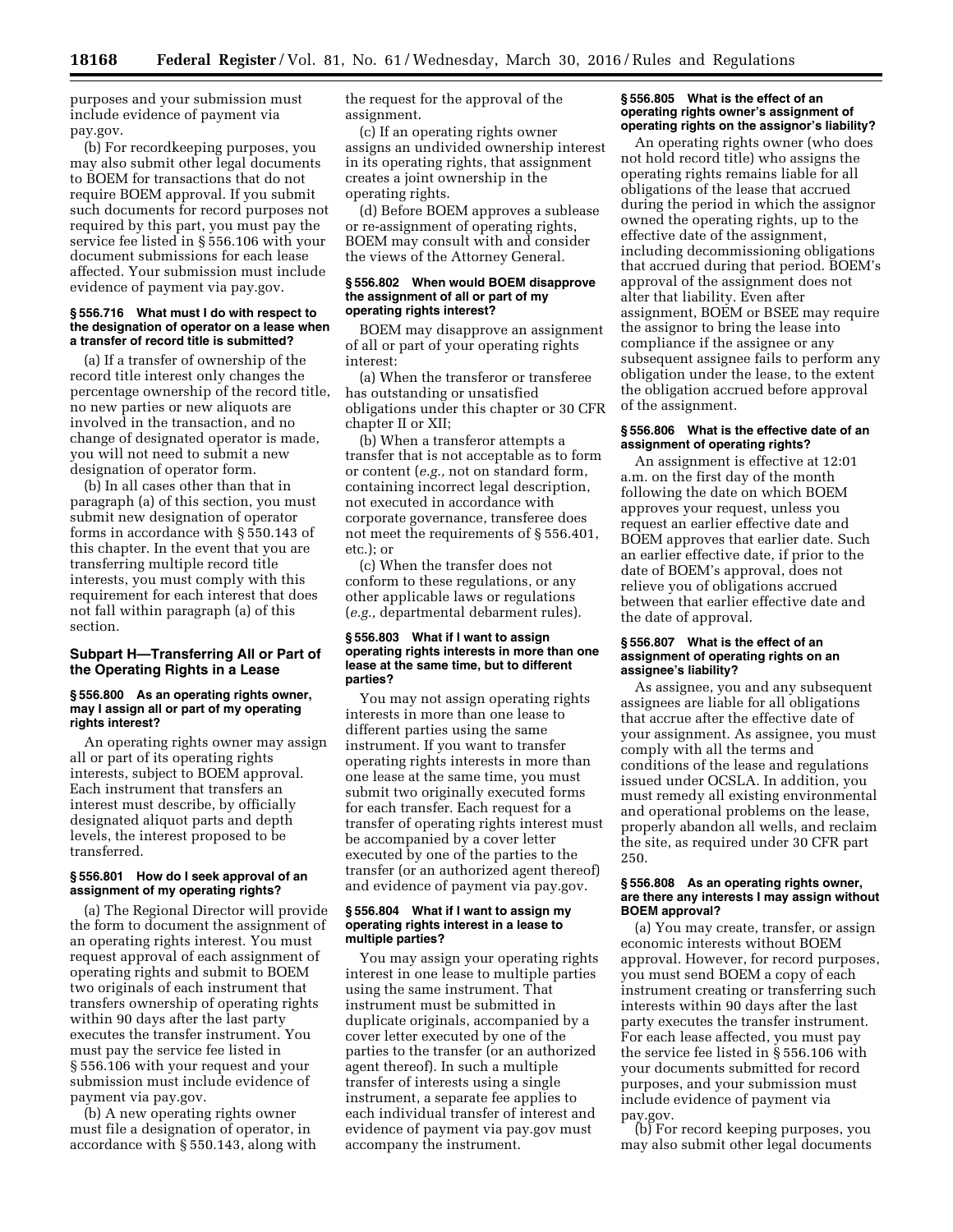purposes and your submission must include evidence of payment via pay.gov.

(b) For recordkeeping purposes, you may also submit other legal documents to BOEM for transactions that do not require BOEM approval. If you submit such documents for record purposes not required by this part, you must pay the service fee listed in § 556.106 with your document submissions for each lease affected. Your submission must include evidence of payment via pay.gov.

#### § 556.716 What must I do with respect to the designation of operator on a lease when a transfer of record title is submitted?

(a) If a transfer of ownership of the record title interest only changes the percentage ownership of the record title, no new parties or new aliquots are involved in the transaction, and no change of designated operator is made, you will not need to submit a new designation of operator form.

(b) In all cases other than that in paragraph (a) of this section, you must submit new designation of operator forms in accordance with § 550.143 of this chapter. In the event that you are transferring multiple record title interests, you must comply with this requirement for each interest that does not fall within paragraph (a) of this section.

### Subpart H—Transferring All or Part of the Operating Rights in a Lease

#### § 556.800 As an operating rights owner, may I assign all or part of my operating rights interest?

An operating rights owner may assign all or part of its operating rights interests, subject to BOEM approval. Each instrument that transfers an interest must describe, by officially designated aliquot parts and depth levels, the interest proposed to be transferred.

#### § 556.801 How do I seek approval of an assignment of my operating rights?

(a) The Regional Director will provide the form to document the assignment of an operating rights interest. You must request approval of each assignment of operating rights and submit to BOEM two originals of each instrument that transfers ownership of operating rights within 90 days after the last party executes the transfer instrument. You must pay the service fee listed in § 556.106 with your request and your submission must include evidence of payment via pay.gov.

(b) A new operating rights owner must file a designation of operator, in accordance with § 550.143, along with the request for the approval of the assignment.

(c) If an operating rights owner assigns an undivided ownership interest in its operating rights, that assignment creates a joint ownership in the operating rights.

(d) Before BOEM approves a sublease or re-assignment of operating rights, BOEM may consult with and consider the views of the Attorney General.

#### § 556.802 When would BOEM disapprove the assignment of all or part of my operating rights interest?

BOEM may disapprove an assignment of all or part of your operating rights interest:

(a) When the transferor or transferee has outstanding or unsatisfied obligations under this chapter or 30 CFR chapter II or XII;

(b) When a transferor attempts a transfer that is not acceptable as to form or content (*e.g.,* not on standard form, containing incorrect legal description, not executed in accordance with corporate governance, transferee does not meet the requirements of § 556.401, etc.); or

(c) When the transfer does not conform to these regulations, or any other applicable laws or regulations (*e.g.,* departmental debarment rules).

#### § 556.803 What if I want to assign operating rights interests in more than one lease at the same time, but to different parties?

You may not assign operating rights interests in more than one lease to different parties using the same instrument. If you want to transfer operating rights interests in more than one lease at the same time, you must submit two originally executed forms for each transfer. Each request for a transfer of operating rights interest must be accompanied by a cover letter executed by one of the parties to the transfer (or an authorized agent thereof) and evidence of payment via pay.gov.

#### § 556.804 What if I want to assign my operating rights interest in a lease to multiple parties?

You may assign your operating rights interest in one lease to multiple parties using the same instrument. That instrument must be submitted in duplicate originals, accompanied by a cover letter executed by one of the parties to the transfer (or an authorized agent thereof). In such a multiple transfer of interests using a single instrument, a separate fee applies to each individual transfer of interest and evidence of payment via pay.gov must accompany the instrument.

#### § 556.805 What is the effect of an operating rights owner's assignment of operating rights on the assignor's liability?

An operating rights owner (who does not hold record title) who assigns the operating rights remains liable for all obligations of the lease that accrued during the period in which the assignor owned the operating rights, up to the effective date of the assignment, including decommissioning obligations that accrued during that period. BOEM's approval of the assignment does not alter that liability. Even after assignment, BOEM or BSEE may require the assignor to bring the lease into compliance if the assignee or any subsequent assignee fails to perform any obligation under the lease, to the extent the obligation accrued before approval of the assignment.

#### § 556.806 What is the effective date of an assignment of operating rights?

An assignment is effective at 12:01 a.m. on the first day of the month following the date on which BOEM approves your request, unless you request an earlier effective date and BOEM approves that earlier date. Such an earlier effective date, if prior to the date of BOEM's approval, does not relieve you of obligations accrued between that earlier effective date and the date of approval.

#### § 556.807 What is the effect of an assignment of operating rights on an assignee's liability?

As assignee, you and any subsequent assignees are liable for all obligations that accrue after the effective date of your assignment. As assignee, you must comply with all the terms and conditions of the lease and regulations issued under OCSLA. In addition, you must remedy all existing environmental and operational problems on the lease, properly abandon all wells, and reclaim the site, as required under 30 CFR part 250.

#### § 556.808 As an operating rights owner, are there any interests I may assign without BOEM approval?

(a) You may create, transfer, or assign economic interests without BOEM approval. However, for record purposes, you must send BOEM a copy of each instrument creating or transferring such interests within 90 days after the last party executes the transfer instrument. For each lease affected, you must pay the service fee listed in § 556.106 with your documents submitted for record purposes, and your submission must include evidence of payment via pay.gov.

(b) For record keeping purposes, you may also submit other legal documents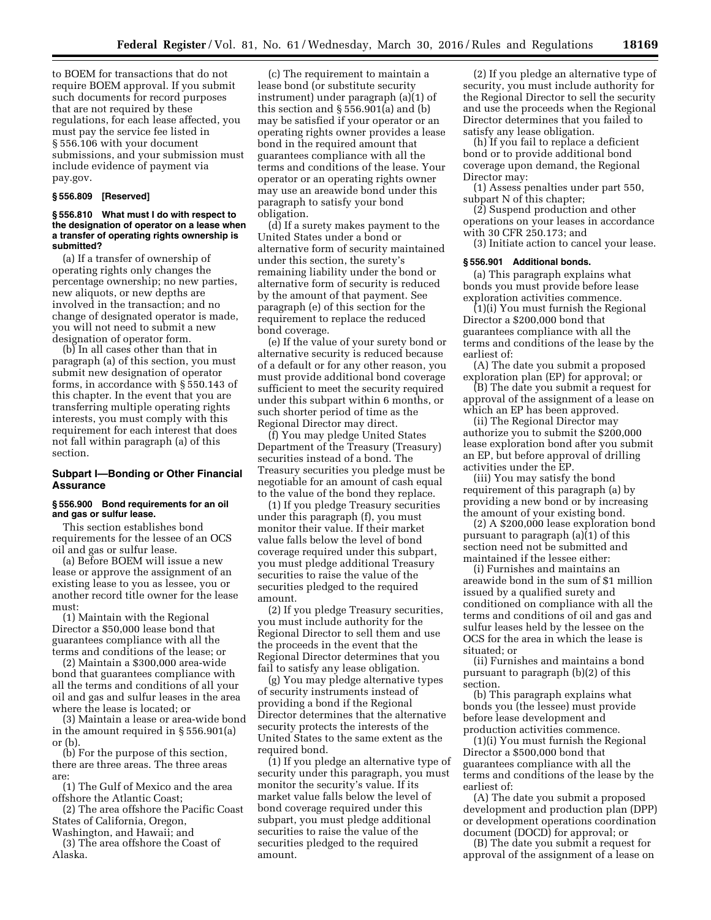to BOEM for transactions that do not require BOEM approval. If you submit such documents for record purposes that are not required by these regulations, for each lease affected, you must pay the service fee listed in § 556.106 with your document submissions, and your submission must include evidence of payment via pay.gov.

### § 556.809 [Reserved]

### § 556.810 What must I do with respect to the designation of operator on a lease when a transfer of operating rights ownership is submitted?

(a) If a transfer of ownership of operating rights only changes the percentage ownership; no new parties, new aliquots, or new depths are involved in the transaction; and no change of designated operator is made, you will not need to submit a new designation of operator form.

(b) In all cases other than that in paragraph (a) of this section, you must submit new designation of operator forms, in accordance with § 550.143 of this chapter. In the event that you are transferring multiple operating rights interests, you must comply with this requirement for each interest that does not fall within paragraph (a) of this section.

## Subpart I—Bonding or Other Financial Assurance

### § 556.900 Bond requirements for an oil and gas or sulfur lease.

This section establishes bond requirements for the lessee of an OCS oil and gas or sulfur lease.

(a) Before BOEM will issue a new lease or approve the assignment of an existing lease to you as lessee, you or another record title owner for the lease must:

(1) Maintain with the Regional Director a $50,000 lease bond that guarantees compliance with all the terms and conditions of the lease; or

(2) Maintain a $300,000 area-wide bond that guarantees compliance with all the terms and conditions of all your oil and gas and sulfur leases in the area where the lease is located; or

(3) Maintain a lease or area-wide bond in the amount required in § 556.901(a) or (b).

(b) For the purpose of this section, there are three areas. The three areas are:

(1) The Gulf of Mexico and the area offshore the Atlantic Coast;

(2) The area offshore the Pacific Coast States of California, Oregon, Washington, and Hawaii; and

(3) The area offshore the Coast of Alaska.

(c) The requirement to maintain a lease bond (or substitute security instrument) under paragraph (a)(1) of this section and § 556.901(a) and (b) may be satisfied if your operator or an operating rights owner provides a lease bond in the required amount that guarantees compliance with all the terms and conditions of the lease. Your operator or an operating rights owner may use an areawide bond under this paragraph to satisfy your bond obligation.

(d) If a surety makes payment to the United States under a bond or alternative form of security maintained under this section, the surety's remaining liability under the bond or alternative form of security is reduced by the amount of that payment. See paragraph (e) of this section for the requirement to replace the reduced bond coverage.

(e) If the value of your surety bond or alternative security is reduced because of a default or for any other reason, you must provide additional bond coverage sufficient to meet the security required under this subpart within 6 months, or such shorter period of time as the Regional Director may direct.

(f) You may pledge United States Department of the Treasury (Treasury) securities instead of a bond. The Treasury securities you pledge must be negotiable for an amount of cash equal to the value of the bond they replace.

(1) If you pledge Treasury securities under this paragraph (f), you must monitor their value. If their market value falls below the level of bond coverage required under this subpart, you must pledge additional Treasury securities to raise the value of the securities pledged to the required amount.

(2) If you pledge Treasury securities, you must include authority for the Regional Director to sell them and use the proceeds in the event that the Regional Director determines that you fail to satisfy any lease obligation.

(g) You may pledge alternative types of security instruments instead of providing a bond if the Regional Director determines that the alternative security protects the interests of the United States to the same extent as the required bond.

(1) If you pledge an alternative type of security under this paragraph, you must monitor the security's value. If its market value falls below the level of bond coverage required under this subpart, you must pledge additional securities to raise the value of the securities pledged to the required amount.

(2) If you pledge an alternative type of security, you must include authority for the Regional Director to sell the security and use the proceeds when the Regional Director determines that you failed to satisfy any lease obligation.

(h) If you fail to replace a deficient bond or to provide additional bond coverage upon demand, the Regional Director may:

(1) Assess penalties under part 550, subpart N of this chapter;

(2) Suspend production and other operations on your leases in accordance with 30 CFR 250.173; and

(3) Initiate action to cancel your lease.

### § 556.901 Additional bonds.

(a) This paragraph explains what bonds you must provide before lease exploration activities commence.

(1)(i) You must furnish the Regional Director a $200,000 bond that guarantees compliance with all the terms and conditions of the lease by the earliest of:

(A) The date you submit a proposed exploration plan (EP) for approval; or

(B) The date you submit a request for approval of the assignment of a lease on which an EP has been approved.

(ii) The Regional Director may authorize you to submit the $200,000 lease exploration bond after you submit an EP, but before approval of drilling activities under the EP.

(iii) You may satisfy the bond requirement of this paragraph (a) by providing a new bond or by increasing the amount of your existing bond.

(2) A $200,000 lease exploration bond pursuant to paragraph (a)(1) of this section need not be submitted and maintained if the lessee either:

(i) Furnishes and maintains an areawide bond in the sum of $1 million issued by a qualified surety and conditioned on compliance with all the terms and conditions of oil and gas and sulfur leases held by the lessee on the OCS for the area in which the lease is situated; or

(ii) Furnishes and maintains a bond pursuant to paragraph (b)(2) of this section.

(b) This paragraph explains what bonds you (the lessee) must provide before lease development and production activities commence.

(1)(i) You must furnish the Regional Director a $500,000 bond that guarantees compliance with all the terms and conditions of the lease by the earliest of:

(A) The date you submit a proposed development and production plan (DPP) or development operations coordination document (DOCD) for approval; or

(B) The date you submit a request for approval of the assignment of a lease on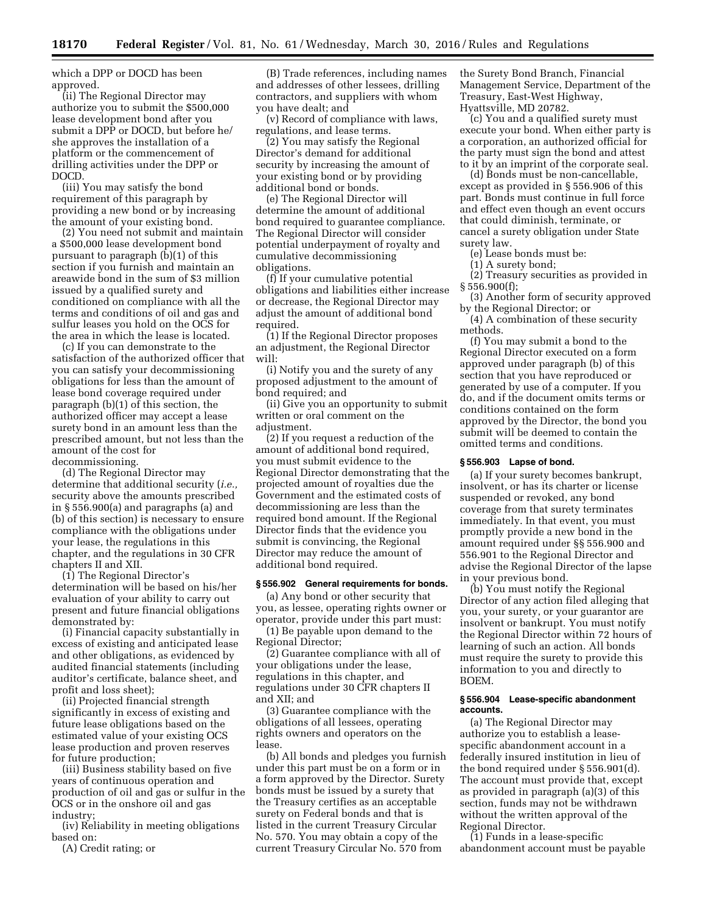which a DPP or DOCD has been approved.

(ii) The Regional Director may authorize you to submit the $500,000 lease development bond after you submit a DPP or DOCD, but before he/she approves the installation of a platform or the commencement of drilling activities under the DPP or DOCD.

(iii) You may satisfy the bond requirement of this paragraph by providing a new bond or by increasing the amount of your existing bond.

(2) You need not submit and maintain a $500,000 lease development bond pursuant to paragraph (b)(1) of this section if you furnish and maintain an areawide bond in the sum of $3 million issued by a qualified surety and conditioned on compliance with all the terms and conditions of oil and gas and sulfur leases you hold on the OCS for the area in which the lease is located.

(c) If you can demonstrate to the satisfaction of the authorized officer that you can satisfy your decommissioning obligations for less than the amount of lease bond coverage required under paragraph (b)(1) of this section, the authorized officer may accept a lease surety bond in an amount less than the prescribed amount, but not less than the amount of the cost for decommissioning.

(d) The Regional Director may determine that additional security (*i.e.,* security above the amounts prescribed in § 556.900(a) and paragraphs (a) and (b) of this section) is necessary to ensure compliance with the obligations under your lease, the regulations in this chapter, and the regulations in 30 CFR chapters II and XII.

(1) The Regional Director's determination will be based on his/her evaluation of your ability to carry out present and future financial obligations demonstrated by:

(i) Financial capacity substantially in excess of existing and anticipated lease and other obligations, as evidenced by audited financial statements (including auditor's certificate, balance sheet, and profit and loss sheet);

(ii) Projected financial strength significantly in excess of existing and future lease obligations based on the estimated value of your existing OCS lease production and proven reserves for future production;

(iii) Business stability based on five years of continuous operation and production of oil and gas or sulfur in the OCS or in the onshore oil and gas industry;

(iv) Reliability in meeting obligations based on:

(A) Credit rating; or

(B) Trade references, including names and addresses of other lessees, drilling contractors, and suppliers with whom you have dealt; and

(v) Record of compliance with laws, regulations, and lease terms.

(2) You may satisfy the Regional Director's demand for additional security by increasing the amount of your existing bond or by providing additional bond or bonds.

(e) The Regional Director will determine the amount of additional bond required to guarantee compliance. The Regional Director will consider potential underpayment of royalty and cumulative decommissioning obligations.

(f) If your cumulative potential obligations and liabilities either increase or decrease, the Regional Director may adjust the amount of additional bond required.

(1) If the Regional Director proposes an adjustment, the Regional Director will:

(i) Notify you and the surety of any proposed adjustment to the amount of bond required; and

(ii) Give you an opportunity to submit written or oral comment on the adjustment.

(2) If you request a reduction of the amount of additional bond required, you must submit evidence to the Regional Director demonstrating that the projected amount of royalties due the Government and the estimated costs of decommissioning are less than the required bond amount. If the Regional Director finds that the evidence you submit is convincing, the Regional Director may reduce the amount of additional bond required.

### § 556.902 General requirements for bonds.

(a) Any bond or other security that you, as lessee, operating rights owner or operator, provide under this part must:

(1) Be payable upon demand to the Regional Director;

(2) Guarantee compliance with all of your obligations under the lease, regulations in this chapter, and regulations under 30 CFR chapters II and XII; and

(3) Guarantee compliance with the obligations of all lessees, operating rights owners and operators on the lease.

(b) All bonds and pledges you furnish under this part must be on a form or in a form approved by the Director. Surety bonds must be issued by a surety that the Treasury certifies as an acceptable surety on Federal bonds and that is listed in the current Treasury Circular No. 570. You may obtain a copy of the current Treasury Circular No. 570 from the Surety Bond Branch, Financial Management Service, Department of the Treasury, East-West Highway, Hyattsville, MD 20782.

(c) You and a qualified surety must execute your bond. When either party is a corporation, an authorized official for the party must sign the bond and attest to it by an imprint of the corporate seal.

(d) Bonds must be non-cancellable, except as provided in § 556.906 of this part. Bonds must continue in full force and effect even though an event occurs that could diminish, terminate, or cancel a surety obligation under State surety law.

(e) Lease bonds must be:

(1) A surety bond;

(2) Treasury securities as provided in § 556.900(f);

(3) Another form of security approved by the Regional Director; or

(4) A combination of these security methods.

(f) You may submit a bond to the Regional Director executed on a form approved under paragraph (b) of this section that you have reproduced or generated by use of a computer. If you do, and if the document omits terms or conditions contained on the form approved by the Director, the bond you submit will be deemed to contain the omitted terms and conditions.

### § 556.903 Lapse of bond.

(a) If your surety becomes bankrupt, insolvent, or has its charter or license suspended or revoked, any bond coverage from that surety terminates immediately. In that event, you must promptly provide a new bond in the amount required under §§ 556.900 and 556.901 to the Regional Director and advise the Regional Director of the lapse in your previous bond.

(b) You must notify the Regional Director of any action filed alleging that you, your surety, or your guarantor are insolvent or bankrupt. You must notify the Regional Director within 72 hours of learning of such an action. All bonds must require the surety to provide this information to you and directly to BOEM.

### § 556.904 Lease-specific abandonment accounts.

(a) The Regional Director may authorize you to establish a lease-specific abandonment account in a federally insured institution in lieu of the bond required under § 556.901(d). The account must provide that, except as provided in paragraph (a)(3) of this section, funds may not be withdrawn without the written approval of the Regional Director.

(1) Funds in a lease-specific abandonment account must be payable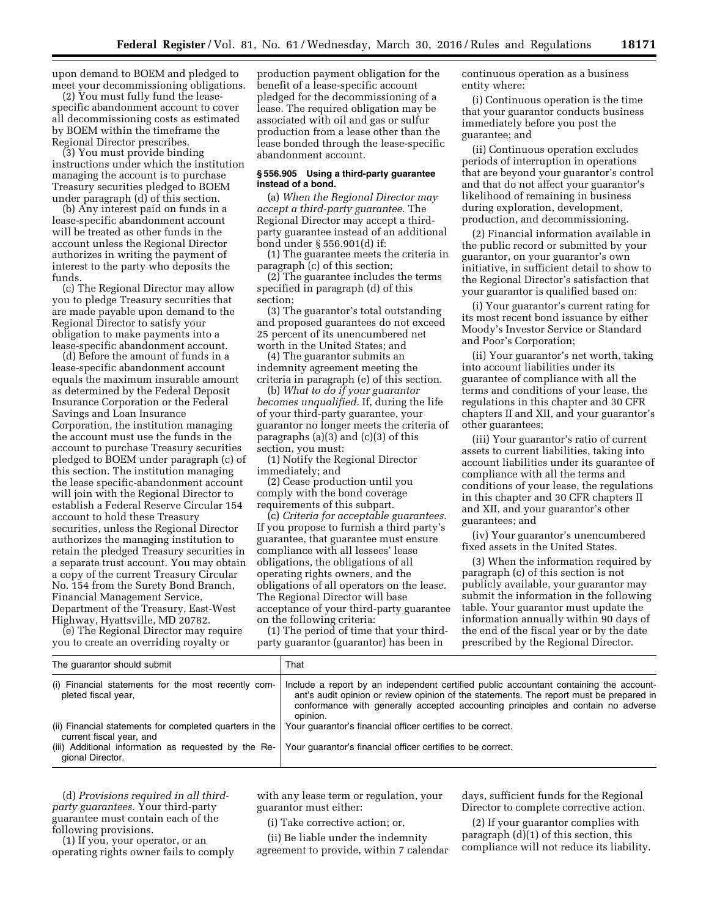upon demand to BOEM and pledged to meet your decommissioning obligations.

(2) You must fully fund the lease-specific abandonment account to cover all decommissioning costs as estimated by BOEM within the timeframe the Regional Director prescribes.

(3) You must provide binding instructions under which the institution managing the account is to purchase Treasury securities pledged to BOEM under paragraph (d) of this section.

(b) Any interest paid on funds in a lease-specific abandonment account will be treated as other funds in the account unless the Regional Director authorizes in writing the payment of interest to the party who deposits the funds.

(c) The Regional Director may allow you to pledge Treasury securities that are made payable upon demand to the Regional Director to satisfy your obligation to make payments into a lease-specific abandonment account.

(d) Before the amount of funds in a lease-specific abandonment account equals the maximum insurable amount as determined by the Federal Deposit Insurance Corporation or the Federal Savings and Loan Insurance Corporation, the institution managing the account must use the funds in the account to purchase Treasury securities pledged to BOEM under paragraph (c) of this section. The institution managing the lease specific-abandonment account will join with the Regional Director to establish a Federal Reserve Circular 154 account to hold these Treasury securities, unless the Regional Director authorizes the managing institution to retain the pledged Treasury securities in a separate trust account. You may obtain a copy of the current Treasury Circular No. 154 from the Surety Bond Branch, Financial Management Service, Department of the Treasury, East-West Highway, Hyattsville, MD 20782.

(e) The Regional Director may require you to create an overriding royalty or production payment obligation for the benefit of a lease-specific account pledged for the decommissioning of a lease. The required obligation may be associated with oil and gas or sulfur production from a lease other than the lease bonded through the lease-specific abandonment account.

**§ 556.905 Using a third-party guarantee instead of a bond.**

(a) *When the Regional Director may accept a third-party guarantee.* The Regional Director may accept a third-party guarantee instead of an additional bond under § 556.901(d) if:

(1) The guarantee meets the criteria in paragraph (c) of this section;

(2) The guarantee includes the terms specified in paragraph (d) of this section;

(3) The guarantor's total outstanding and proposed guarantees do not exceed 25 percent of its unencumbered net worth in the United States; and

(4) The guarantor submits an indemnity agreement meeting the criteria in paragraph (e) of this section.

(b) *What to do if your guarantor becomes unqualified.* If, during the life of your third-party guarantee, your guarantor no longer meets the criteria of paragraphs (a)(3) and (c)(3) of this section, you must:

(1) Notify the Regional Director immediately; and

(2) Cease production until you comply with the bond coverage requirements of this subpart.

(c) *Criteria for acceptable guarantees.* If you propose to furnish a third party's guarantee, that guarantee must ensure compliance with all lessees' lease obligations, the obligations of all operating rights owners, and the obligations of all operators on the lease. The Regional Director will base acceptance of your third-party guarantee on the following criteria:

(1) The period of time that your third-party guarantor (guarantor) has been in continuous operation as a business entity where:

(i) Continuous operation is the time that your guarantor conducts business immediately before you post the guarantee; and

(ii) Continuous operation excludes periods of interruption in operations that are beyond your guarantor's control and that do not affect your guarantor's likelihood of remaining in business during exploration, development, production, and decommissioning.

(2) Financial information available in the public record or submitted by your guarantor, on your guarantor's own initiative, in sufficient detail to show to the Regional Director's satisfaction that your guarantor is qualified based on:

(i) Your guarantor's current rating for its most recent bond issuance by either Moody's Investor Service or Standard and Poor's Corporation;

(ii) Your guarantor's net worth, taking into account liabilities under its guarantee of compliance with all the terms and conditions of your lease, the regulations in this chapter and 30 CFR chapters II and XII, and your guarantor's other guarantees;

(iii) Your guarantor's ratio of current assets to current liabilities, taking into account liabilities under its guarantee of compliance with all the terms and conditions of your lease, the regulations in this chapter and 30 CFR chapters II and XII, and your guarantor's other guarantees; and

(iv) Your guarantor's unencumbered fixed assets in the United States.

(3) When the information required by paragraph (c) of this section is not publicly available, your guarantor may submit the information in the following table. Your guarantor must update the information annually within 90 days of the end of the fiscal year or by the date prescribed by the Regional Director.

| The guarantor should submit | That |
| --- | --- |
| (i) Financial statements for the most recently completed fiscal year, | Include a report by an independent certified public accountant containing the accountant's audit opinion or review opinion of the statements. The report must be prepared in conformance with generally accepted accounting principles and contain no adverse opinion. |
| (ii) Financial statements for completed quarters in the current fiscal year, and | Your guarantor's financial officer certifies to be correct. |
| (iii) Additional information as requested by the Regional Director. | Your guarantor's financial officer certifies to be correct. |

(d) *Provisions required in all third-party guarantees.* Your third-party guarantee must contain each of the following provisions.

(1) If you, your operator, or an operating rights owner fails to comply with any lease term or regulation, your guarantor must either:

(i) Take corrective action; or,

(ii) Be liable under the indemnity agreement to provide, within 7 calendar days, sufficient funds for the Regional Director to complete corrective action.

(2) If your guarantor complies with paragraph (d)(1) of this section, this compliance will not reduce its liability.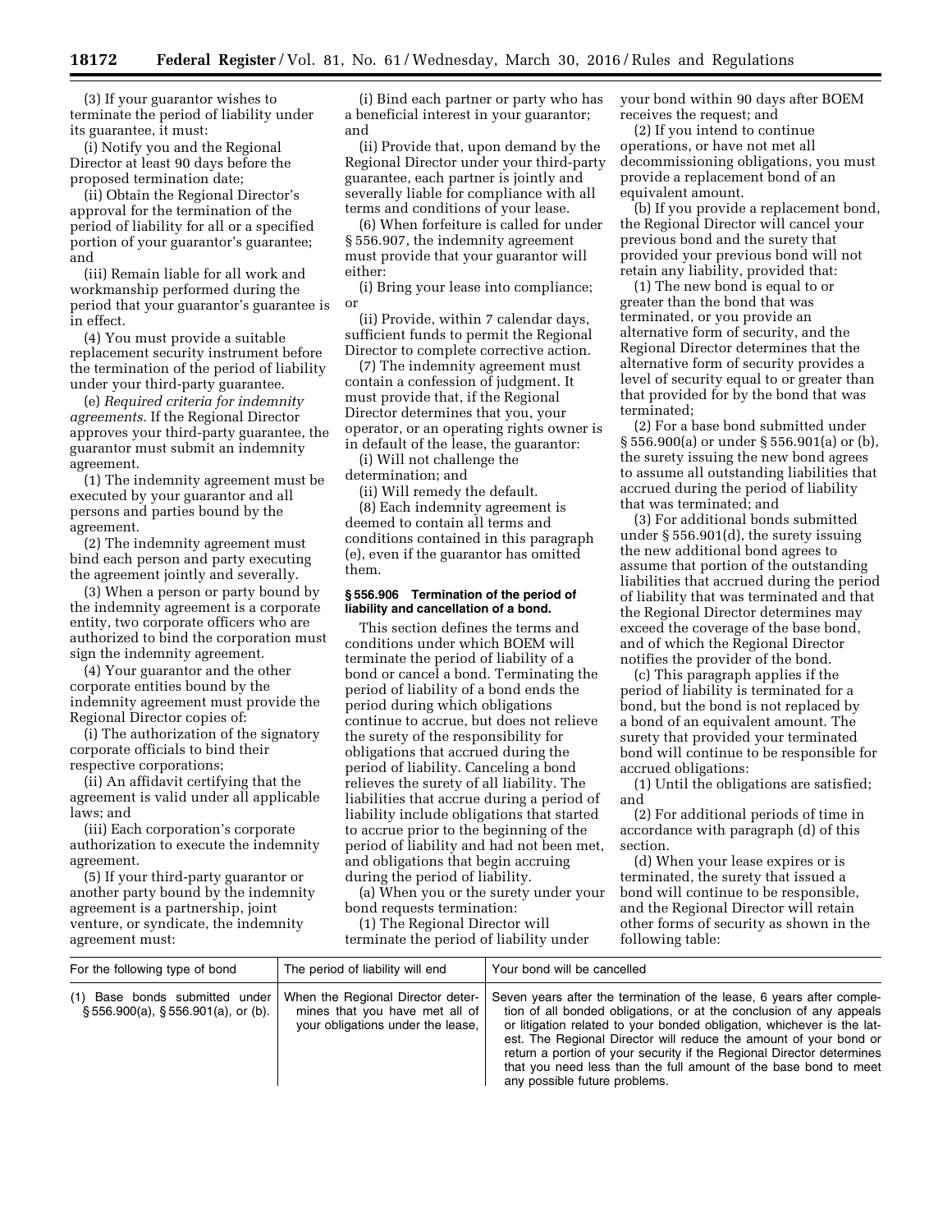(3) If your guarantor wishes to terminate the period of liability under its guarantee, it must:

(i) Notify you and the Regional Director at least 90 days before the proposed termination date;

(ii) Obtain the Regional Director's approval for the termination of the period of liability for all or a specified portion of your guarantor's guarantee; and

(iii) Remain liable for all work and workmanship performed during the period that your guarantor's guarantee is in effect.

(4) You must provide a suitable replacement security instrument before the termination of the period of liability under your third-party guarantee.

(e) *Required criteria for indemnity agreements.* If the Regional Director approves your third-party guarantee, the guarantor must submit an indemnity agreement.

(1) The indemnity agreement must be executed by your guarantor and all persons and parties bound by the agreement.

(2) The indemnity agreement must bind each person and party executing the agreement jointly and severally.

(3) When a person or party bound by the indemnity agreement is a corporate entity, two corporate officers who are authorized to bind the corporation must sign the indemnity agreement.

(4) Your guarantor and the other corporate entities bound by the indemnity agreement must provide the Regional Director copies of:

(i) The authorization of the signatory corporate officials to bind their respective corporations;

(ii) An affidavit certifying that the agreement is valid under all applicable laws; and

(iii) Each corporation's corporate authorization to execute the indemnity agreement.

(5) If your third-party guarantor or another party bound by the indemnity agreement is a partnership, joint venture, or syndicate, the indemnity agreement must:

(i) Bind each partner or party who has a beneficial interest in your guarantor; and

(ii) Provide that, upon demand by the Regional Director under your third-party guarantee, each partner is jointly and severally liable for compliance with all terms and conditions of your lease.

(6) When forfeiture is called for under § 556.907, the indemnity agreement must provide that your guarantor will either:

(i) Bring your lease into compliance; or

(ii) Provide, within 7 calendar days, sufficient funds to permit the Regional Director to complete corrective action.

(7) The indemnity agreement must contain a confession of judgment. It must provide that, if the Regional Director determines that you, your operator, or an operating rights owner is in default of the lease, the guarantor:

(i) Will not challenge the determination; and

(ii) Will remedy the default.

(8) Each indemnity agreement is deemed to contain all terms and conditions contained in this paragraph (e), even if the guarantor has omitted them.

#### § 556.906 Termination of the period of liability and cancellation of a bond.

This section defines the terms and conditions under which BOEM will terminate the period of liability of a bond or cancel a bond. Terminating the period of liability of a bond ends the period during which obligations continue to accrue, but does not relieve the surety of the responsibility for obligations that accrued during the period of liability. Canceling a bond relieves the surety of all liability. The liabilities that accrue during a period of liability include obligations that started to accrue prior to the beginning of the period of liability and had not been met, and obligations that begin accruing during the period of liability.

(a) When you or the surety under your bond requests termination:

(1) The Regional Director will terminate the period of liability under your bond within 90 days after BOEM receives the request; and

(2) If you intend to continue operations, or have not met all decommissioning obligations, you must provide a replacement bond of an equivalent amount.

(b) If you provide a replacement bond, the Regional Director will cancel your previous bond and the surety that provided your previous bond will not retain any liability, provided that:

(1) The new bond is equal to or greater than the bond that was terminated, or you provide an alternative form of security, and the Regional Director determines that the alternative form of security provides a level of security equal to or greater than that provided for by the bond that was terminated;

(2) For a base bond submitted under § 556.900(a) or under § 556.901(a) or (b), the surety issuing the new bond agrees to assume all outstanding liabilities that accrued during the period of liability that was terminated; and

(3) For additional bonds submitted under § 556.901(d), the surety issuing the new additional bond agrees to assume that portion of the outstanding liabilities that accrued during the period of liability that was terminated and that the Regional Director determines may exceed the coverage of the base bond, and of which the Regional Director notifies the provider of the bond.

(c) This paragraph applies if the period of liability is terminated for a bond, but the bond is not replaced by a bond of an equivalent amount. The surety that provided your terminated bond will continue to be responsible for accrued obligations:

(1) Until the obligations are satisfied; and

(2) For additional periods of time in accordance with paragraph (d) of this section.

(d) When your lease expires or is terminated, the surety that issued a bond will continue to be responsible, and the Regional Director will retain other forms of security as shown in the following table:

| For the following type of bond | The period of liability will end | Your bond will be cancelled |
|---|---|---|
| (1) Base bonds submitted under § 556.900(a), § 556.901(a), or (b). | When the Regional Director determines that you have met all of your obligations under the lease, | Seven years after the termination of the lease, 6 years after completion of all bonded obligations, or at the conclusion of any appeals or litigation related to your bonded obligation, whichever is the latest. The Regional Director will reduce the amount of your bond or return a portion of your security if the Regional Director determines that you need less than the full amount of the base bond to meet any possible future problems. |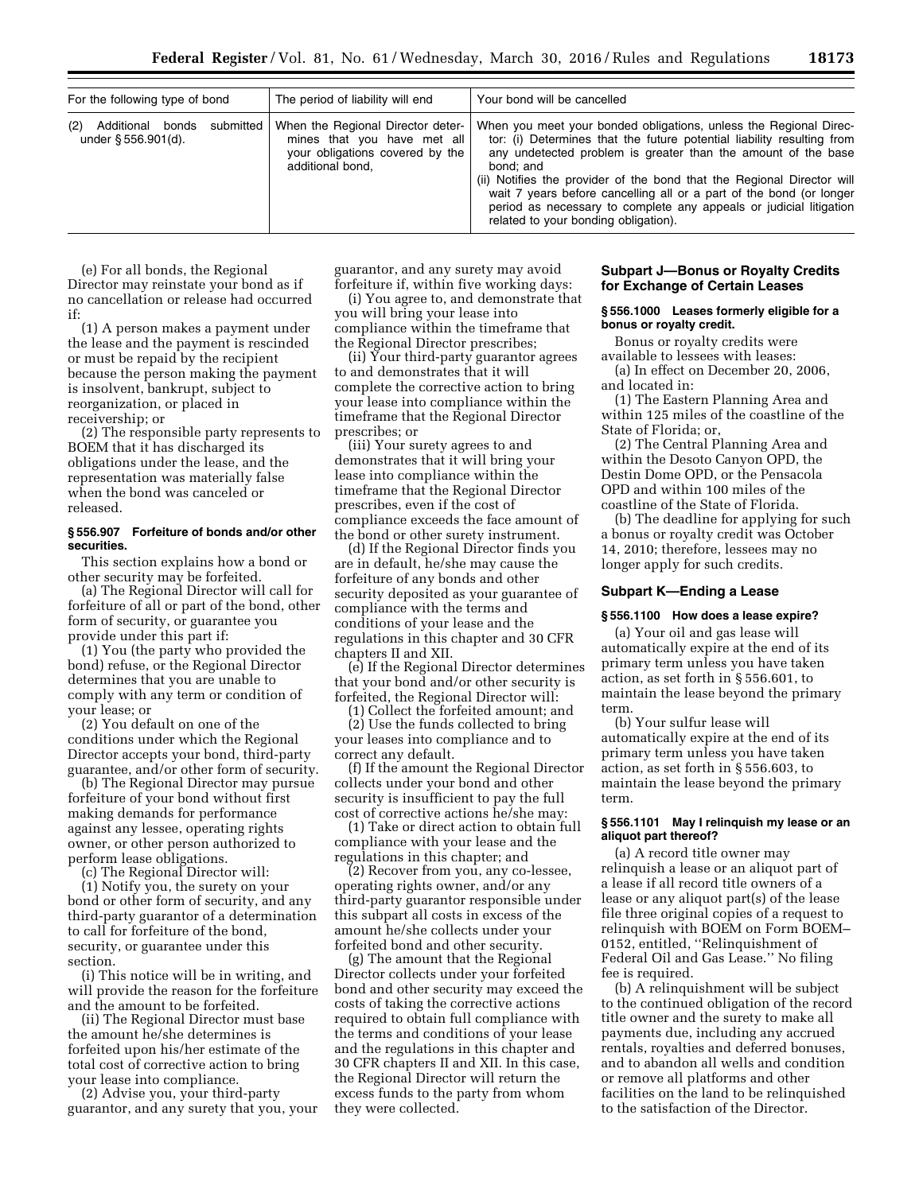| For the following type of bond | The period of liability will end | Your bond will be cancelled |
| --- | --- | --- |
| (2) Additional bonds submitted under § 556.901(d). | When the Regional Director determines that you have met all your obligations covered by the additional bond, | When you meet your bonded obligations, unless the Regional Director: (i) Determines that the future potential liability resulting from any undetected problem is greater than the amount of the base bond; and<br>(ii) Notifies the provider of the bond that the Regional Director will wait 7 years before cancelling all or a part of the bond (or longer period as necessary to complete any appeals or judicial litigation related to your bonding obligation). |

(e) For all bonds, the Regional Director may reinstate your bond as if no cancellation or release had occurred if:

(1) A person makes a payment under the lease and the payment is rescinded or must be repaid by the recipient because the person making the payment is insolvent, bankrupt, subject to reorganization, or placed in receivership; or

(2) The responsible party represents to BOEM that it has discharged its obligations under the lease, and the representation was materially false when the bond was canceled or released.

#### § 556.907 Forfeiture of bonds and/or other securities.

This section explains how a bond or other security may be forfeited.

(a) The Regional Director will call for forfeiture of all or part of the bond, other form of security, or guarantee you provide under this part if:

(1) You (the party who provided the bond) refuse, or the Regional Director determines that you are unable to comply with any term or condition of your lease; or

(2) You default on one of the conditions under which the Regional Director accepts your bond, third-party guarantee, and/or other form of security.

(b) The Regional Director may pursue forfeiture of your bond without first making demands for performance against any lessee, operating rights owner, or other person authorized to perform lease obligations.

(c) The Regional Director will:

(1) Notify you, the surety on your bond or other form of security, and any third-party guarantor of a determination to call for forfeiture of the bond, security, or guarantee under this section.

(i) This notice will be in writing, and will provide the reason for the forfeiture and the amount to be forfeited.

(ii) The Regional Director must base the amount he/she determines is forfeited upon his/her estimate of the total cost of corrective action to bring your lease into compliance.

(2) Advise you, your third-party guarantor, and any surety that you, your guarantor, and any surety may avoid forfeiture if, within five working days:

(i) You agree to, and demonstrate that you will bring your lease into compliance within the timeframe that the Regional Director prescribes;

(ii) Your third-party guarantor agrees to and demonstrates that it will complete the corrective action to bring your lease into compliance within the timeframe that the Regional Director prescribes; or

(iii) Your surety agrees to and demonstrates that it will bring your lease into compliance within the timeframe that the Regional Director prescribes, even if the cost of compliance exceeds the face amount of the bond or other surety instrument.

(d) If the Regional Director finds you are in default, he/she may cause the forfeiture of any bonds and other security deposited as your guarantee of compliance with the terms and conditions of your lease and the regulations in this chapter and 30 CFR chapters II and XII.

(e) If the Regional Director determines that your bond and/or other security is forfeited, the Regional Director will:

(1) Collect the forfeited amount; and

(2) Use the funds collected to bring your leases into compliance and to correct any default.

(f) If the amount the Regional Director collects under your bond and other security is insufficient to pay the full cost of corrective actions he/she may:

(1) Take or direct action to obtain full compliance with your lease and the regulations in this chapter; and

(2) Recover from you, any co-lessee, operating rights owner, and/or any third-party guarantor responsible under this subpart all costs in excess of the amount he/she collects under your forfeited bond and other security.

(g) The amount that the Regional Director collects under your forfeited bond and other security may exceed the costs of taking the corrective actions required to obtain full compliance with the terms and conditions of your lease and the regulations in this chapter and 30 CFR chapters II and XII. In this case, the Regional Director will return the excess funds to the party from whom they were collected.

### Subpart J—Bonus or Royalty Credits for Exchange of Certain Leases

#### § 556.1000 Leases formerly eligible for a bonus or royalty credit.

Bonus or royalty credits were available to lessees with leases:

(a) In effect on December 20, 2006, and located in:

(1) The Eastern Planning Area and within 125 miles of the coastline of the State of Florida; or,

(2) The Central Planning Area and within the Desoto Canyon OPD, the Destin Dome OPD, or the Pensacola OPD and within 100 miles of the coastline of the State of Florida.

(b) The deadline for applying for such a bonus or royalty credit was October 14, 2010; therefore, lessees may no longer apply for such credits.

### Subpart K—Ending a Lease

#### § 556.1100 How does a lease expire?

(a) Your oil and gas lease will automatically expire at the end of its primary term unless you have taken action, as set forth in § 556.601, to maintain the lease beyond the primary term.

(b) Your sulfur lease will automatically expire at the end of its primary term unless you have taken action, as set forth in § 556.603, to maintain the lease beyond the primary term.

#### § 556.1101 May I relinquish my lease or an aliquot part thereof?

(a) A record title owner may relinquish a lease or an aliquot part of a lease if all record title owners of a lease or any aliquot part(s) of the lease file three original copies of a request to relinquish with BOEM on Form BOEM–0152, entitled, ''Relinquishment of Federal Oil and Gas Lease.'' No filing fee is required.

(b) A relinquishment will be subject to the continued obligation of the record title owner and the surety to make all payments due, including any accrued rentals, royalties and deferred bonuses, and to abandon all wells and condition or remove all platforms and other facilities on the land to be relinquished to the satisfaction of the Director.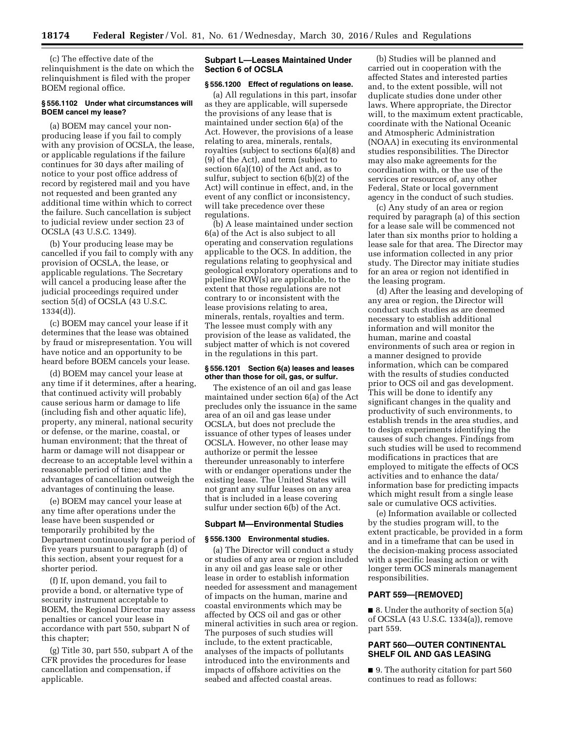(c) The effective date of the relinquishment is the date on which the relinquishment is filed with the proper BOEM regional office.

**§ 556.1102 Under what circumstances will BOEM cancel my lease?**

(a) BOEM may cancel your non-producing lease if you fail to comply with any provision of OCSLA, the lease, or applicable regulations if the failure continues for 30 days after mailing of notice to your post office address of record by registered mail and you have not requested and been granted any additional time within which to correct the failure. Such cancellation is subject to judicial review under section 23 of OCSLA (43 U.S.C. 1349).

(b) Your producing lease may be cancelled if you fail to comply with any provision of OCSLA, the lease, or applicable regulations. The Secretary will cancel a producing lease after the judicial proceedings required under section 5(d) of OCSLA (43 U.S.C. 1334(d)).

(c) BOEM may cancel your lease if it determines that the lease was obtained by fraud or misrepresentation. You will have notice and an opportunity to be heard before BOEM cancels your lease.

(d) BOEM may cancel your lease at any time if it determines, after a hearing, that continued activity will probably cause serious harm or damage to life (including fish and other aquatic life), property, any mineral, national security or defense, or the marine, coastal, or human environment; that the threat of harm or damage will not disappear or decrease to an acceptable level within a reasonable period of time; and the advantages of cancellation outweigh the advantages of continuing the lease.

(e) BOEM may cancel your lease at any time after operations under the lease have been suspended or temporarily prohibited by the Department continuously for a period of five years pursuant to paragraph (d) of this section, absent your request for a shorter period.

(f) If, upon demand, you fail to provide a bond, or alternative type of security instrument acceptable to BOEM, the Regional Director may assess penalties or cancel your lease in accordance with part 550, subpart N of this chapter;

(g) Title 30, part 550, subpart A of the CFR provides the procedures for lease cancellation and compensation, if applicable.

## Subpart L—Leases Maintained Under Section 6 of OCSLA

**§ 556.1200 Effect of regulations on lease.**

(a) All regulations in this part, insofar as they are applicable, will supersede the provisions of any lease that is maintained under section 6(a) of the Act. However, the provisions of a lease relating to area, minerals, rentals, royalties (subject to sections 6(a)(8) and (9) of the Act), and term (subject to section 6(a)(10) of the Act and, as to sulfur, subject to section 6(b)(2) of the Act) will continue in effect, and, in the event of any conflict or inconsistency, will take precedence over these regulations.

(b) A lease maintained under section 6(a) of the Act is also subject to all operating and conservation regulations applicable to the OCS. In addition, the regulations relating to geophysical and geological exploratory operations and to pipeline ROW(s) are applicable, to the extent that those regulations are not contrary to or inconsistent with the lease provisions relating to area, minerals, rentals, royalties and term. The lessee must comply with any provision of the lease as validated, the subject matter of which is not covered in the regulations in this part.

**§ 556.1201 Section 6(a) leases and leases other than those for oil, gas, or sulfur.**

The existence of an oil and gas lease maintained under section 6(a) of the Act precludes only the issuance in the same area of an oil and gas lease under OCSLA, but does not preclude the issuance of other types of leases under OCSLA. However, no other lease may authorize or permit the lessee thereunder unreasonably to interfere with or endanger operations under the existing lease. The United States will not grant any sulfur leases on any area that is included in a lease covering sulfur under section 6(b) of the Act.

## Subpart M—Environmental Studies

**§ 556.1300 Environmental studies.**

(a) The Director will conduct a study or studies of any area or region included in any oil and gas lease sale or other lease in order to establish information needed for assessment and management of impacts on the human, marine and coastal environments which may be affected by OCS oil and gas or other mineral activities in such area or region. The purposes of such studies will include, to the extent practicable, analyses of the impacts of pollutants introduced into the environments and impacts of offshore activities on the seabed and affected coastal areas.

(b) Studies will be planned and carried out in cooperation with the affected States and interested parties and, to the extent possible, will not duplicate studies done under other laws. Where appropriate, the Director will, to the maximum extent practicable, coordinate with the National Oceanic and Atmospheric Administration (NOAA) in executing its environmental studies responsibilities. The Director may also make agreements for the coordination with, or the use of the services or resources of, any other Federal, State or local government agency in the conduct of such studies.

(c) Any study of an area or region required by paragraph (a) of this section for a lease sale will be commenced not later than six months prior to holding a lease sale for that area. The Director may use information collected in any prior study. The Director may initiate studies for an area or region not identified in the leasing program.

(d) After the leasing and developing of any area or region, the Director will conduct such studies as are deemed necessary to establish additional information and will monitor the human, marine and coastal environments of such area or region in a manner designed to provide information, which can be compared with the results of studies conducted prior to OCS oil and gas development. This will be done to identify any significant changes in the quality and productivity of such environments, to establish trends in the area studies, and to design experiments identifying the causes of such changes. Findings from such studies will be used to recommend modifications in practices that are employed to mitigate the effects of OCS activities and to enhance the data/information base for predicting impacts which might result from a single lease sale or cumulative OCS activities.

(e) Information available or collected by the studies program will, to the extent practicable, be provided in a form and in a timeframe that can be used in the decision-making process associated with a specific leasing action or with longer term OCS minerals management responsibilities.

## PART 559—[REMOVED]

■ 8. Under the authority of section 5(a) of OCSLA (43 U.S.C. 1334(a)), remove part 559.

## PART 560—OUTER CONTINENTAL SHELF OIL AND GAS LEASING

■ 9. The authority citation for part 560 continues to read as follows: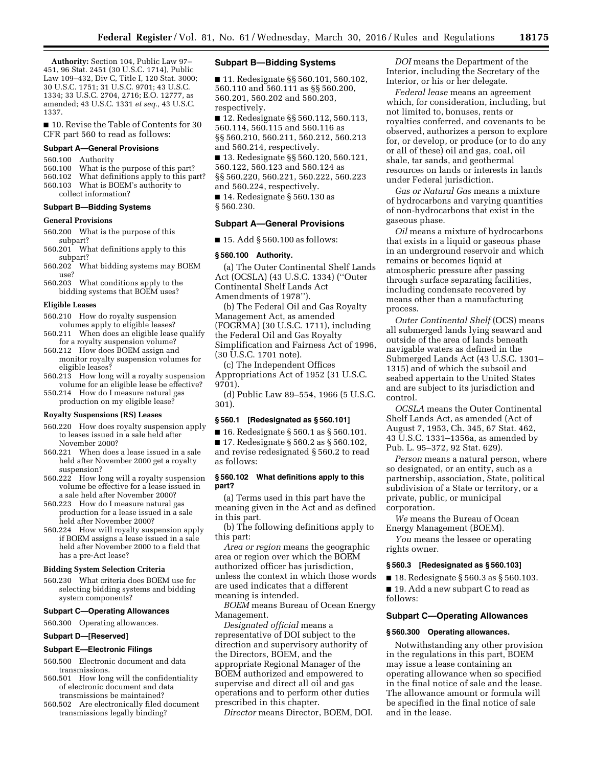**Authority:** Section 104, Public Law 97–451, 96 Stat. 2451 (30 U.S.C. 1714), Public Law 109–432, Div C, Title I, 120 Stat. 3000; 30 U.S.C. 1751; 31 U.S.C. 9701; 43 U.S.C. 1334; 33 U.S.C. 2704, 2716; E.O. 12777, as amended; 43 U.S.C. 1331 *et seq.,* 43 U.S.C. 1337.

■ 10. Revise the Table of Contents for 30 CFR part 560 to read as follows:

**Subpart A—General Provisions**

560.100 Authority
560.100 What is the purpose of this part?
560.102 What definitions apply to this part?
560.103 What is BOEM's authority to collect information?

**Subpart B—Bidding Systems**

**General Provisions**

560.200 What is the purpose of this subpart?
560.201 What definitions apply to this subpart?
560.202 What bidding systems may BOEM use?
560.203 What conditions apply to the bidding systems that BOEM uses?

**Eligible Leases**

560.210 How do royalty suspension volumes apply to eligible leases?
560.211 When does an eligible lease qualify for a royalty suspension volume?
560.212 How does BOEM assign and monitor royalty suspension volumes for eligible leases?
560.213 How long will a royalty suspension volume for an eligible lease be effective?
550.214 How do I measure natural gas production on my eligible lease?

**Royalty Suspensions (RS) Leases**

560.220 How does royalty suspension apply to leases issued in a sale held after November 2000?
560.221 When does a lease issued in a sale held after November 2000 get a royalty suspension?
560.222 How long will a royalty suspension volume be effective for a lease issued in a sale held after November 2000?
560.223 How do I measure natural gas production for a lease issued in a sale held after November 2000?
560.224 How will royalty suspension apply if BOEM assigns a lease issued in a sale held after November 2000 to a field that has a pre-Act lease?

**Bidding System Selection Criteria**

560.230 What criteria does BOEM use for selecting bidding systems and bidding system components?

**Subpart C—Operating Allowances**

560.300 Operating allowances.

**Subpart D—[Reserved]**

**Subpart E—Electronic Filings**

560.500 Electronic document and data transmissions.
560.501 How long will the confidentiality of electronic document and data transmissions be maintained?
560.502 Are electronically filed document transmissions legally binding?

### Subpart B—Bidding Systems

■ 11. Redesignate §§ 560.101, 560.102, 560.110 and 560.111 as §§ 560.200, 560.201, 560.202 and 560.203, respectively.

■ 12. Redesignate §§ 560.112, 560.113, 560.114, 560.115 and 560.116 as §§ 560.210, 560.211, 560.212, 560.213 and 560.214, respectively.

■ 13. Redesignate §§ 560.120, 560.121, 560.122, 560.123 and 560.124 as §§ 560.220, 560.221, 560.222, 560.223 and 560.224, respectively.

■ 14. Redesignate § 560.130 as § 560.230.

### Subpart A—General Provisions

■ 15. Add § 560.100 as follows:

#### § 560.100 Authority.

(a) The Outer Continental Shelf Lands Act (OCSLA) (43 U.S.C. 1334) (''Outer Continental Shelf Lands Act Amendments of 1978'').

(b) The Federal Oil and Gas Royalty Management Act, as amended (FOGRMA) (30 U.S.C. 1711), including the Federal Oil and Gas Royalty Simplification and Fairness Act of 1996, (30 U.S.C. 1701 note).

(c) The Independent Offices Appropriations Act of 1952 (31 U.S.C. 9701).

(d) Public Law 89–554, 1966 (5 U.S.C. 301).

#### § 560.1 [Redesignated as § 560.101]

■ 16. Redesignate § 560.1 as § 560.101.

■ 17. Redesignate § 560.2 as § 560.102, and revise redesignated § 560.2 to read as follows:

#### § 560.102 What definitions apply to this part?

(a) Terms used in this part have the meaning given in the Act and as defined in this part.

(b) The following definitions apply to this part:

*Area or region* means the geographic area or region over which the BOEM authorized officer has jurisdiction, unless the context in which those words are used indicates that a different meaning is intended.

*BOEM* means Bureau of Ocean Energy Management.

*Designated official* means a representative of DOI subject to the direction and supervisory authority of the Directors, BOEM, and the appropriate Regional Manager of the BOEM authorized and empowered to supervise and direct all oil and gas operations and to perform other duties prescribed in this chapter.

*Director* means Director, BOEM, DOI.

*DOI* means the Department of the Interior, including the Secretary of the Interior, or his or her delegate.

*Federal lease* means an agreement which, for consideration, including, but not limited to, bonuses, rents or royalties conferred, and covenants to be observed, authorizes a person to explore for, or develop, or produce (or to do any or all of these) oil and gas, coal, oil shale, tar sands, and geothermal resources on lands or interests in lands under Federal jurisdiction.

*Gas or Natural Gas* means a mixture of hydrocarbons and varying quantities of non-hydrocarbons that exist in the gaseous phase.

*Oil* means a mixture of hydrocarbons that exists in a liquid or gaseous phase in an underground reservoir and which remains or becomes liquid at atmospheric pressure after passing through surface separating facilities, including condensate recovered by means other than a manufacturing process.

*Outer Continental Shelf* (OCS) means all submerged lands lying seaward and outside of the area of lands beneath navigable waters as defined in the Submerged Lands Act (43 U.S.C. 1301–1315) and of which the subsoil and seabed appertain to the United States and are subject to its jurisdiction and control.

*OCSLA* means the Outer Continental Shelf Lands Act, as amended (Act of August 7, 1953, Ch. 345, 67 Stat. 462, 43 U.S.C. 1331–1356a, as amended by Pub. L. 95–372, 92 Stat. 629).

*Person* means a natural person, where so designated, or an entity, such as a partnership, association, State, political subdivision of a State or territory, or a private, public, or municipal corporation.

*We* means the Bureau of Ocean Energy Management (BOEM).

*You* means the lessee or operating rights owner.

#### § 560.3 [Redesignated as § 560.103]

■ 18. Redesignate § 560.3 as § 560.103.

■ 19. Add a new subpart C to read as follows:

### Subpart C—Operating Allowances

#### § 560.300 Operating allowances.

Notwithstanding any other provision in the regulations in this part, BOEM may issue a lease containing an operating allowance when so specified in the final notice of sale and the lease. The allowance amount or formula will be specified in the final notice of sale and in the lease.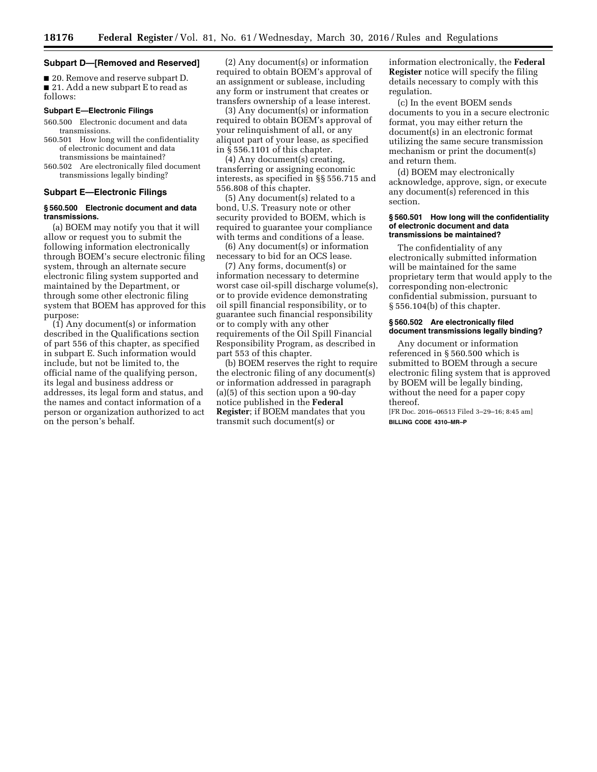## Subpart D—[Removed and Reserved]

■ 20. Remove and reserve subpart D.

■ 21. Add a new subpart E to read as follows:

### Subpart E—Electronic Filings

560.500 Electronic document and data transmissions.

560.501 How long will the confidentiality of electronic document and data transmissions be maintained?

560.502 Are electronically filed document transmissions legally binding?

### Subpart E—Electronic Filings

#### § 560.500 Electronic document and data transmissions.

(a) BOEM may notify you that it will allow or request you to submit the following information electronically through BOEM's secure electronic filing system, through an alternate secure electronic filing system supported and maintained by the Department, or through some other electronic filing system that BOEM has approved for this purpose:

(1) Any document(s) or information described in the Qualifications section of part 556 of this chapter, as specified in subpart E. Such information would include, but not be limited to, the official name of the qualifying person, its legal and business address or addresses, its legal form and status, and the names and contact information of a person or organization authorized to act on the person's behalf.

(2) Any document(s) or information required to obtain BOEM's approval of an assignment or sublease, including any form or instrument that creates or transfers ownership of a lease interest.

(3) Any document(s) or information required to obtain BOEM's approval of your relinquishment of all, or any aliquot part of your lease, as specified in § 556.1101 of this chapter.

(4) Any document(s) creating, transferring or assigning economic interests, as specified in §§ 556.715 and 556.808 of this chapter.

(5) Any document(s) related to a bond, U.S. Treasury note or other security provided to BOEM, which is required to guarantee your compliance with terms and conditions of a lease.

(6) Any document(s) or information necessary to bid for an OCS lease.

(7) Any forms, document(s) or information necessary to determine worst case oil-spill discharge volume(s), or to provide evidence demonstrating oil spill financial responsibility, or to guarantee such financial responsibility or to comply with any other requirements of the Oil Spill Financial Responsibility Program, as described in part 553 of this chapter.

(b) BOEM reserves the right to require the electronic filing of any document(s) or information addressed in paragraph (a)(5) of this section upon a 90-day notice published in the **Federal Register**; if BOEM mandates that you transmit such document(s) or information electronically, the **Federal Register** notice will specify the filing details necessary to comply with this regulation.

(c) In the event BOEM sends documents to you in a secure electronic format, you may either return the document(s) in an electronic format utilizing the same secure transmission mechanism or print the document(s) and return them.

(d) BOEM may electronically acknowledge, approve, sign, or execute any document(s) referenced in this section.

#### § 560.501 How long will the confidentiality of electronic document and data transmissions be maintained?

The confidentiality of any electronically submitted information will be maintained for the same proprietary term that would apply to the corresponding non-electronic confidential submission, pursuant to § 556.104(b) of this chapter.

#### § 560.502 Are electronically filed document transmissions legally binding?

Any document or information referenced in § 560.500 which is submitted to BOEM through a secure electronic filing system that is approved by BOEM will be legally binding, without the need for a paper copy thereof.

[FR Doc. 2016–06513 Filed 3–29–16; 8:45 am]

**BILLING CODE 4310–MR–P**